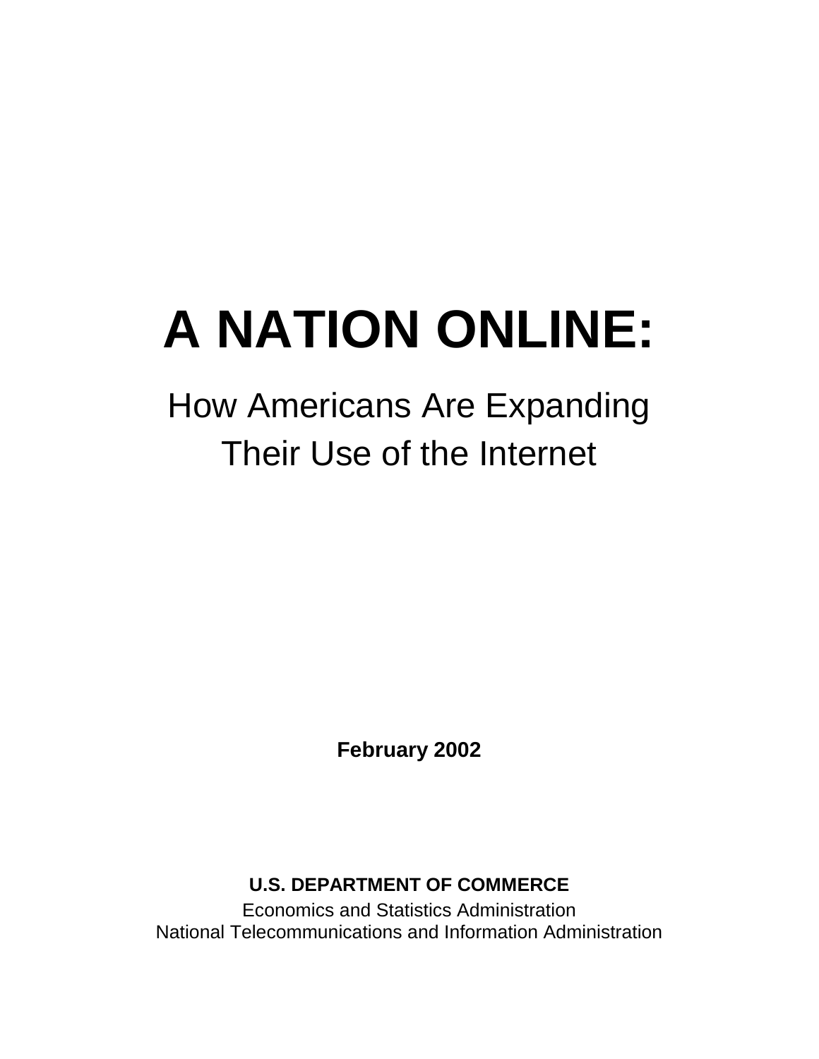# A NATION ONLINE:

## How Americans Are Expanding Their Use of the Internet

**February 2002**

**U.S. DEPARTMENT OF COMMERCE**

Economics and Statistics Administration

National Telecommunications and Information Administration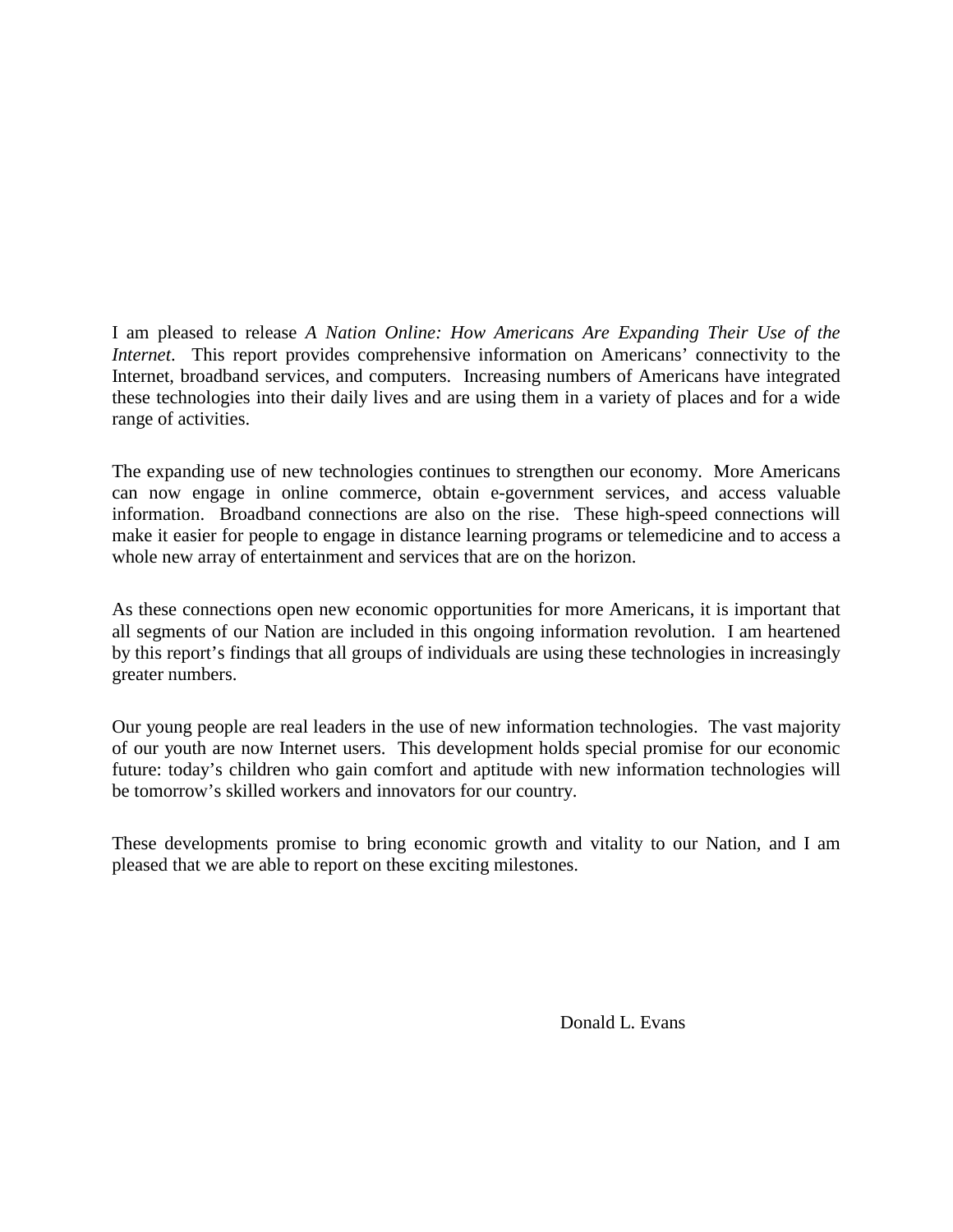I am pleased to release *A Nation Online: How Americans Are Expanding Their Use of the Internet*. This report provides comprehensive information on Americans' connectivity to the Internet, broadband services, and computers. Increasing numbers of Americans have integrated these technologies into their daily lives and are using them in a variety of places and for a wide range of activities.

The expanding use of new technologies continues to strengthen our economy. More Americans can now engage in online commerce, obtain e-government services, and access valuable information. Broadband connections are also on the rise. These high-speed connections will make it easier for people to engage in distance learning programs or telemedicine and to access a whole new array of entertainment and services that are on the horizon.

As these connections open new economic opportunities for more Americans, it is important that all segments of our Nation are included in this ongoing information revolution. I am heartened by this report's findings that all groups of individuals are using these technologies in increasingly greater numbers.

Our young people are real leaders in the use of new information technologies. The vast majority of our youth are now Internet users. This development holds special promise for our economic future: today's children who gain comfort and aptitude with new information technologies will be tomorrow's skilled workers and innovators for our country.

These developments promise to bring economic growth and vitality to our Nation, and I am pleased that we are able to report on these exciting milestones.

Donald L. Evans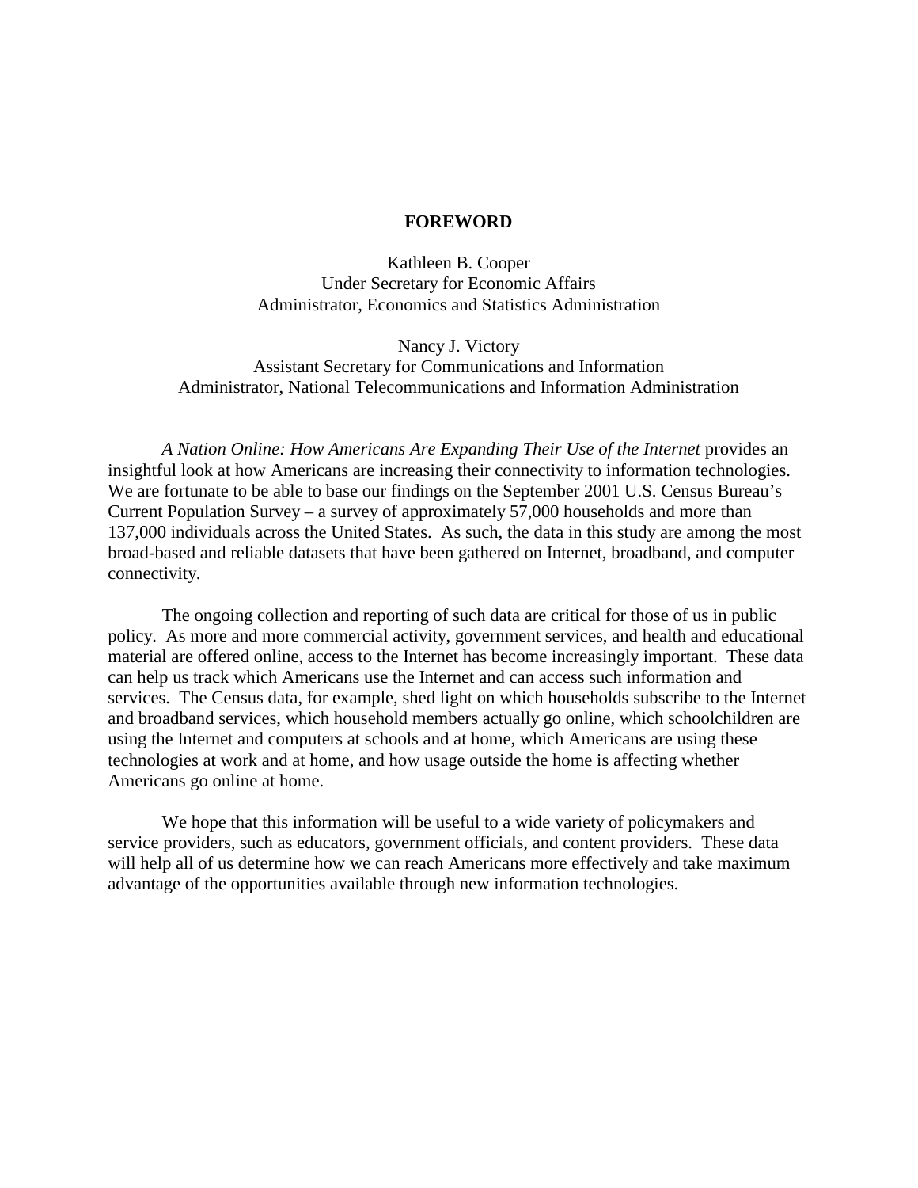# FOREWORD

Kathleen B. Cooper
Under Secretary for Economic Affairs
Administrator, Economics and Statistics Administration

Nancy J. Victory
Assistant Secretary for Communications and Information
Administrator, National Telecommunications and Information Administration

*A Nation Online: How Americans Are Expanding Their Use of the Internet* provides an insightful look at how Americans are increasing their connectivity to information technologies. We are fortunate to be able to base our findings on the September 2001 U.S. Census Bureau's Current Population Survey – a survey of approximately 57,000 households and more than 137,000 individuals across the United States. As such, the data in this study are among the most broad-based and reliable datasets that have been gathered on Internet, broadband, and computer connectivity.

The ongoing collection and reporting of such data are critical for those of us in public policy. As more and more commercial activity, government services, and health and educational material are offered online, access to the Internet has become increasingly important. These data can help us track which Americans use the Internet and can access such information and services. The Census data, for example, shed light on which households subscribe to the Internet and broadband services, which household members actually go online, which schoolchildren are using the Internet and computers at schools and at home, which Americans are using these technologies at work and at home, and how usage outside the home is affecting whether Americans go online at home.

We hope that this information will be useful to a wide variety of policymakers and service providers, such as educators, government officials, and content providers. These data will help all of us determine how we can reach Americans more effectively and take maximum advantage of the opportunities available through new information technologies.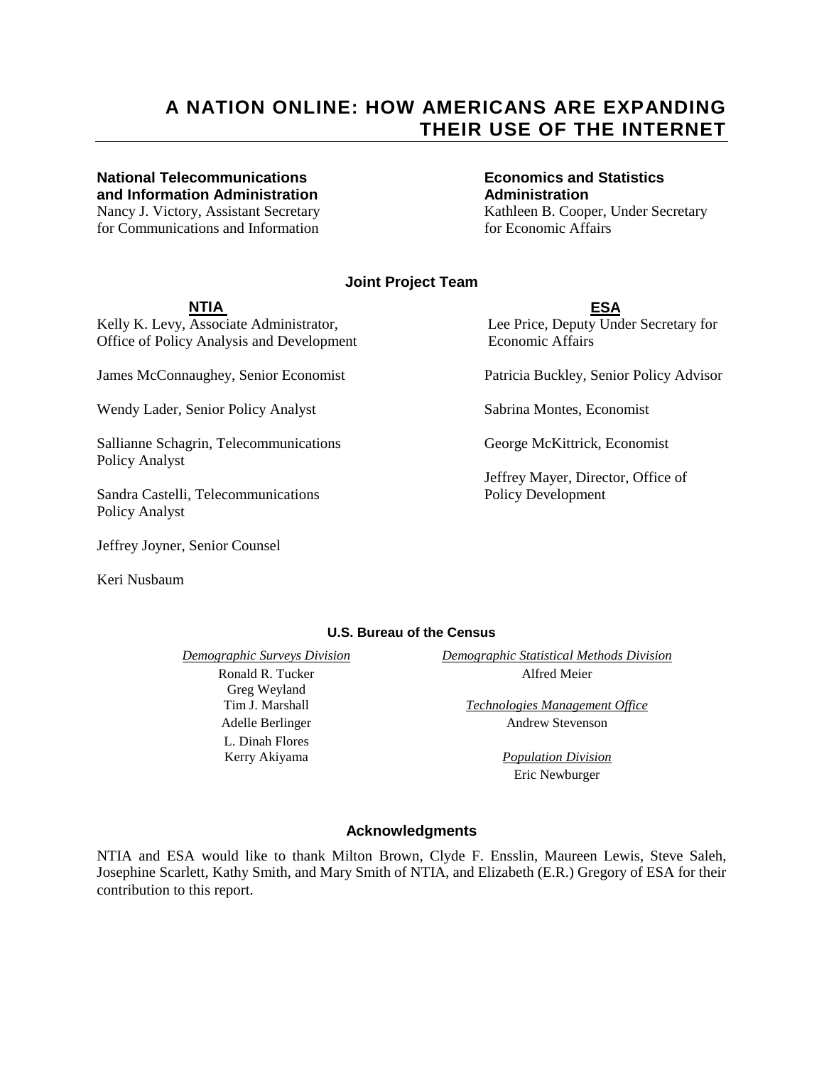# A NATION ONLINE: HOW AMERICANS ARE EXPANDING THEIR USE OF THE INTERNET

**National Telecommunications and Information Administration**
Nancy J. Victory, Assistant Secretary for Communications and Information

**Economics and Statistics Administration**
Kathleen B. Cooper, Under Secretary for Economic Affairs

## Joint Project Team

**NTIA**

Kelly K. Levy, Associate Administrator, Office of Policy Analysis and Development

James McConnaughey, Senior Economist

Wendy Lader, Senior Policy Analyst

Sallianne Schagrin, Telecommunications Policy Analyst

Sandra Castelli, Telecommunications Policy Analyst

Jeffrey Joyner, Senior Counsel

Keri Nusbaum

**ESA**

Lee Price, Deputy Under Secretary for Economic Affairs

Patricia Buckley, Senior Policy Advisor

Sabrina Montes, Economist

George McKittrick, Economist

Jeffrey Mayer, Director, Office of Policy Development

### U.S. Bureau of the Census

*Demographic Surveys Division*
Ronald R. Tucker
Greg Weyland
Tim J. Marshall
Adelle Berlinger
L. Dinah Flores
Kerry Akiyama

*Demographic Statistical Methods Division*
Alfred Meier

*Technologies Management Office*
Andrew Stevenson

*Population Division*
Eric Newburger

## Acknowledgments

NTIA and ESA would like to thank Milton Brown, Clyde F. Ensslin, Maureen Lewis, Steve Saleh, Josephine Scarlett, Kathy Smith, and Mary Smith of NTIA, and Elizabeth (E.R.) Gregory of ESA for their contribution to this report.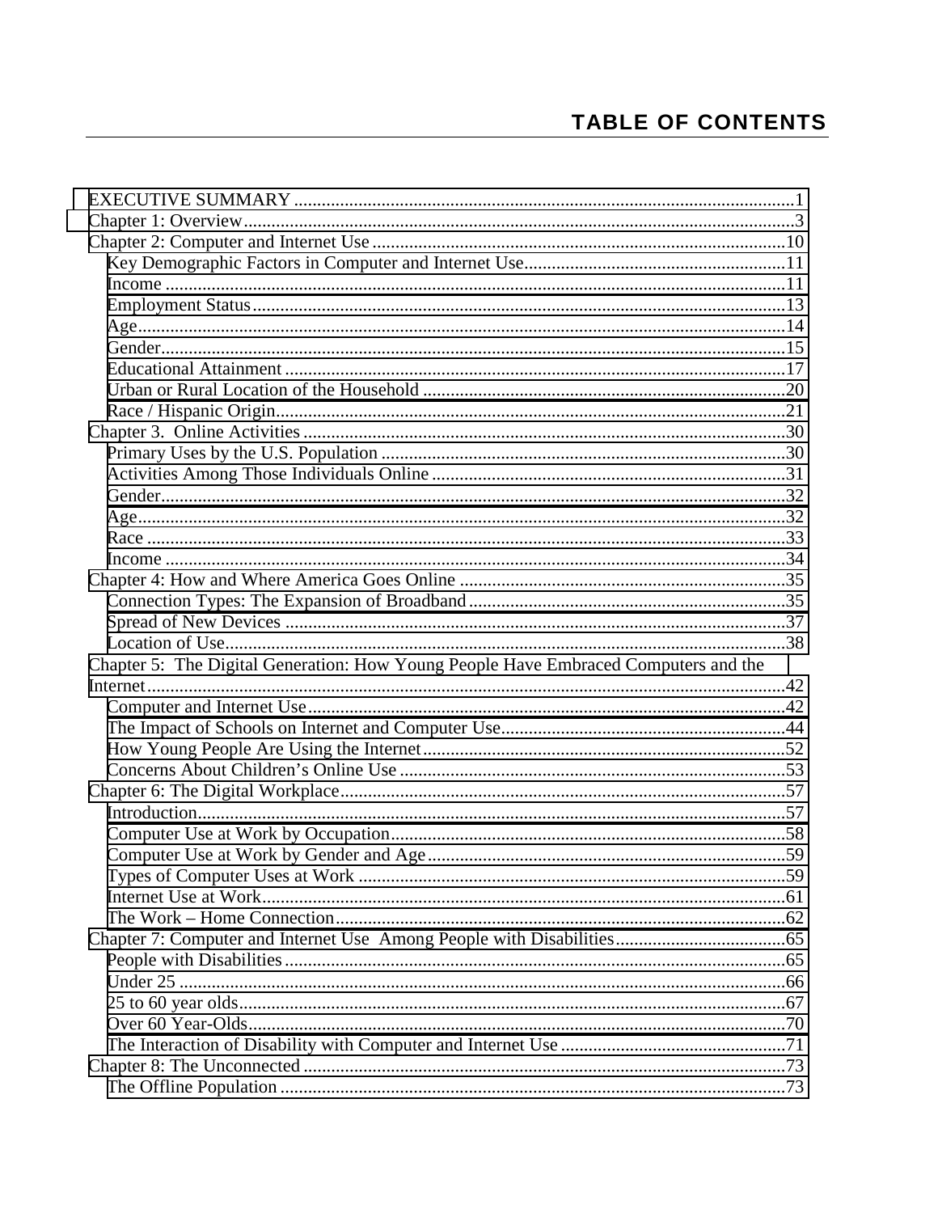# TABLE OF CONTENTS

EXECUTIVE SUMMARY ....1
Chapter 1: Overview ....3
Chapter 2: Computer and Internet Use ....10
- Key Demographic Factors in Computer and Internet Use ....11
- Income ....11
- Employment Status ....13
- Age ....14
- Gender ....15
- Educational Attainment ....17
- Urban or Rural Location of the Household ....20
- Race / Hispanic Origin ....21

Chapter 3. Online Activities ....30
- Primary Uses by the U.S. Population ....30
- Activities Among Those Individuals Online ....31
- Gender ....32
- Age ....32
- Race ....33
- Income ....34

Chapter 4: How and Where America Goes Online ....35
- Connection Types: The Expansion of Broadband ....35
- Spread of New Devices ....37
- Location of Use ....38

Chapter 5: The Digital Generation: How Young People Have Embraced Computers and the Internet ....42
- Computer and Internet Use ....42
- The Impact of Schools on Internet and Computer Use ....44
- How Young People Are Using the Internet ....52
- Concerns About Children's Online Use ....53

Chapter 6: The Digital Workplace ....57
- Introduction ....57
- Computer Use at Work by Occupation ....58
- Computer Use at Work by Gender and Age ....59
- Types of Computer Uses at Work ....59
- Internet Use at Work ....61
- The Work – Home Connection ....62

Chapter 7: Computer and Internet Use Among People with Disabilities ....65
- People with Disabilities ....65
- Under 25 ....66
- 25 to 60 year olds ....67
- Over 60 Year-Olds ....70
- The Interaction of Disability with Computer and Internet Use ....71

Chapter 8: The Unconnected ....73
- The Offline Population ....73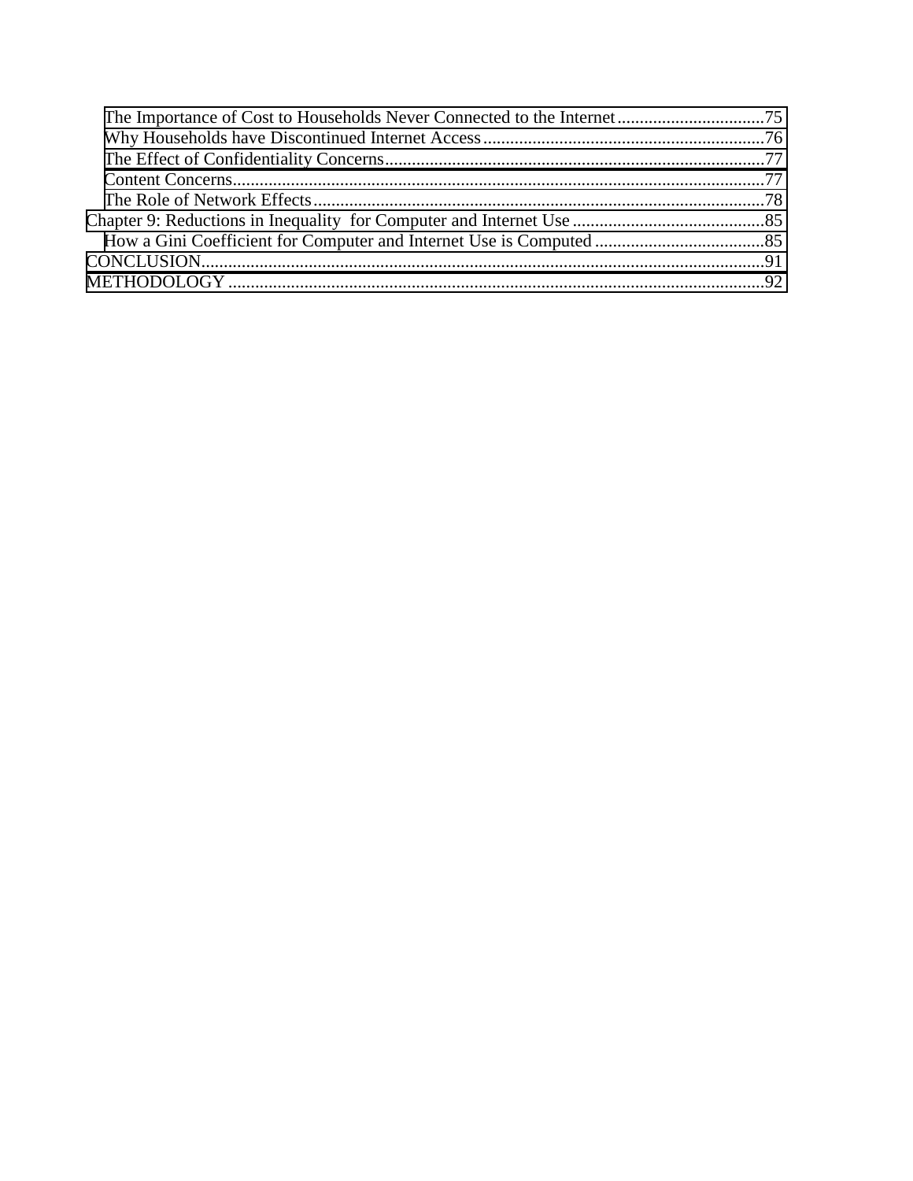- The Importance of Cost to Households Never Connected to the Internet .....75
- Why Households have Discontinued Internet Access .....76
- The Effect of Confidentiality Concerns .....77
- Content Concerns .....77
- The Role of Network Effects .....78

Chapter 9: Reductions in Inequality for Computer and Internet Use .....85

- How a Gini Coefficient for Computer and Internet Use is Computed .....85

CONCLUSION .....91

METHODOLOGY .....92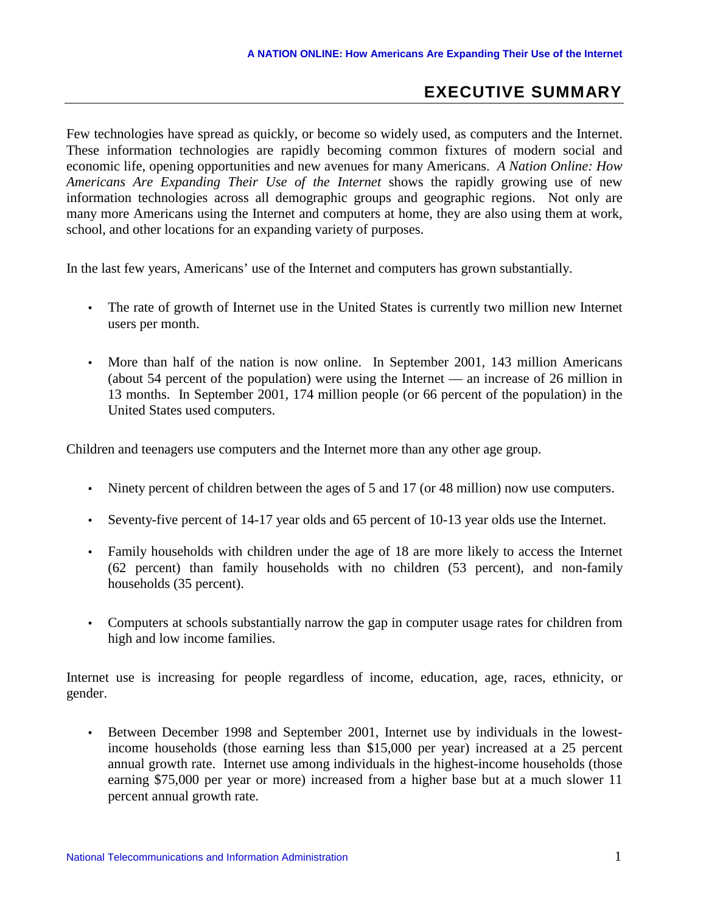# EXECUTIVE SUMMARY

Few technologies have spread as quickly, or become so widely used, as computers and the Internet. These information technologies are rapidly becoming common fixtures of modern social and economic life, opening opportunities and new avenues for many Americans. *A Nation Online: How Americans Are Expanding Their Use of the Internet* shows the rapidly growing use of new information technologies across all demographic groups and geographic regions. Not only are many more Americans using the Internet and computers at home, they are also using them at work, school, and other locations for an expanding variety of purposes.

In the last few years, Americans' use of the Internet and computers has grown substantially.

- The rate of growth of Internet use in the United States is currently two million new Internet users per month.
- More than half of the nation is now online. In September 2001, 143 million Americans (about 54 percent of the population) were using the Internet — an increase of 26 million in 13 months. In September 2001, 174 million people (or 66 percent of the population) in the United States used computers.

Children and teenagers use computers and the Internet more than any other age group.

- Ninety percent of children between the ages of 5 and 17 (or 48 million) now use computers.
- Seventy-five percent of 14-17 year olds and 65 percent of 10-13 year olds use the Internet.
- Family households with children under the age of 18 are more likely to access the Internet (62 percent) than family households with no children (53 percent), and non-family households (35 percent).
- Computers at schools substantially narrow the gap in computer usage rates for children from high and low income families.

Internet use is increasing for people regardless of income, education, age, races, ethnicity, or gender.

- Between December 1998 and September 2001, Internet use by individuals in the lowest-income households (those earning less than $15,000 per year) increased at a 25 percent annual growth rate. Internet use among individuals in the highest-income households (those earning $75,000 per year or more) increased from a higher base but at a much slower 11 percent annual growth rate.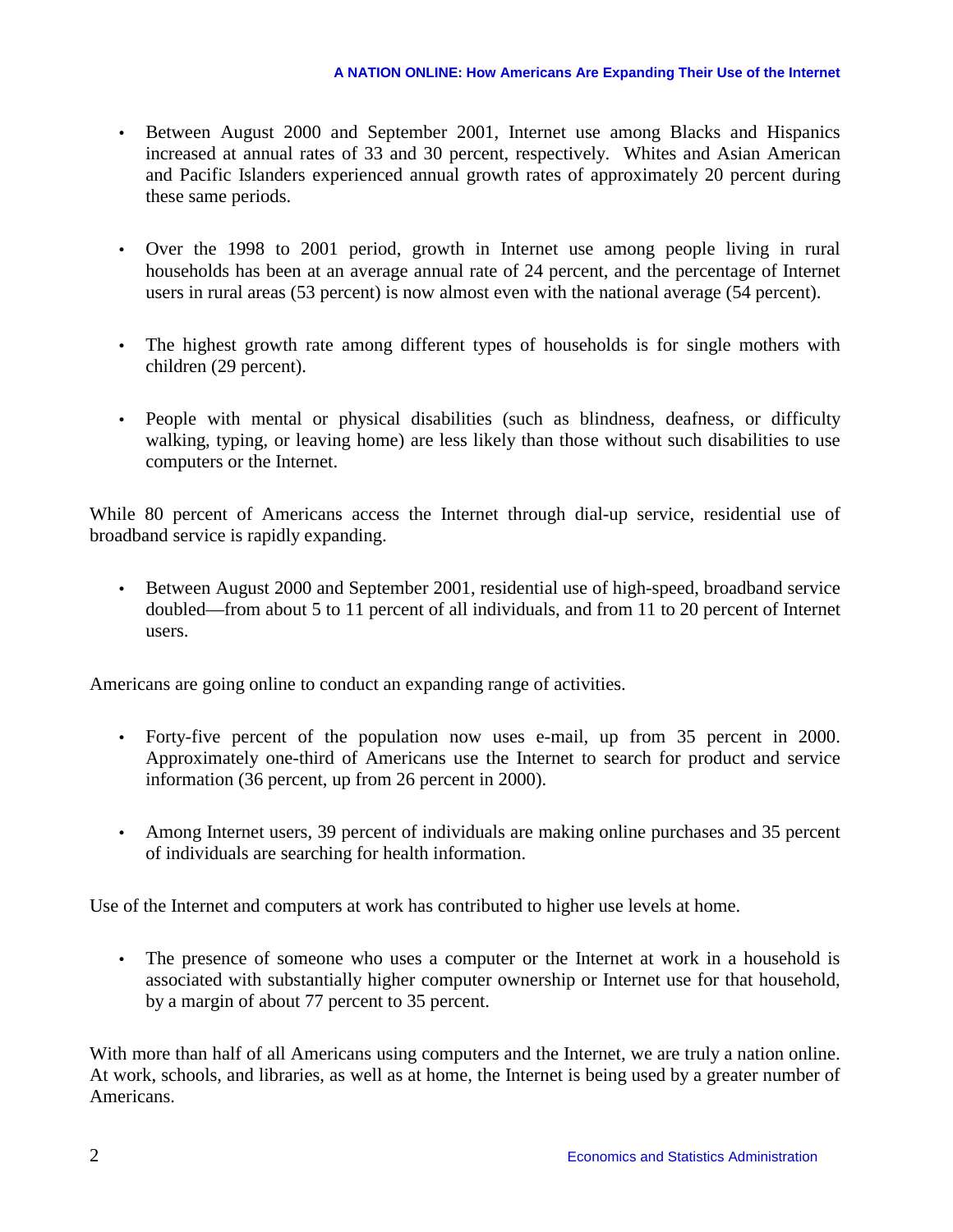- Between August 2000 and September 2001, Internet use among Blacks and Hispanics increased at annual rates of 33 and 30 percent, respectively. Whites and Asian American and Pacific Islanders experienced annual growth rates of approximately 20 percent during these same periods.

- Over the 1998 to 2001 period, growth in Internet use among people living in rural households has been at an average annual rate of 24 percent, and the percentage of Internet users in rural areas (53 percent) is now almost even with the national average (54 percent).

- The highest growth rate among different types of households is for single mothers with children (29 percent).

- People with mental or physical disabilities (such as blindness, deafness, or difficulty walking, typing, or leaving home) are less likely than those without such disabilities to use computers or the Internet.

While 80 percent of Americans access the Internet through dial-up service, residential use of broadband service is rapidly expanding.

- Between August 2000 and September 2001, residential use of high-speed, broadband service doubled—from about 5 to 11 percent of all individuals, and from 11 to 20 percent of Internet users.

Americans are going online to conduct an expanding range of activities.

- Forty-five percent of the population now uses e-mail, up from 35 percent in 2000. Approximately one-third of Americans use the Internet to search for product and service information (36 percent, up from 26 percent in 2000).

- Among Internet users, 39 percent of individuals are making online purchases and 35 percent of individuals are searching for health information.

Use of the Internet and computers at work has contributed to higher use levels at home.

- The presence of someone who uses a computer or the Internet at work in a household is associated with substantially higher computer ownership or Internet use for that household, by a margin of about 77 percent to 35 percent.

With more than half of all Americans using computers and the Internet, we are truly a nation online. At work, schools, and libraries, as well as at home, the Internet is being used by a greater number of Americans.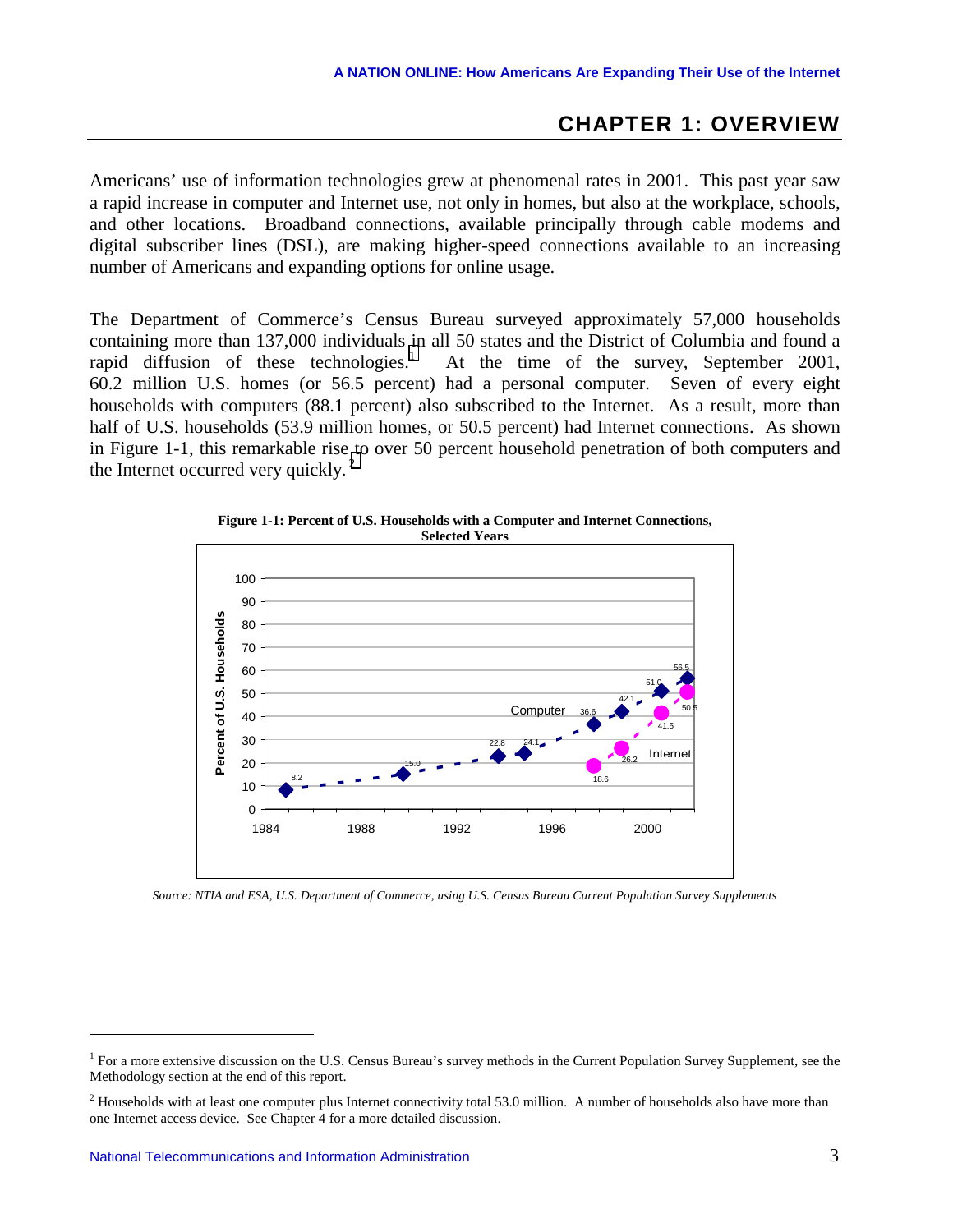# CHAPTER 1: OVERVIEW

Americans' use of information technologies grew at phenomenal rates in 2001. This past year saw a rapid increase in computer and Internet use, not only in homes, but also at the workplace, schools, and other locations. Broadband connections, available principally through cable modems and digital subscriber lines (DSL), are making higher-speed connections available to an increasing number of Americans and expanding options for online usage.

The Department of Commerce's Census Bureau surveyed approximately 57,000 households containing more than 137,000 individuals in all 50 states and the District of Columbia and found a rapid diffusion of these technologies.[1] At the time of the survey, September 2001, 60.2 million U.S. homes (or 56.5 percent) had a personal computer. Seven of every eight households with computers (88.1 percent) also subscribed to the Internet. As a result, more than half of U.S. households (53.9 million homes, or 50.5 percent) had Internet connections. As shown in Figure 1-1, this remarkable rise to over 50 percent household penetration of both computers and the Internet occurred very quickly.[2]

**Figure 1-1: Percent of U.S. Households with a Computer and Internet Connections, Selected Years**

| Year | Computer (%) | Internet (%) |
|---|---|---|
| 1984 | 8.2 | |
| 1989 | 15.0 | |
| 1993 | 22.8 | |
| 1994 | 24.1 | |
| 1997 | 36.6 | 18.6 |
| 1998 | 42.1 | 26.2 |
| 2000 | 51.0 | 41.5 |
| 2001 | 56.5 | 50.5 |

*Source: NTIA and ESA, U.S. Department of Commerce, using U.S. Census Bureau Current Population Survey Supplements*

[1] For a more extensive discussion on the U.S. Census Bureau's survey methods in the Current Population Survey Supplement, see the Methodology section at the end of this report.

[2] Households with at least one computer plus Internet connectivity total 53.0 million. A number of households also have more than one Internet access device. See Chapter 4 for a more detailed discussion.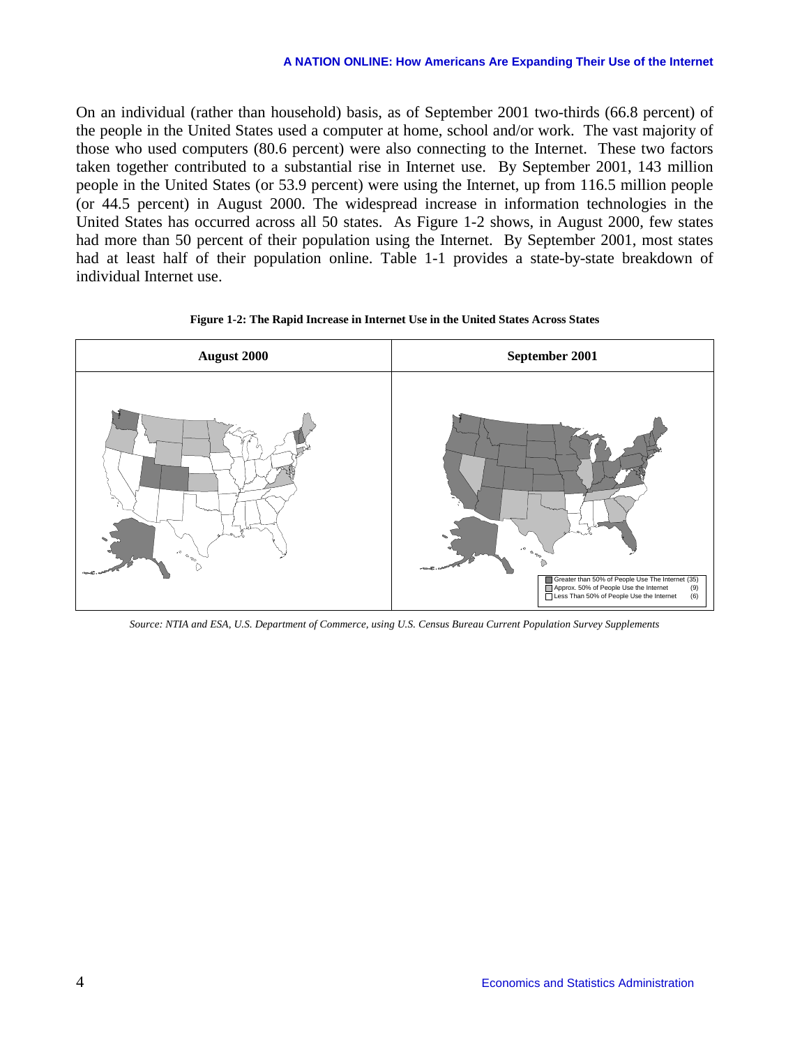On an individual (rather than household) basis, as of September 2001 two-thirds (66.8 percent) of the people in the United States used a computer at home, school and/or work. The vast majority of those who used computers (80.6 percent) were also connecting to the Internet. These two factors taken together contributed to a substantial rise in Internet use. By September 2001, 143 million people in the United States (or 53.9 percent) were using the Internet, up from 116.5 million people (or 44.5 percent) in August 2000. The widespread increase in information technologies in the United States has occurred across all 50 states. As Figure 1-2 shows, in August 2000, few states had more than 50 percent of their population using the Internet. By September 2001, most states had at least half of their population online. Table 1-1 provides a state-by-state breakdown of individual Internet use.

**Figure 1-2: The Rapid Increase in Internet Use in the United States Across States**

| August 2000 | September 2001 |
| --- | --- |

Greater than 50% of People Use The Internet (35)
Approx. 50% of People Use the Internet (9)
Less Than 50% of People Use the Internet (6)

*Source: NTIA and ESA, U.S. Department of Commerce, using U.S. Census Bureau Current Population Survey Supplements*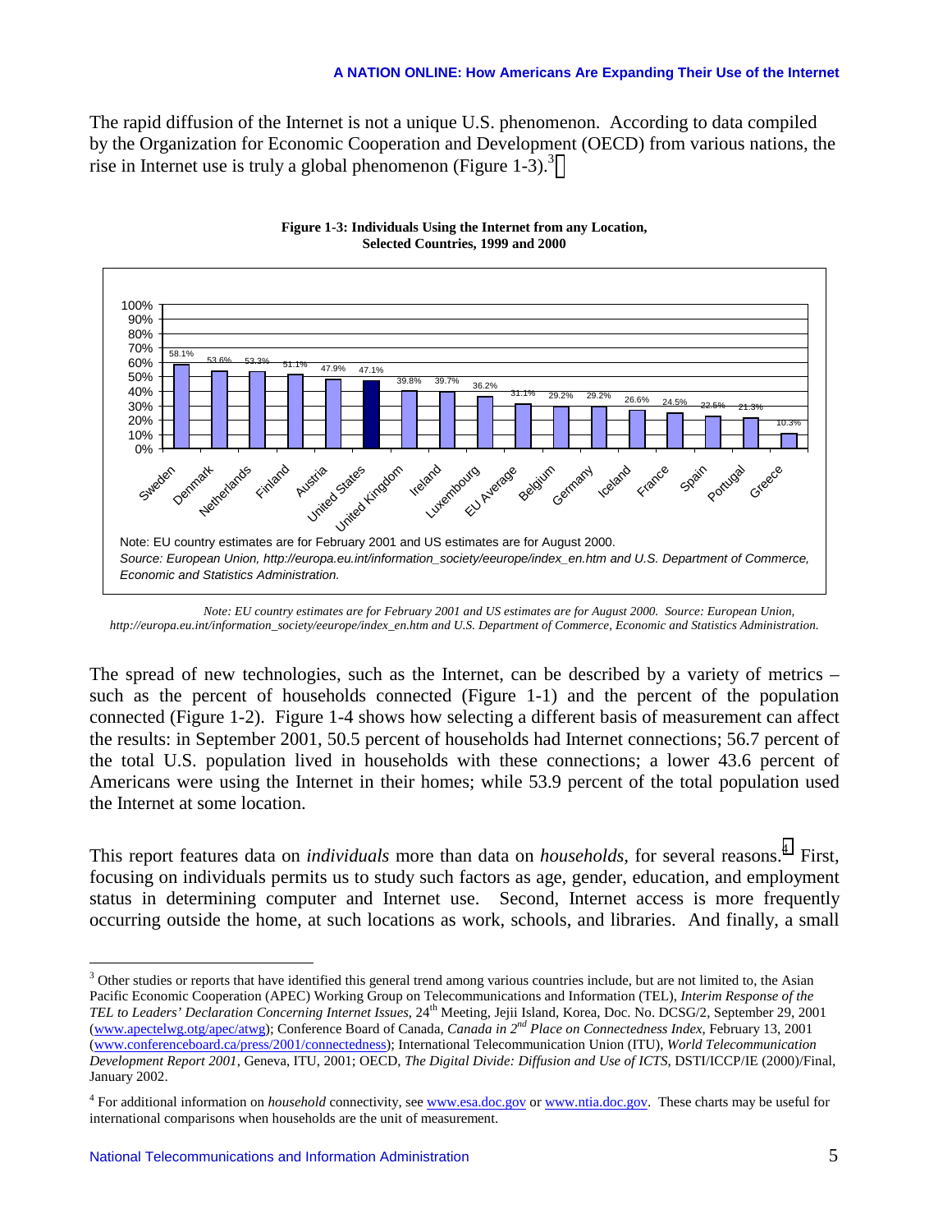The rapid diffusion of the Internet is not a unique U.S. phenomenon. According to data compiled by the Organization for Economic Cooperation and Development (OECD) from various nations, the rise in Internet use is truly a global phenomenon (Figure 1-3).[3]

**Figure 1-3: Individuals Using the Internet from any Location, Selected Countries, 1999 and 2000**

| Country | Percent |
|---|---|
| Sweden | 58.1% |
| Denmark | 53.6% |
| Netherlands | 53.3% |
| Finland | 51.1% |
| Austria | 47.9% |
| United States | 47.1% |
| United Kingdom | 39.8% |
| Ireland | 39.7% |
| Luxembourg | 36.2% |
| EU Average | 31.1% |
| Belgium | 29.2% |
| Germany | 29.2% |
| Iceland | 26.6% |
| France | 24.5% |
| Spain | 22.5% |
| Portugal | 21.3% |
| Greece | 10.3% |

Note: EU country estimates are for February 2001 and US estimates are for August 2000.
*Source: European Union, http://europa.eu.int/information_society/eeurope/index_en.htm and U.S. Department of Commerce, Economic and Statistics Administration.*

*Note: EU country estimates are for February 2001 and US estimates are for August 2000. Source: European Union, http://europa.eu.int/information_society/eeurope/index_en.htm and U.S. Department of Commerce, Economic and Statistics Administration.*

The spread of new technologies, such as the Internet, can be described by a variety of metrics – such as the percent of households connected (Figure 1-1) and the percent of the population connected (Figure 1-2). Figure 1-4 shows how selecting a different basis of measurement can affect the results: in September 2001, 50.5 percent of households had Internet connections; 56.7 percent of the total U.S. population lived in households with these connections; a lower 43.6 percent of Americans were using the Internet in their homes; while 53.9 percent of the total population used the Internet at some location.

This report features data on *individuals* more than data on *households*, for several reasons.[4] First, focusing on individuals permits us to study such factors as age, gender, education, and employment status in determining computer and Internet use. Second, Internet access is more frequently occurring outside the home, at such locations as work, schools, and libraries. And finally, a small

---

[3] Other studies or reports that have identified this general trend among various countries include, but are not limited to, the Asian Pacific Economic Cooperation (APEC) Working Group on Telecommunications and Information (TEL), *Interim Response of the TEL to Leaders' Declaration Concerning Internet Issues*, 24th Meeting, Jejii Island, Korea, Doc. No. DCSG/2, September 29, 2001 (www.apectelwg.otg/apec/atwg); Conference Board of Canada, *Canada in 2nd Place on Connectedness Index*, February 13, 2001 (www.conferenceboard.ca/press/2001/connectedness); International Telecommunication Union (ITU), *World Telecommunication Development Report 2001*, Geneva, ITU, 2001; OECD, *The Digital Divide: Diffusion and Use of ICTS*, DSTI/ICCP/IE (2000)/Final, January 2002.

[4] For additional information on *household* connectivity, see www.esa.doc.gov or www.ntia.doc.gov. These charts may be useful for international comparisons when households are the unit of measurement.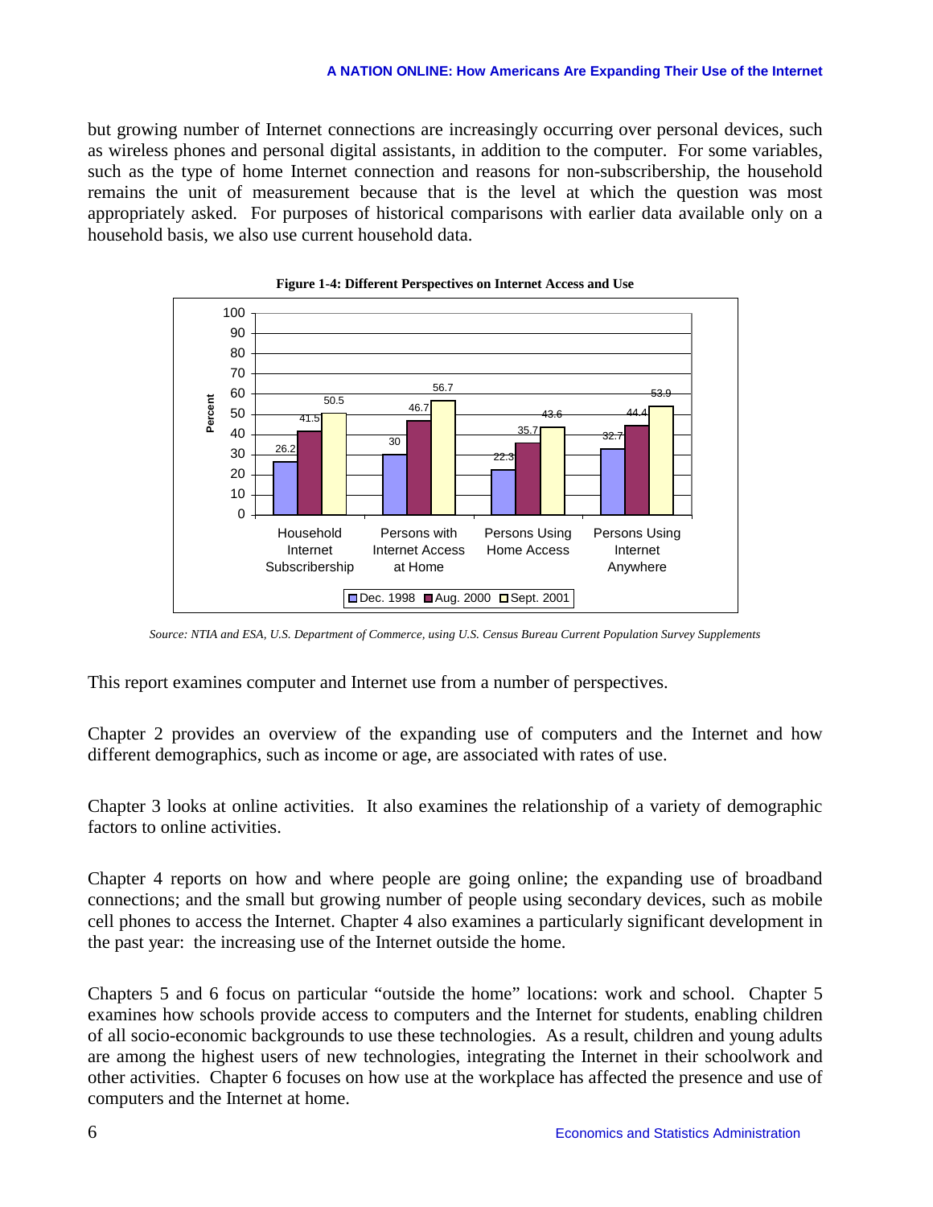but growing number of Internet connections are increasingly occurring over personal devices, such as wireless phones and personal digital assistants, in addition to the computer. For some variables, such as the type of home Internet connection and reasons for non-subscribership, the household remains the unit of measurement because that is the level at which the question was most appropriately asked. For purposes of historical comparisons with earlier data available only on a household basis, we also use current household data.

**Figure 1-4: Different Perspectives on Internet Access and Use**

| Percent | Dec. 1998 | Aug. 2000 | Sept. 2001 |
|---|---|---|---|
| Household Internet Subscribership | 26.2 | 41.5 | 50.5 |
| Persons with Internet Access at Home | 30 | 46.7 | 56.7 |
| Persons Using Home Access | 22.3 | 35.7 | 43.6 |
| Persons Using Internet Anywhere | 32.7 | 44.4 | 53.9 |

*Source: NTIA and ESA, U.S. Department of Commerce, using U.S. Census Bureau Current Population Survey Supplements*

This report examines computer and Internet use from a number of perspectives.

Chapter 2 provides an overview of the expanding use of computers and the Internet and how different demographics, such as income or age, are associated with rates of use.

Chapter 3 looks at online activities. It also examines the relationship of a variety of demographic factors to online activities.

Chapter 4 reports on how and where people are going online; the expanding use of broadband connections; and the small but growing number of people using secondary devices, such as mobile cell phones to access the Internet. Chapter 4 also examines a particularly significant development in the past year: the increasing use of the Internet outside the home.

Chapters 5 and 6 focus on particular "outside the home" locations: work and school. Chapter 5 examines how schools provide access to computers and the Internet for students, enabling children of all socio-economic backgrounds to use these technologies. As a result, children and young adults are among the highest users of new technologies, integrating the Internet in their schoolwork and other activities. Chapter 6 focuses on how use at the workplace has affected the presence and use of computers and the Internet at home.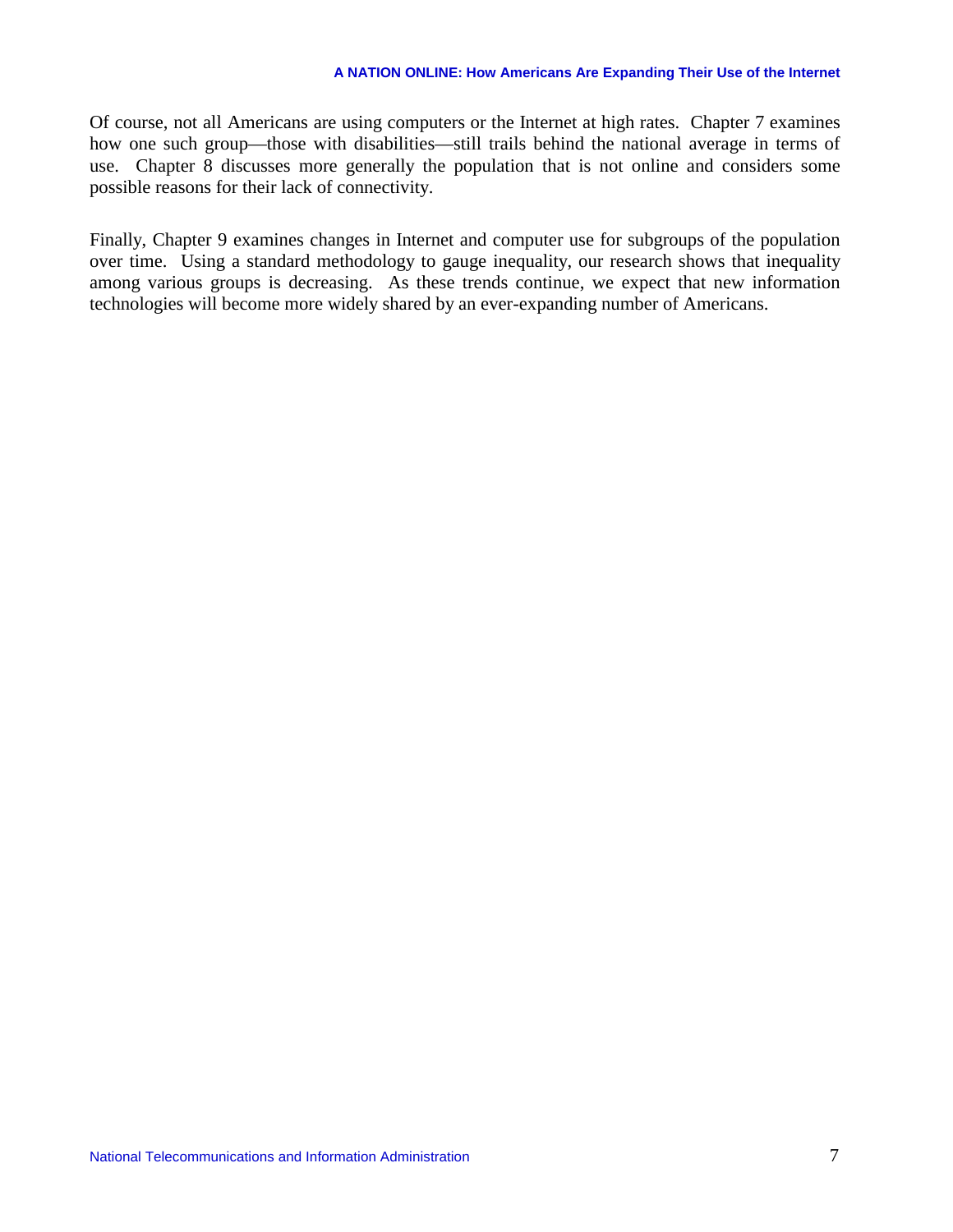Of course, not all Americans are using computers or the Internet at high rates. Chapter 7 examines how one such group—those with disabilities—still trails behind the national average in terms of use. Chapter 8 discusses more generally the population that is not online and considers some possible reasons for their lack of connectivity.

Finally, Chapter 9 examines changes in Internet and computer use for subgroups of the population over time. Using a standard methodology to gauge inequality, our research shows that inequality among various groups is decreasing. As these trends continue, we expect that new information technologies will become more widely shared by an ever-expanding number of Americans.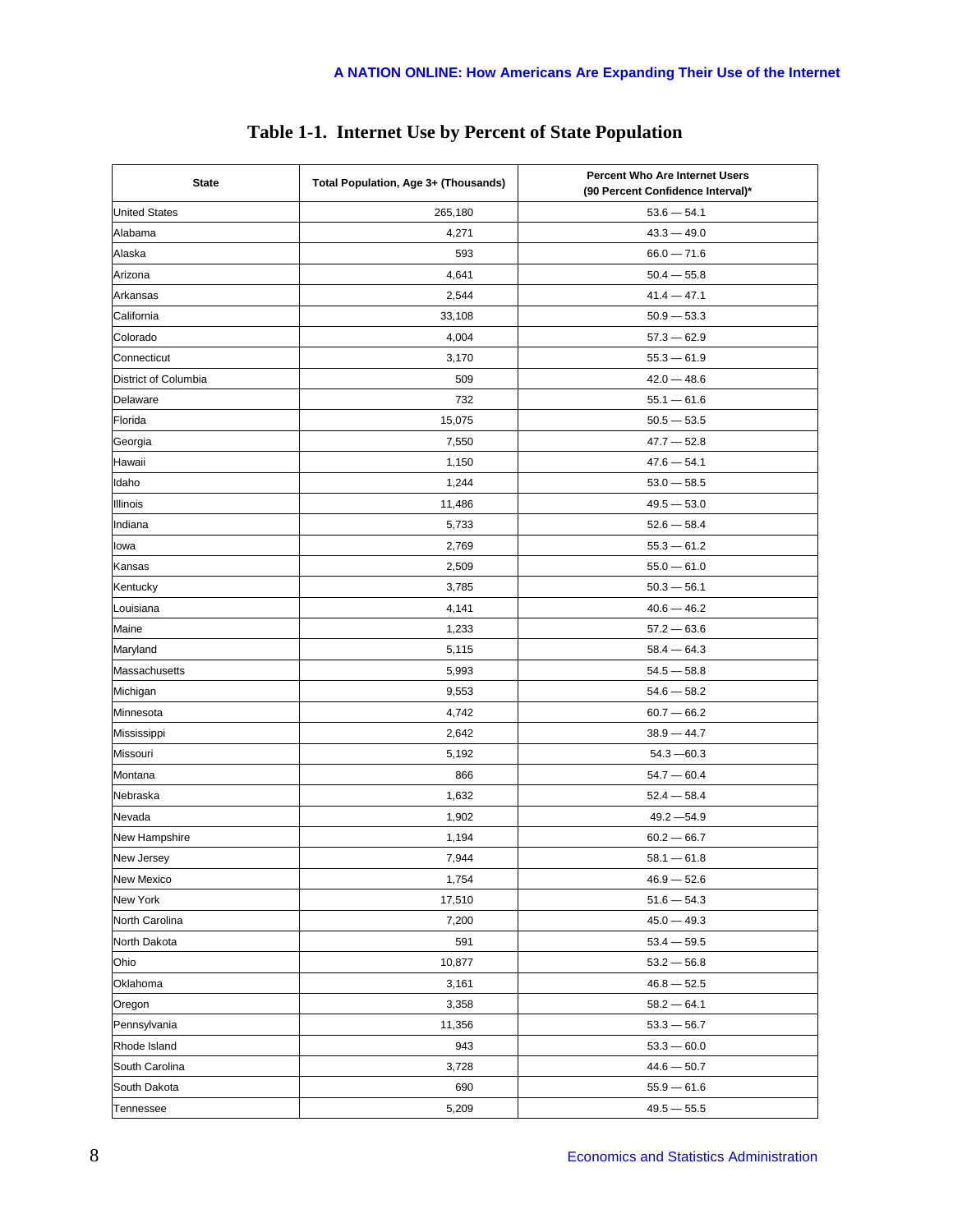# Table 1-1. Internet Use by Percent of State Population

| State | Total Population, Age 3+ (Thousands) | Percent Who Are Internet Users (90 Percent Confidence Interval)* |
|---|---|---|
| United States | 265,180 | 53.6 — 54.1 |
| Alabama | 4,271 | 43.3 — 49.0 |
| Alaska | 593 | 66.0 — 71.6 |
| Arizona | 4,641 | 50.4 — 55.8 |
| Arkansas | 2,544 | 41.4 — 47.1 |
| California | 33,108 | 50.9 — 53.3 |
| Colorado | 4,004 | 57.3 — 62.9 |
| Connecticut | 3,170 | 55.3 — 61.9 |
| District of Columbia | 509 | 42.0 — 48.6 |
| Delaware | 732 | 55.1 — 61.6 |
| Florida | 15,075 | 50.5 — 53.5 |
| Georgia | 7,550 | 47.7 — 52.8 |
| Hawaii | 1,150 | 47.6 — 54.1 |
| Idaho | 1,244 | 53.0 — 58.5 |
| Illinois | 11,486 | 49.5 — 53.0 |
| Indiana | 5,733 | 52.6 — 58.4 |
| Iowa | 2,769 | 55.3 — 61.2 |
| Kansas | 2,509 | 55.0 — 61.0 |
| Kentucky | 3,785 | 50.3 — 56.1 |
| Louisiana | 4,141 | 40.6 — 46.2 |
| Maine | 1,233 | 57.2 — 63.6 |
| Maryland | 5,115 | 58.4 — 64.3 |
| Massachusetts | 5,993 | 54.5 — 58.8 |
| Michigan | 9,553 | 54.6 — 58.2 |
| Minnesota | 4,742 | 60.7 — 66.2 |
| Mississippi | 2,642 | 38.9 — 44.7 |
| Missouri | 5,192 | 54.3 —60.3 |
| Montana | 866 | 54.7 — 60.4 |
| Nebraska | 1,632 | 52.4 — 58.4 |
| Nevada | 1,902 | 49.2 —54.9 |
| New Hampshire | 1,194 | 60.2 — 66.7 |
| New Jersey | 7,944 | 58.1 — 61.8 |
| New Mexico | 1,754 | 46.9 — 52.6 |
| New York | 17,510 | 51.6 — 54.3 |
| North Carolina | 7,200 | 45.0 — 49.3 |
| North Dakota | 591 | 53.4 — 59.5 |
| Ohio | 10,877 | 53.2 — 56.8 |
| Oklahoma | 3,161 | 46.8 — 52.5 |
| Oregon | 3,358 | 58.2 — 64.1 |
| Pennsylvania | 11,356 | 53.3 — 56.7 |
| Rhode Island | 943 | 53.3 — 60.0 |
| South Carolina | 3,728 | 44.6 — 50.7 |
| South Dakota | 690 | 55.9 — 61.6 |
| Tennessee | 5,209 | 49.5 — 55.5 |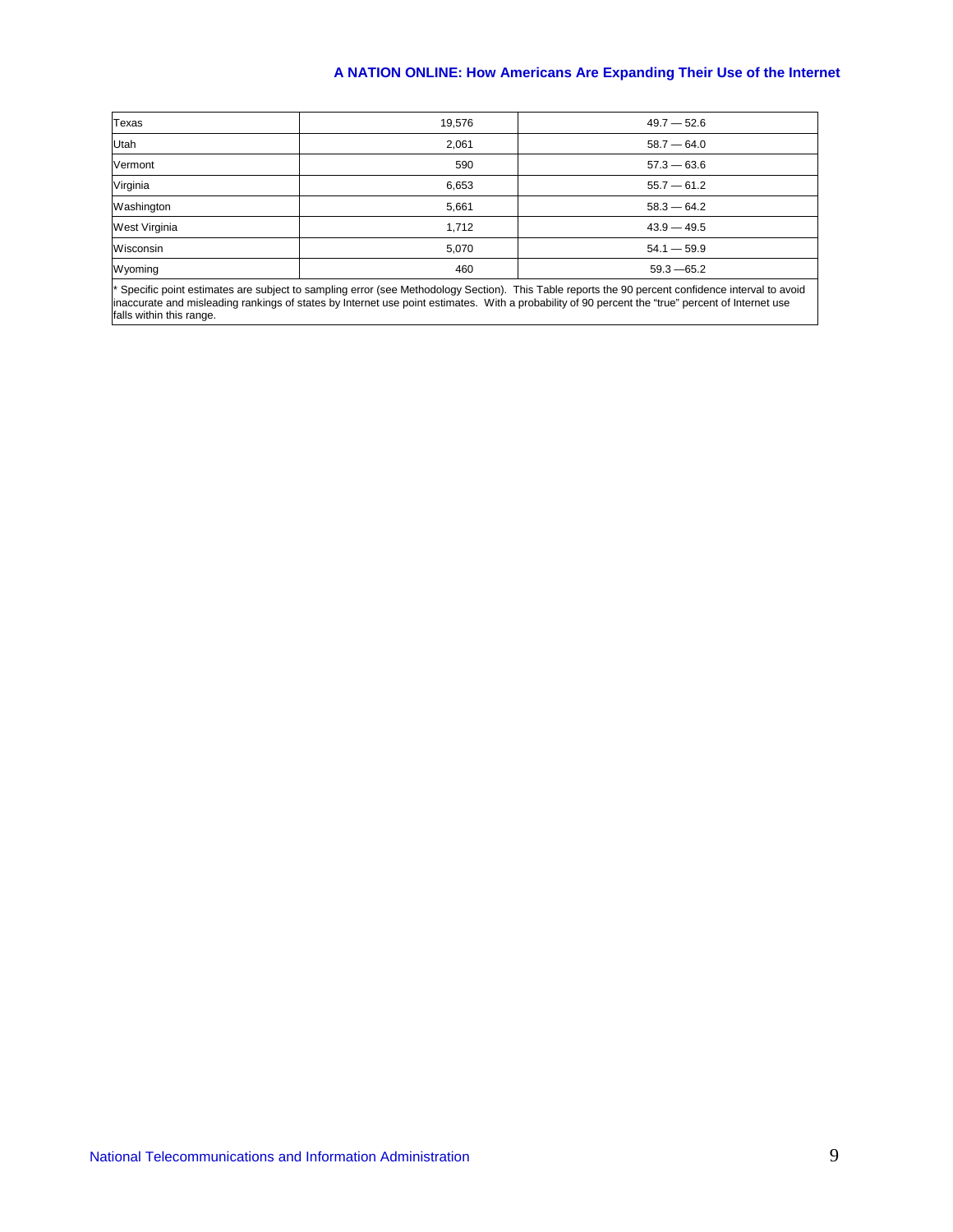| | | |
|---|---|---|
| Texas | 19,576 | 49.7 — 52.6 |
| Utah | 2,061 | 58.7 — 64.0 |
| Vermont | 590 | 57.3 — 63.6 |
| Virginia | 6,653 | 55.7 — 61.2 |
| Washington | 5,661 | 58.3 — 64.2 |
| West Virginia | 1,712 | 43.9 — 49.5 |
| Wisconsin | 5,070 | 54.1 — 59.9 |
| Wyoming | 460 | 59.3 —65.2 |

* Specific point estimates are subject to sampling error (see Methodology Section). This Table reports the 90 percent confidence interval to avoid inaccurate and misleading rankings of states by Internet use point estimates. With a probability of 90 percent the "true" percent of Internet use falls within this range.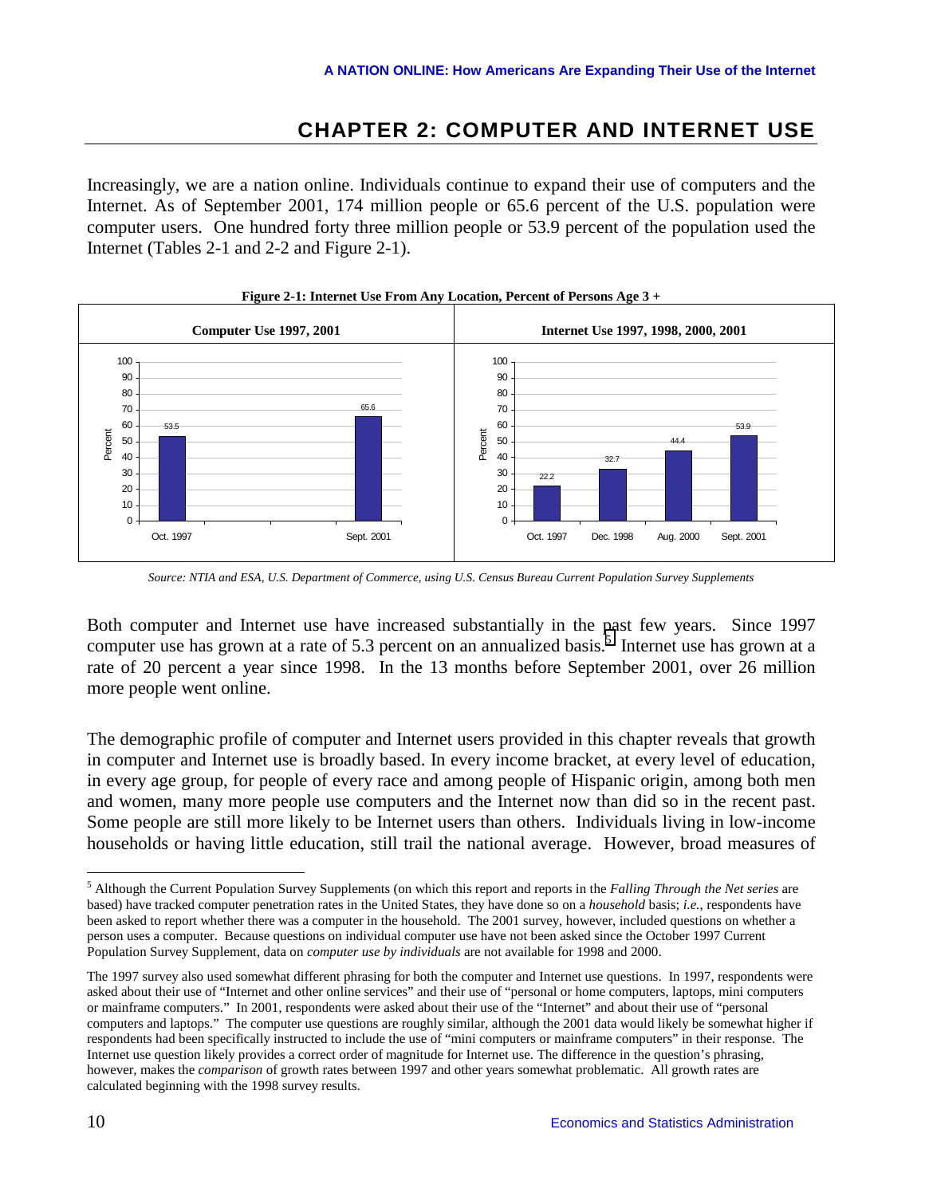# CHAPTER 2: COMPUTER AND INTERNET USE

Increasingly, we are a nation online. Individuals continue to expand their use of computers and the Internet. As of September 2001, 174 million people or 65.6 percent of the U.S. population were computer users. One hundred forty three million people or 53.9 percent of the population used the Internet (Tables 2-1 and 2-2 and Figure 2-1).

**Figure 2-1: Internet Use From Any Location, Percent of Persons Age 3 +**

| Computer Use 1997, 2001 | Percent |
|---|---|
| Oct. 1997 | 53.5 |
| Sept. 2001 | 65.6 |

| Internet Use 1997, 1998, 2000, 2001 | Percent |
|---|---|
| Oct. 1997 | 22.2 |
| Dec. 1998 | 32.7 |
| Aug. 2000 | 44.4 |
| Sept. 2001 | 53.9 |

*Source: NTIA and ESA, U.S. Department of Commerce, using U.S. Census Bureau Current Population Survey Supplements*

Both computer and Internet use have increased substantially in the past few years. Since 1997 computer use has grown at a rate of 5.3 percent on an annualized basis.[5] Internet use has grown at a rate of 20 percent a year since 1998. In the 13 months before September 2001, over 26 million more people went online.

The demographic profile of computer and Internet users provided in this chapter reveals that growth in computer and Internet use is broadly based. In every income bracket, at every level of education, in every age group, for people of every race and among people of Hispanic origin, among both men and women, many more people use computers and the Internet now than did so in the recent past. Some people are still more likely to be Internet users than others. Individuals living in low-income households or having little education, still trail the national average. However, broad measures of

---

[5] Although the Current Population Survey Supplements (on which this report and reports in the *Falling Through the Net series* are based) have tracked computer penetration rates in the United States, they have done so on a *household* basis; *i.e.*, respondents have been asked to report whether there was a computer in the household. The 2001 survey, however, included questions on whether a person uses a computer. Because questions on individual computer use have not been asked since the October 1997 Current Population Survey Supplement, data on *computer use by individuals* are not available for 1998 and 2000.

The 1997 survey also used somewhat different phrasing for both the computer and Internet use questions. In 1997, respondents were asked about their use of "Internet and other online services" and their use of "personal or home computers, laptops, mini computers or mainframe computers." In 2001, respondents were asked about their use of the "Internet" and about their use of "personal computers and laptops." The computer use questions are roughly similar, although the 2001 data would likely be somewhat higher if respondents had been specifically instructed to include the use of "mini computers or mainframe computers" in their response. The Internet use question likely provides a correct order of magnitude for Internet use. The difference in the question's phrasing, however, makes the *comparison* of growth rates between 1997 and other years somewhat problematic. All growth rates are calculated beginning with the 1998 survey results.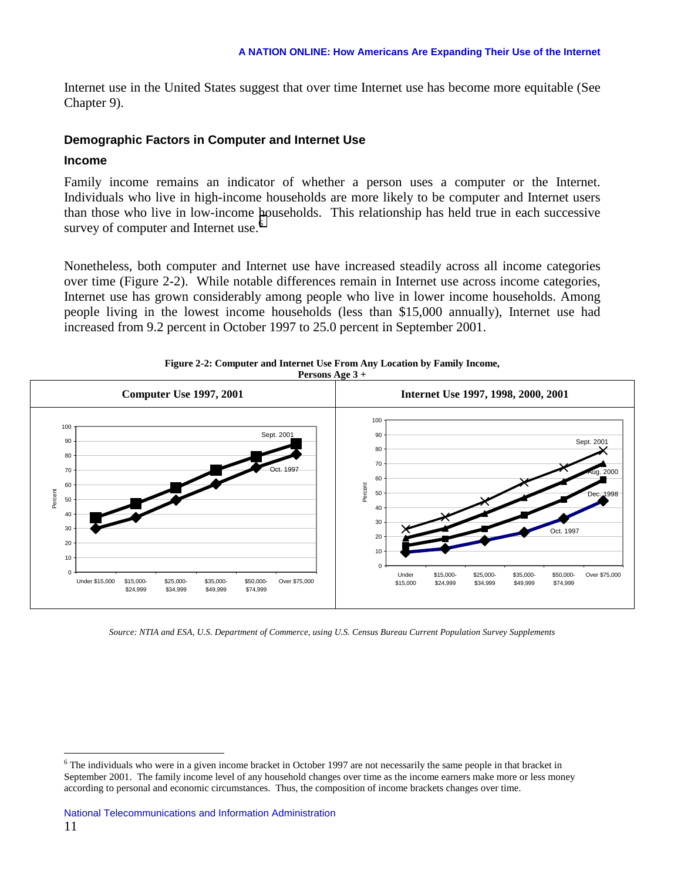Internet use in the United States suggest that over time Internet use has become more equitable (See Chapter 9).

### Demographic Factors in Computer and Internet Use

#### Income

Family income remains an indicator of whether a person uses a computer or the Internet. Individuals who live in high-income households are more likely to be computer and Internet users than those who live in low-income households. This relationship has held true in each successive survey of computer and Internet use.[6]

Nonetheless, both computer and Internet use have increased steadily across all income categories over time (Figure 2-2). While notable differences remain in Internet use across income categories, Internet use has grown considerably among people who live in lower income households. Among people living in the lowest income households (less than $15,000 annually), Internet use had increased from 9.2 percent in October 1997 to 25.0 percent in September 2001.

**Figure 2-2: Computer and Internet Use From Any Location by Family Income, Persons Age 3 +**

| Computer Use 1997, 2001 | Internet Use 1997, 1998, 2000, 2001 |
|---|---|
| Series: Sept. 2001, Oct. 1997 | Series: Sept. 2001, Aug. 2000, Dec. 1998, Oct. 1997 |
| X-axis: Under $15,000; $15,000-$24,999; $25,000-$34,999; $35,000-$49,999; $50,000-$74,999; Over $75,000 | X-axis: Under $15,000; $15,000-$24,999; $25,000-$34,999; $35,000-$49,999; $50,000-$74,999; Over $75,000 |
| Y-axis: Percent (0–100) | Y-axis: Percent (0–100) |

*Source: NTIA and ESA, U.S. Department of Commerce, using U.S. Census Bureau Current Population Survey Supplements*

[6] The individuals who were in a given income bracket in October 1997 are not necessarily the same people in that bracket in September 2001. The family income level of any household changes over time as the income earners make more or less money according to personal and economic circumstances. Thus, the composition of income brackets changes over time.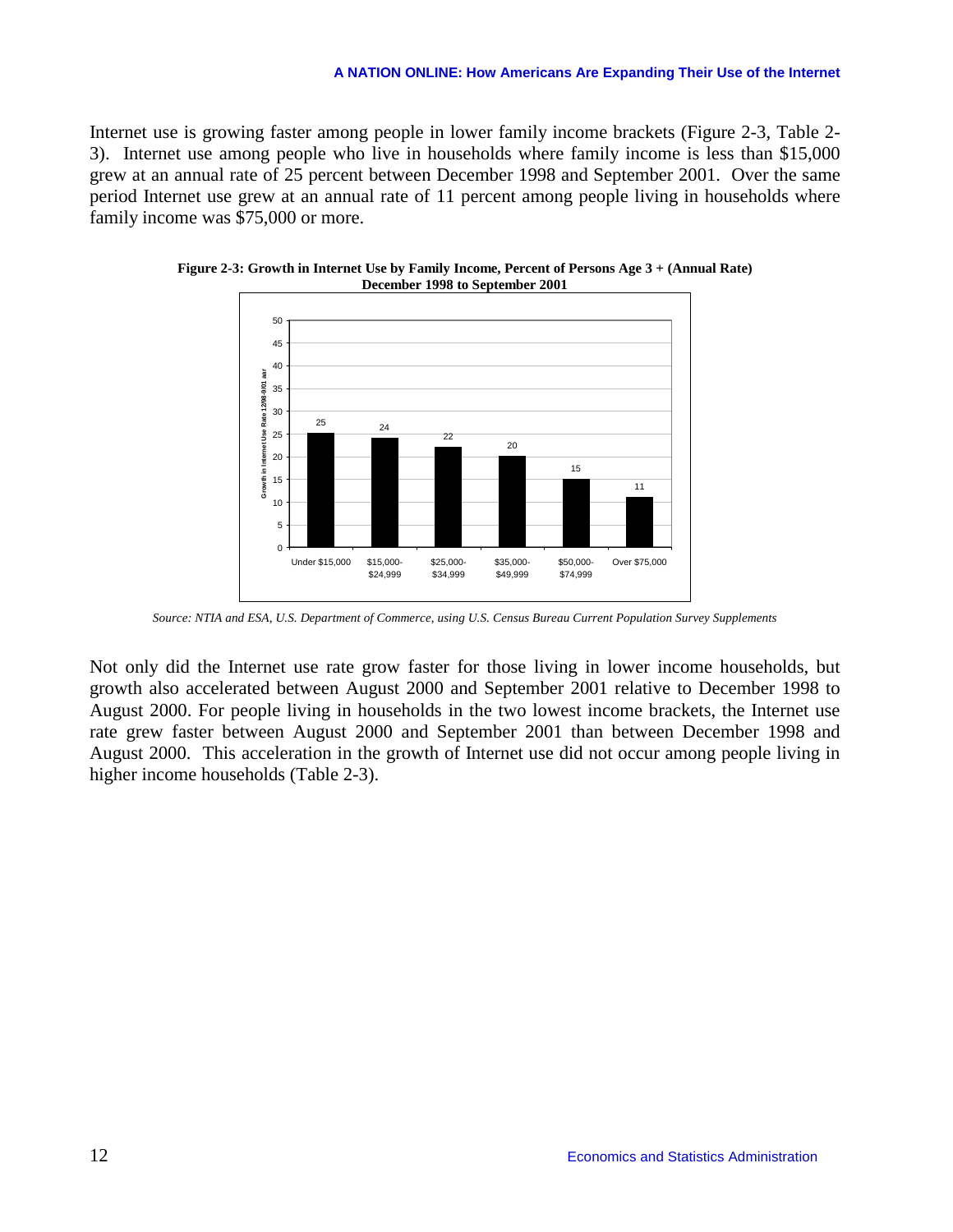Internet use is growing faster among people in lower family income brackets (Figure 2-3, Table 2-3). Internet use among people who live in households where family income is less than $15,000 grew at an annual rate of 25 percent between December 1998 and September 2001. Over the same period Internet use grew at an annual rate of 11 percent among people living in households where family income was $75,000 or more.

**Figure 2-3: Growth in Internet Use by Family Income, Percent of Persons Age 3 + (Annual Rate) December 1998 to September 2001**

| Family Income | Growth in Internet Use Rate 12/98-9/01 aar |
|---|---|
| Under $15,000 | 25 |
| $15,000-$24,999 | 24 |
| $25,000-$34,999 | 22 |
| $35,000-$49,999 | 20 |
| $50,000-$74,999 | 15 |
| Over $75,000 | 11 |

*Source: NTIA and ESA, U.S. Department of Commerce, using U.S. Census Bureau Current Population Survey Supplements*

Not only did the Internet use rate grow faster for those living in lower income households, but growth also accelerated between August 2000 and September 2001 relative to December 1998 to August 2000. For people living in households in the two lowest income brackets, the Internet use rate grew faster between August 2000 and September 2001 than between December 1998 and August 2000. This acceleration in the growth of Internet use did not occur among people living in higher income households (Table 2-3).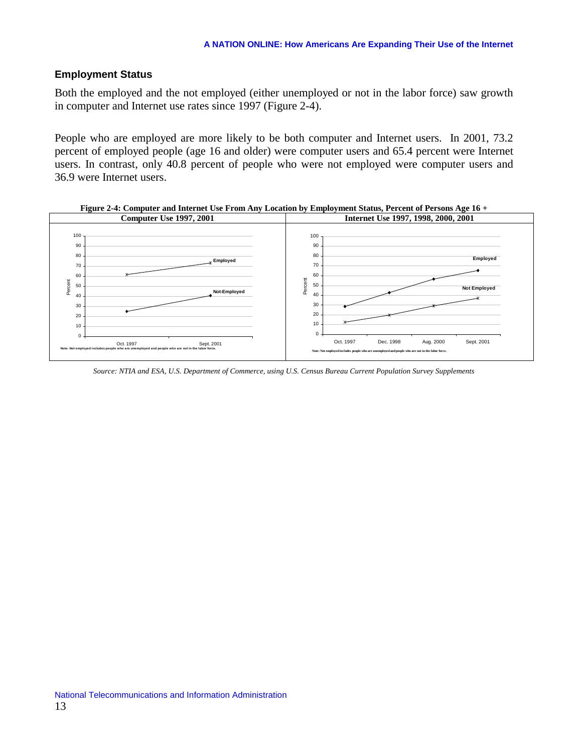## Employment Status

Both the employed and the not employed (either unemployed or not in the labor force) saw growth in computer and Internet use rates since 1997 (Figure 2-4).

People who are employed are more likely to be both computer and Internet users. In 2001, 73.2 percent of employed people (age 16 and older) were computer users and 65.4 percent were Internet users. In contrast, only 40.8 percent of people who were not employed were computer users and 36.9 were Internet users.

**Figure 2-4: Computer and Internet Use From Any Location by Employment Status, Percent of Persons Age 16 +**

| Computer Use 1997, 2001 | Internet Use 1997, 1998, 2000, 2001 |
|---|---|
| Note: Not employed includes people who are unemployed and people who are not in the labor force. | Note: Not employed includes people who are unemployed and people who are not in the labor force. |

*Source: NTIA and ESA, U.S. Department of Commerce, using U.S. Census Bureau Current Population Survey Supplements*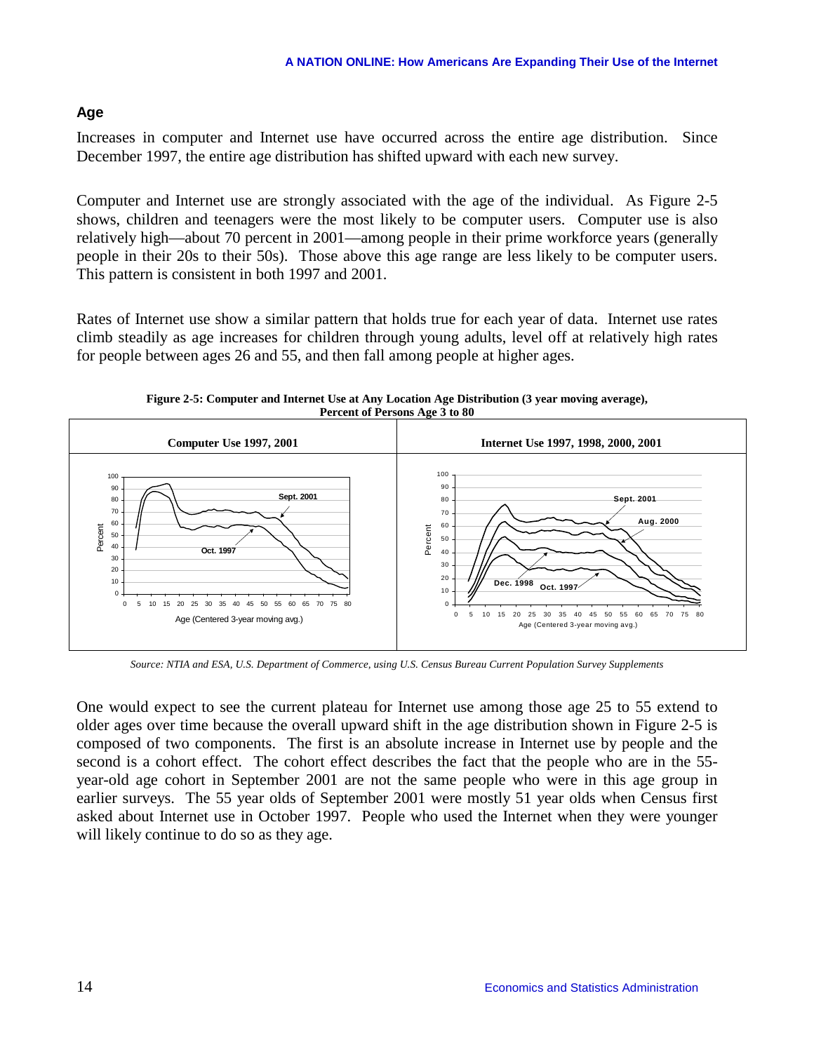## Age

Increases in computer and Internet use have occurred across the entire age distribution. Since December 1997, the entire age distribution has shifted upward with each new survey.

Computer and Internet use are strongly associated with the age of the individual. As Figure 2-5 shows, children and teenagers were the most likely to be computer users. Computer use is also relatively high—about 70 percent in 2001—among people in their prime workforce years (generally people in their 20s to their 50s). Those above this age range are less likely to be computer users. This pattern is consistent in both 1997 and 2001.

Rates of Internet use show a similar pattern that holds true for each year of data. Internet use rates climb steadily as age increases for children through young adults, level off at relatively high rates for people between ages 26 and 55, and then fall among people at higher ages.

**Figure 2-5: Computer and Internet Use at Any Location Age Distribution (3 year moving average), Percent of Persons Age 3 to 80**

*Source: NTIA and ESA, U.S. Department of Commerce, using U.S. Census Bureau Current Population Survey Supplements*

One would expect to see the current plateau for Internet use among those age 25 to 55 extend to older ages over time because the overall upward shift in the age distribution shown in Figure 2-5 is composed of two components. The first is an absolute increase in Internet use by people and the second is a cohort effect. The cohort effect describes the fact that the people who are in the 55-year-old age cohort in September 2001 are not the same people who were in this age group in earlier surveys. The 55 year olds of September 2001 were mostly 51 year olds when Census first asked about Internet use in October 1997. People who used the Internet when they were younger will likely continue to do so as they age.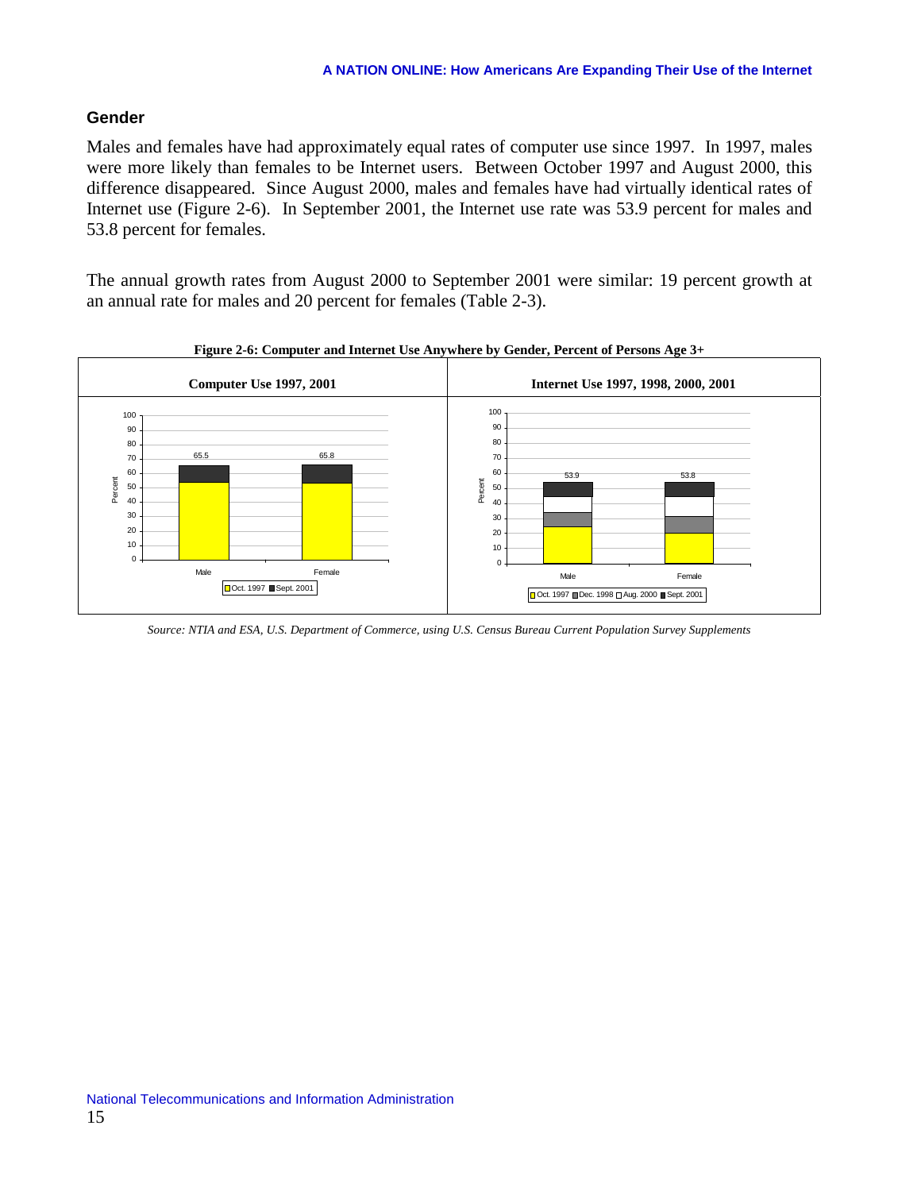## Gender

Males and females have had approximately equal rates of computer use since 1997. In 1997, males were more likely than females to be Internet users. Between October 1997 and August 2000, this difference disappeared. Since August 2000, males and females have had virtually identical rates of Internet use (Figure 2-6). In September 2001, the Internet use rate was 53.9 percent for males and 53.8 percent for females.

The annual growth rates from August 2000 to September 2001 were similar: 19 percent growth at an annual rate for males and 20 percent for females (Table 2-3).

**Figure 2-6: Computer and Internet Use Anywhere by Gender, Percent of Persons Age 3+**

| Computer Use 1997, 2001 | Internet Use 1997, 1998, 2000, 2001 |
|---|---|
| Male: 65.5; Female: 65.8 (Oct. 1997, Sept. 2001) | Male: 53.9; Female: 53.8 (Oct. 1997, Dec. 1998, Aug. 2000, Sept. 2001) |

*Source: NTIA and ESA, U.S. Department of Commerce, using U.S. Census Bureau Current Population Survey Supplements*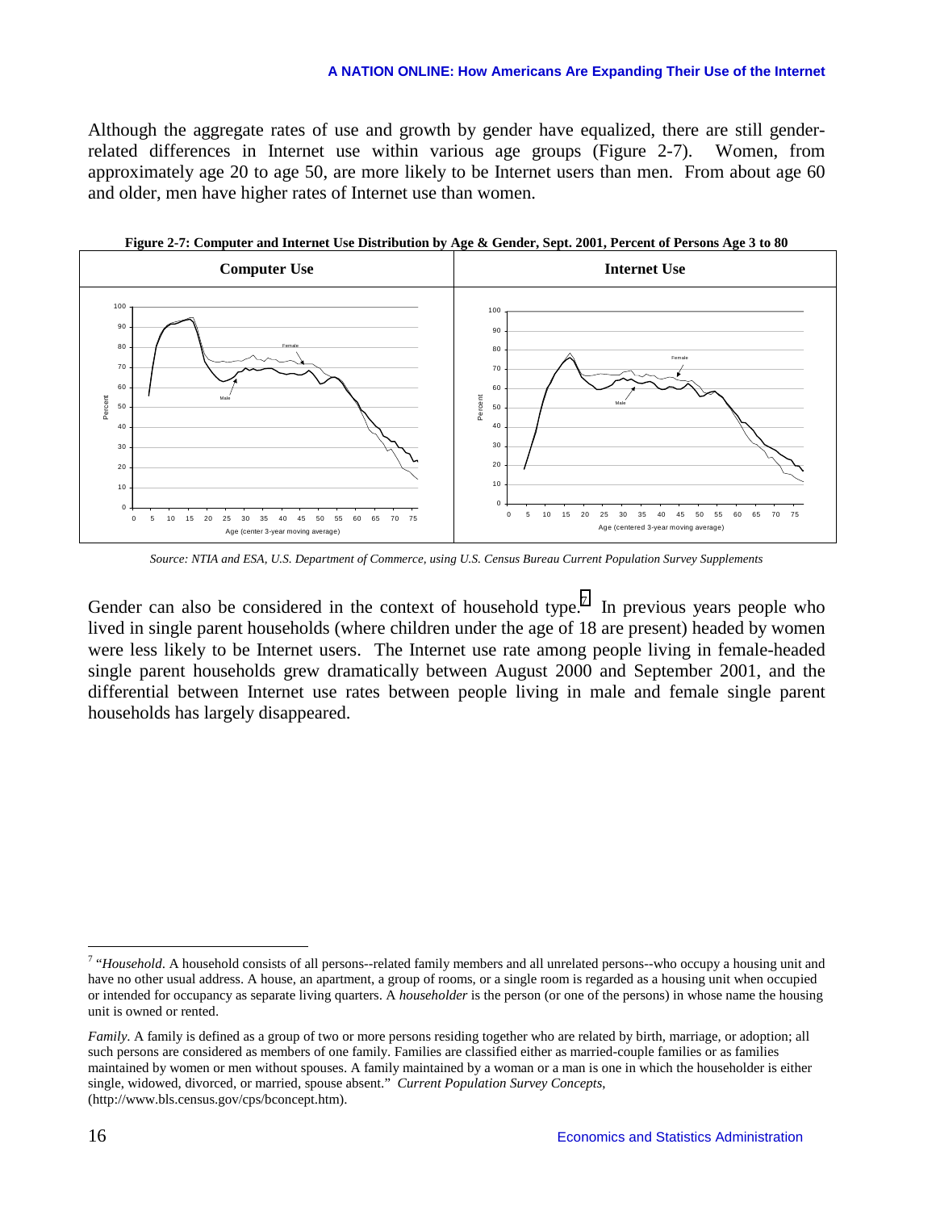Although the aggregate rates of use and growth by gender have equalized, there are still gender-related differences in Internet use within various age groups (Figure 2-7). Women, from approximately age 20 to age 50, are more likely to be Internet users than men. From about age 60 and older, men have higher rates of Internet use than women.

**Figure 2-7: Computer and Internet Use Distribution by Age & Gender, Sept. 2001, Percent of Persons Age 3 to 80**

*Source: NTIA and ESA, U.S. Department of Commerce, using U.S. Census Bureau Current Population Survey Supplements*

Gender can also be considered in the context of household type.[7] In previous years people who lived in single parent households (where children under the age of 18 are present) headed by women were less likely to be Internet users. The Internet use rate among people living in female-headed single parent households grew dramatically between August 2000 and September 2001, and the differential between Internet use rates between people living in male and female single parent households has largely disappeared.

---

[7] "*Household*. A household consists of all persons--related family members and all unrelated persons--who occupy a housing unit and have no other usual address. A house, an apartment, a group of rooms, or a single room is regarded as a housing unit when occupied or intended for occupancy as separate living quarters. A *householder* is the person (or one of the persons) in whose name the housing unit is owned or rented.

*Family*. A family is defined as a group of two or more persons residing together who are related by birth, marriage, or adoption; all such persons are considered as members of one family. Families are classified either as married-couple families or as families maintained by women or men without spouses. A family maintained by a woman or a man is one in which the householder is either single, widowed, divorced, or married, spouse absent." *Current Population Survey Concepts*, (http://www.bls.census.gov/cps/bconcept.htm).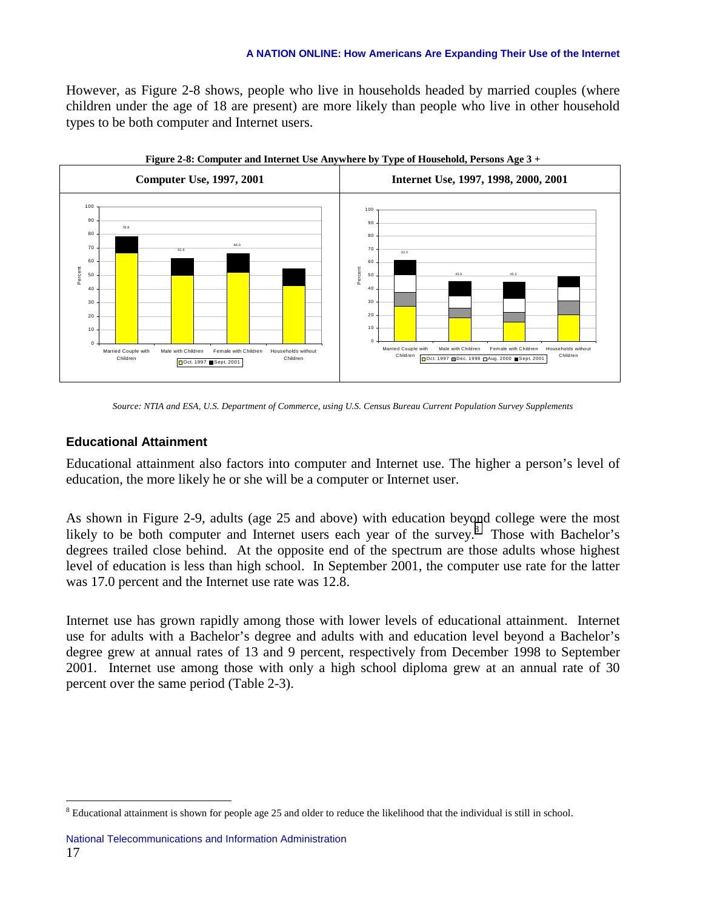However, as Figure 2-8 shows, people who live in households headed by married couples (where children under the age of 18 are present) are more likely than people who live in other household types to be both computer and Internet users.

**Figure 2-8: Computer and Internet Use Anywhere by Type of Household, Persons Age 3 +**

| Computer Use, 1997, 2001 | Internet Use, 1997, 1998, 2000, 2001 |
|---|---|

*Source: NTIA and ESA, U.S. Department of Commerce, using U.S. Census Bureau Current Population Survey Supplements*

### Educational Attainment

Educational attainment also factors into computer and Internet use. The higher a person's level of education, the more likely he or she will be a computer or Internet user.

As shown in Figure 2-9, adults (age 25 and above) with education beyond college were the most likely to be both computer and Internet users each year of the survey.[8] Those with Bachelor's degrees trailed close behind. At the opposite end of the spectrum are those adults whose highest level of education is less than high school. In September 2001, the computer use rate for the latter was 17.0 percent and the Internet use rate was 12.8.

Internet use has grown rapidly among those with lower levels of educational attainment. Internet use for adults with a Bachelor's degree and adults with and education level beyond a Bachelor's degree grew at annual rates of 13 and 9 percent, respectively from December 1998 to September 2001. Internet use among those with only a high school diploma grew at an annual rate of 30 percent over the same period (Table 2-3).

[8] Educational attainment is shown for people age 25 and older to reduce the likelihood that the individual is still in school.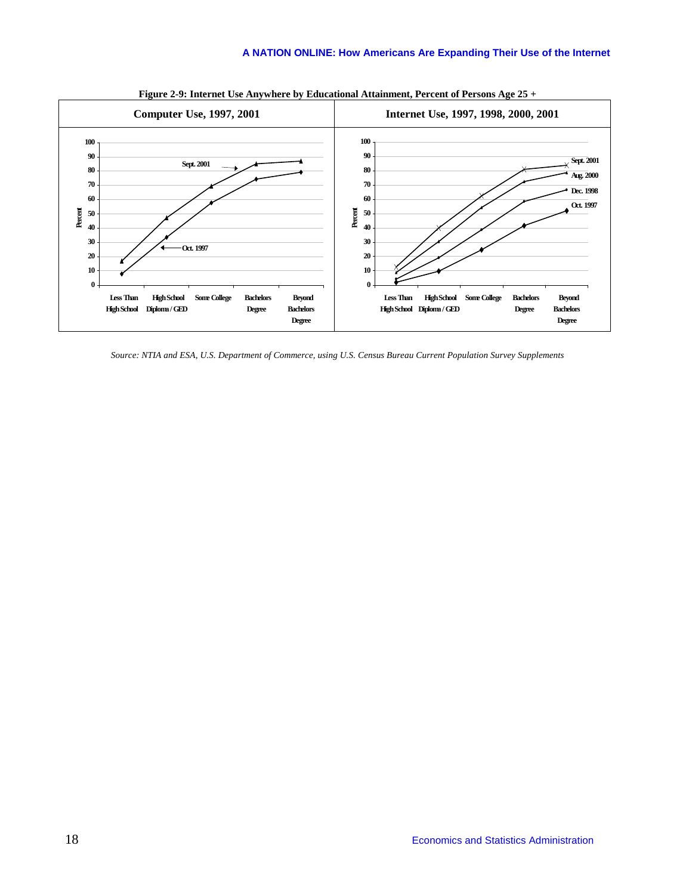**Figure 2-9: Internet Use Anywhere by Educational Attainment, Percent of Persons Age 25 +**

| Computer Use, 1997, 2001 | Internet Use, 1997, 1998, 2000, 2001 |
| --- | --- |

Computer Use, 1997, 2001 — Percent (0–100); series: Sept. 2001, Oct. 1997; categories: Less Than High School, High School Diploma / GED, Some College, Bachelors Degree, Beyond Bachelors Degree

Internet Use, 1997, 1998, 2000, 2001 — Percent (0–100); series: Sept. 2001, Aug. 2000, Dec. 1998, Oct. 1997; categories: Less Than High School, High School Diploma / GED, Some College, Bachelors Degree, Beyond Bachelors Degree

*Source: NTIA and ESA, U.S. Department of Commerce, using U.S. Census Bureau Current Population Survey Supplements*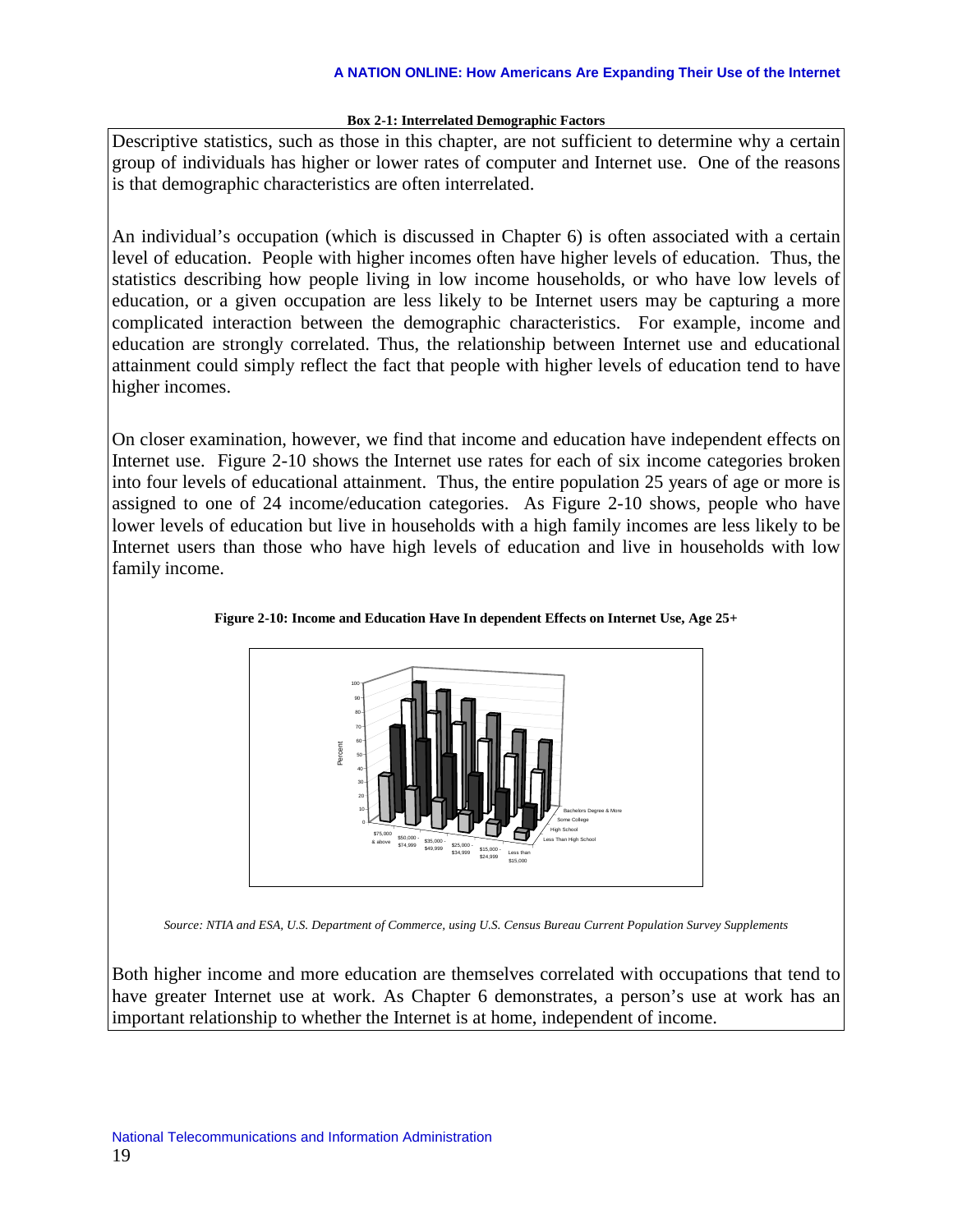**Box 2-1: Interrelated Demographic Factors**

Descriptive statistics, such as those in this chapter, are not sufficient to determine why a certain group of individuals has higher or lower rates of computer and Internet use. One of the reasons is that demographic characteristics are often interrelated.

An individual's occupation (which is discussed in Chapter 6) is often associated with a certain level of education. People with higher incomes often have higher levels of education. Thus, the statistics describing how people living in low income households, or who have low levels of education, or a given occupation are less likely to be Internet users may be capturing a more complicated interaction between the demographic characteristics. For example, income and education are strongly correlated. Thus, the relationship between Internet use and educational attainment could simply reflect the fact that people with higher levels of education tend to have higher incomes.

On closer examination, however, we find that income and education have independent effects on Internet use. Figure 2-10 shows the Internet use rates for each of six income categories broken into four levels of educational attainment. Thus, the entire population 25 years of age or more is assigned to one of 24 income/education categories. As Figure 2-10 shows, people who have lower levels of education but live in households with a high family incomes are less likely to be Internet users than those who have high levels of education and live in households with low family income.

**Figure 2-10: Income and Education Have In dependent Effects on Internet Use, Age 25+**

*Source: NTIA and ESA, U.S. Department of Commerce, using U.S. Census Bureau Current Population Survey Supplements*

Both higher income and more education are themselves correlated with occupations that tend to have greater Internet use at work. As Chapter 6 demonstrates, a person's use at work has an important relationship to whether the Internet is at home, independent of income.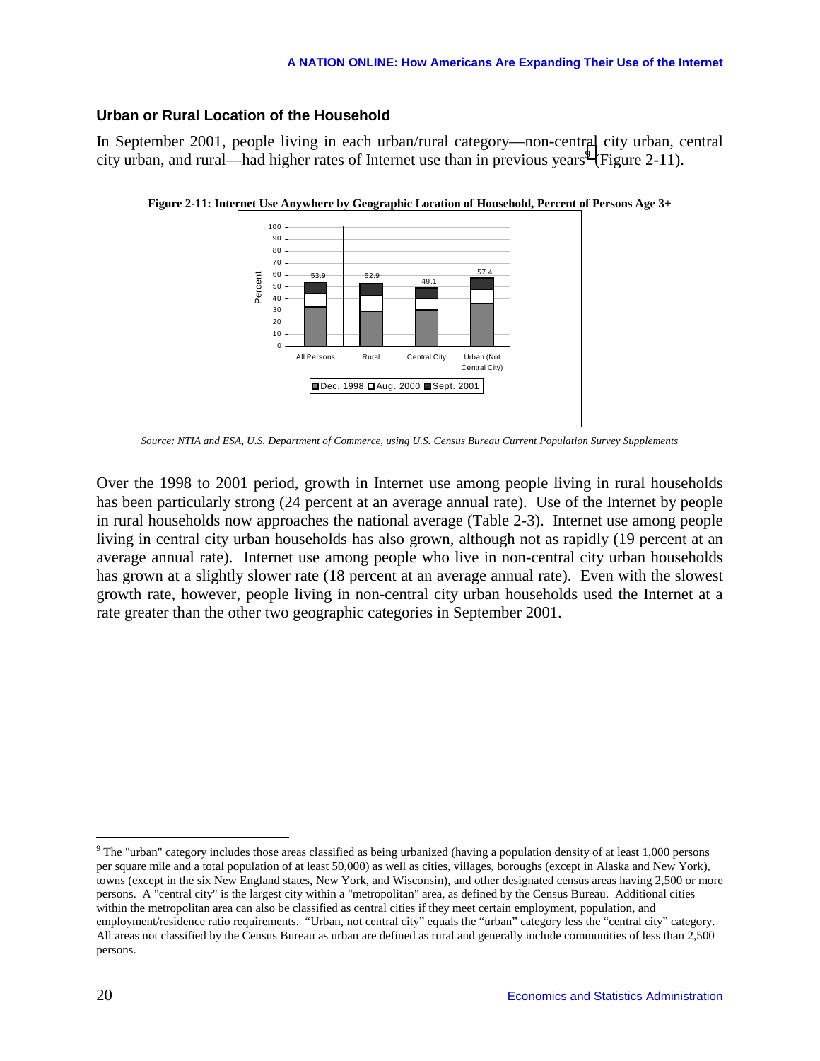### Urban or Rural Location of the Household

In September 2001, people living in each urban/rural category—non-central city urban, central city urban, and rural—had higher rates of Internet use than in previous years[9] (Figure 2-11).

**Figure 2-11: Internet Use Anywhere by Geographic Location of Household, Percent of Persons Age 3+**

| | All Persons | Rural | Central City | Urban (Not Central City) |
|---|---|---|---|---|
| Sept. 2001 | 53.9 | 52.9 | 49.1 | 57.4 |

Legend: Dec. 1998, Aug. 2000, Sept. 2001

*Source: NTIA and ESA, U.S. Department of Commerce, using U.S. Census Bureau Current Population Survey Supplements*

Over the 1998 to 2001 period, growth in Internet use among people living in rural households has been particularly strong (24 percent at an average annual rate). Use of the Internet by people in rural households now approaches the national average (Table 2-3). Internet use among people living in central city urban households has also grown, although not as rapidly (19 percent at an average annual rate). Internet use among people who live in non-central city urban households has grown at a slightly slower rate (18 percent at an average annual rate). Even with the slowest growth rate, however, people living in non-central city urban households used the Internet at a rate greater than the other two geographic categories in September 2001.

---

[9] The "urban" category includes those areas classified as being urbanized (having a population density of at least 1,000 persons per square mile and a total population of at least 50,000) as well as cities, villages, boroughs (except in Alaska and New York), towns (except in the six New England states, New York, and Wisconsin), and other designated census areas having 2,500 or more persons. A "central city" is the largest city within a "metropolitan" area, as defined by the Census Bureau. Additional cities within the metropolitan area can also be classified as central cities if they meet certain employment, population, and employment/residence ratio requirements. "Urban, not central city" equals the "urban" category less the "central city" category. All areas not classified by the Census Bureau as urban are defined as rural and generally include communities of less than 2,500 persons.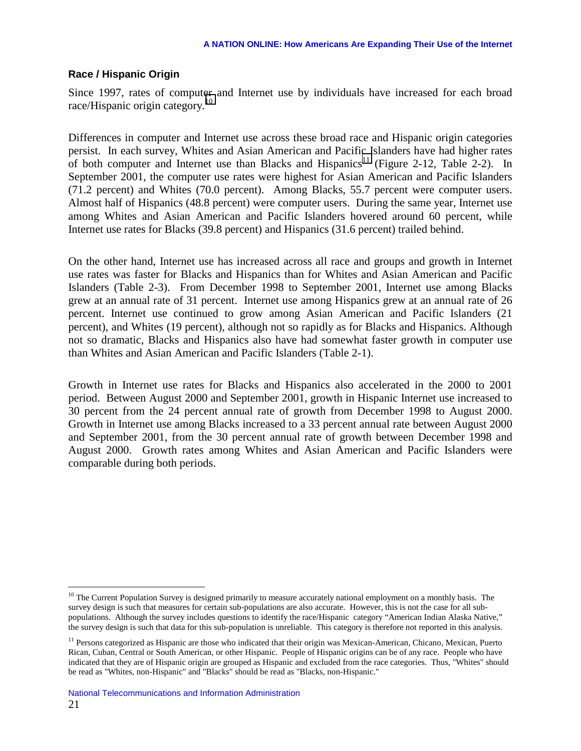## Race / Hispanic Origin

Since 1997, rates of computer and Internet use by individuals have increased for each broad race/Hispanic origin category.[10]

Differences in computer and Internet use across these broad race and Hispanic origin categories persist. In each survey, Whites and Asian American and Pacific Islanders have had higher rates of both computer and Internet use than Blacks and Hispanics[11] (Figure 2-12, Table 2-2). In September 2001, the computer use rates were highest for Asian American and Pacific Islanders (71.2 percent) and Whites (70.0 percent). Among Blacks, 55.7 percent were computer users. Almost half of Hispanics (48.8 percent) were computer users. During the same year, Internet use among Whites and Asian American and Pacific Islanders hovered around 60 percent, while Internet use rates for Blacks (39.8 percent) and Hispanics (31.6 percent) trailed behind.

On the other hand, Internet use has increased across all race and groups and growth in Internet use rates was faster for Blacks and Hispanics than for Whites and Asian American and Pacific Islanders (Table 2-3). From December 1998 to September 2001, Internet use among Blacks grew at an annual rate of 31 percent. Internet use among Hispanics grew at an annual rate of 26 percent. Internet use continued to grow among Asian American and Pacific Islanders (21 percent), and Whites (19 percent), although not so rapidly as for Blacks and Hispanics. Although not so dramatic, Blacks and Hispanics also have had somewhat faster growth in computer use than Whites and Asian American and Pacific Islanders (Table 2-1).

Growth in Internet use rates for Blacks and Hispanics also accelerated in the 2000 to 2001 period. Between August 2000 and September 2001, growth in Hispanic Internet use increased to 30 percent from the 24 percent annual rate of growth from December 1998 to August 2000. Growth in Internet use among Blacks increased to a 33 percent annual rate between August 2000 and September 2001, from the 30 percent annual rate of growth between December 1998 and August 2000. Growth rates among Whites and Asian American and Pacific Islanders were comparable during both periods.

---

[10] The Current Population Survey is designed primarily to measure accurately national employment on a monthly basis. The survey design is such that measures for certain sub-populations are also accurate. However, this is not the case for all sub-populations. Although the survey includes questions to identify the race/Hispanic category "American Indian Alaska Native," the survey design is such that data for this sub-population is unreliable. This category is therefore not reported in this analysis.

[11] Persons categorized as Hispanic are those who indicated that their origin was Mexican-American, Chicano, Mexican, Puerto Rican, Cuban, Central or South American, or other Hispanic. People of Hispanic origins can be of any race. People who have indicated that they are of Hispanic origin are grouped as Hispanic and excluded from the race categories. Thus, "Whites" should be read as "Whites, non-Hispanic" and "Blacks" should be read as "Blacks, non-Hispanic."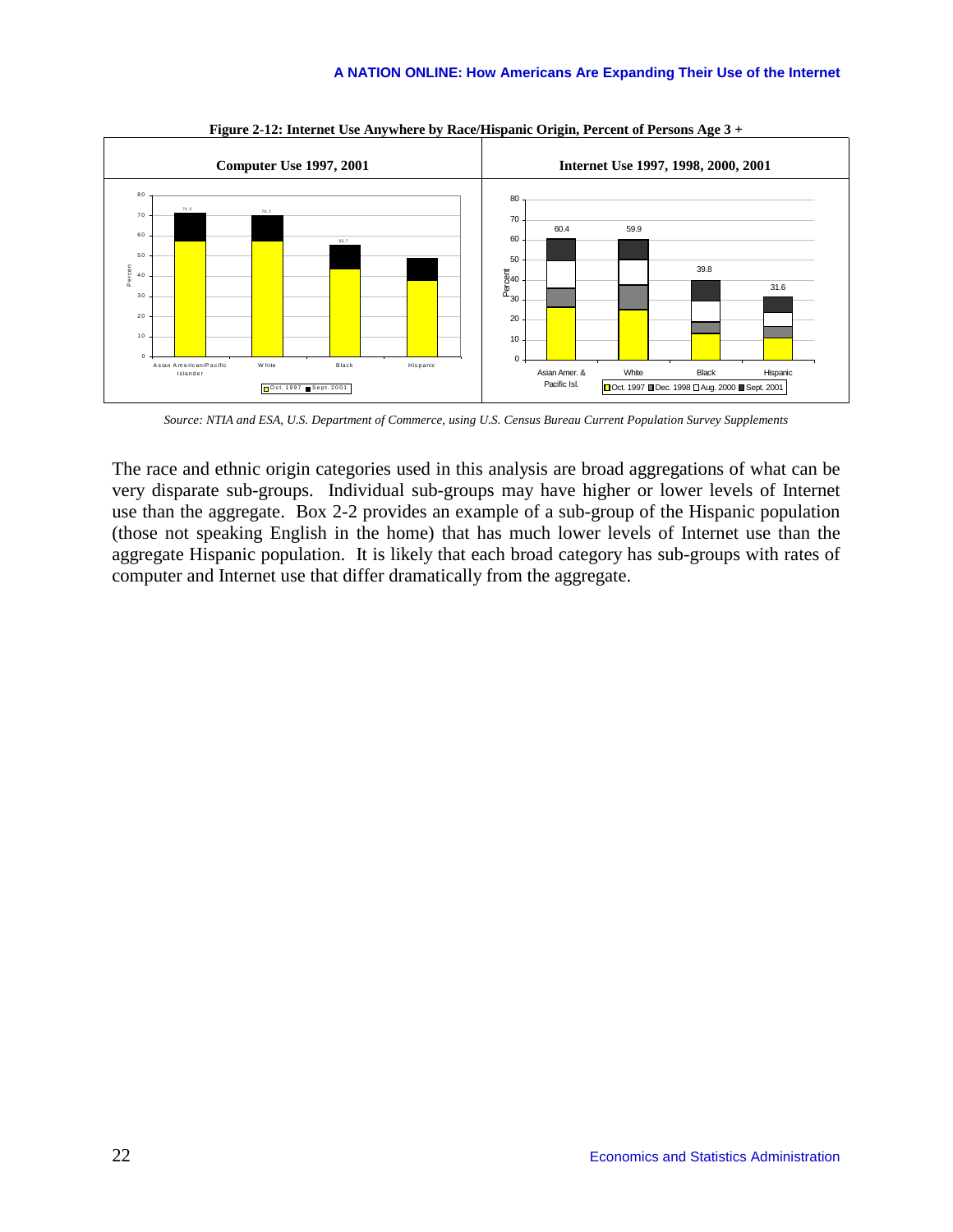**Figure 2-12: Internet Use Anywhere by Race/Hispanic Origin, Percent of Persons Age 3 +**

*Source: NTIA and ESA, U.S. Department of Commerce, using U.S. Census Bureau Current Population Survey Supplements*

The race and ethnic origin categories used in this analysis are broad aggregations of what can be very disparate sub-groups. Individual sub-groups may have higher or lower levels of Internet use than the aggregate. Box 2-2 provides an example of a sub-group of the Hispanic population (those not speaking English in the home) that has much lower levels of Internet use than the aggregate Hispanic population. It is likely that each broad category has sub-groups with rates of computer and Internet use that differ dramatically from the aggregate.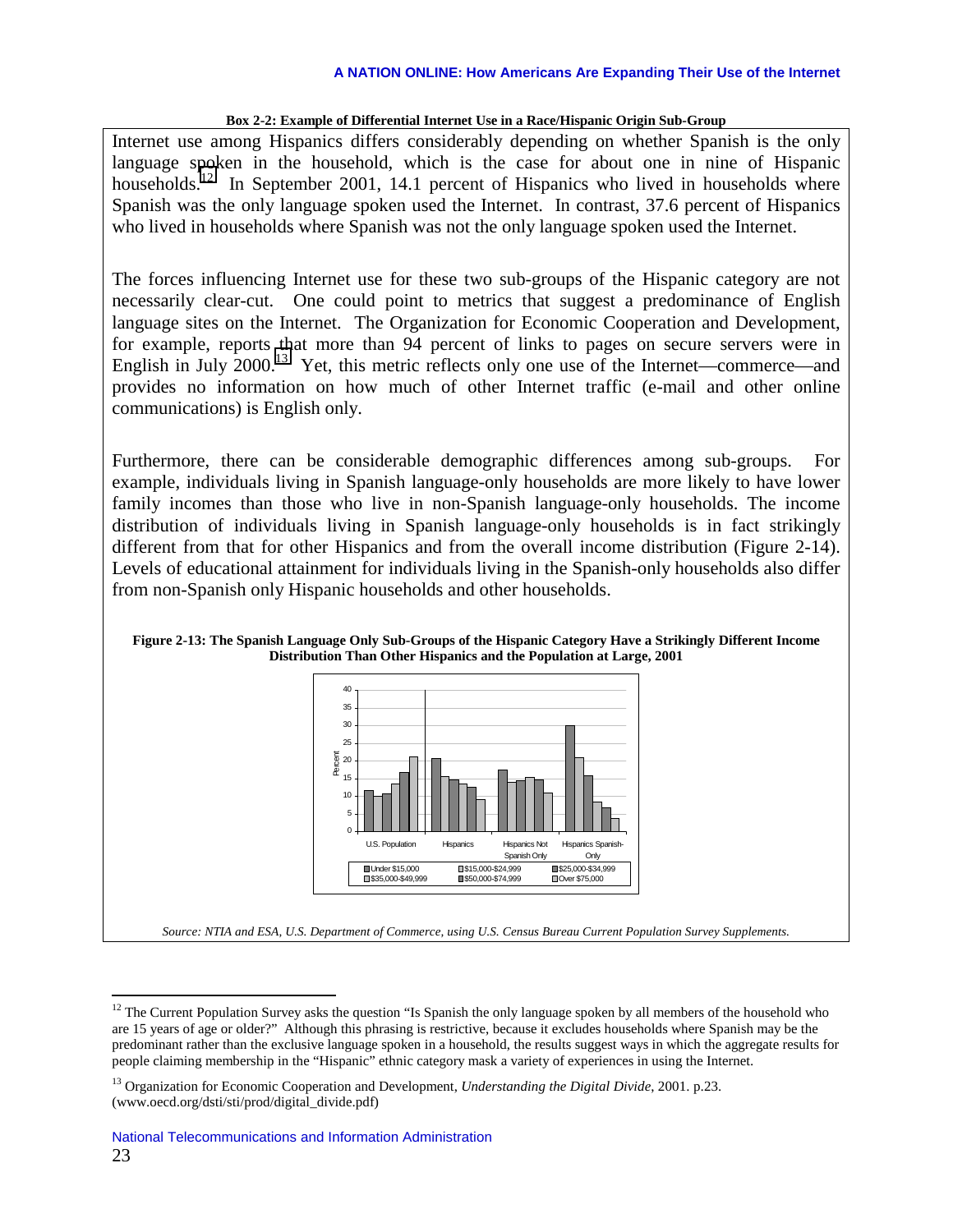**Box 2-2: Example of Differential Internet Use in a Race/Hispanic Origin Sub-Group**

Internet use among Hispanics differs considerably depending on whether Spanish is the only language spoken in the household, which is the case for about one in nine of Hispanic households.[12] In September 2001, 14.1 percent of Hispanics who lived in households where Spanish was the only language spoken used the Internet. In contrast, 37.6 percent of Hispanics who lived in households where Spanish was not the only language spoken used the Internet.

The forces influencing Internet use for these two sub-groups of the Hispanic category are not necessarily clear-cut. One could point to metrics that suggest a predominance of English language sites on the Internet. The Organization for Economic Cooperation and Development, for example, reports that more than 94 percent of links to pages on secure servers were in English in July 2000.[13] Yet, this metric reflects only one use of the Internet—commerce—and provides no information on how much of other Internet traffic (e-mail and other online communications) is English only.

Furthermore, there can be considerable demographic differences among sub-groups. For example, individuals living in Spanish language-only households are more likely to have lower family incomes than those who live in non-Spanish language-only households. The income distribution of individuals living in Spanish language-only households is in fact strikingly different from that for other Hispanics and from the overall income distribution (Figure 2-14). Levels of educational attainment for individuals living in the Spanish-only households also differ from non-Spanish only Hispanic households and other households.

**Figure 2-13: The Spanish Language Only Sub-Groups of the Hispanic Category Have a Strikingly Different Income Distribution Than Other Hispanics and the Population at Large, 2001**

*Source: NTIA and ESA, U.S. Department of Commerce, using U.S. Census Bureau Current Population Survey Supplements.*

---

[12] The Current Population Survey asks the question "Is Spanish the only language spoken by all members of the household who are 15 years of age or older?" Although this phrasing is restrictive, because it excludes households where Spanish may be the predominant rather than the exclusive language spoken in a household, the results suggest ways in which the aggregate results for people claiming membership in the "Hispanic" ethnic category mask a variety of experiences in using the Internet.

[13] Organization for Economic Cooperation and Development, *Understanding the Digital Divide*, 2001. p.23. (www.oecd.org/dsti/sti/prod/digital_divide.pdf)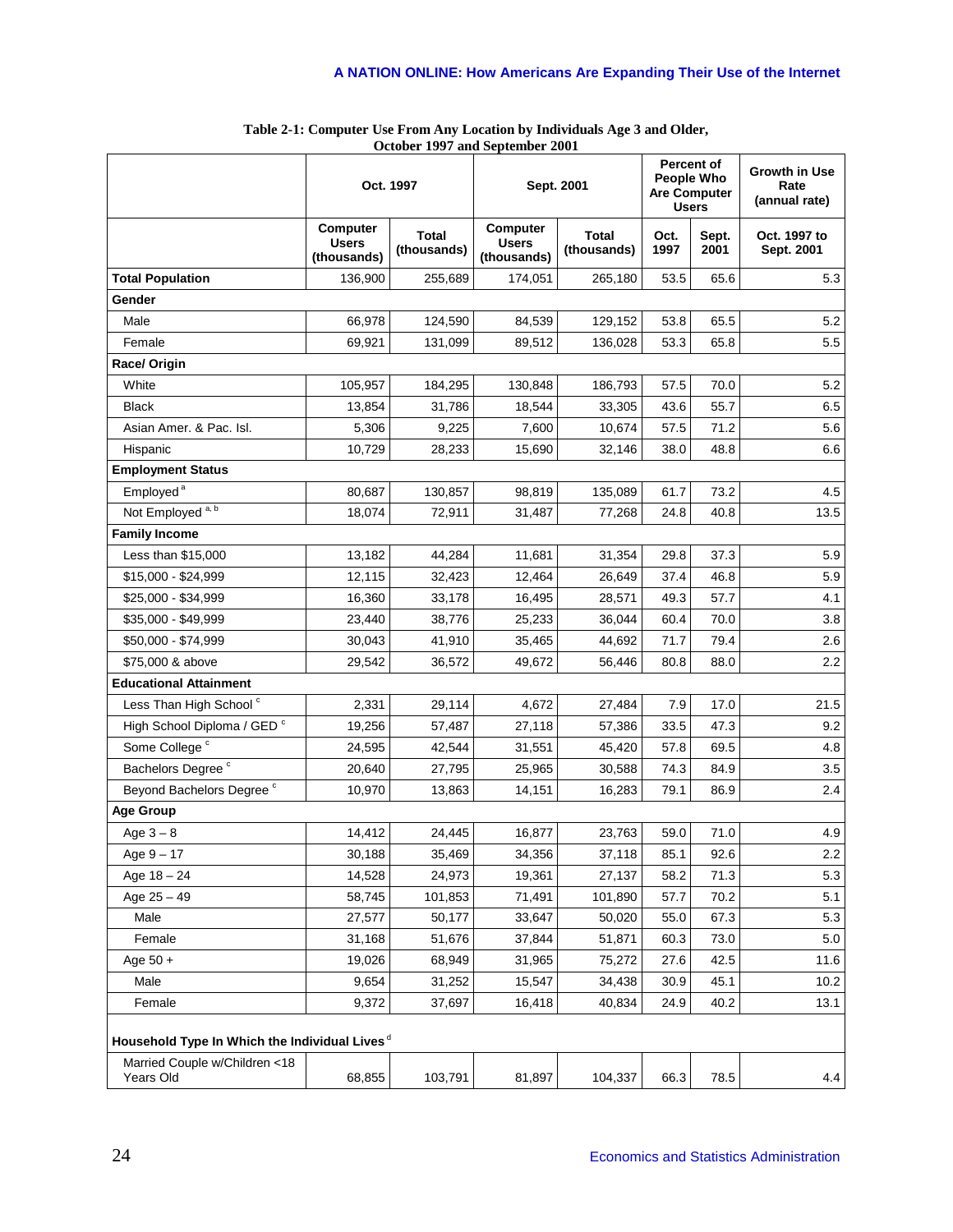**Table 2-1: Computer Use From Any Location by Individuals Age 3 and Older, October 1997 and September 2001**

| | Oct. 1997 | | Sept. 2001 | | Percent of People Who Are Computer Users | | Growth in Use Rate (annual rate) |
|---|---|---|---|---|---|---|---|
| | Computer Users (thousands) | Total (thousands) | Computer Users (thousands) | Total (thousands) | Oct. 1997 | Sept. 2001 | Oct. 1997 to Sept. 2001 |
| **Total Population** | 136,900 | 255,689 | 174,051 | 265,180 | 53.5 | 65.6 | 5.3 |
| **Gender** | | | | | | | |
| Male | 66,978 | 124,590 | 84,539 | 129,152 | 53.8 | 65.5 | 5.2 |
| Female | 69,921 | 131,099 | 89,512 | 136,028 | 53.3 | 65.8 | 5.5 |
| **Race/ Origin** | | | | | | | |
| White | 105,957 | 184,295 | 130,848 | 186,793 | 57.5 | 70.0 | 5.2 |
| Black | 13,854 | 31,786 | 18,544 | 33,305 | 43.6 | 55.7 | 6.5 |
| Asian Amer. & Pac. Isl. | 5,306 | 9,225 | 7,600 | 10,674 | 57.5 | 71.2 | 5.6 |
| Hispanic | 10,729 | 28,233 | 15,690 | 32,146 | 38.0 | 48.8 | 6.6 |
| **Employment Status** | | | | | | | |
| Employed [a] | 80,687 | 130,857 | 98,819 | 135,089 | 61.7 | 73.2 | 4.5 |
| Not Employed [a, b] | 18,074 | 72,911 | 31,487 | 77,268 | 24.8 | 40.8 | 13.5 |
| **Family Income** | | | | | | | |
| Less than $15,000 | 13,182 | 44,284 | 11,681 | 31,354 | 29.8 | 37.3 | 5.9 |
| $15,000 - $24,999 | 12,115 | 32,423 | 12,464 | 26,649 | 37.4 | 46.8 | 5.9 |
| $25,000 - $34,999 | 16,360 | 33,178 | 16,495 | 28,571 | 49.3 | 57.7 | 4.1 |
| $35,000 - $49,999 | 23,440 | 38,776 | 25,233 | 36,044 | 60.4 | 70.0 | 3.8 |
| $50,000 - $74,999 | 30,043 | 41,910 | 35,465 | 44,692 | 71.7 | 79.4 | 2.6 |
| $75,000 & above | 29,542 | 36,572 | 49,672 | 56,446 | 80.8 | 88.0 | 2.2 |
| **Educational Attainment** | | | | | | | |
| Less Than High School [c] | 2,331 | 29,114 | 4,672 | 27,484 | 7.9 | 17.0 | 21.5 |
| High School Diploma / GED [c] | 19,256 | 57,487 | 27,118 | 57,386 | 33.5 | 47.3 | 9.2 |
| Some College [c] | 24,595 | 42,544 | 31,551 | 45,420 | 57.8 | 69.5 | 4.8 |
| Bachelors Degree [c] | 20,640 | 27,795 | 25,965 | 30,588 | 74.3 | 84.9 | 3.5 |
| Beyond Bachelors Degree [c] | 10,970 | 13,863 | 14,151 | 16,283 | 79.1 | 86.9 | 2.4 |
| **Age Group** | | | | | | | |
| Age 3 – 8 | 14,412 | 24,445 | 16,877 | 23,763 | 59.0 | 71.0 | 4.9 |
| Age 9 – 17 | 30,188 | 35,469 | 34,356 | 37,118 | 85.1 | 92.6 | 2.2 |
| Age 18 – 24 | 14,528 | 24,973 | 19,361 | 27,137 | 58.2 | 71.3 | 5.3 |
| Age 25 – 49 | 58,745 | 101,853 | 71,491 | 101,890 | 57.7 | 70.2 | 5.1 |
| Male | 27,577 | 50,177 | 33,647 | 50,020 | 55.0 | 67.3 | 5.3 |
| Female | 31,168 | 51,676 | 37,844 | 51,871 | 60.3 | 73.0 | 5.0 |
| Age 50 + | 19,026 | 68,949 | 31,965 | 75,272 | 27.6 | 42.5 | 11.6 |
| Male | 9,654 | 31,252 | 15,547 | 34,438 | 30.9 | 45.1 | 10.2 |
| Female | 9,372 | 37,697 | 16,418 | 40,834 | 24.9 | 40.2 | 13.1 |
| **Household Type In Which the Individual Lives [d]** | | | | | | | |
| Married Couple w/Children <18 Years Old | 68,855 | 103,791 | 81,897 | 104,337 | 66.3 | 78.5 | 4.4 |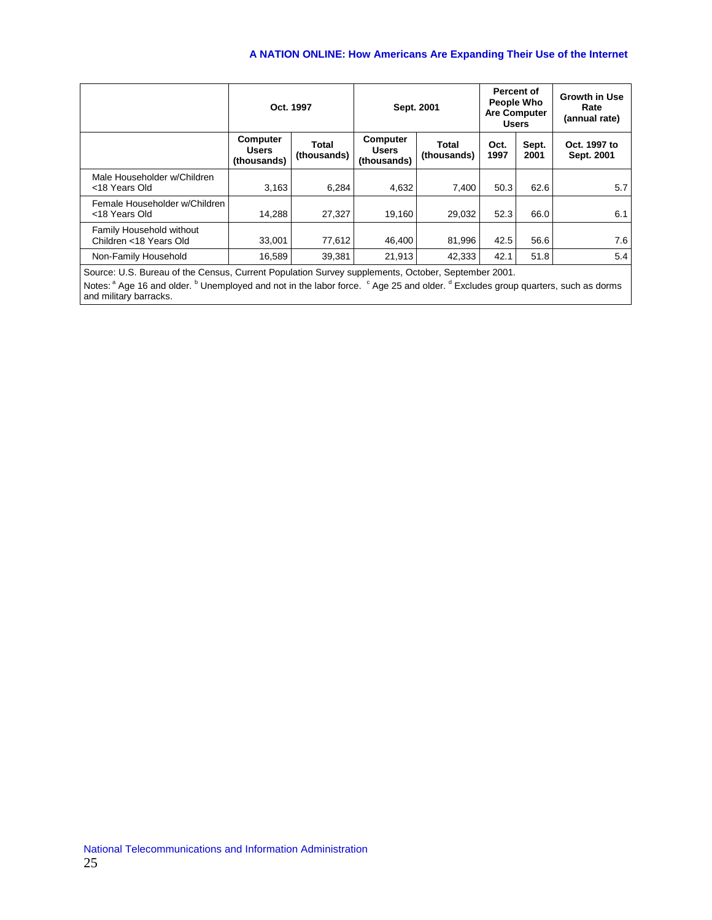| | Oct. 1997 | | Sept. 2001 | | Percent of People Who Are Computer Users | | Growth in Use Rate (annual rate) |
|---|---|---|---|---|---|---|---|
| | Computer Users (thousands) | Total (thousands) | Computer Users (thousands) | Total (thousands) | Oct. 1997 | Sept. 2001 | Oct. 1997 to Sept. 2001 |
| Male Householder w/Children <18 Years Old | 3,163 | 6,284 | 4,632 | 7,400 | 50.3 | 62.6 | 5.7 |
| Female Householder w/Children <18 Years Old | 14,288 | 27,327 | 19,160 | 29,032 | 52.3 | 66.0 | 6.1 |
| Family Household without Children <18 Years Old | 33,001 | 77,612 | 46,400 | 81,996 | 42.5 | 56.6 | 7.6 |
| Non-Family Household | 16,589 | 39,381 | 21,913 | 42,333 | 42.1 | 51.8 | 5.4 |

Source: U.S. Bureau of the Census, Current Population Survey supplements, October, September 2001.

Notes: [a] Age 16 and older. [b] Unemployed and not in the labor force. [c] Age 25 and older. [d] Excludes group quarters, such as dorms and military barracks.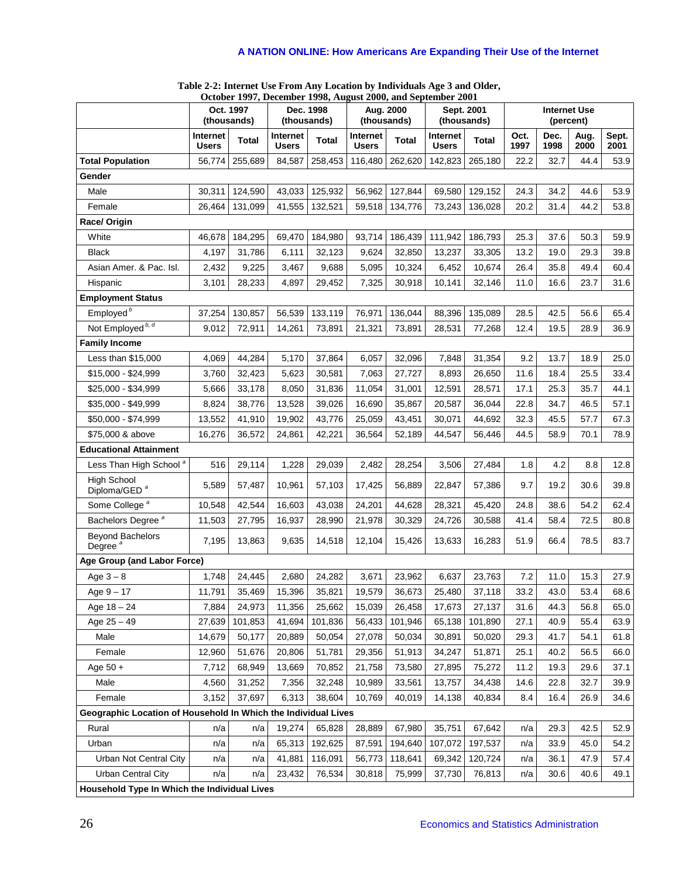**Table 2-2: Internet Use From Any Location by Individuals Age 3 and Older, October 1997, December 1998, August 2000, and September 2001**

| | Oct. 1997 (thousands) | | Dec. 1998 (thousands) | | Aug. 2000 (thousands) | | Sept. 2001 (thousands) | | Internet Use (percent) | | | |
|---|---|---|---|---|---|---|---|---|---|---|---|---|
| | Internet Users | Total | Internet Users | Total | Internet Users | Total | Internet Users | Total | Oct. 1997 | Dec. 1998 | Aug. 2000 | Sept. 2001 |
| **Total Population** | 56,774 | 255,689 | 84,587 | 258,453 | 116,480 | 262,620 | 142,823 | 265,180 | 22.2 | 32.7 | 44.4 | 53.9 |
| **Gender** | | | | | | | | | | | | |
| Male | 30,311 | 124,590 | 43,033 | 125,932 | 56,962 | 127,844 | 69,580 | 129,152 | 24.3 | 34.2 | 44.6 | 53.9 |
| Female | 26,464 | 131,099 | 41,555 | 132,521 | 59,518 | 134,776 | 73,243 | 136,028 | 20.2 | 31.4 | 44.2 | 53.8 |
| **Race/ Origin** | | | | | | | | | | | | |
| White | 46,678 | 184,295 | 69,470 | 184,980 | 93,714 | 186,439 | 111,942 | 186,793 | 25.3 | 37.6 | 50.3 | 59.9 |
| Black | 4,197 | 31,786 | 6,111 | 32,123 | 9,624 | 32,850 | 13,237 | 33,305 | 13.2 | 19.0 | 29.3 | 39.8 |
| Asian Amer. & Pac. Isl. | 2,432 | 9,225 | 3,467 | 9,688 | 5,095 | 10,324 | 6,452 | 10,674 | 26.4 | 35.8 | 49.4 | 60.4 |
| Hispanic | 3,101 | 28,233 | 4,897 | 29,452 | 7,325 | 30,918 | 10,141 | 32,146 | 11.0 | 16.6 | 23.7 | 31.6 |
| **Employment Status** | | | | | | | | | | | | |
| Employed [b] | 37,254 | 130,857 | 56,539 | 133,119 | 76,971 | 136,044 | 88,396 | 135,089 | 28.5 | 42.5 | 56.6 | 65.4 |
| Not Employed [b, d] | 9,012 | 72,911 | 14,261 | 73,891 | 21,321 | 73,891 | 28,531 | 77,268 | 12.4 | 19.5 | 28.9 | 36.9 |
| **Family Income** | | | | | | | | | | | | |
| Less than $15,000 | 4,069 | 44,284 | 5,170 | 37,864 | 6,057 | 32,096 | 7,848 | 31,354 | 9.2 | 13.7 | 18.9 | 25.0 |
| $15,000 - $24,999 | 3,760 | 32,423 | 5,623 | 30,581 | 7,063 | 27,727 | 8,893 | 26,650 | 11.6 | 18.4 | 25.5 | 33.4 |
| $25,000 - $34,999 | 5,666 | 33,178 | 8,050 | 31,836 | 11,054 | 31,001 | 12,591 | 28,571 | 17.1 | 25.3 | 35.7 | 44.1 |
| $35,000 - $49,999 | 8,824 | 38,776 | 13,528 | 39,026 | 16,690 | 35,867 | 20,587 | 36,044 | 22.8 | 34.7 | 46.5 | 57.1 |
| $50,000 - $74,999 | 13,552 | 41,910 | 19,902 | 43,776 | 25,059 | 43,451 | 30,071 | 44,692 | 32.3 | 45.5 | 57.7 | 67.3 |
| $75,000 & above | 16,276 | 36,572 | 24,861 | 42,221 | 36,564 | 52,189 | 44,547 | 56,446 | 44.5 | 58.9 | 70.1 | 78.9 |
| **Educational Attainment** | | | | | | | | | | | | |
| Less Than High School [a] | 516 | 29,114 | 1,228 | 29,039 | 2,482 | 28,254 | 3,506 | 27,484 | 1.8 | 4.2 | 8.8 | 12.8 |
| High School Diploma/GED [a] | 5,589 | 57,487 | 10,961 | 57,103 | 17,425 | 56,889 | 22,847 | 57,386 | 9.7 | 19.2 | 30.6 | 39.8 |
| Some College [a] | 10,548 | 42,544 | 16,603 | 43,038 | 24,201 | 44,628 | 28,321 | 45,420 | 24.8 | 38.6 | 54.2 | 62.4 |
| Bachelors Degree [a] | 11,503 | 27,795 | 16,937 | 28,990 | 21,978 | 30,329 | 24,726 | 30,588 | 41.4 | 58.4 | 72.5 | 80.8 |
| Beyond Bachelors Degree [a] | 7,195 | 13,863 | 9,635 | 14,518 | 12,104 | 15,426 | 13,633 | 16,283 | 51.9 | 66.4 | 78.5 | 83.7 |
| **Age Group (and Labor Force)** | | | | | | | | | | | | |
| Age 3 – 8 | 1,748 | 24,445 | 2,680 | 24,282 | 3,671 | 23,962 | 6,637 | 23,763 | 7.2 | 11.0 | 15.3 | 27.9 |
| Age 9 – 17 | 11,791 | 35,469 | 15,396 | 35,821 | 19,579 | 36,673 | 25,480 | 37,118 | 33.2 | 43.0 | 53.4 | 68.6 |
| Age 18 – 24 | 7,884 | 24,973 | 11,356 | 25,662 | 15,039 | 26,458 | 17,673 | 27,137 | 31.6 | 44.3 | 56.8 | 65.0 |
| Age 25 – 49 | 27,639 | 101,853 | 41,694 | 101,836 | 56,433 | 101,946 | 65,138 | 101,890 | 27.1 | 40.9 | 55.4 | 63.9 |
| Male | 14,679 | 50,177 | 20,889 | 50,054 | 27,078 | 50,034 | 30,891 | 50,020 | 29.3 | 41.7 | 54.1 | 61.8 |
| Female | 12,960 | 51,676 | 20,806 | 51,781 | 29,356 | 51,913 | 34,247 | 51,871 | 25.1 | 40.2 | 56.5 | 66.0 |
| Age 50 + | 7,712 | 68,949 | 13,669 | 70,852 | 21,758 | 73,580 | 27,895 | 75,272 | 11.2 | 19.3 | 29.6 | 37.1 |
| Male | 4,560 | 31,252 | 7,356 | 32,248 | 10,989 | 33,561 | 13,757 | 34,438 | 14.6 | 22.8 | 32.7 | 39.9 |
| Female | 3,152 | 37,697 | 6,313 | 38,604 | 10,769 | 40,019 | 14,138 | 40,834 | 8.4 | 16.4 | 26.9 | 34.6 |
| **Geographic Location of Household In Which the Individual Lives** | | | | | | | | | | | | |
| Rural | n/a | n/a | 19,274 | 65,828 | 28,889 | 67,980 | 35,751 | 67,642 | n/a | 29.3 | 42.5 | 52.9 |
| Urban | n/a | n/a | 65,313 | 192,625 | 87,591 | 194,640 | 107,072 | 197,537 | n/a | 33.9 | 45.0 | 54.2 |
| Urban Not Central City | n/a | n/a | 41,881 | 116,091 | 56,773 | 118,641 | 69,342 | 120,724 | n/a | 36.1 | 47.9 | 57.4 |
| Urban Central City | n/a | n/a | 23,432 | 76,534 | 30,818 | 75,999 | 37,730 | 76,813 | n/a | 30.6 | 40.6 | 49.1 |
| **Household Type In Which the Individual Lives** | | | | | | | | | | | | |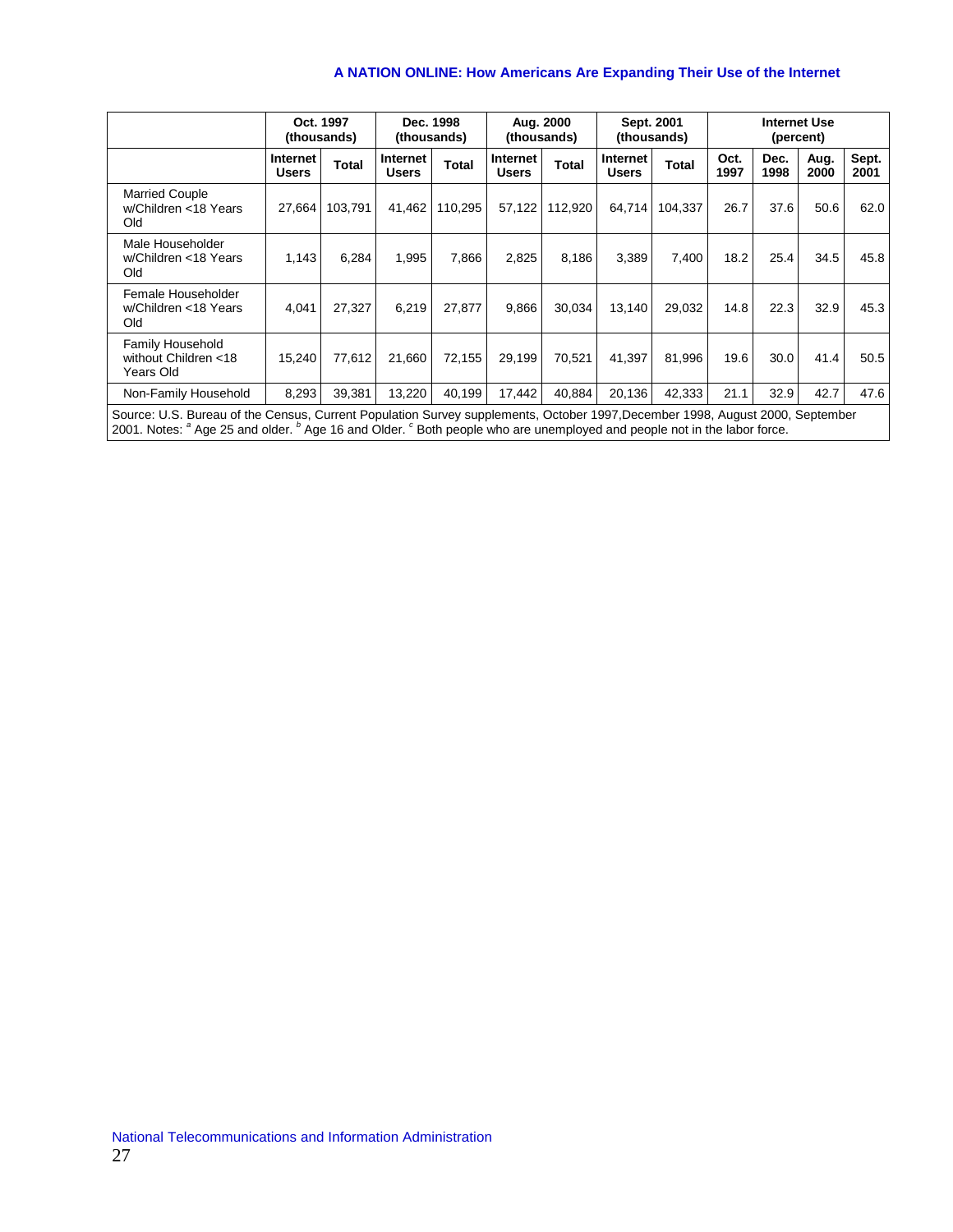| | Oct. 1997 (thousands) | | Dec. 1998 (thousands) | | Aug. 2000 (thousands) | | Sept. 2001 (thousands) | | Internet Use (percent) | | | |
|---|---|---|---|---|---|---|---|---|---|---|---|---|
| | Internet Users | Total | Internet Users | Total | Internet Users | Total | Internet Users | Total | Oct. 1997 | Dec. 1998 | Aug. 2000 | Sept. 2001 |
| Married Couple w/Children <18 Years Old | 27,664 | 103,791 | 41,462 | 110,295 | 57,122 | 112,920 | 64,714 | 104,337 | 26.7 | 37.6 | 50.6 | 62.0 |
| Male Householder w/Children <18 Years Old | 1,143 | 6,284 | 1,995 | 7,866 | 2,825 | 8,186 | 3,389 | 7,400 | 18.2 | 25.4 | 34.5 | 45.8 |
| Female Householder w/Children <18 Years Old | 4,041 | 27,327 | 6,219 | 27,877 | 9,866 | 30,034 | 13,140 | 29,032 | 14.8 | 22.3 | 32.9 | 45.3 |
| Family Household without Children <18 Years Old | 15,240 | 77,612 | 21,660 | 72,155 | 29,199 | 70,521 | 41,397 | 81,996 | 19.6 | 30.0 | 41.4 | 50.5 |
| Non-Family Household | 8,293 | 39,381 | 13,220 | 40,199 | 17,442 | 40,884 | 20,136 | 42,333 | 21.1 | 32.9 | 42.7 | 47.6 |

Source: U.S. Bureau of the Census, Current Population Survey supplements, October 1997,December 1998, August 2000, September 2001. Notes: [a] Age 25 and older. [b] Age 16 and Older. [c] Both people who are unemployed and people not in the labor force.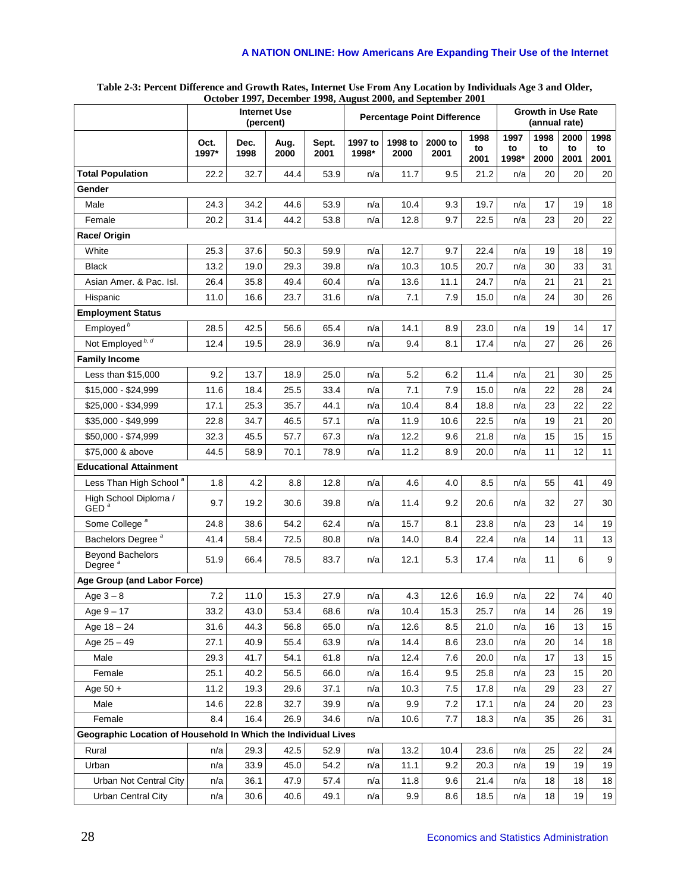**Table 2-3: Percent Difference and Growth Rates, Internet Use From Any Location by Individuals Age 3 and Older, October 1997, December 1998, August 2000, and September 2001**

| | Internet Use (percent) | | | | Percentage Point Difference | | | | Growth in Use Rate (annual rate) | | | |
|---|---|---|---|---|---|---|---|---|---|---|---|---|
| | Oct. 1997* | Dec. 1998 | Aug. 2000 | Sept. 2001 | 1997 to 1998* | 1998 to 2000 | 2000 to 2001 | 1998 to 2001 | 1997 to 1998* | 1998 to 2000 | 2000 to 2001 | 1998 to 2001 |
| **Total Population** | 22.2 | 32.7 | 44.4 | 53.9 | n/a | 11.7 | 9.5 | 21.2 | n/a | 20 | 20 | 20 |
| **Gender** | | | | | | | | | | | | |
| Male | 24.3 | 34.2 | 44.6 | 53.9 | n/a | 10.4 | 9.3 | 19.7 | n/a | 17 | 19 | 18 |
| Female | 20.2 | 31.4 | 44.2 | 53.8 | n/a | 12.8 | 9.7 | 22.5 | n/a | 23 | 20 | 22 |
| **Race/ Origin** | | | | | | | | | | | | |
| White | 25.3 | 37.6 | 50.3 | 59.9 | n/a | 12.7 | 9.7 | 22.4 | n/a | 19 | 18 | 19 |
| Black | 13.2 | 19.0 | 29.3 | 39.8 | n/a | 10.3 | 10.5 | 20.7 | n/a | 30 | 33 | 31 |
| Asian Amer. & Pac. Isl. | 26.4 | 35.8 | 49.4 | 60.4 | n/a | 13.6 | 11.1 | 24.7 | n/a | 21 | 21 | 21 |
| Hispanic | 11.0 | 16.6 | 23.7 | 31.6 | n/a | 7.1 | 7.9 | 15.0 | n/a | 24 | 30 | 26 |
| **Employment Status** | | | | | | | | | | | | |
| Employed [b] | 28.5 | 42.5 | 56.6 | 65.4 | n/a | 14.1 | 8.9 | 23.0 | n/a | 19 | 14 | 17 |
| Not Employed [b, d] | 12.4 | 19.5 | 28.9 | 36.9 | n/a | 9.4 | 8.1 | 17.4 | n/a | 27 | 26 | 26 |
| **Family Income** | | | | | | | | | | | | |
| Less than $15,000 | 9.2 | 13.7 | 18.9 | 25.0 | n/a | 5.2 | 6.2 | 11.4 | n/a | 21 | 30 | 25 |
| $15,000 - $24,999 | 11.6 | 18.4 | 25.5 | 33.4 | n/a | 7.1 | 7.9 | 15.0 | n/a | 22 | 28 | 24 |
| $25,000 - $34,999 | 17.1 | 25.3 | 35.7 | 44.1 | n/a | 10.4 | 8.4 | 18.8 | n/a | 23 | 22 | 22 |
| $35,000 - $49,999 | 22.8 | 34.7 | 46.5 | 57.1 | n/a | 11.9 | 10.6 | 22.5 | n/a | 19 | 21 | 20 |
| $50,000 - $74,999 | 32.3 | 45.5 | 57.7 | 67.3 | n/a | 12.2 | 9.6 | 21.8 | n/a | 15 | 15 | 15 |
| $75,000 & above | 44.5 | 58.9 | 70.1 | 78.9 | n/a | 11.2 | 8.9 | 20.0 | n/a | 11 | 12 | 11 |
| **Educational Attainment** | | | | | | | | | | | | |
| Less Than High School [a] | 1.8 | 4.2 | 8.8 | 12.8 | n/a | 4.6 | 4.0 | 8.5 | n/a | 55 | 41 | 49 |
| High School Diploma / GED [a] | 9.7 | 19.2 | 30.6 | 39.8 | n/a | 11.4 | 9.2 | 20.6 | n/a | 32 | 27 | 30 |
| Some College [a] | 24.8 | 38.6 | 54.2 | 62.4 | n/a | 15.7 | 8.1 | 23.8 | n/a | 23 | 14 | 19 |
| Bachelors Degree [a] | 41.4 | 58.4 | 72.5 | 80.8 | n/a | 14.0 | 8.4 | 22.4 | n/a | 14 | 11 | 13 |
| Beyond Bachelors Degree [a] | 51.9 | 66.4 | 78.5 | 83.7 | n/a | 12.1 | 5.3 | 17.4 | n/a | 11 | 6 | 9 |
| **Age Group (and Labor Force)** | | | | | | | | | | | | |
| Age 3 – 8 | 7.2 | 11.0 | 15.3 | 27.9 | n/a | 4.3 | 12.6 | 16.9 | n/a | 22 | 74 | 40 |
| Age 9 – 17 | 33.2 | 43.0 | 53.4 | 68.6 | n/a | 10.4 | 15.3 | 25.7 | n/a | 14 | 26 | 19 |
| Age 18 – 24 | 31.6 | 44.3 | 56.8 | 65.0 | n/a | 12.6 | 8.5 | 21.0 | n/a | 16 | 13 | 15 |
| Age 25 – 49 | 27.1 | 40.9 | 55.4 | 63.9 | n/a | 14.4 | 8.6 | 23.0 | n/a | 20 | 14 | 18 |
| Male | 29.3 | 41.7 | 54.1 | 61.8 | n/a | 12.4 | 7.6 | 20.0 | n/a | 17 | 13 | 15 |
| Female | 25.1 | 40.2 | 56.5 | 66.0 | n/a | 16.4 | 9.5 | 25.8 | n/a | 23 | 15 | 20 |
| Age 50 + | 11.2 | 19.3 | 29.6 | 37.1 | n/a | 10.3 | 7.5 | 17.8 | n/a | 29 | 23 | 27 |
| Male | 14.6 | 22.8 | 32.7 | 39.9 | n/a | 9.9 | 7.2 | 17.1 | n/a | 24 | 20 | 23 |
| Female | 8.4 | 16.4 | 26.9 | 34.6 | n/a | 10.6 | 7.7 | 18.3 | n/a | 35 | 26 | 31 |
| **Geographic Location of Household In Which the Individual Lives** | | | | | | | | | | | | |
| Rural | n/a | 29.3 | 42.5 | 52.9 | n/a | 13.2 | 10.4 | 23.6 | n/a | 25 | 22 | 24 |
| Urban | n/a | 33.9 | 45.0 | 54.2 | n/a | 11.1 | 9.2 | 20.3 | n/a | 19 | 19 | 19 |
| Urban Not Central City | n/a | 36.1 | 47.9 | 57.4 | n/a | 11.8 | 9.6 | 21.4 | n/a | 18 | 18 | 18 |
| Urban Central City | n/a | 30.6 | 40.6 | 49.1 | n/a | 9.9 | 8.6 | 18.5 | n/a | 18 | 19 | 19 |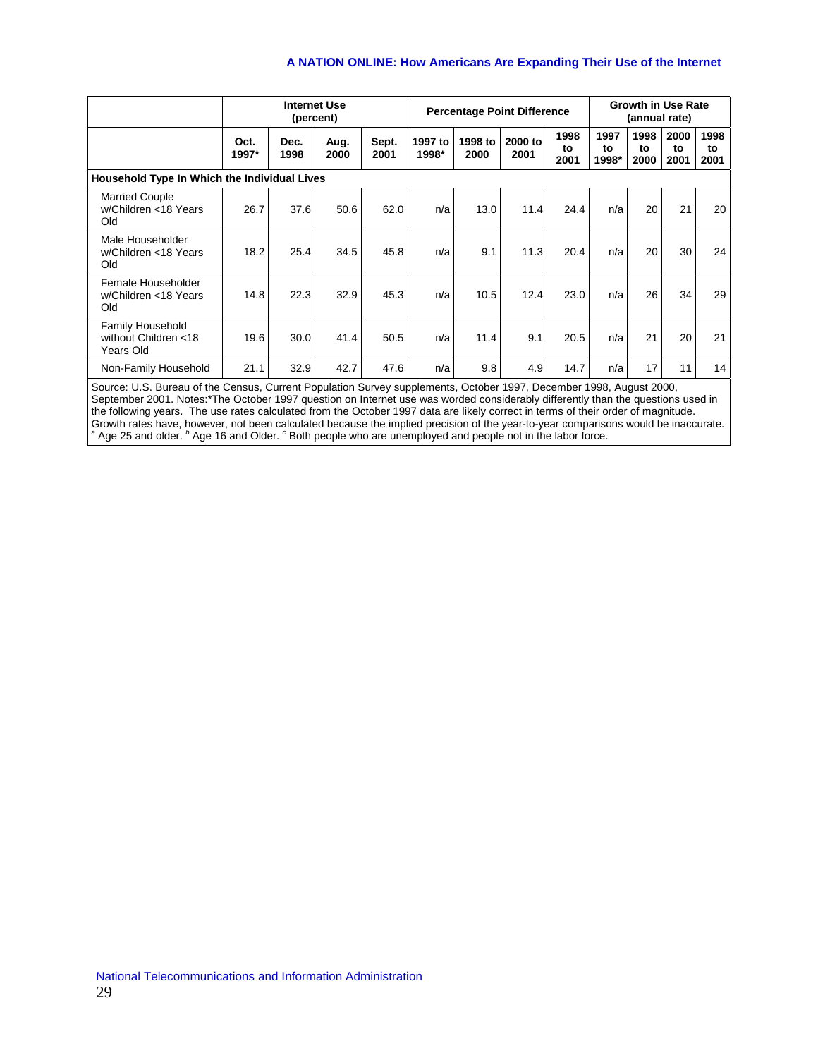| | Internet Use (percent) | | | | Percentage Point Difference | | | | Growth in Use Rate (annual rate) | | | |
|---|---|---|---|---|---|---|---|---|---|---|---|---|
| | Oct. 1997* | Dec. 1998 | Aug. 2000 | Sept. 2001 | 1997 to 1998* | 1998 to 2000 | 2000 to 2001 | 1998 to 2001 | 1997 to 1998* | 1998 to 2000 | 2000 to 2001 | 1998 to 2001 |
| **Household Type In Which the Individual Lives** | | | | | | | | | | | | |
| Married Couple w/Children <18 Years Old | 26.7 | 37.6 | 50.6 | 62.0 | n/a | 13.0 | 11.4 | 24.4 | n/a | 20 | 21 | 20 |
| Male Householder w/Children <18 Years Old | 18.2 | 25.4 | 34.5 | 45.8 | n/a | 9.1 | 11.3 | 20.4 | n/a | 20 | 30 | 24 |
| Female Householder w/Children <18 Years Old | 14.8 | 22.3 | 32.9 | 45.3 | n/a | 10.5 | 12.4 | 23.0 | n/a | 26 | 34 | 29 |
| Family Household without Children <18 Years Old | 19.6 | 30.0 | 41.4 | 50.5 | n/a | 11.4 | 9.1 | 20.5 | n/a | 21 | 20 | 21 |
| Non-Family Household | 21.1 | 32.9 | 42.7 | 47.6 | n/a | 9.8 | 4.9 | 14.7 | n/a | 17 | 11 | 14 |

Source: U.S. Bureau of the Census, Current Population Survey supplements, October 1997, December 1998, August 2000, September 2001. Notes:*The October 1997 question on Internet use was worded considerably differently than the questions used in the following years. The use rates calculated from the October 1997 data are likely correct in terms of their order of magnitude. Growth rates have, however, not been calculated because the implied precision of the year-to-year comparisons would be inaccurate. [a] Age 25 and older. [b] Age 16 and Older. [c] Both people who are unemployed and people not in the labor force.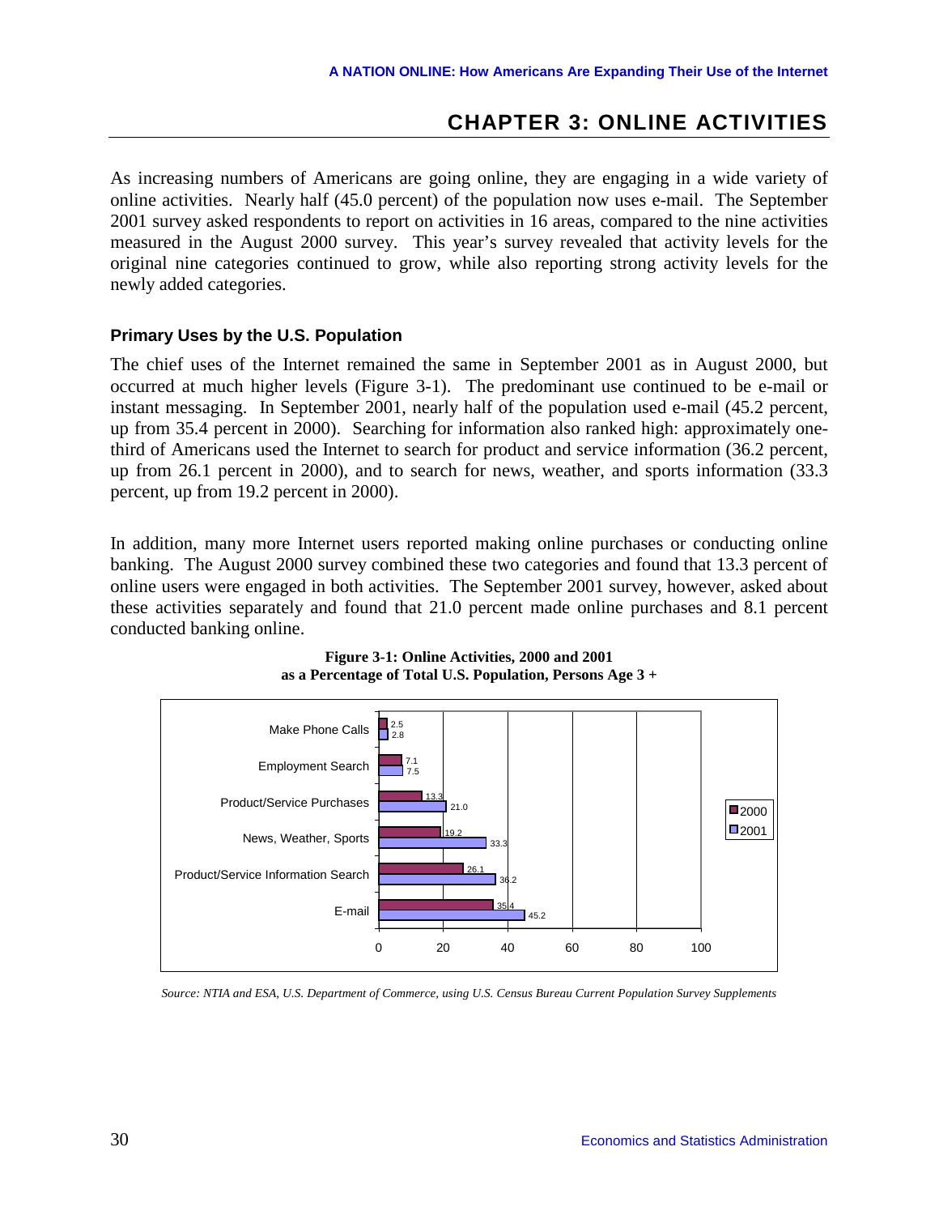## CHAPTER 3: ONLINE ACTIVITIES

As increasing numbers of Americans are going online, they are engaging in a wide variety of online activities. Nearly half (45.0 percent) of the population now uses e-mail. The September 2001 survey asked respondents to report on activities in 16 areas, compared to the nine activities measured in the August 2000 survey. This year's survey revealed that activity levels for the original nine categories continued to grow, while also reporting strong activity levels for the newly added categories.

### Primary Uses by the U.S. Population

The chief uses of the Internet remained the same in September 2001 as in August 2000, but occurred at much higher levels (Figure 3-1). The predominant use continued to be e-mail or instant messaging. In September 2001, nearly half of the population used e-mail (45.2 percent, up from 35.4 percent in 2000). Searching for information also ranked high: approximately one-third of Americans used the Internet to search for product and service information (36.2 percent, up from 26.1 percent in 2000), and to search for news, weather, and sports information (33.3 percent, up from 19.2 percent in 2000).

In addition, many more Internet users reported making online purchases or conducting online banking. The August 2000 survey combined these two categories and found that 13.3 percent of online users were engaged in both activities. The September 2001 survey, however, asked about these activities separately and found that 21.0 percent made online purchases and 8.1 percent conducted banking online.

**Figure 3-1: Online Activities, 2000 and 2001 as a Percentage of Total U.S. Population, Persons Age 3 +**

| Activity | 2000 | 2001 |
|---|---|---|
| Make Phone Calls | 2.5 | 2.8 |
| Employment Search | 7.1 | 7.5 |
| Product/Service Purchases | 13.3 | 21.0 |
| News, Weather, Sports | 19.2 | 33.3 |
| Product/Service Information Search | 26.1 | 36.2 |
| E-mail | 35.4 | 45.2 |

*Source: NTIA and ESA, U.S. Department of Commerce, using U.S. Census Bureau Current Population Survey Supplements*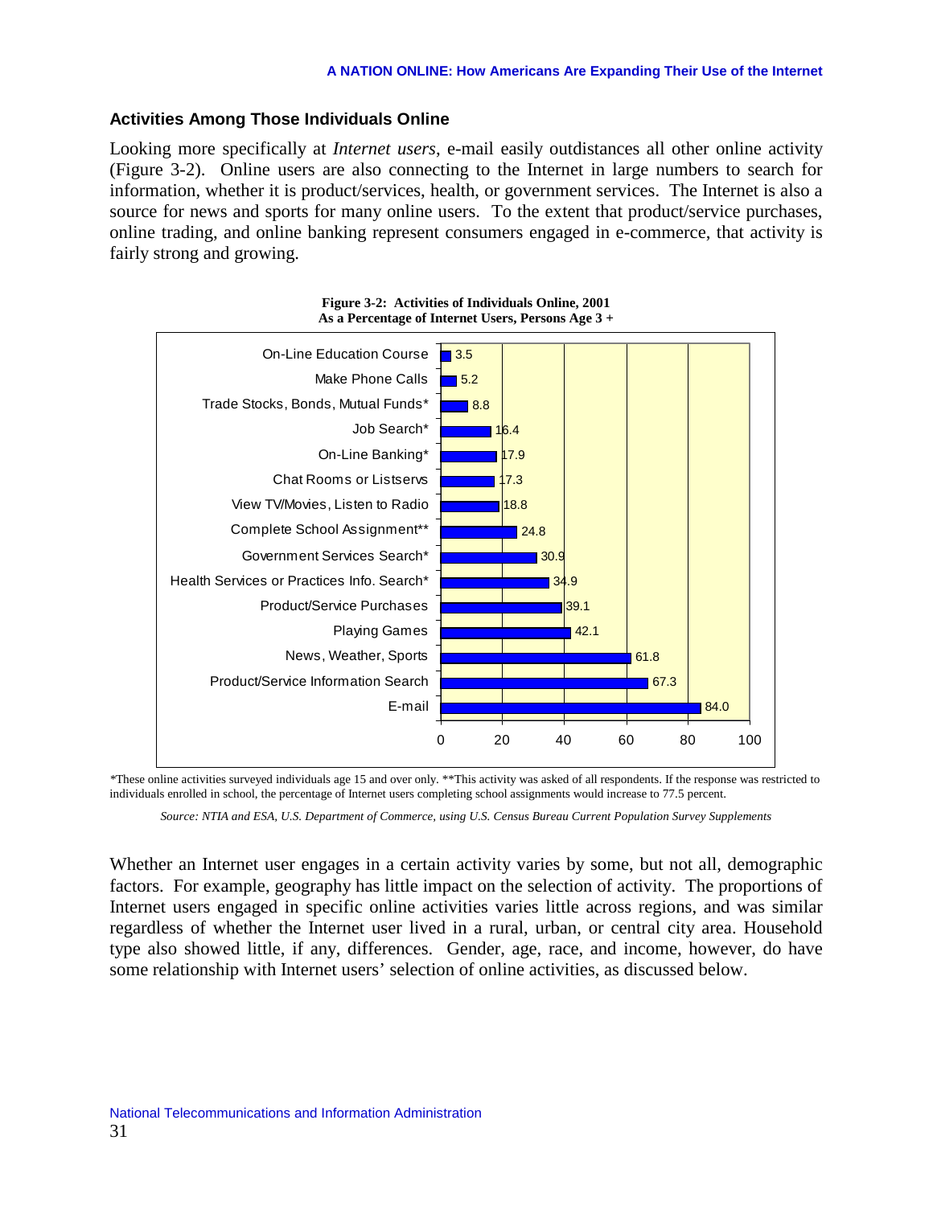### Activities Among Those Individuals Online

Looking more specifically at *Internet users*, e-mail easily outdistances all other online activity (Figure 3-2). Online users are also connecting to the Internet in large numbers to search for information, whether it is product/services, health, or government services. The Internet is also a source for news and sports for many online users. To the extent that product/service purchases, online trading, and online banking represent consumers engaged in e-commerce, that activity is fairly strong and growing.

**Figure 3-2: Activities of Individuals Online, 2001**
**As a Percentage of Internet Users, Persons Age 3 +**

| Activity | Percent |
| --- | --- |
| On-Line Education Course | 3.5 |
| Make Phone Calls | 5.2 |
| Trade Stocks, Bonds, Mutual Funds* | 8.8 |
| Job Search* | 16.4 |
| On-Line Banking* | 17.9 |
| Chat Rooms or Listservs | 17.3 |
| View TV/Movies, Listen to Radio | 18.8 |
| Complete School Assignment** | 24.8 |
| Government Services Search* | 30.9 |
| Health Services or Practices Info. Search* | 34.9 |
| Product/Service Purchases | 39.1 |
| Playing Games | 42.1 |
| News, Weather, Sports | 61.8 |
| Product/Service Information Search | 67.3 |
| E-mail | 84.0 |

*These online activities surveyed individuals age 15 and over only. **This activity was asked of all respondents. If the response was restricted to individuals enrolled in school, the percentage of Internet users completing school assignments would increase to 77.5 percent.

*Source: NTIA and ESA, U.S. Department of Commerce, using U.S. Census Bureau Current Population Survey Supplements*

Whether an Internet user engages in a certain activity varies by some, but not all, demographic factors. For example, geography has little impact on the selection of activity. The proportions of Internet users engaged in specific online activities varies little across regions, and was similar regardless of whether the Internet user lived in a rural, urban, or central city area. Household type also showed little, if any, differences. Gender, age, race, and income, however, do have some relationship with Internet users' selection of online activities, as discussed below.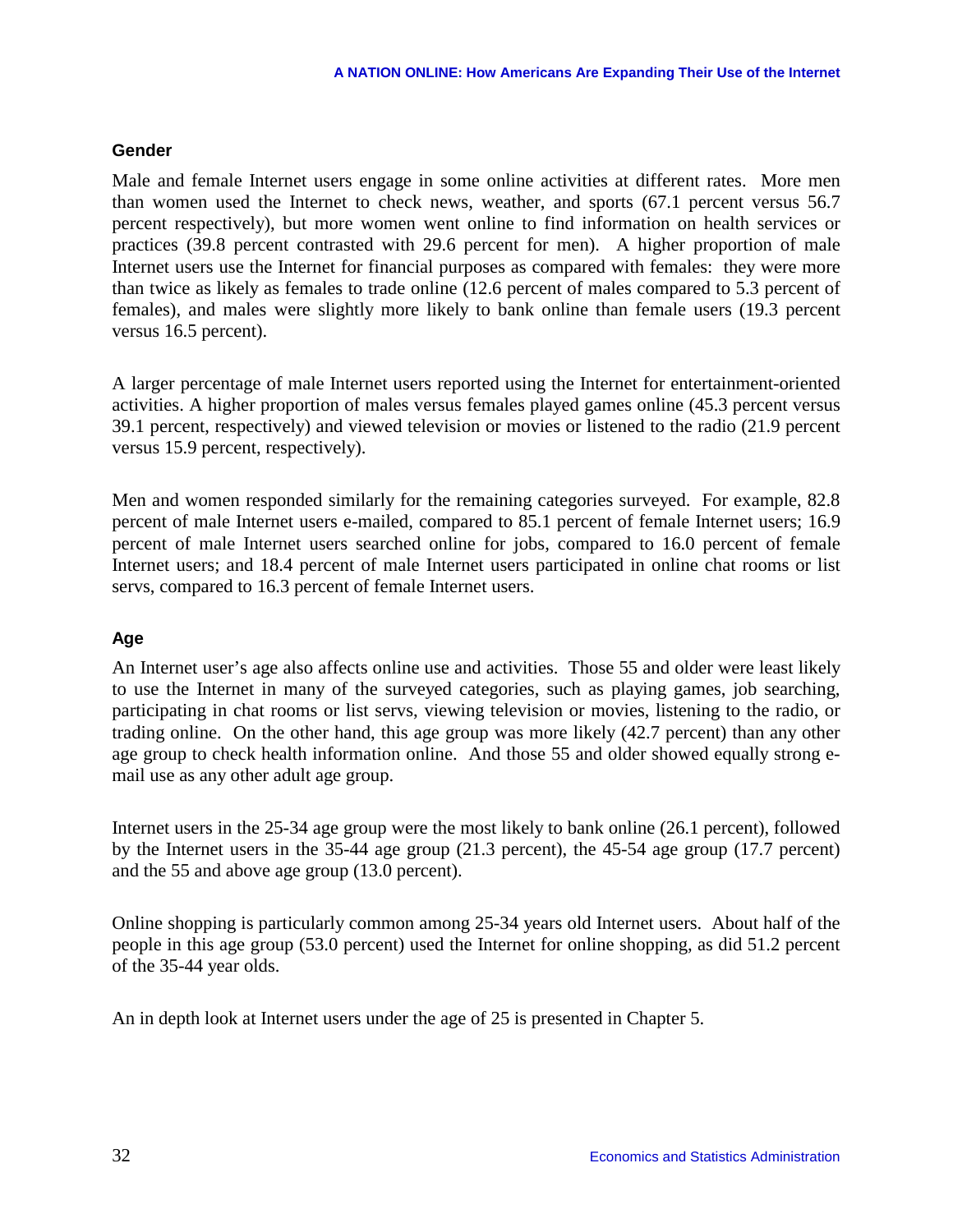### Gender

Male and female Internet users engage in some online activities at different rates. More men than women used the Internet to check news, weather, and sports (67.1 percent versus 56.7 percent respectively), but more women went online to find information on health services or practices (39.8 percent contrasted with 29.6 percent for men). A higher proportion of male Internet users use the Internet for financial purposes as compared with females: they were more than twice as likely as females to trade online (12.6 percent of males compared to 5.3 percent of females), and males were slightly more likely to bank online than female users (19.3 percent versus 16.5 percent).

A larger percentage of male Internet users reported using the Internet for entertainment-oriented activities. A higher proportion of males versus females played games online (45.3 percent versus 39.1 percent, respectively) and viewed television or movies or listened to the radio (21.9 percent versus 15.9 percent, respectively).

Men and women responded similarly for the remaining categories surveyed. For example, 82.8 percent of male Internet users e-mailed, compared to 85.1 percent of female Internet users; 16.9 percent of male Internet users searched online for jobs, compared to 16.0 percent of female Internet users; and 18.4 percent of male Internet users participated in online chat rooms or list servs, compared to 16.3 percent of female Internet users.

### Age

An Internet user's age also affects online use and activities. Those 55 and older were least likely to use the Internet in many of the surveyed categories, such as playing games, job searching, participating in chat rooms or list servs, viewing television or movies, listening to the radio, or trading online. On the other hand, this age group was more likely (42.7 percent) than any other age group to check health information online. And those 55 and older showed equally strong e-mail use as any other adult age group.

Internet users in the 25-34 age group were the most likely to bank online (26.1 percent), followed by the Internet users in the 35-44 age group (21.3 percent), the 45-54 age group (17.7 percent) and the 55 and above age group (13.0 percent).

Online shopping is particularly common among 25-34 years old Internet users. About half of the people in this age group (53.0 percent) used the Internet for online shopping, as did 51.2 percent of the 35-44 year olds.

An in depth look at Internet users under the age of 25 is presented in Chapter 5.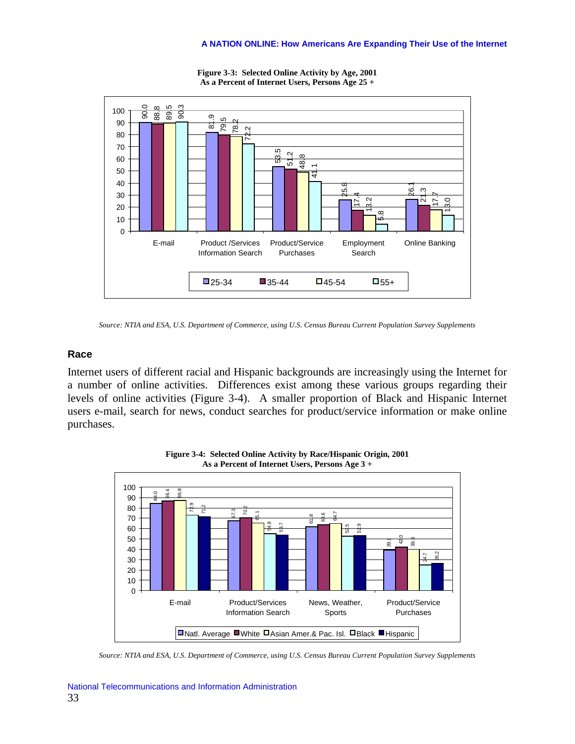**Figure 3-3: Selected Online Activity by Age, 2001**
**As a Percent of Internet Users, Persons Age 25 +**

| | 25-34 | 35-44 | 45-54 | 55+ |
|---|---|---|---|---|
| E-mail | 90.0 | 88.8 | 89.5 | 90.3 |
| Product /Services Information Search | 81.9 | 79.5 | 78.2 | 72.2 |
| Product/Service Purchases | 53.5 | 51.2 | 48.8 | 41.1 |
| Employment Search | 25.8 | 17.4 | 13.2 | 5.8 |
| Online Banking | 26.1 | 21.3 | 17.7 | 13.0 |

*Source: NTIA and ESA, U.S. Department of Commerce, using U.S. Census Bureau Current Population Survey Supplements*

## Race

Internet users of different racial and Hispanic backgrounds are increasingly using the Internet for a number of online activities. Differences exist among these various groups regarding their levels of online activities (Figure 3-4). A smaller proportion of Black and Hispanic Internet users e-mail, search for news, conduct searches for product/service information or make online purchases.

**Figure 3-4: Selected Online Activity by Race/Hispanic Origin, 2001**
**As a Percent of Internet Users, Persons Age 3 +**

| | Natl. Average | White | Asian Amer.& Pac. Isl. | Black | Hispanic |
|---|---|---|---|---|---|
| E-mail | 84.0 | 86.4 | 86.8 | 72.9 | 71.2 |
| Product/Services Information Search | 67.3 | 70.2 | 65.1 | 54.9 | 53.7 |
| News, Weather, Sports | 61.8 | 63.6 | 64.7 | 52.5 | 52.9 |
| Product/Service Purchases | 39.1 | 42.0 | 39.8 | 24.7 | 26.2 |

*Source: NTIA and ESA, U.S. Department of Commerce, using U.S. Census Bureau Current Population Survey Supplements*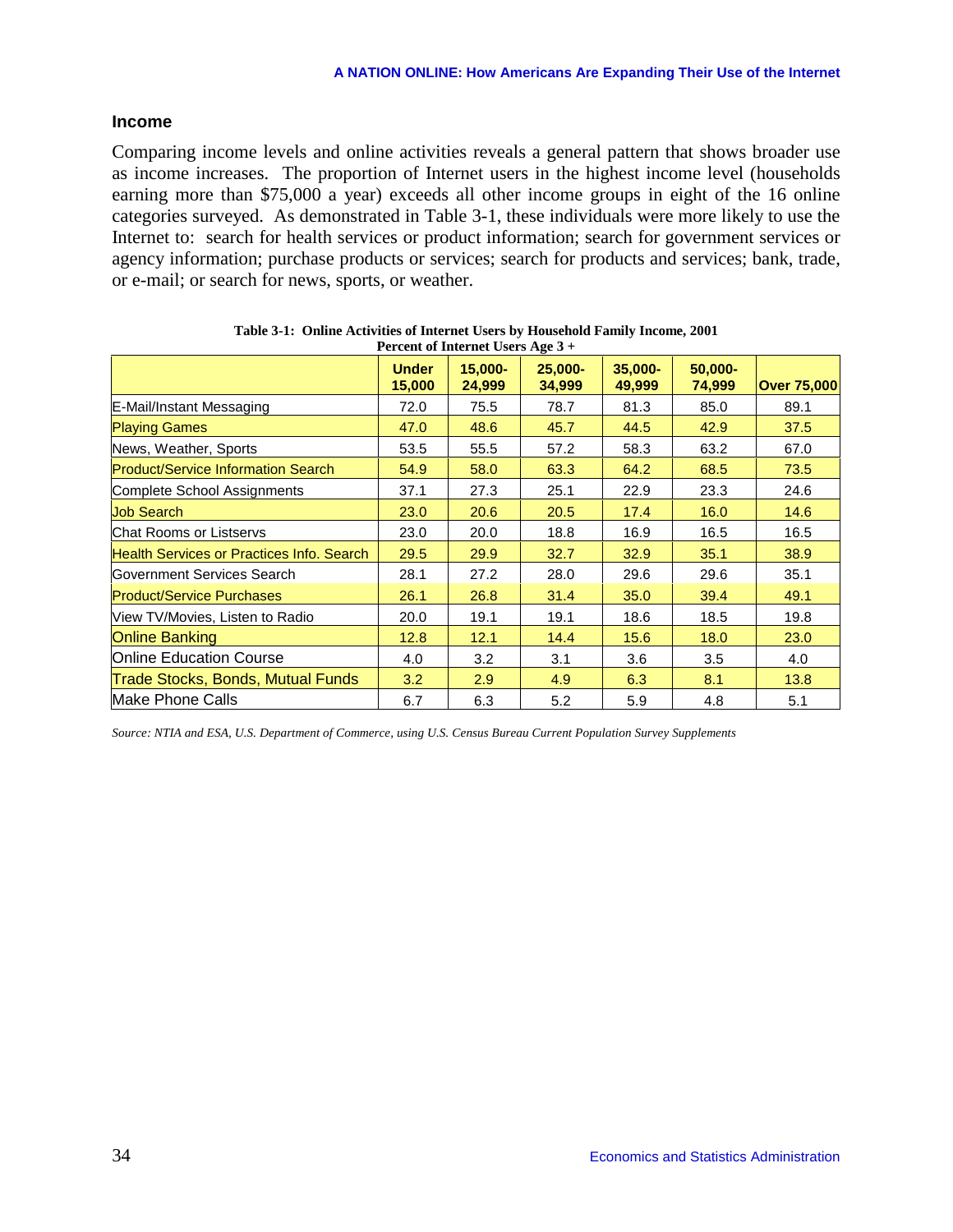## Income

Comparing income levels and online activities reveals a general pattern that shows broader use as income increases. The proportion of Internet users in the highest income level (households earning more than $75,000 a year) exceeds all other income groups in eight of the 16 online categories surveyed. As demonstrated in Table 3-1, these individuals were more likely to use the Internet to: search for health services or product information; search for government services or agency information; purchase products or services; search for products and services; bank, trade, or e-mail; or search for news, sports, or weather.

**Table 3-1: Online Activities of Internet Users by Household Family Income, 2001**
**Percent of Internet Users Age 3 +**

| | Under 15,000 | 15,000-24,999 | 25,000-34,999 | 35,000-49,999 | 50,000-74,999 | Over 75,000 |
|---|---|---|---|---|---|---|
| E-Mail/Instant Messaging | 72.0 | 75.5 | 78.7 | 81.3 | 85.0 | 89.1 |
| Playing Games | 47.0 | 48.6 | 45.7 | 44.5 | 42.9 | 37.5 |
| News, Weather, Sports | 53.5 | 55.5 | 57.2 | 58.3 | 63.2 | 67.0 |
| Product/Service Information Search | 54.9 | 58.0 | 63.3 | 64.2 | 68.5 | 73.5 |
| Complete School Assignments | 37.1 | 27.3 | 25.1 | 22.9 | 23.3 | 24.6 |
| Job Search | 23.0 | 20.6 | 20.5 | 17.4 | 16.0 | 14.6 |
| Chat Rooms or Listservs | 23.0 | 20.0 | 18.8 | 16.9 | 16.5 | 16.5 |
| Health Services or Practices Info. Search | 29.5 | 29.9 | 32.7 | 32.9 | 35.1 | 38.9 |
| Government Services Search | 28.1 | 27.2 | 28.0 | 29.6 | 29.6 | 35.1 |
| Product/Service Purchases | 26.1 | 26.8 | 31.4 | 35.0 | 39.4 | 49.1 |
| View TV/Movies, Listen to Radio | 20.0 | 19.1 | 19.1 | 18.6 | 18.5 | 19.8 |
| Online Banking | 12.8 | 12.1 | 14.4 | 15.6 | 18.0 | 23.0 |
| Online Education Course | 4.0 | 3.2 | 3.1 | 3.6 | 3.5 | 4.0 |
| Trade Stocks, Bonds, Mutual Funds | 3.2 | 2.9 | 4.9 | 6.3 | 8.1 | 13.8 |
| Make Phone Calls | 6.7 | 6.3 | 5.2 | 5.9 | 4.8 | 5.1 |

*Source: NTIA and ESA, U.S. Department of Commerce, using U.S. Census Bureau Current Population Survey Supplements*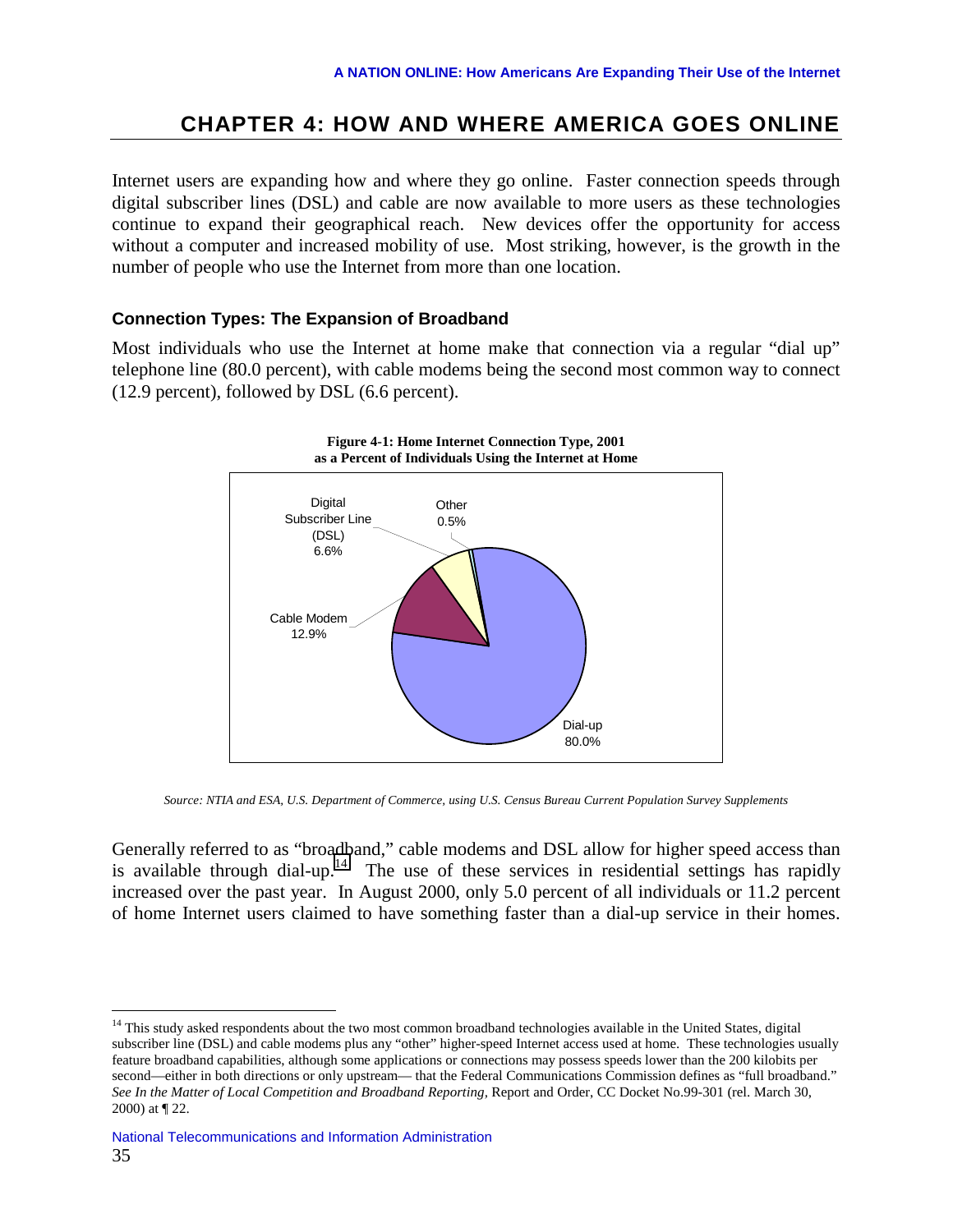# CHAPTER 4: HOW AND WHERE AMERICA GOES ONLINE

Internet users are expanding how and where they go online. Faster connection speeds through digital subscriber lines (DSL) and cable are now available to more users as these technologies continue to expand their geographical reach. New devices offer the opportunity for access without a computer and increased mobility of use. Most striking, however, is the growth in the number of people who use the Internet from more than one location.

### Connection Types: The Expansion of Broadband

Most individuals who use the Internet at home make that connection via a regular "dial up" telephone line (80.0 percent), with cable modems being the second most common way to connect (12.9 percent), followed by DSL (6.6 percent).

**Figure 4-1: Home Internet Connection Type, 2001 as a Percent of Individuals Using the Internet at Home**

| Connection Type | Percent |
|---|---|
| Dial-up | 80.0% |
| Cable Modem | 12.9% |
| Digital Subscriber Line (DSL) | 6.6% |
| Other | 0.5% |

*Source: NTIA and ESA, U.S. Department of Commerce, using U.S. Census Bureau Current Population Survey Supplements*

Generally referred to as "broadband," cable modems and DSL allow for higher speed access than is available through dial-up.[14] The use of these services in residential settings has rapidly increased over the past year. In August 2000, only 5.0 percent of all individuals or 11.2 percent of home Internet users claimed to have something faster than a dial-up service in their homes.

---

[14] This study asked respondents about the two most common broadband technologies available in the United States, digital subscriber line (DSL) and cable modems plus any "other" higher-speed Internet access used at home. These technologies usually feature broadband capabilities, although some applications or connections may possess speeds lower than the 200 kilobits per second—either in both directions or only upstream— that the Federal Communications Commission defines as "full broadband." *See In the Matter of Local Competition and Broadband Reporting,* Report and Order, CC Docket No.99-301 (rel. March 30, 2000) at ¶ 22.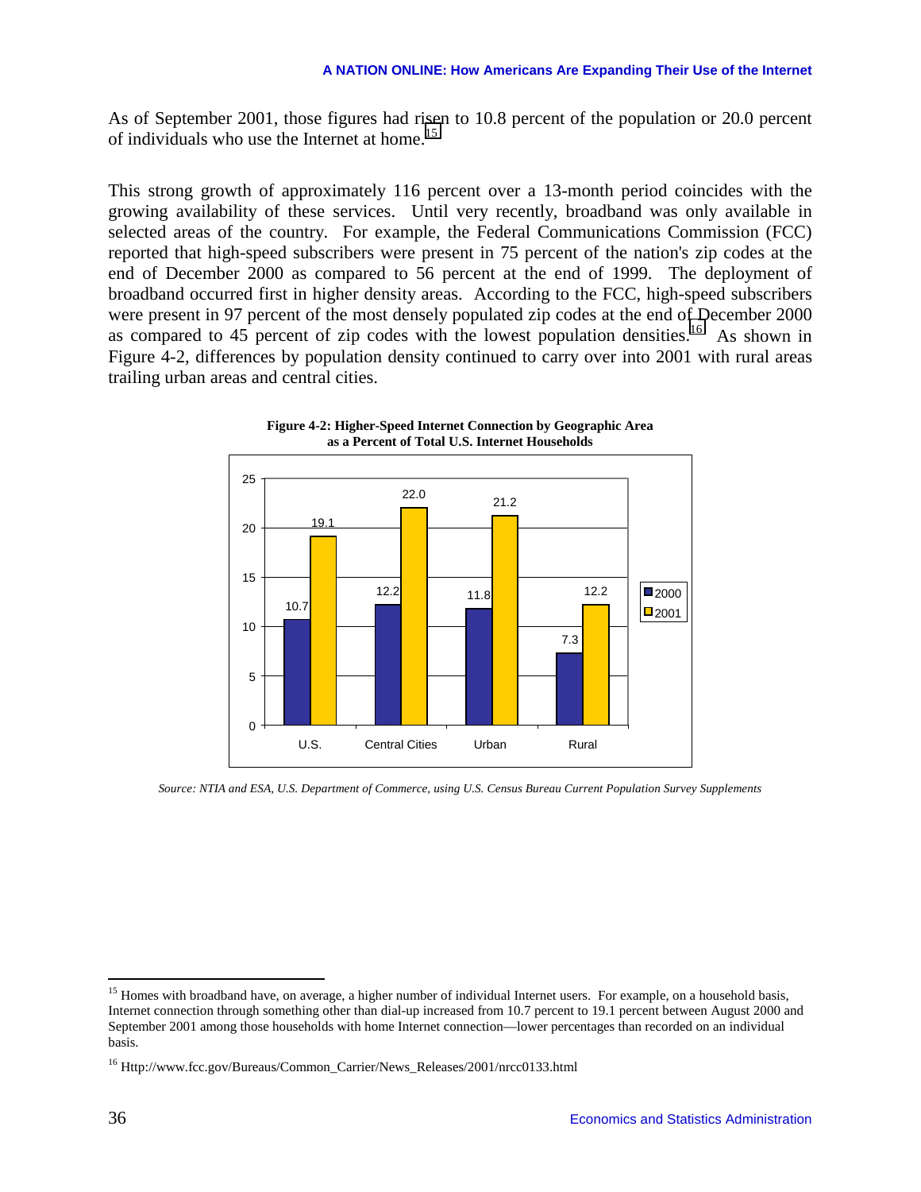As of September 2001, those figures had risen to 10.8 percent of the population or 20.0 percent of individuals who use the Internet at home.[15]

This strong growth of approximately 116 percent over a 13-month period coincides with the growing availability of these services. Until very recently, broadband was only available in selected areas of the country. For example, the Federal Communications Commission (FCC) reported that high-speed subscribers were present in 75 percent of the nation's zip codes at the end of December 2000 as compared to 56 percent at the end of 1999. The deployment of broadband occurred first in higher density areas. According to the FCC, high-speed subscribers were present in 97 percent of the most densely populated zip codes at the end of December 2000 as compared to 45 percent of zip codes with the lowest population densities.[16] As shown in Figure 4-2, differences by population density continued to carry over into 2001 with rural areas trailing urban areas and central cities.

**Figure 4-2: Higher-Speed Internet Connection by Geographic Area as a Percent of Total U.S. Internet Households**

| | 2000 | 2001 |
|---|---|---|
| U.S. | 10.7 | 19.1 |
| Central Cities | 12.2 | 22.0 |
| Urban | 11.8 | 21.2 |
| Rural | 7.3 | 12.2 |

*Source: NTIA and ESA, U.S. Department of Commerce, using U.S. Census Bureau Current Population Survey Supplements*

---

[15] Homes with broadband have, on average, a higher number of individual Internet users. For example, on a household basis, Internet connection through something other than dial-up increased from 10.7 percent to 19.1 percent between August 2000 and September 2001 among those households with home Internet connection—lower percentages than recorded on an individual basis.

[16] Http://www.fcc.gov/Bureaus/Common_Carrier/News_Releases/2001/nrcc0133.html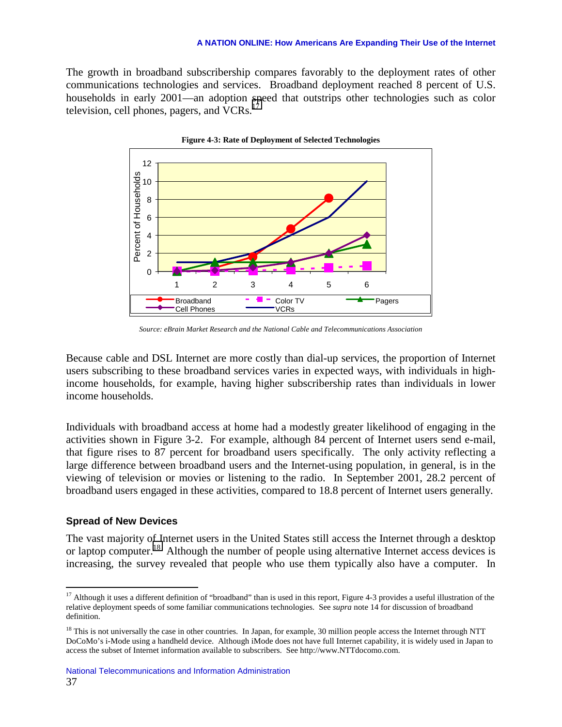The growth in broadband subscribership compares favorably to the deployment rates of other communications technologies and services. Broadband deployment reached 8 percent of U.S. households in early 2001—an adoption speed that outstrips other technologies such as color television, cell phones, pagers, and VCRs.[17]

**Figure 4-3: Rate of Deployment of Selected Technologies**

*Source: eBrain Market Research and the National Cable and Telecommunications Association*

Because cable and DSL Internet are more costly than dial-up services, the proportion of Internet users subscribing to these broadband services varies in expected ways, with individuals in high-income households, for example, having higher subscribership rates than individuals in lower income households.

Individuals with broadband access at home had a modestly greater likelihood of engaging in the activities shown in Figure 3-2. For example, although 84 percent of Internet users send e-mail, that figure rises to 87 percent for broadband users specifically. The only activity reflecting a large difference between broadband users and the Internet-using population, in general, is in the viewing of television or movies or listening to the radio. In September 2001, 28.2 percent of broadband users engaged in these activities, compared to 18.8 percent of Internet users generally.

### Spread of New Devices

The vast majority of Internet users in the United States still access the Internet through a desktop or laptop computer.[18] Although the number of people using alternative Internet access devices is increasing, the survey revealed that people who use them typically also have a computer. In

---

[17] Although it uses a different definition of "broadband" than is used in this report, Figure 4-3 provides a useful illustration of the relative deployment speeds of some familiar communications technologies. See *supra* note 14 for discussion of broadband definition.

[18] This is not universally the case in other countries. In Japan, for example, 30 million people access the Internet through NTT DoCoMo's i-Mode using a handheld device. Although iMode does not have full Internet capability, it is widely used in Japan to access the subset of Internet information available to subscribers. See http://www.NTTdocomo.com.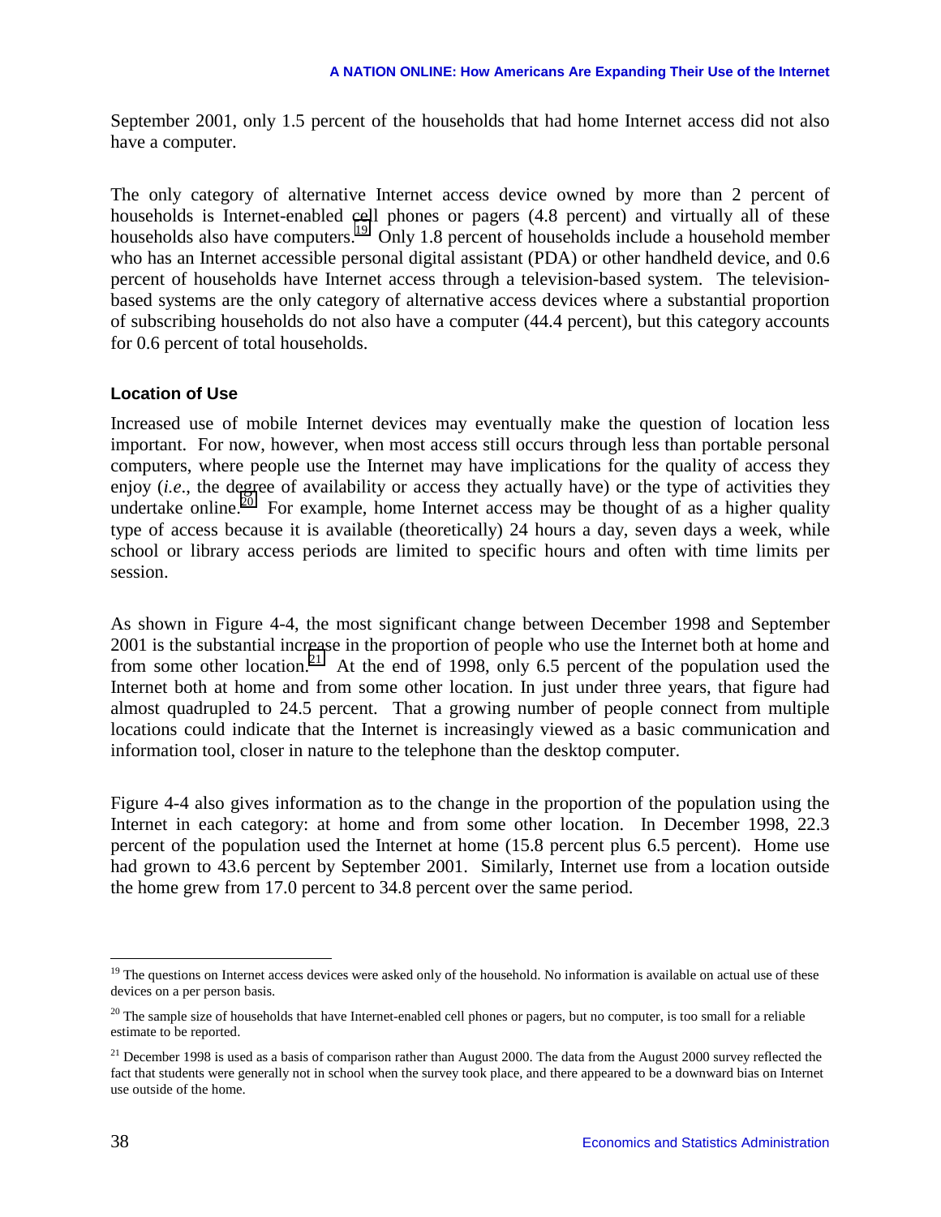September 2001, only 1.5 percent of the households that had home Internet access did not also have a computer.

The only category of alternative Internet access device owned by more than 2 percent of households is Internet-enabled cell phones or pagers (4.8 percent) and virtually all of these households also have computers.[19] Only 1.8 percent of households include a household member who has an Internet accessible personal digital assistant (PDA) or other handheld device, and 0.6 percent of households have Internet access through a television-based system. The television-based systems are the only category of alternative access devices where a substantial proportion of subscribing households do not also have a computer (44.4 percent), but this category accounts for 0.6 percent of total households.

### Location of Use

Increased use of mobile Internet devices may eventually make the question of location less important. For now, however, when most access still occurs through less than portable personal computers, where people use the Internet may have implications for the quality of access they enjoy (*i.e.*, the degree of availability or access they actually have) or the type of activities they undertake online.[20] For example, home Internet access may be thought of as a higher quality type of access because it is available (theoretically) 24 hours a day, seven days a week, while school or library access periods are limited to specific hours and often with time limits per session.

As shown in Figure 4-4, the most significant change between December 1998 and September 2001 is the substantial increase in the proportion of people who use the Internet both at home and from some other location.[21] At the end of 1998, only 6.5 percent of the population used the Internet both at home and from some other location. In just under three years, that figure had almost quadrupled to 24.5 percent. That a growing number of people connect from multiple locations could indicate that the Internet is increasingly viewed as a basic communication and information tool, closer in nature to the telephone than the desktop computer.

Figure 4-4 also gives information as to the change in the proportion of the population using the Internet in each category: at home and from some other location. In December 1998, 22.3 percent of the population used the Internet at home (15.8 percent plus 6.5 percent). Home use had grown to 43.6 percent by September 2001. Similarly, Internet use from a location outside the home grew from 17.0 percent to 34.8 percent over the same period.

---

[19] The questions on Internet access devices were asked only of the household. No information is available on actual use of these devices on a per person basis.

[20] The sample size of households that have Internet-enabled cell phones or pagers, but no computer, is too small for a reliable estimate to be reported.

[21] December 1998 is used as a basis of comparison rather than August 2000. The data from the August 2000 survey reflected the fact that students were generally not in school when the survey took place, and there appeared to be a downward bias on Internet use outside of the home.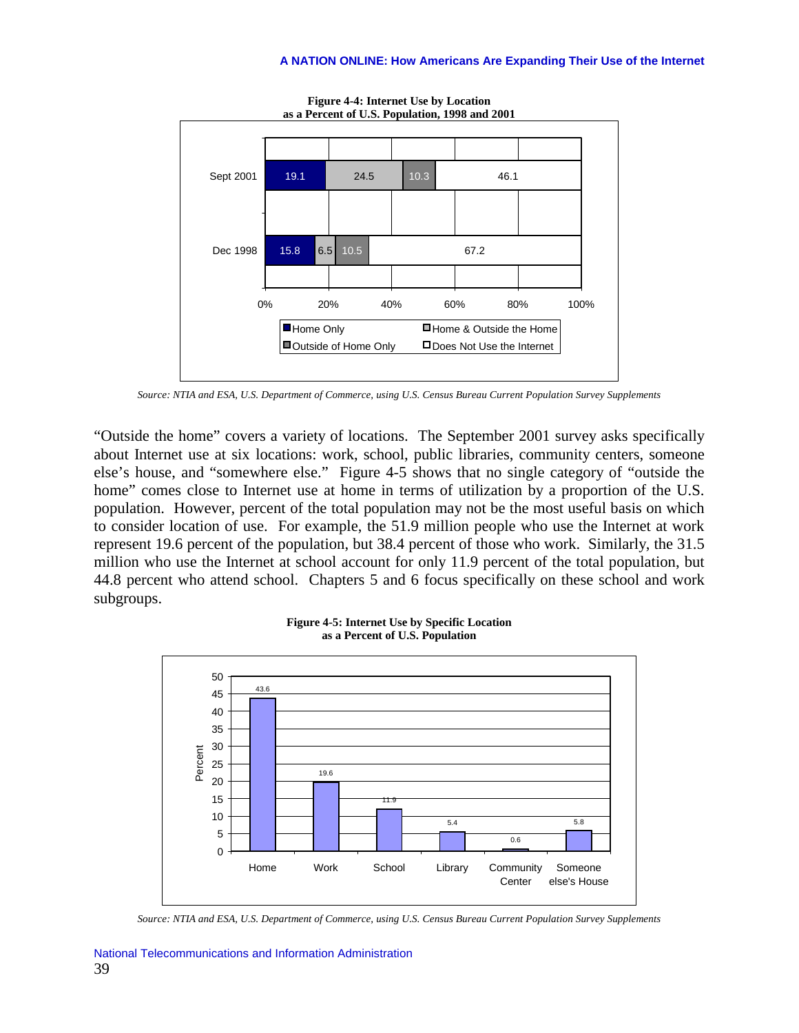**Figure 4-4: Internet Use by Location as a Percent of U.S. Population, 1998 and 2001**

| | Home Only | Home & Outside the Home | Outside of Home Only | Does Not Use the Internet |
|---|---|---|---|---|
| Sept 2001 | 19.1 | 24.5 | 10.3 | 46.1 |
| Dec 1998 | 15.8 | 6.5 | 10.5 | 67.2 |

*Source: NTIA and ESA, U.S. Department of Commerce, using U.S. Census Bureau Current Population Survey Supplements*

"Outside the home" covers a variety of locations. The September 2001 survey asks specifically about Internet use at six locations: work, school, public libraries, community centers, someone else's house, and "somewhere else." Figure 4-5 shows that no single category of "outside the home" comes close to Internet use at home in terms of utilization by a proportion of the U.S. population. However, percent of the total population may not be the most useful basis on which to consider location of use. For example, the 51.9 million people who use the Internet at work represent 19.6 percent of the population, but 38.4 percent of those who work. Similarly, the 31.5 million who use the Internet at school account for only 11.9 percent of the total population, but 44.8 percent who attend school. Chapters 5 and 6 focus specifically on these school and work subgroups.

**Figure 4-5: Internet Use by Specific Location as a Percent of U.S. Population**

| Location | Percent |
|---|---|
| Home | 43.6 |
| Work | 19.6 |
| School | 11.9 |
| Library | 5.4 |
| Community Center | 0.6 |
| Someone else's House | 5.8 |

*Source: NTIA and ESA, U.S. Department of Commerce, using U.S. Census Bureau Current Population Survey Supplements*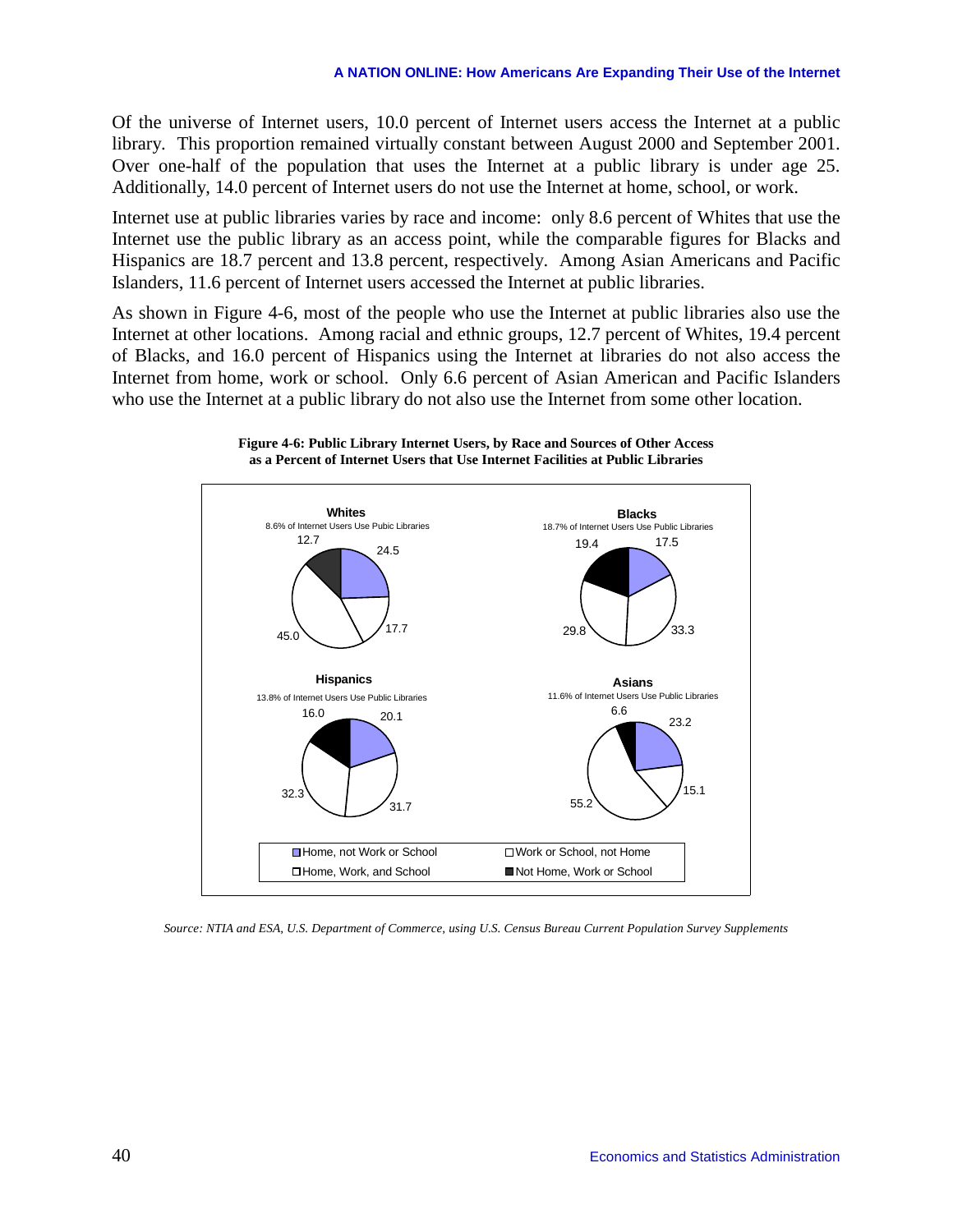Of the universe of Internet users, 10.0 percent of Internet users access the Internet at a public library. This proportion remained virtually constant between August 2000 and September 2001. Over one-half of the population that uses the Internet at a public library is under age 25. Additionally, 14.0 percent of Internet users do not use the Internet at home, school, or work.

Internet use at public libraries varies by race and income: only 8.6 percent of Whites that use the Internet use the public library as an access point, while the comparable figures for Blacks and Hispanics are 18.7 percent and 13.8 percent, respectively. Among Asian Americans and Pacific Islanders, 11.6 percent of Internet users accessed the Internet at public libraries.

As shown in Figure 4-6, most of the people who use the Internet at public libraries also use the Internet at other locations. Among racial and ethnic groups, 12.7 percent of Whites, 19.4 percent of Blacks, and 16.0 percent of Hispanics using the Internet at libraries do not also access the Internet from home, work or school. Only 6.6 percent of Asian American and Pacific Islanders who use the Internet at a public library do not also use the Internet from some other location.

**Figure 4-6: Public Library Internet Users, by Race and Sources of Other Access as a Percent of Internet Users that Use Internet Facilities at Public Libraries**

| | Whites (8.6% of Internet Users Use Pubic Libraries) | Blacks (18.7% of Internet Users Use Pubic Libraries) | Hispanics (13.8% of Internet Users Use Pubic Libraries) | Asians (11.6% of Internet Users Use Pubic Libraries) |
|---|---|---|---|---|
| Home, not Work or School | 24.5 | 17.5 | 20.1 | 23.2 |
| Work or School, not Home | 17.7 | 33.3 | 31.7 | 15.1 |
| Home, Work, and School | 45.0 | 29.8 | 32.3 | 55.2 |
| Not Home, Work or School | 12.7 | 19.4 | 16.0 | 6.6 |

*Source: NTIA and ESA, U.S. Department of Commerce, using U.S. Census Bureau Current Population Survey Supplements*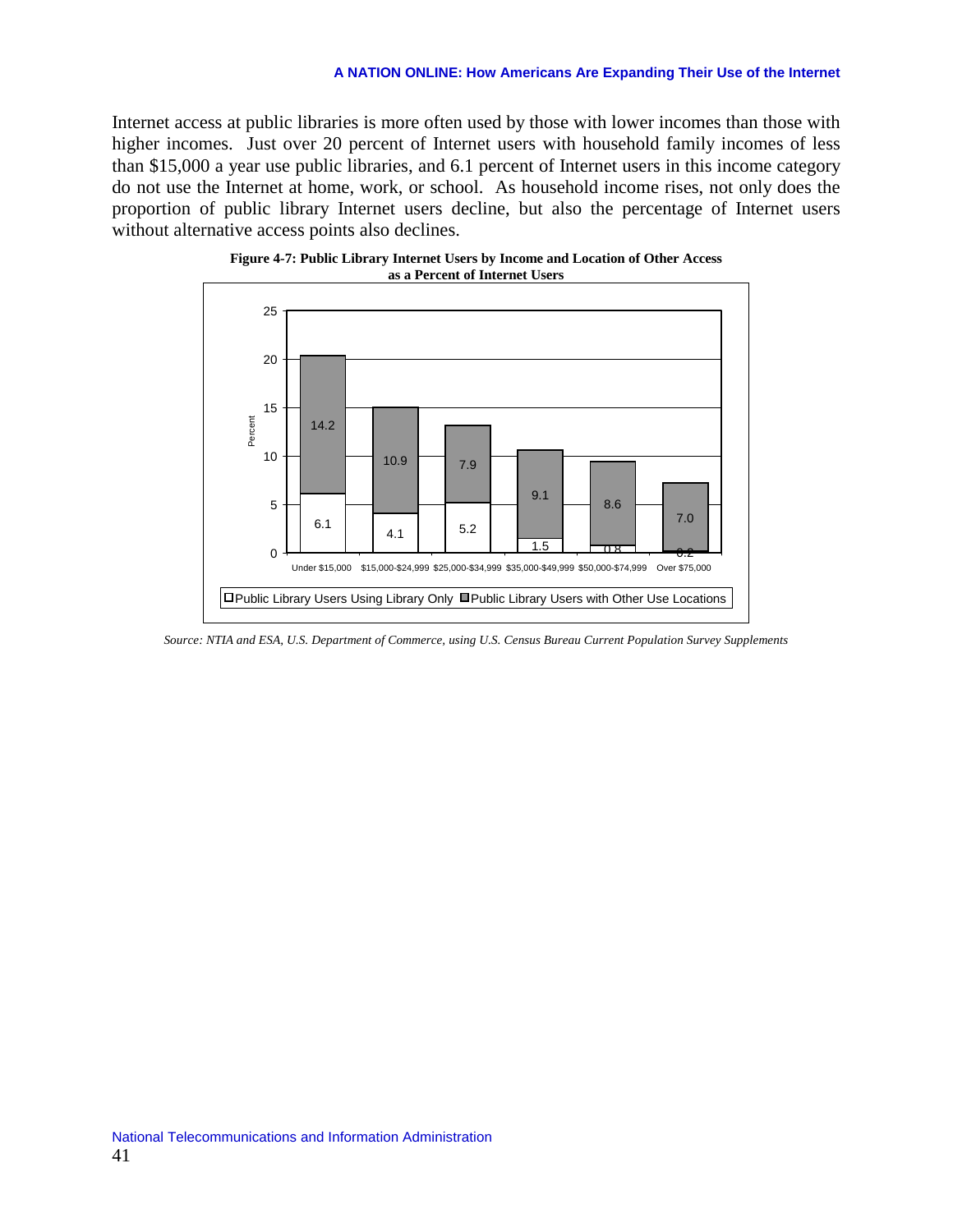Internet access at public libraries is more often used by those with lower incomes than those with higher incomes. Just over 20 percent of Internet users with household family incomes of less than $15,000 a year use public libraries, and 6.1 percent of Internet users in this income category do not use the Internet at home, work, or school. As household income rises, not only does the proportion of public library Internet users decline, but also the percentage of Internet users without alternative access points also declines.

**Figure 4-7: Public Library Internet Users by Income and Location of Other Access as a Percent of Internet Users**

| Income | Public Library Users Using Library Only | Public Library Users with Other Use Locations |
|---|---|---|
| Under $15,000 | 6.1 | 14.2 |
| $15,000-$24,999 | 4.1 | 10.9 |
| $25,000-$34,999 | 5.2 | 7.9 |
| $35,000-$49,999 | 1.5 | 9.1 |
| $50,000-$74,999 | 0.8 | 8.6 |
| Over $75,000 | 0.2 | 7.0 |

*Source: NTIA and ESA, U.S. Department of Commerce, using U.S. Census Bureau Current Population Survey Supplements*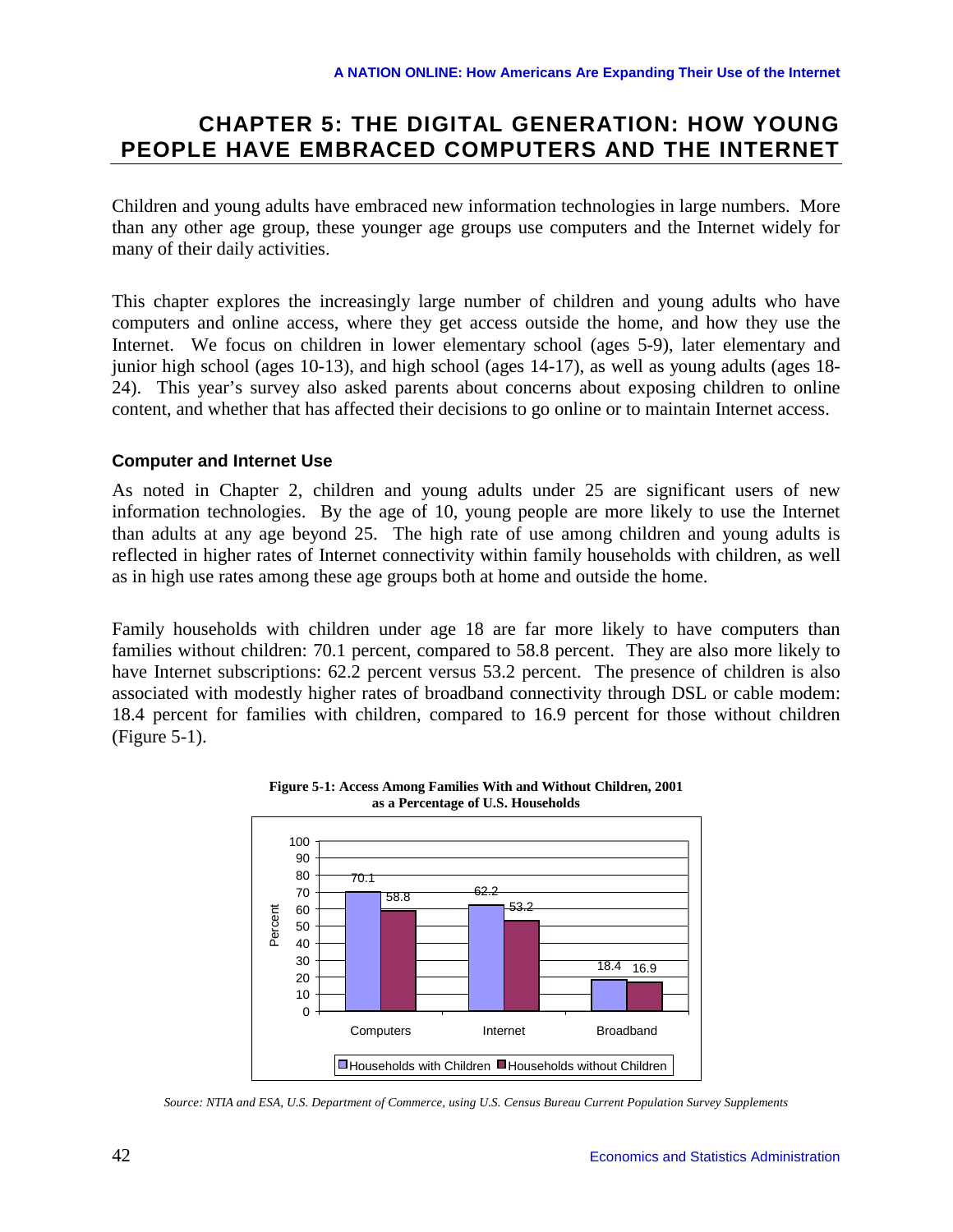# CHAPTER 5: THE DIGITAL GENERATION: HOW YOUNG PEOPLE HAVE EMBRACED COMPUTERS AND THE INTERNET

Children and young adults have embraced new information technologies in large numbers. More than any other age group, these younger age groups use computers and the Internet widely for many of their daily activities.

This chapter explores the increasingly large number of children and young adults who have computers and online access, where they get access outside the home, and how they use the Internet. We focus on children in lower elementary school (ages 5-9), later elementary and junior high school (ages 10-13), and high school (ages 14-17), as well as young adults (ages 18-24). This year's survey also asked parents about concerns about exposing children to online content, and whether that has affected their decisions to go online or to maintain Internet access.

### Computer and Internet Use

As noted in Chapter 2, children and young adults under 25 are significant users of new information technologies. By the age of 10, young people are more likely to use the Internet than adults at any age beyond 25. The high rate of use among children and young adults is reflected in higher rates of Internet connectivity within family households with children, as well as in high use rates among these age groups both at home and outside the home.

Family households with children under age 18 are far more likely to have computers than families without children: 70.1 percent, compared to 58.8 percent. They are also more likely to have Internet subscriptions: 62.2 percent versus 53.2 percent. The presence of children is also associated with modestly higher rates of broadband connectivity through DSL or cable modem: 18.4 percent for families with children, compared to 16.9 percent for those without children (Figure 5-1).

**Figure 5-1: Access Among Families With and Without Children, 2001 as a Percentage of U.S. Households**

| | Households with Children | Households without Children |
|---|---|---|
| Computers | 70.1 | 58.8 |
| Internet | 62.2 | 53.2 |
| Broadband | 18.4 | 16.9 |

*Source: NTIA and ESA, U.S. Department of Commerce, using U.S. Census Bureau Current Population Survey Supplements*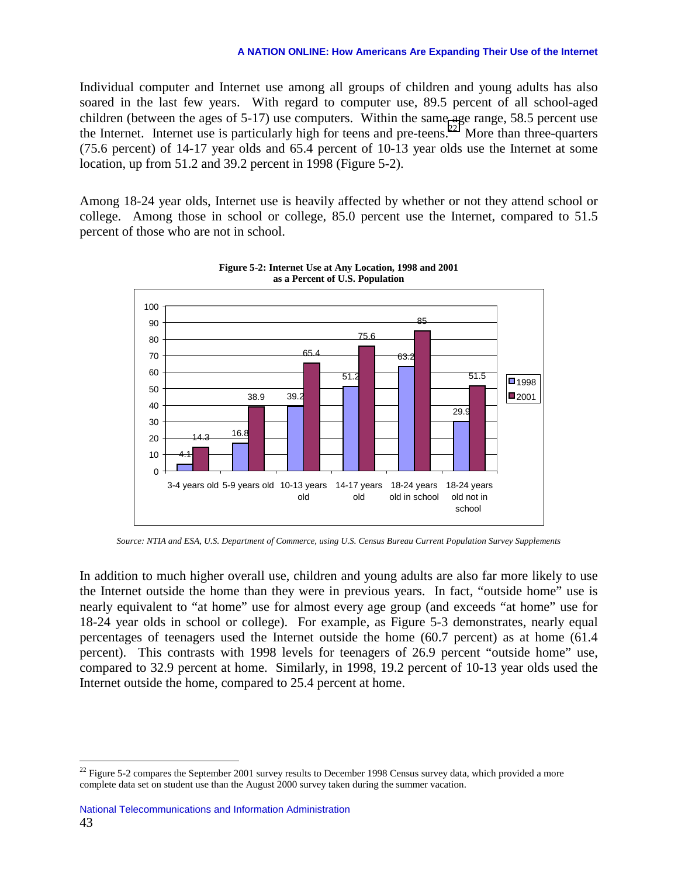Individual computer and Internet use among all groups of children and young adults has also soared in the last few years. With regard to computer use, 89.5 percent of all school-aged children (between the ages of 5-17) use computers. Within the same age range, 58.5 percent use the Internet. Internet use is particularly high for teens and pre-teens.[22] More than three-quarters (75.6 percent) of 14-17 year olds and 65.4 percent of 10-13 year olds use the Internet at some location, up from 51.2 and 39.2 percent in 1998 (Figure 5-2).

Among 18-24 year olds, Internet use is heavily affected by whether or not they attend school or college. Among those in school or college, 85.0 percent use the Internet, compared to 51.5 percent of those who are not in school.

**Figure 5-2: Internet Use at Any Location, 1998 and 2001 as a Percent of U.S. Population**

| | 1998 | 2001 |
|---|---|---|
| 3-4 years old | 4.1 | 14.3 |
| 5-9 years old | 16.8 | 38.9 |
| 10-13 years old | 39.2 | 65.4 |
| 14-17 years old | 51.2 | 75.6 |
| 18-24 years old in school | 63.2 | 85 |
| 18-24 years old not in school | 29.9 | 51.5 |

*Source: NTIA and ESA, U.S. Department of Commerce, using U.S. Census Bureau Current Population Survey Supplements*

In addition to much higher overall use, children and young adults are also far more likely to use the Internet outside the home than they were in previous years. In fact, "outside home" use is nearly equivalent to "at home" use for almost every age group (and exceeds "at home" use for 18-24 year olds in school or college). For example, as Figure 5-3 demonstrates, nearly equal percentages of teenagers used the Internet outside the home (60.7 percent) as at home (61.4 percent). This contrasts with 1998 levels for teenagers of 26.9 percent "outside home" use, compared to 32.9 percent at home. Similarly, in 1998, 19.2 percent of 10-13 year olds used the Internet outside the home, compared to 25.4 percent at home.

[22] Figure 5-2 compares the September 2001 survey results to December 1998 Census survey data, which provided a more complete data set on student use than the August 2000 survey taken during the summer vacation.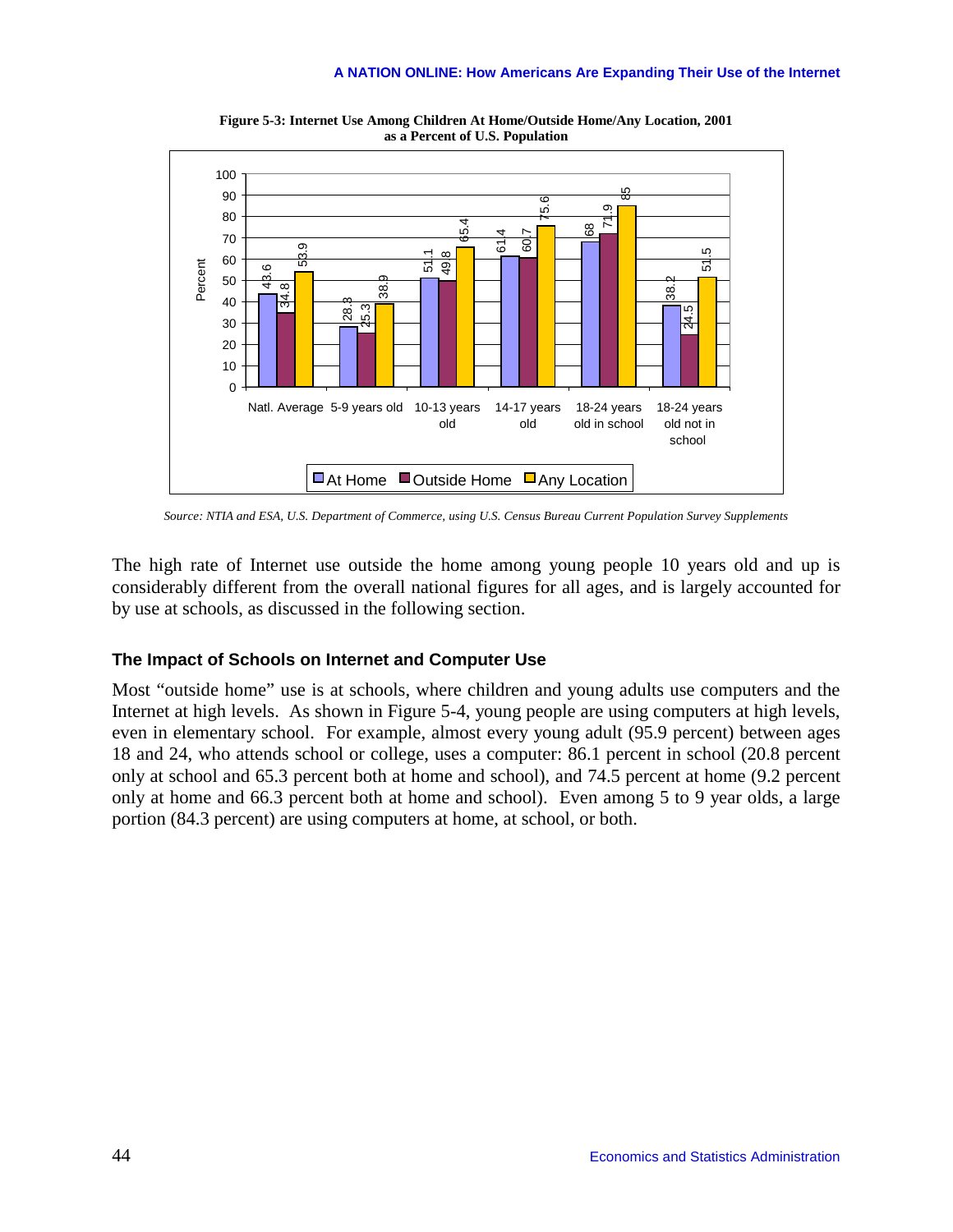**Figure 5-3: Internet Use Among Children At Home/Outside Home/Any Location, 2001 as a Percent of U.S. Population**

| | At Home | Outside Home | Any Location |
|---|---|---|---|
| Natl. Average | 43.6 | 34.8 | 53.9 |
| 5-9 years old | 28.3 | 25.3 | 38.9 |
| 10-13 years old | 51.1 | 49.8 | 65.4 |
| 14-17 years old | 61.4 | 60.7 | 75.6 |
| 18-24 years old in school | 68 | 71.9 | 85 |
| 18-24 years old not in school | 38.2 | 24.5 | 51.5 |

*Source: NTIA and ESA, U.S. Department of Commerce, using U.S. Census Bureau Current Population Survey Supplements*

The high rate of Internet use outside the home among young people 10 years old and up is considerably different from the overall national figures for all ages, and is largely accounted for by use at schools, as discussed in the following section.

### The Impact of Schools on Internet and Computer Use

Most "outside home" use is at schools, where children and young adults use computers and the Internet at high levels. As shown in Figure 5-4, young people are using computers at high levels, even in elementary school. For example, almost every young adult (95.9 percent) between ages 18 and 24, who attends school or college, uses a computer: 86.1 percent in school (20.8 percent only at school and 65.3 percent both at home and school), and 74.5 percent at home (9.2 percent only at home and 66.3 percent both at home and school). Even among 5 to 9 year olds, a large portion (84.3 percent) are using computers at home, at school, or both.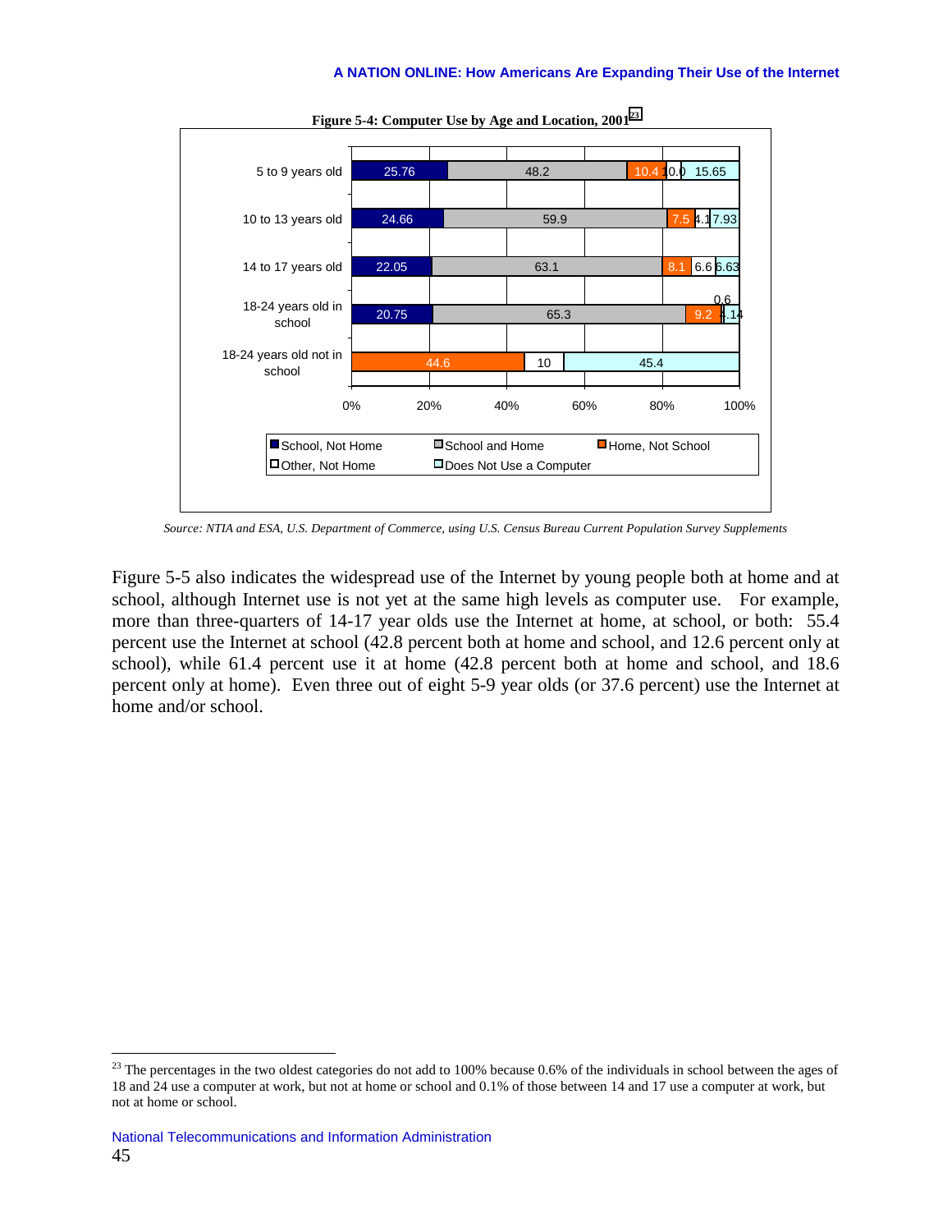**Figure 5-4: Computer Use by Age and Location, 2001**[23]

| | School, Not Home | School and Home | Home, Not School | Other, Not Home | Does Not Use a Computer |
|---|---|---|---|---|---|
| 5 to 9 years old | 25.76 | 48.2 | 10.4 | 0.0 | 15.65 |
| 10 to 13 years old | 24.66 | 59.9 | 7.5 | 4.1 | 7.93 |
| 14 to 17 years old | 22.05 | 63.1 | 8.1 | 6.6 | 6.63 |
| 18-24 years old in school | 20.75 | 65.3 | 9.2 | 0.6 | 4.14 |
| 18-24 years old not in school | | | 44.6 | 10 | 45.4 |

*Source: NTIA and ESA, U.S. Department of Commerce, using U.S. Census Bureau Current Population Survey Supplements*

Figure 5-5 also indicates the widespread use of the Internet by young people both at home and at school, although Internet use is not yet at the same high levels as computer use. For example, more than three-quarters of 14-17 year olds use the Internet at home, at school, or both: 55.4 percent use the Internet at school (42.8 percent both at home and school, and 12.6 percent only at school), while 61.4 percent use it at home (42.8 percent both at home and school, and 18.6 percent only at home). Even three out of eight 5-9 year olds (or 37.6 percent) use the Internet at home and/or school.

[23] The percentages in the two oldest categories do not add to 100% because 0.6% of the individuals in school between the ages of 18 and 24 use a computer at work, but not at home or school and 0.1% of those between 14 and 17 use a computer at work, but not at home or school.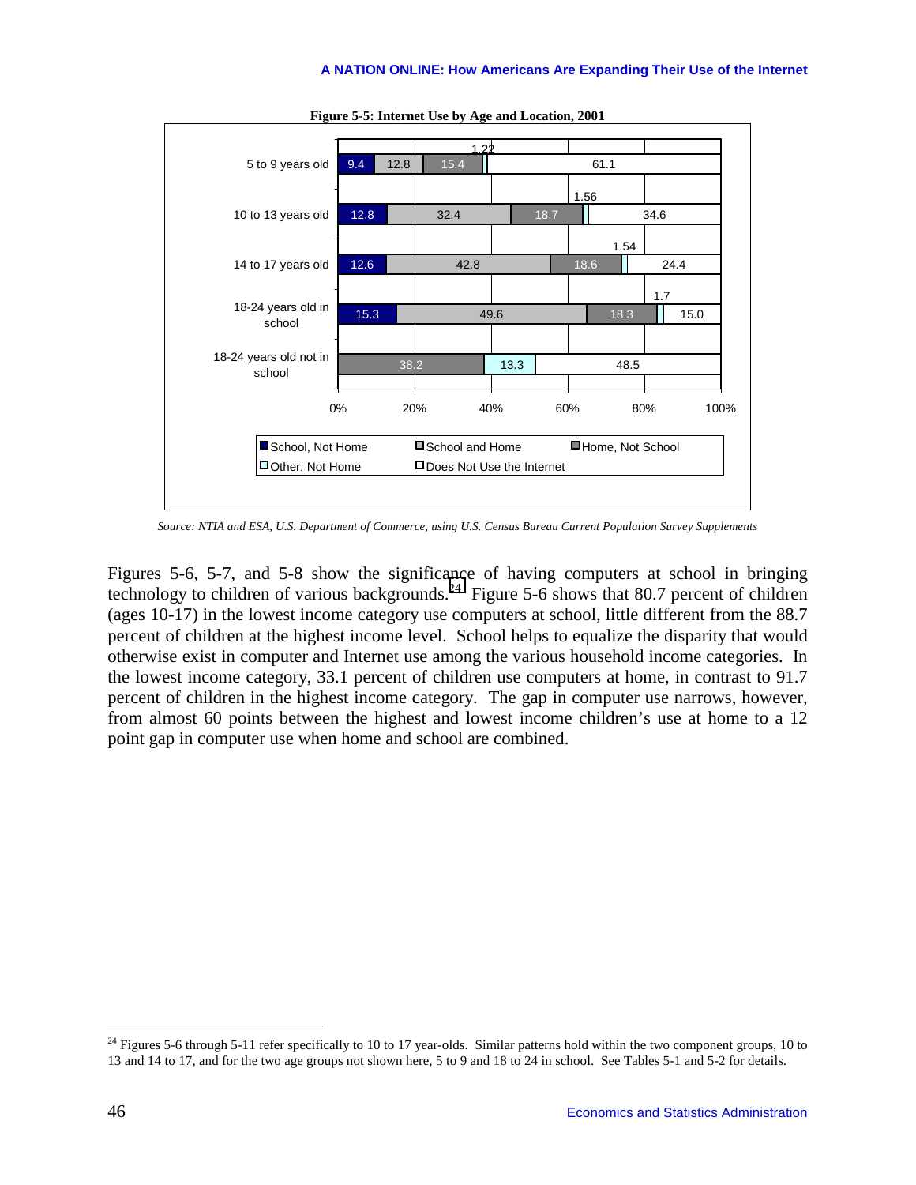**Figure 5-5: Internet Use by Age and Location, 2001**

| | School, Not Home | School and Home | Home, Not School | Other, Not Home | Does Not Use the Internet |
|---|---|---|---|---|---|
| 5 to 9 years old | 9.4 | 12.8 | 15.4 | 1.22 | 61.1 |
| 10 to 13 years old | 12.8 | 32.4 | 18.7 | 1.56 | 34.6 |
| 14 to 17 years old | 12.6 | 42.8 | 18.6 | 1.54 | 24.4 |
| 18-24 years old in school | 15.3 | 49.6 | 18.3 | 1.7 | 15.0 |
| 18-24 years old not in school | | | 38.2 | 13.3 | 48.5 |

*Source: NTIA and ESA, U.S. Department of Commerce, using U.S. Census Bureau Current Population Survey Supplements*

Figures 5-6, 5-7, and 5-8 show the significance of having computers at school in bringing technology to children of various backgrounds.[24] Figure 5-6 shows that 80.7 percent of children (ages 10-17) in the lowest income category use computers at school, little different from the 88.7 percent of children at the highest income level. School helps to equalize the disparity that would otherwise exist in computer and Internet use among the various household income categories. In the lowest income category, 33.1 percent of children use computers at home, in contrast to 91.7 percent of children in the highest income category. The gap in computer use narrows, however, from almost 60 points between the highest and lowest income children's use at home to a 12 point gap in computer use when home and school are combined.

[24] Figures 5-6 through 5-11 refer specifically to 10 to 17 year-olds. Similar patterns hold within the two component groups, 10 to 13 and 14 to 17, and for the two age groups not shown here, 5 to 9 and 18 to 24 in school. See Tables 5-1 and 5-2 for details.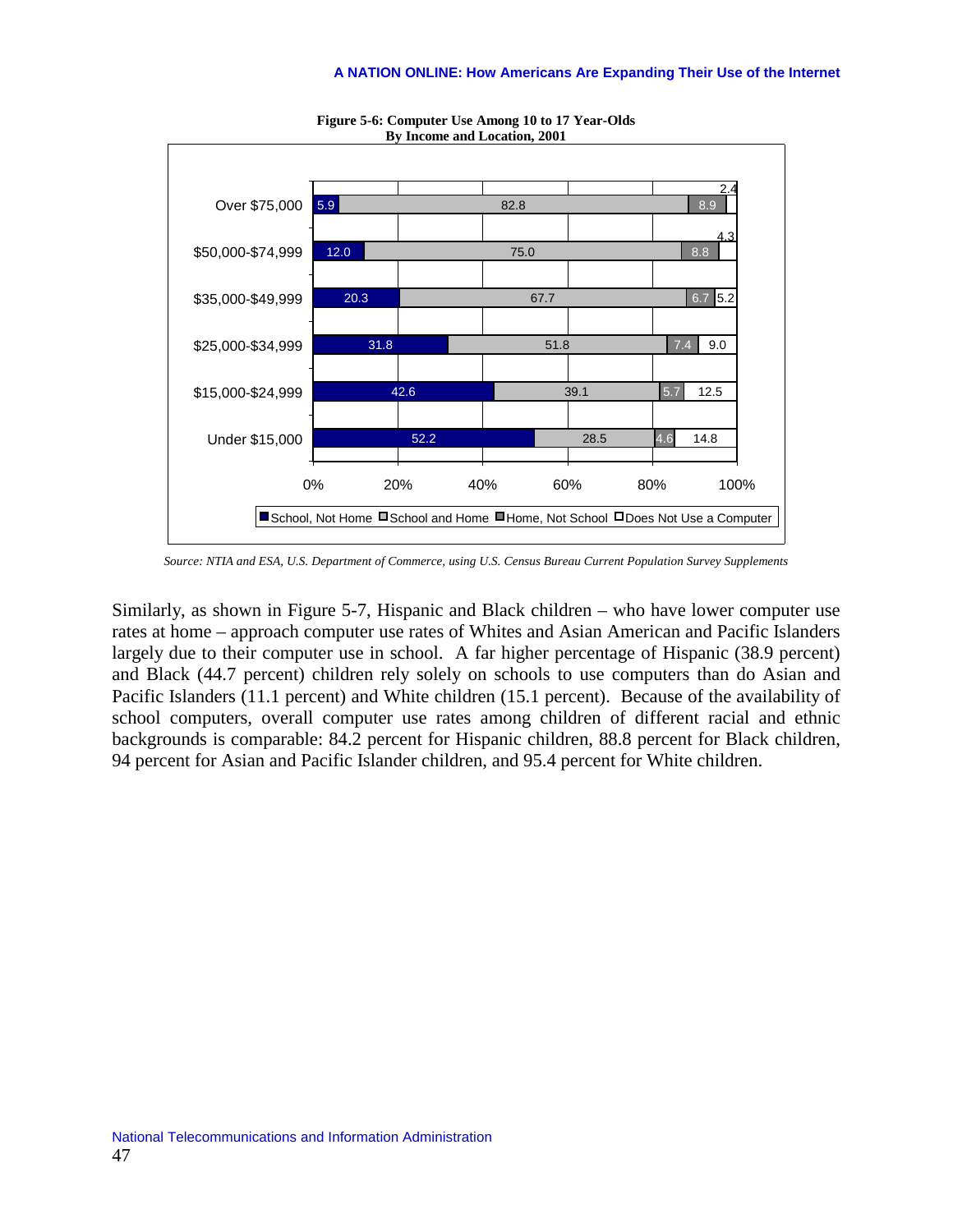**Figure 5-6: Computer Use Among 10 to 17 Year-Olds By Income and Location, 2001**

| Income | School, Not Home | School and Home | Home, Not School | Does Not Use a Computer |
|---|---|---|---|---|
| Over $75,000 | 5.9 | 82.8 | 8.9 | 2.4 |
| $50,000-$74,999 | 12.0 | 75.0 | 8.8 | 4.3 |
| $35,000-$49,999 | 20.3 | 67.7 | 6.7 | 5.2 |
| $25,000-$34,999 | 31.8 | 51.8 | 7.4 | 9.0 |
| $15,000-$24,999 | 42.6 | 39.1 | 5.7 | 12.5 |
| Under $15,000 | 52.2 | 28.5 | 4.6 | 14.8 |

*Source: NTIA and ESA, U.S. Department of Commerce, using U.S. Census Bureau Current Population Survey Supplements*

Similarly, as shown in Figure 5-7, Hispanic and Black children – who have lower computer use rates at home – approach computer use rates of Whites and Asian American and Pacific Islanders largely due to their computer use in school. A far higher percentage of Hispanic (38.9 percent) and Black (44.7 percent) children rely solely on schools to use computers than do Asian and Pacific Islanders (11.1 percent) and White children (15.1 percent). Because of the availability of school computers, overall computer use rates among children of different racial and ethnic backgrounds is comparable: 84.2 percent for Hispanic children, 88.8 percent for Black children, 94 percent for Asian and Pacific Islander children, and 95.4 percent for White children.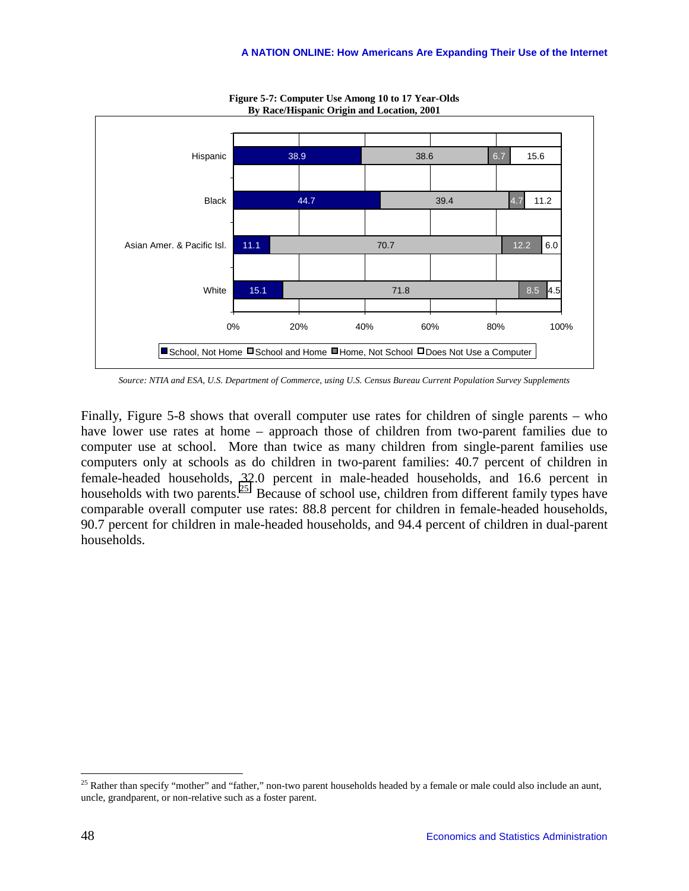**Figure 5-7: Computer Use Among 10 to 17 Year-Olds By Race/Hispanic Origin and Location, 2001**

| | School, Not Home | School and Home | Home, Not School | Does Not Use a Computer |
|---|---|---|---|---|
| Hispanic | 38.9 | 38.6 | 6.7 | 15.6 |
| Black | 44.7 | 39.4 | 4.7 | 11.2 |
| Asian Amer. & Pacific Isl. | 11.1 | 70.7 | 12.2 | 6.0 |
| White | 15.1 | 71.8 | 8.5 | 4.5 |

*Source: NTIA and ESA, U.S. Department of Commerce, using U.S. Census Bureau Current Population Survey Supplements*

Finally, Figure 5-8 shows that overall computer use rates for children of single parents – who have lower use rates at home – approach those of children from two-parent families due to computer use at school. More than twice as many children from single-parent families use computers only at schools as do children in two-parent families: 40.7 percent of children in female-headed households, 32.0 percent in male-headed households, and 16.6 percent in households with two parents.[25] Because of school use, children from different family types have comparable overall computer use rates: 88.8 percent for children in female-headed households, 90.7 percent for children in male-headed households, and 94.4 percent of children in dual-parent households.

[25] Rather than specify "mother" and "father," non-two parent households headed by a female or male could also include an aunt, uncle, grandparent, or non-relative such as a foster parent.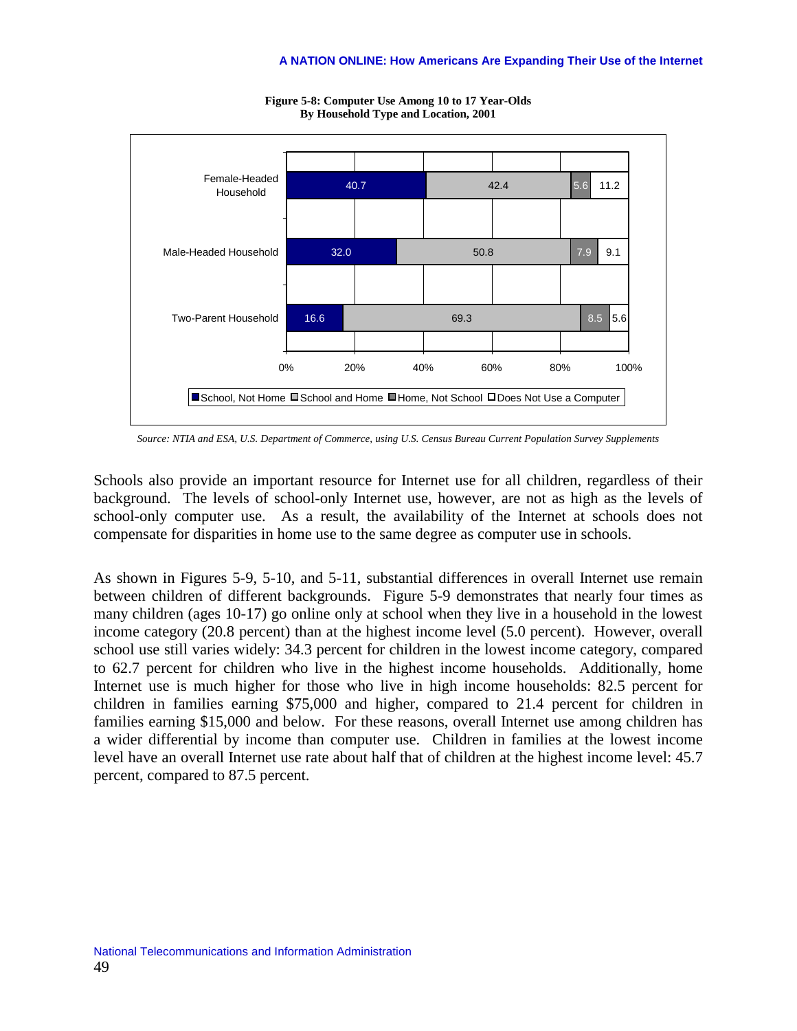**Figure 5-8: Computer Use Among 10 to 17 Year-Olds By Household Type and Location, 2001**

| | School, Not Home | School and Home | Home, Not School | Does Not Use a Computer |
|---|---|---|---|---|
| Female-Headed Household | 40.7 | 42.4 | 5.6 | 11.2 |
| Male-Headed Household | 32.0 | 50.8 | 7.9 | 9.1 |
| Two-Parent Household | 16.6 | 69.3 | 8.5 | 5.6 |

*Source: NTIA and ESA, U.S. Department of Commerce, using U.S. Census Bureau Current Population Survey Supplements*

Schools also provide an important resource for Internet use for all children, regardless of their background. The levels of school-only Internet use, however, are not as high as the levels of school-only computer use. As a result, the availability of the Internet at schools does not compensate for disparities in home use to the same degree as computer use in schools.

As shown in Figures 5-9, 5-10, and 5-11, substantial differences in overall Internet use remain between children of different backgrounds. Figure 5-9 demonstrates that nearly four times as many children (ages 10-17) go online only at school when they live in a household in the lowest income category (20.8 percent) than at the highest income level (5.0 percent). However, overall school use still varies widely: 34.3 percent for children in the lowest income category, compared to 62.7 percent for children who live in the highest income households. Additionally, home Internet use is much higher for those who live in high income households: 82.5 percent for children in families earning $75,000 and higher, compared to 21.4 percent for children in families earning $15,000 and below. For these reasons, overall Internet use among children has a wider differential by income than computer use. Children in families at the lowest income level have an overall Internet use rate about half that of children at the highest income level: 45.7 percent, compared to 87.5 percent.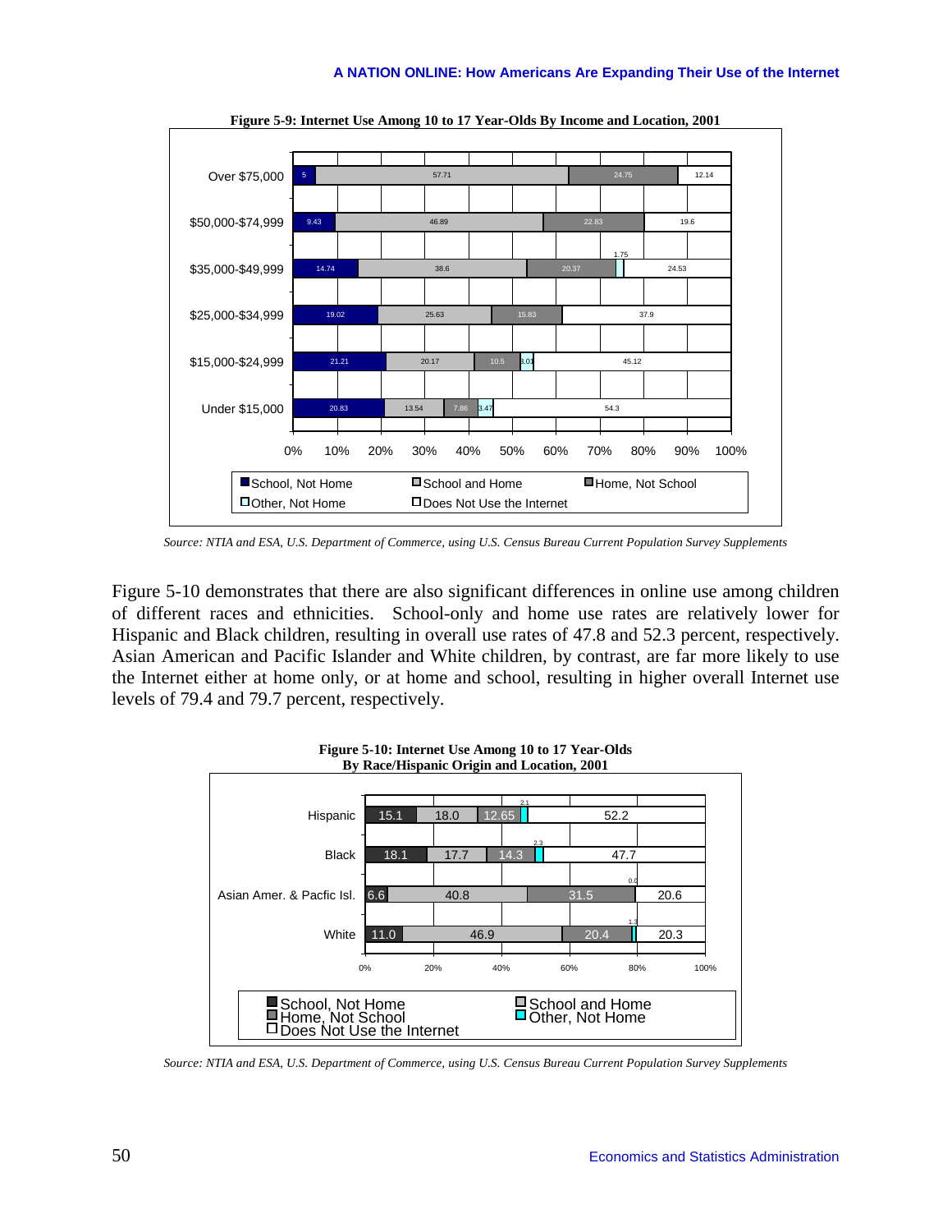**Figure 5-9: Internet Use Among 10 to 17 Year-Olds By Income and Location, 2001**

| Income | School, Not Home | School and Home | Home, Not School | Other, Not Home | Does Not Use the Internet |
|---|---|---|---|---|---|
| Over $75,000 | 5 | 57.71 | 24.75 | | 12.14 |
| $50,000-$74,999 | 9.43 | 46.89 | 22.83 | | 19.6 |
| $35,000-$49,999 | 14.74 | 38.6 | 20.37 | 1.75 | 24.53 |
| $25,000-$34,999 | 19.02 | 25.63 | 15.83 | | 37.9 |
| $15,000-$24,999 | 21.21 | 20.17 | 10.5 | 3.01 | 45.12 |
| Under $15,000 | 20.83 | 13.54 | 7.86 | 3.47 | 54.3 |

*Source: NTIA and ESA, U.S. Department of Commerce, using U.S. Census Bureau Current Population Survey Supplements*

Figure 5-10 demonstrates that there are also significant differences in online use among children of different races and ethnicities. School-only and home use rates are relatively lower for Hispanic and Black children, resulting in overall use rates of 47.8 and 52.3 percent, respectively. Asian American and Pacific Islander and White children, by contrast, are far more likely to use the Internet either at home only, or at home and school, resulting in higher overall Internet use levels of 79.4 and 79.7 percent, respectively.

**Figure 5-10: Internet Use Among 10 to 17 Year-Olds By Race/Hispanic Origin and Location, 2001**

| Race/Hispanic Origin | School, Not Home | School and Home | Home, Not School | Other, Not Home | Does Not Use the Internet |
|---|---|---|---|---|---|
| Hispanic | 15.1 | 18.0 | 12.65 | 2.1 | 52.2 |
| Black | 18.1 | 17.7 | 14.3 | 2.3 | 47.7 |
| Asian Amer. & Pacfic Isl. | 6.6 | 40.8 | 31.5 | 0.0 | 20.6 |
| White | 11.0 | 46.9 | 20.4 | 1.3 | 20.3 |

*Source: NTIA and ESA, U.S. Department of Commerce, using U.S. Census Bureau Current Population Survey Supplements*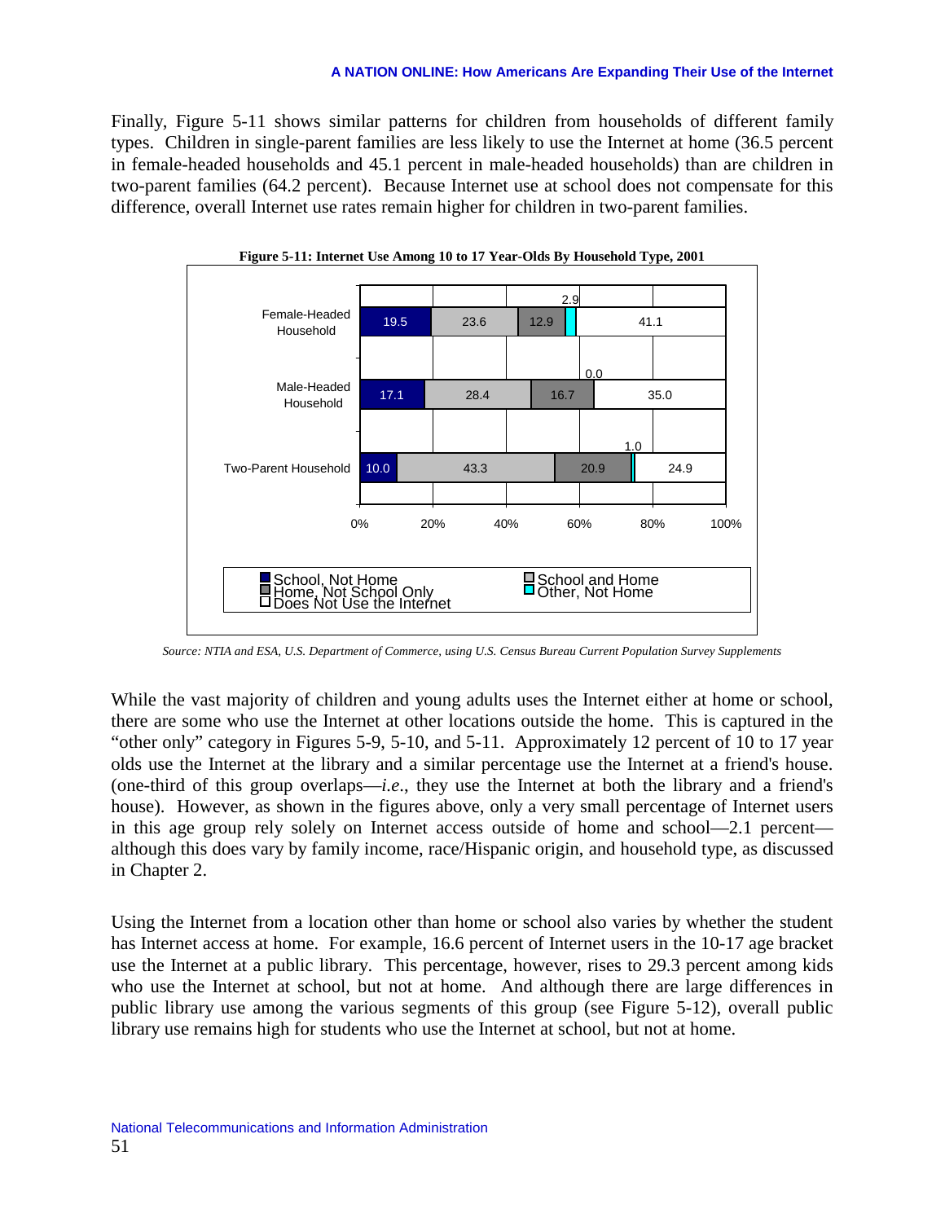Finally, Figure 5-11 shows similar patterns for children from households of different family types. Children in single-parent families are less likely to use the Internet at home (36.5 percent in female-headed households and 45.1 percent in male-headed households) than are children in two-parent families (64.2 percent). Because Internet use at school does not compensate for this difference, overall Internet use rates remain higher for children in two-parent families.

**Figure 5-11: Internet Use Among 10 to 17 Year-Olds By Household Type, 2001**

| Household Type | School, Not Home | School and Home | Home, Not School Only | Other, Not Home | Does Not Use the Internet |
|---|---|---|---|---|---|
| Female-Headed Household | 19.5 | 23.6 | 12.9 | 2.9 | 41.1 |
| Male-Headed Household | 17.1 | 28.4 | 16.7 | 0.0 | 35.0 |
| Two-Parent Household | 10.0 | 43.3 | 20.9 | 1.0 | 24.9 |

*Source: NTIA and ESA, U.S. Department of Commerce, using U.S. Census Bureau Current Population Survey Supplements*

While the vast majority of children and young adults uses the Internet either at home or school, there are some who use the Internet at other locations outside the home. This is captured in the "other only" category in Figures 5-9, 5-10, and 5-11. Approximately 12 percent of 10 to 17 year olds use the Internet at the library and a similar percentage use the Internet at a friend's house. (one-third of this group overlaps—*i.e*., they use the Internet at both the library and a friend's house). However, as shown in the figures above, only a very small percentage of Internet users in this age group rely solely on Internet access outside of home and school—2.1 percent—although this does vary by family income, race/Hispanic origin, and household type, as discussed in Chapter 2.

Using the Internet from a location other than home or school also varies by whether the student has Internet access at home. For example, 16.6 percent of Internet users in the 10-17 age bracket use the Internet at a public library. This percentage, however, rises to 29.3 percent among kids who use the Internet at school, but not at home. And although there are large differences in public library use among the various segments of this group (see Figure 5-12), overall public library use remains high for students who use the Internet at school, but not at home.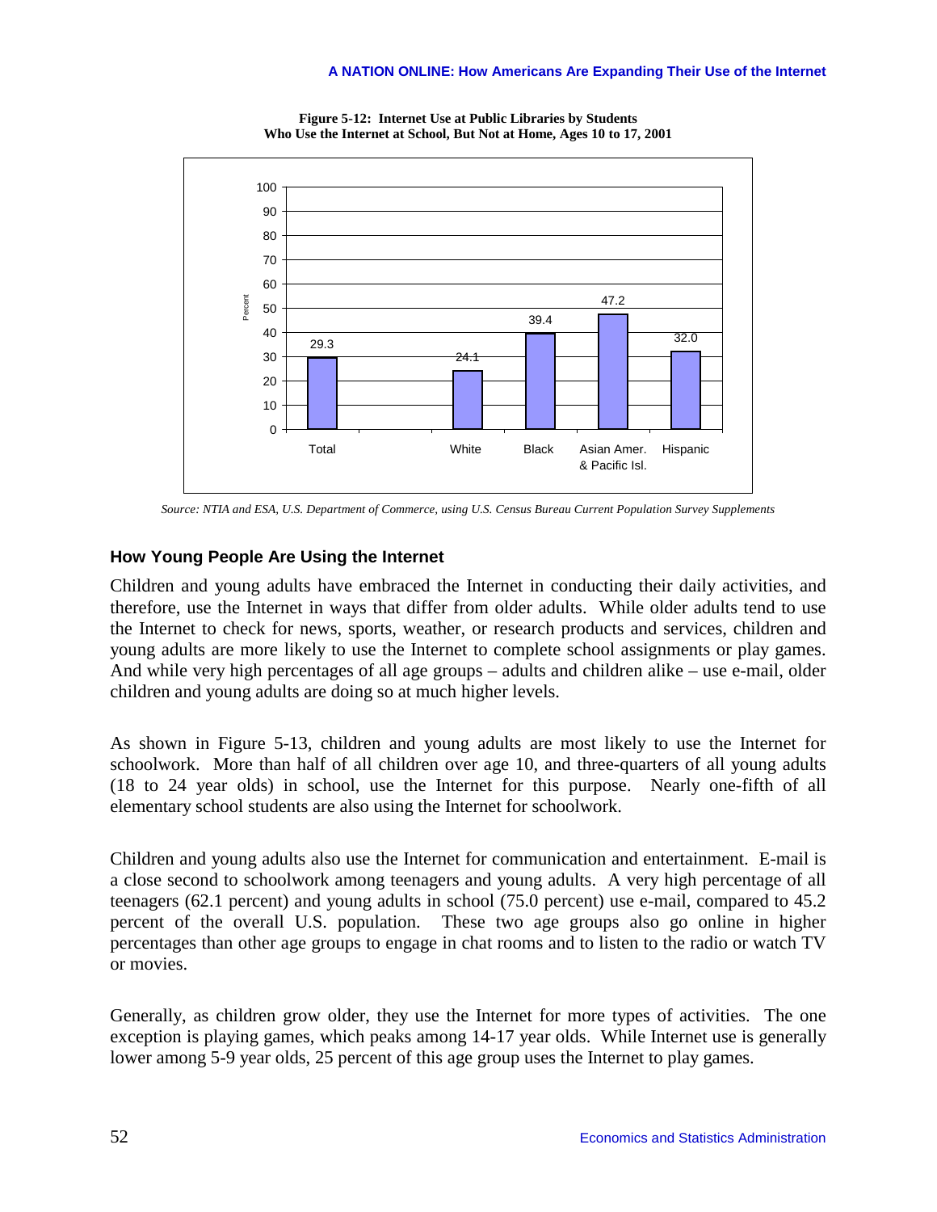**Figure 5-12: Internet Use at Public Libraries by Students Who Use the Internet at School, But Not at Home, Ages 10 to 17, 2001**

| | Percent |
|---|---|
| Total | 29.3 |
| White | 24.1 |
| Black | 39.4 |
| Asian Amer. & Pacific Isl. | 47.2 |
| Hispanic | 32.0 |

*Source: NTIA and ESA, U.S. Department of Commerce, using U.S. Census Bureau Current Population Survey Supplements*

## How Young People Are Using the Internet

Children and young adults have embraced the Internet in conducting their daily activities, and therefore, use the Internet in ways that differ from older adults. While older adults tend to use the Internet to check for news, sports, weather, or research products and services, children and young adults are more likely to use the Internet to complete school assignments or play games. And while very high percentages of all age groups – adults and children alike – use e-mail, older children and young adults are doing so at much higher levels.

As shown in Figure 5-13, children and young adults are most likely to use the Internet for schoolwork. More than half of all children over age 10, and three-quarters of all young adults (18 to 24 year olds) in school, use the Internet for this purpose. Nearly one-fifth of all elementary school students are also using the Internet for schoolwork.

Children and young adults also use the Internet for communication and entertainment. E-mail is a close second to schoolwork among teenagers and young adults. A very high percentage of all teenagers (62.1 percent) and young adults in school (75.0 percent) use e-mail, compared to 45.2 percent of the overall U.S. population. These two age groups also go online in higher percentages than other age groups to engage in chat rooms and to listen to the radio or watch TV or movies.

Generally, as children grow older, they use the Internet for more types of activities. The one exception is playing games, which peaks among 14-17 year olds. While Internet use is generally lower among 5-9 year olds, 25 percent of this age group uses the Internet to play games.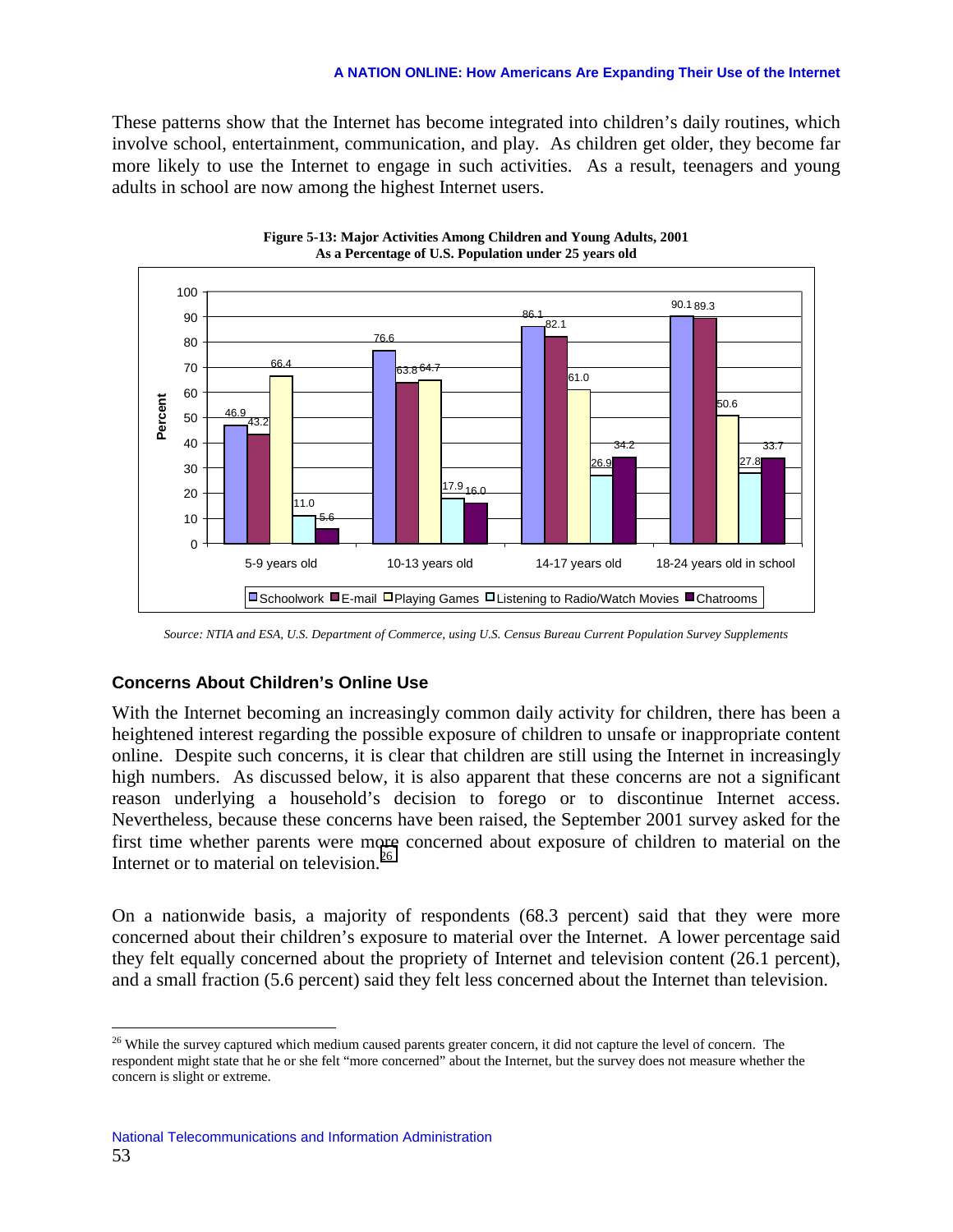These patterns show that the Internet has become integrated into children's daily routines, which involve school, entertainment, communication, and play. As children get older, they become far more likely to use the Internet to engage in such activities. As a result, teenagers and young adults in school are now among the highest Internet users.

**Figure 5-13: Major Activities Among Children and Young Adults, 2001**
**As a Percentage of U.S. Population under 25 years old**

| Percent | Schoolwork | E-mail | Playing Games | Listening to Radio/Watch Movies | Chatrooms |
|---|---|---|---|---|---|
| 5-9 years old | 46.9 | 43.2 | 66.4 | 11.0 | 5.6 |
| 10-13 years old | 76.6 | 63.8 | 64.7 | 17.9 | 16.0 |
| 14-17 years old | 86.1 | 82.1 | 61.0 | 26.9 | 34.2 |
| 18-24 years old in school | 90.1 | 89.3 | 50.6 | 27.8 | 33.7 |

*Source: NTIA and ESA, U.S. Department of Commerce, using U.S. Census Bureau Current Population Survey Supplements*

### Concerns About Children's Online Use

With the Internet becoming an increasingly common daily activity for children, there has been a heightened interest regarding the possible exposure of children to unsafe or inappropriate content online. Despite such concerns, it is clear that children are still using the Internet in increasingly high numbers. As discussed below, it is also apparent that these concerns are not a significant reason underlying a household's decision to forego or to discontinue Internet access. Nevertheless, because these concerns have been raised, the September 2001 survey asked for the first time whether parents were more concerned about exposure of children to material on the Internet or to material on television.[26]

On a nationwide basis, a majority of respondents (68.3 percent) said that they were more concerned about their children's exposure to material over the Internet. A lower percentage said they felt equally concerned about the propriety of Internet and television content (26.1 percent), and a small fraction (5.6 percent) said they felt less concerned about the Internet than television.

[26] While the survey captured which medium caused parents greater concern, it did not capture the level of concern. The respondent might state that he or she felt "more concerned" about the Internet, but the survey does not measure whether the concern is slight or extreme.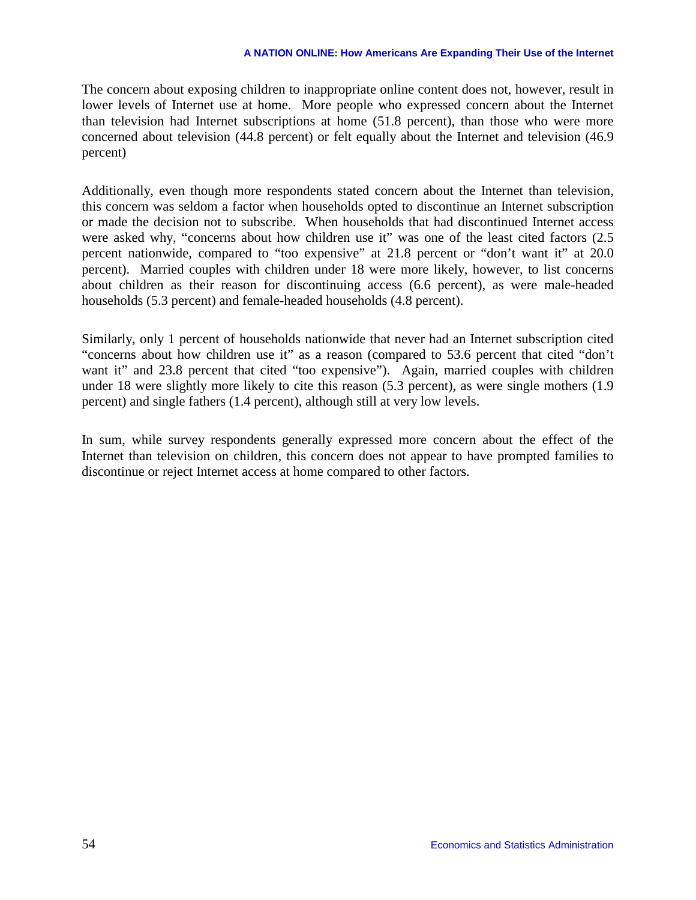The concern about exposing children to inappropriate online content does not, however, result in lower levels of Internet use at home. More people who expressed concern about the Internet than television had Internet subscriptions at home (51.8 percent), than those who were more concerned about television (44.8 percent) or felt equally about the Internet and television (46.9 percent)

Additionally, even though more respondents stated concern about the Internet than television, this concern was seldom a factor when households opted to discontinue an Internet subscription or made the decision not to subscribe. When households that had discontinued Internet access were asked why, "concerns about how children use it" was one of the least cited factors (2.5 percent nationwide, compared to "too expensive" at 21.8 percent or "don't want it" at 20.0 percent). Married couples with children under 18 were more likely, however, to list concerns about children as their reason for discontinuing access (6.6 percent), as were male-headed households (5.3 percent) and female-headed households (4.8 percent).

Similarly, only 1 percent of households nationwide that never had an Internet subscription cited "concerns about how children use it" as a reason (compared to 53.6 percent that cited "don't want it" and 23.8 percent that cited "too expensive"). Again, married couples with children under 18 were slightly more likely to cite this reason (5.3 percent), as were single mothers (1.9 percent) and single fathers (1.4 percent), although still at very low levels.

In sum, while survey respondents generally expressed more concern about the effect of the Internet than television on children, this concern does not appear to have prompted families to discontinue or reject Internet access at home compared to other factors.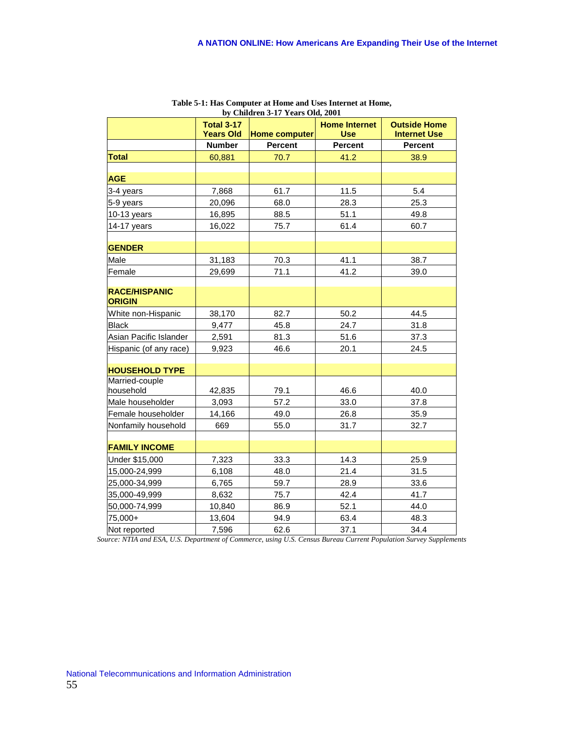**Table 5-1: Has Computer at Home and Uses Internet at Home, by Children 3-17 Years Old, 2001**

| | Total 3-17 Years Old | Home computer | Home Internet Use | Outside Home Internet Use |
|---|---|---|---|---|
| | Number | Percent | Percent | Percent |
| **Total** | 60,881 | 70.7 | 41.2 | 38.9 |
| | | | | |
| **AGE** | | | | |
| 3-4 years | 7,868 | 61.7 | 11.5 | 5.4 |
| 5-9 years | 20,096 | 68.0 | 28.3 | 25.3 |
| 10-13 years | 16,895 | 88.5 | 51.1 | 49.8 |
| 14-17 years | 16,022 | 75.7 | 61.4 | 60.7 |
| | | | | |
| **GENDER** | | | | |
| Male | 31,183 | 70.3 | 41.1 | 38.7 |
| Female | 29,699 | 71.1 | 41.2 | 39.0 |
| | | | | |
| **RACE/HISPANIC ORIGIN** | | | | |
| White non-Hispanic | 38,170 | 82.7 | 50.2 | 44.5 |
| Black | 9,477 | 45.8 | 24.7 | 31.8 |
| Asian Pacific Islander | 2,591 | 81.3 | 51.6 | 37.3 |
| Hispanic (of any race) | 9,923 | 46.6 | 20.1 | 24.5 |
| | | | | |
| **HOUSEHOLD TYPE** | | | | |
| Married-couple household | 42,835 | 79.1 | 46.6 | 40.0 |
| Male householder | 3,093 | 57.2 | 33.0 | 37.8 |
| Female householder | 14,166 | 49.0 | 26.8 | 35.9 |
| Nonfamily household | 669 | 55.0 | 31.7 | 32.7 |
| | | | | |
| **FAMILY INCOME** | | | | |
| Under $15,000 | 7,323 | 33.3 | 14.3 | 25.9 |
| 15,000-24,999 | 6,108 | 48.0 | 21.4 | 31.5 |
| 25,000-34,999 | 6,765 | 59.7 | 28.9 | 33.6 |
| 35,000-49,999 | 8,632 | 75.7 | 42.4 | 41.7 |
| 50,000-74,999 | 10,840 | 86.9 | 52.1 | 44.0 |
| 75,000+ | 13,604 | 94.9 | 63.4 | 48.3 |
| Not reported | 7,596 | 62.6 | 37.1 | 34.4 |

*Source: NTIA and ESA, U.S. Department of Commerce, using U.S. Census Bureau Current Population Survey Supplements*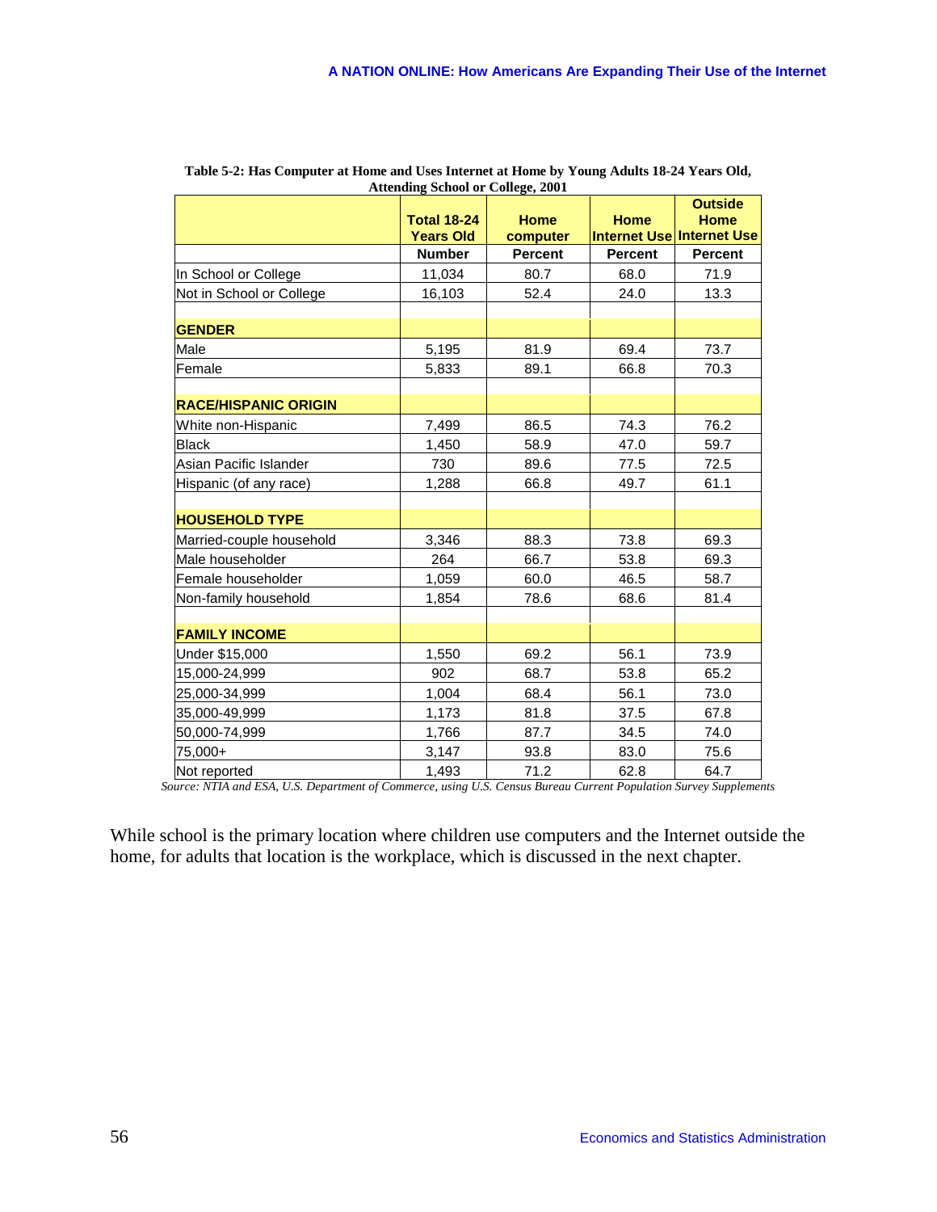**Table 5-2: Has Computer at Home and Uses Internet at Home by Young Adults 18-24 Years Old, Attending School or College, 2001**

| | Total 18-24 Years Old | Home computer | Home Internet Use | Outside Home Internet Use |
|---|---|---|---|---|
| | Number | Percent | Percent | Percent |
| In School or College | 11,034 | 80.7 | 68.0 | 71.9 |
| Not in School or College | 16,103 | 52.4 | 24.0 | 13.3 |
| | | | | |
| **GENDER** | | | | |
| Male | 5,195 | 81.9 | 69.4 | 73.7 |
| Female | 5,833 | 89.1 | 66.8 | 70.3 |
| | | | | |
| **RACE/HISPANIC ORIGIN** | | | | |
| White non-Hispanic | 7,499 | 86.5 | 74.3 | 76.2 |
| Black | 1,450 | 58.9 | 47.0 | 59.7 |
| Asian Pacific Islander | 730 | 89.6 | 77.5 | 72.5 |
| Hispanic (of any race) | 1,288 | 66.8 | 49.7 | 61.1 |
| | | | | |
| **HOUSEHOLD TYPE** | | | | |
| Married-couple household | 3,346 | 88.3 | 73.8 | 69.3 |
| Male householder | 264 | 66.7 | 53.8 | 69.3 |
| Female householder | 1,059 | 60.0 | 46.5 | 58.7 |
| Non-family household | 1,854 | 78.6 | 68.6 | 81.4 |
| | | | | |
| **FAMILY INCOME** | | | | |
| Under $15,000 | 1,550 | 69.2 | 56.1 | 73.9 |
| 15,000-24,999 | 902 | 68.7 | 53.8 | 65.2 |
| 25,000-34,999 | 1,004 | 68.4 | 56.1 | 73.0 |
| 35,000-49,999 | 1,173 | 81.8 | 37.5 | 67.8 |
| 50,000-74,999 | 1,766 | 87.7 | 34.5 | 74.0 |
| 75,000+ | 3,147 | 93.8 | 83.0 | 75.6 |
| Not reported | 1,493 | 71.2 | 62.8 | 64.7 |

*Source: NTIA and ESA, U.S. Department of Commerce, using U.S. Census Bureau Current Population Survey Supplements*

While school is the primary location where children use computers and the Internet outside the home, for adults that location is the workplace, which is discussed in the next chapter.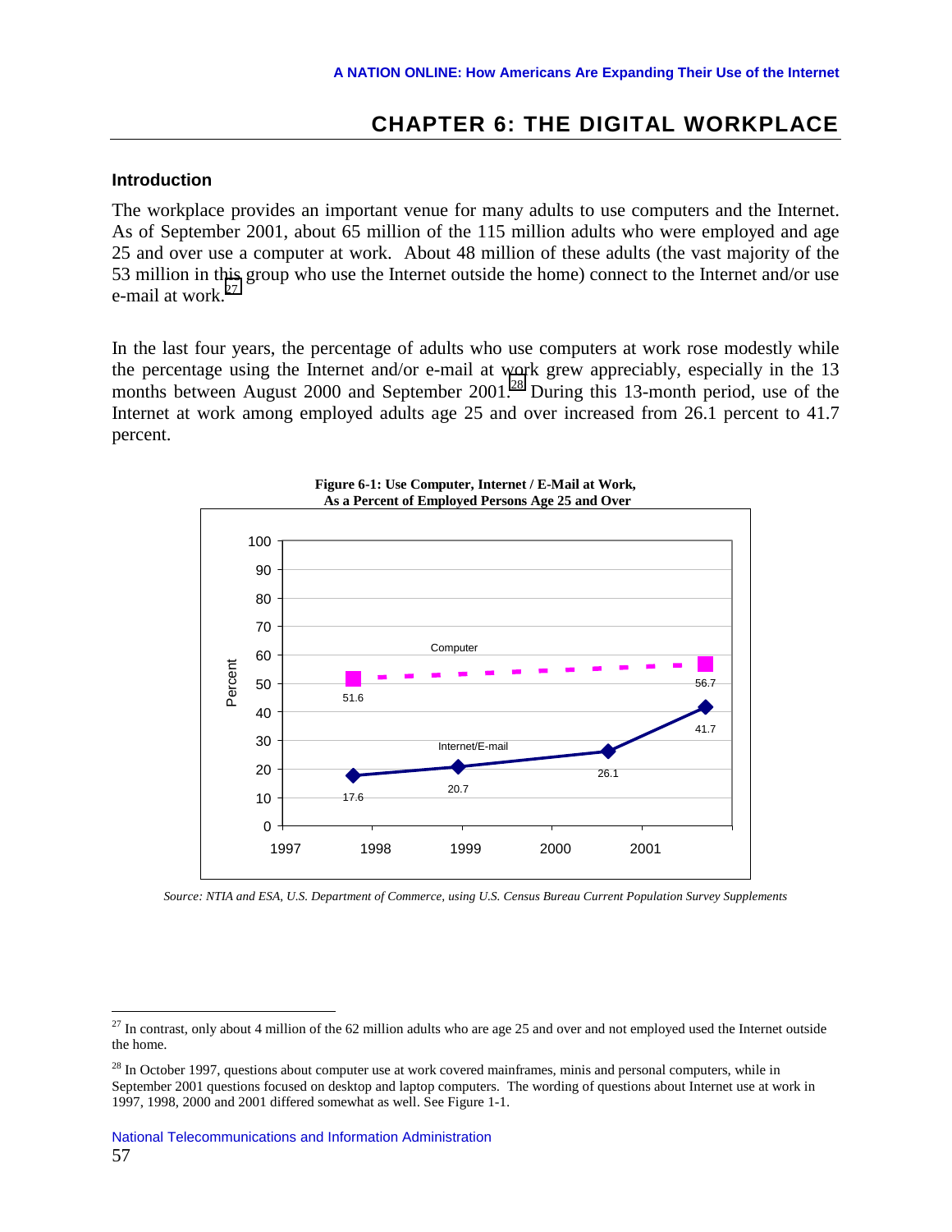# CHAPTER 6: THE DIGITAL WORKPLACE

### Introduction

The workplace provides an important venue for many adults to use computers and the Internet. As of September 2001, about 65 million of the 115 million adults who were employed and age 25 and over use a computer at work. About 48 million of these adults (the vast majority of the 53 million in this group who use the Internet outside the home) connect to the Internet and/or use e-mail at work.[27]

In the last four years, the percentage of adults who use computers at work rose modestly while the percentage using the Internet and/or e-mail at work grew appreciably, especially in the 13 months between August 2000 and September 2001.[28] During this 13-month period, use of the Internet at work among employed adults age 25 and over increased from 26.1 percent to 41.7 percent.

**Figure 6-1: Use Computer, Internet / E-Mail at Work, As a Percent of Employed Persons Age 25 and Over**

*Source: NTIA and ESA, U.S. Department of Commerce, using U.S. Census Bureau Current Population Survey Supplements*

---

[27] In contrast, only about 4 million of the 62 million adults who are age 25 and over and not employed used the Internet outside the home.

[28] In October 1997, questions about computer use at work covered mainframes, minis and personal computers, while in September 2001 questions focused on desktop and laptop computers. The wording of questions about Internet use at work in 1997, 1998, 2000 and 2001 differed somewhat as well. See Figure 1-1.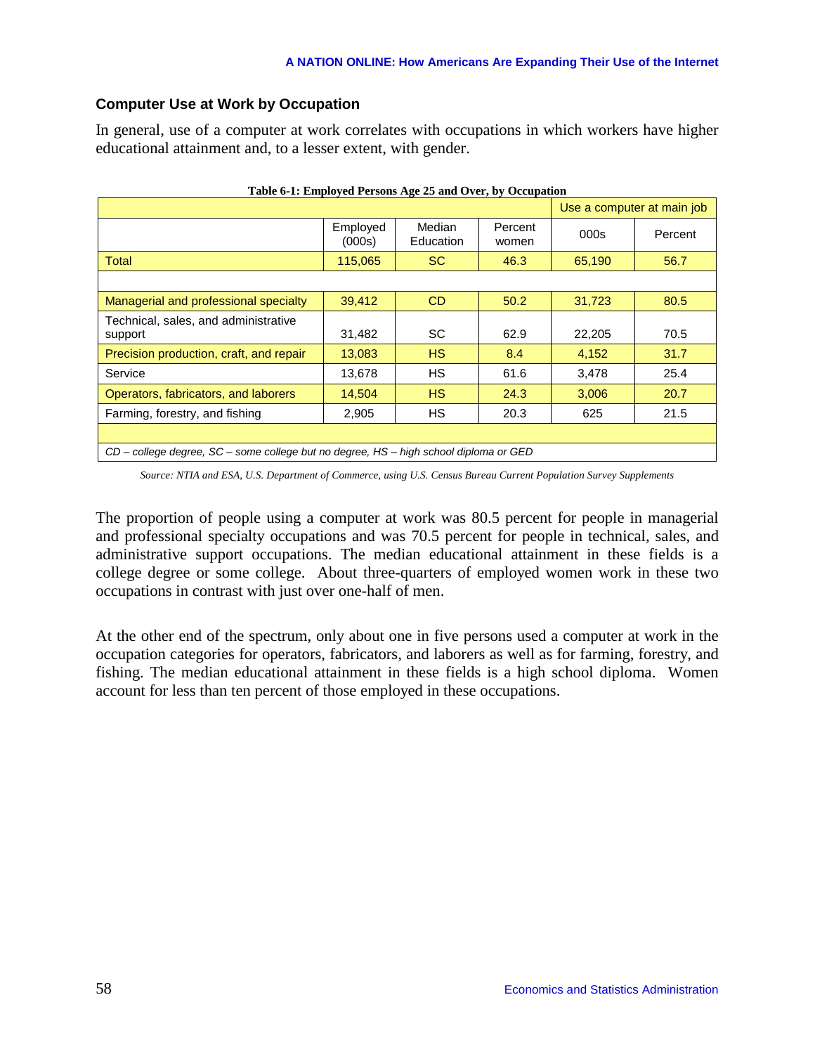### Computer Use at Work by Occupation

In general, use of a computer at work correlates with occupations in which workers have higher educational attainment and, to a lesser extent, with gender.

**Table 6-1: Employed Persons Age 25 and Over, by Occupation**

| | | | | Use a computer at main job | |
|---|---|---|---|---|---|
| | Employed (000s) | Median Education | Percent women | 000s | Percent |
| Total | 115,065 | SC | 46.3 | 65,190 | 56.7 |
| | | | | | |
| Managerial and professional specialty | 39,412 | CD | 50.2 | 31,723 | 80.5 |
| Technical, sales, and administrative support | 31,482 | SC | 62.9 | 22,205 | 70.5 |
| Precision production, craft, and repair | 13,083 | HS | 8.4 | 4,152 | 31.7 |
| Service | 13,678 | HS | 61.6 | 3,478 | 25.4 |
| Operators, fabricators, and laborers | 14,504 | HS | 24.3 | 3,006 | 20.7 |
| Farming, forestry, and fishing | 2,905 | HS | 20.3 | 625 | 21.5 |

*CD – college degree, SC – some college but no degree, HS – high school diploma or GED*

*Source: NTIA and ESA, U.S. Department of Commerce, using U.S. Census Bureau Current Population Survey Supplements*

The proportion of people using a computer at work was 80.5 percent for people in managerial and professional specialty occupations and was 70.5 percent for people in technical, sales, and administrative support occupations. The median educational attainment in these fields is a college degree or some college. About three-quarters of employed women work in these two occupations in contrast with just over one-half of men.

At the other end of the spectrum, only about one in five persons used a computer at work in the occupation categories for operators, fabricators, and laborers as well as for farming, forestry, and fishing. The median educational attainment in these fields is a high school diploma. Women account for less than ten percent of those employed in these occupations.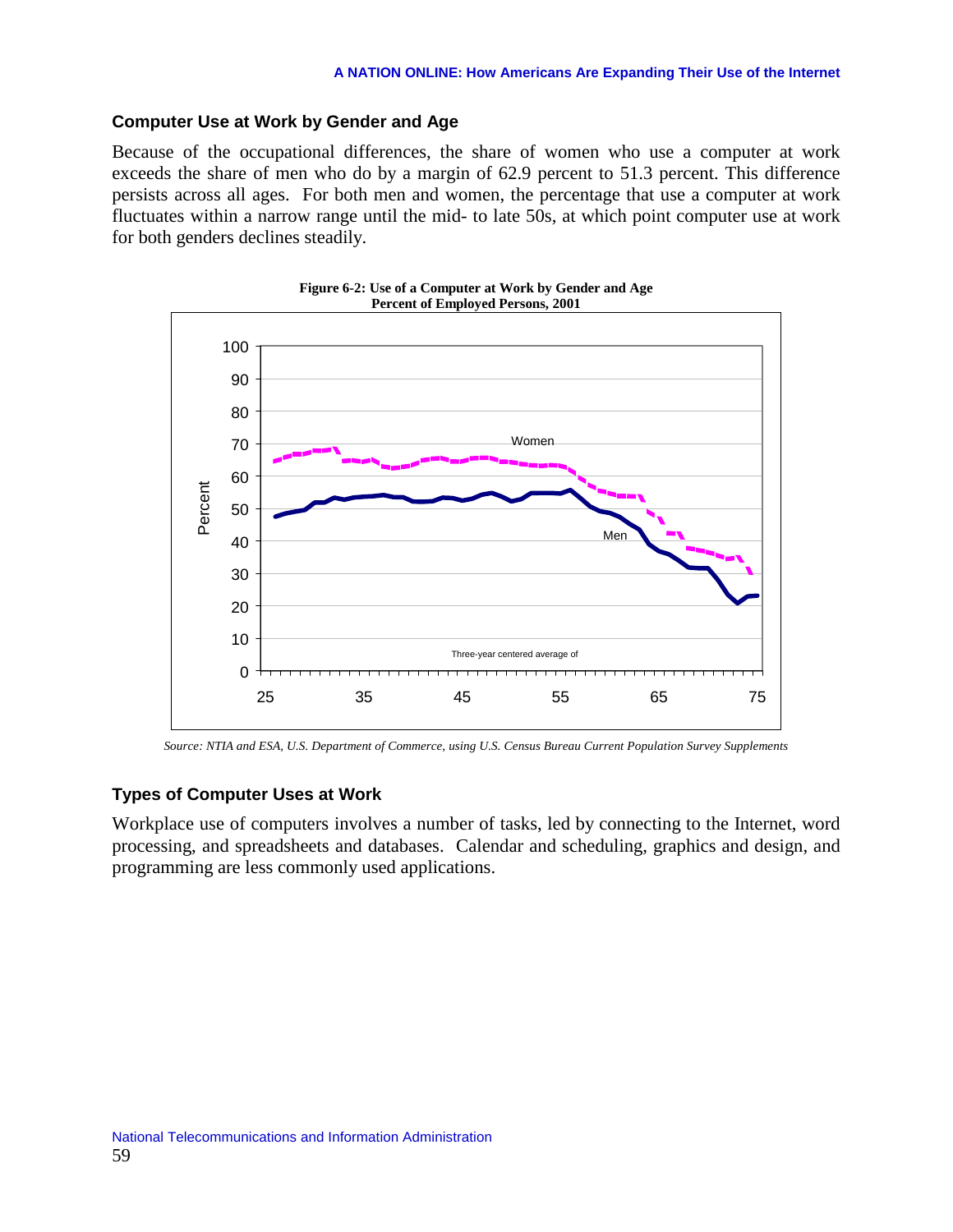## Computer Use at Work by Gender and Age

Because of the occupational differences, the share of women who use a computer at work exceeds the share of men who do by a margin of 62.9 percent to 51.3 percent. This difference persists across all ages. For both men and women, the percentage that use a computer at work fluctuates within a narrow range until the mid- to late 50s, at which point computer use at work for both genders declines steadily.

**Figure 6-2: Use of a Computer at Work by Gender and Age**
**Percent of Employed Persons, 2001**

*Source: NTIA and ESA, U.S. Department of Commerce, using U.S. Census Bureau Current Population Survey Supplements*

## Types of Computer Uses at Work

Workplace use of computers involves a number of tasks, led by connecting to the Internet, word processing, and spreadsheets and databases. Calendar and scheduling, graphics and design, and programming are less commonly used applications.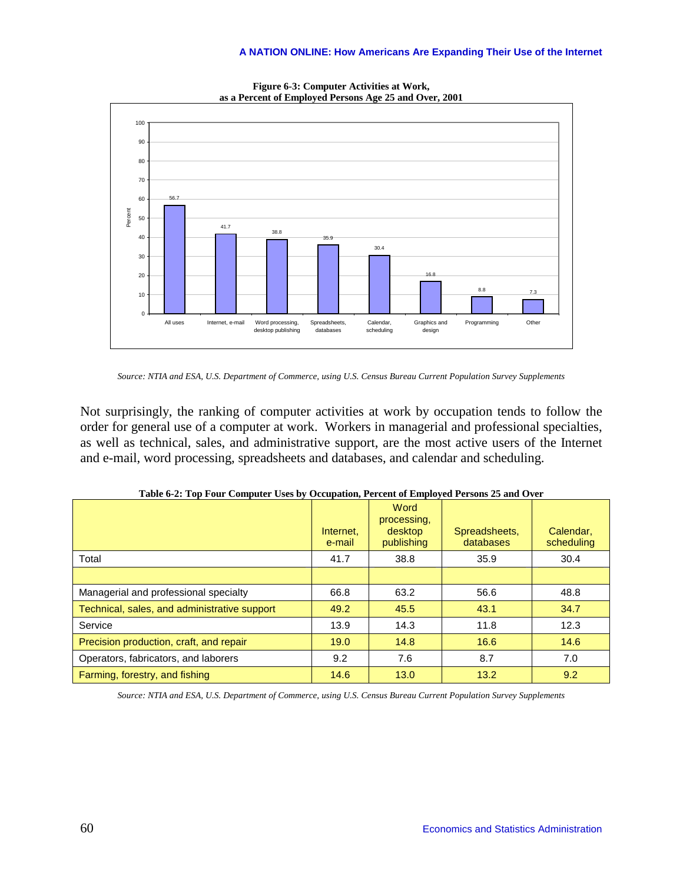**Figure 6-3: Computer Activities at Work, as a Percent of Employed Persons Age 25 and Over, 2001**

| Activity | Percent |
|---|---|
| All uses | 56.7 |
| Internet, e-mail | 41.7 |
| Word processing, desktop publishing | 38.8 |
| Spreadsheets, databases | 35.9 |
| Calendar, scheduling | 30.4 |
| Graphics and design | 16.8 |
| Programming | 8.8 |
| Other | 7.3 |

*Source: NTIA and ESA, U.S. Department of Commerce, using U.S. Census Bureau Current Population Survey Supplements*

Not surprisingly, the ranking of computer activities at work by occupation tends to follow the order for general use of a computer at work. Workers in managerial and professional specialties, as well as technical, sales, and administrative support, are the most active users of the Internet and e-mail, word processing, spreadsheets and databases, and calendar and scheduling.

**Table 6-2: Top Four Computer Uses by Occupation, Percent of Employed Persons 25 and Over**

| | Internet, e-mail | Word processing, desktop publishing | Spreadsheets, databases | Calendar, scheduling |
|---|---|---|---|---|
| Total | 41.7 | 38.8 | 35.9 | 30.4 |
| | | | | |
| Managerial and professional specialty | 66.8 | 63.2 | 56.6 | 48.8 |
| Technical, sales, and administrative support | 49.2 | 45.5 | 43.1 | 34.7 |
| Service | 13.9 | 14.3 | 11.8 | 12.3 |
| Precision production, craft, and repair | 19.0 | 14.8 | 16.6 | 14.6 |
| Operators, fabricators, and laborers | 9.2 | 7.6 | 8.7 | 7.0 |
| Farming, forestry, and fishing | 14.6 | 13.0 | 13.2 | 9.2 |

*Source: NTIA and ESA, U.S. Department of Commerce, using U.S. Census Bureau Current Population Survey Supplements*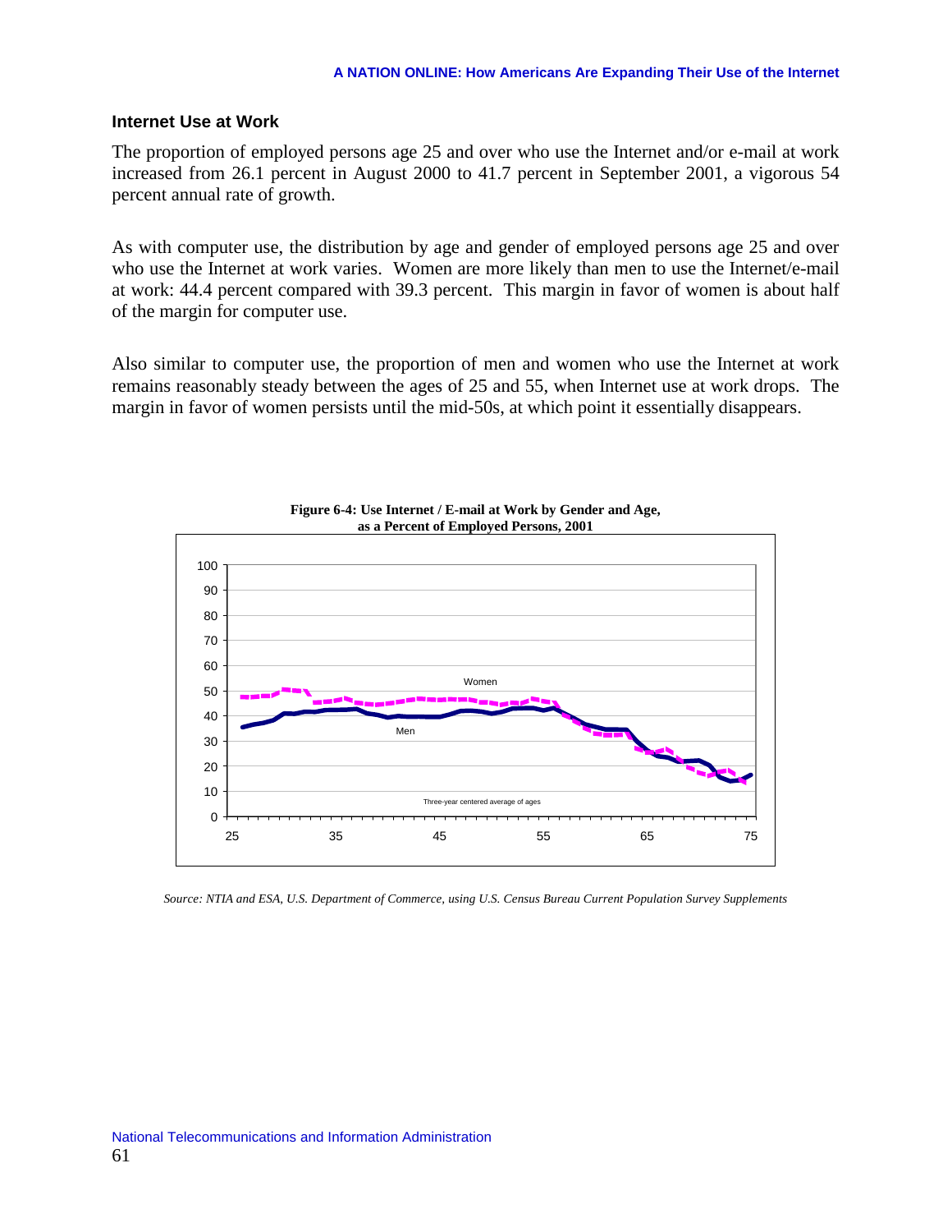## Internet Use at Work

The proportion of employed persons age 25 and over who use the Internet and/or e-mail at work increased from 26.1 percent in August 2000 to 41.7 percent in September 2001, a vigorous 54 percent annual rate of growth.

As with computer use, the distribution by age and gender of employed persons age 25 and over who use the Internet at work varies. Women are more likely than men to use the Internet/e-mail at work: 44.4 percent compared with 39.3 percent. This margin in favor of women is about half of the margin for computer use.

Also similar to computer use, the proportion of men and women who use the Internet at work remains reasonably steady between the ages of 25 and 55, when Internet use at work drops. The margin in favor of women persists until the mid-50s, at which point it essentially disappears.

**Figure 6-4: Use Internet / E-mail at Work by Gender and Age, as a Percent of Employed Persons, 2001**

*Source: NTIA and ESA, U.S. Department of Commerce, using U.S. Census Bureau Current Population Survey Supplements*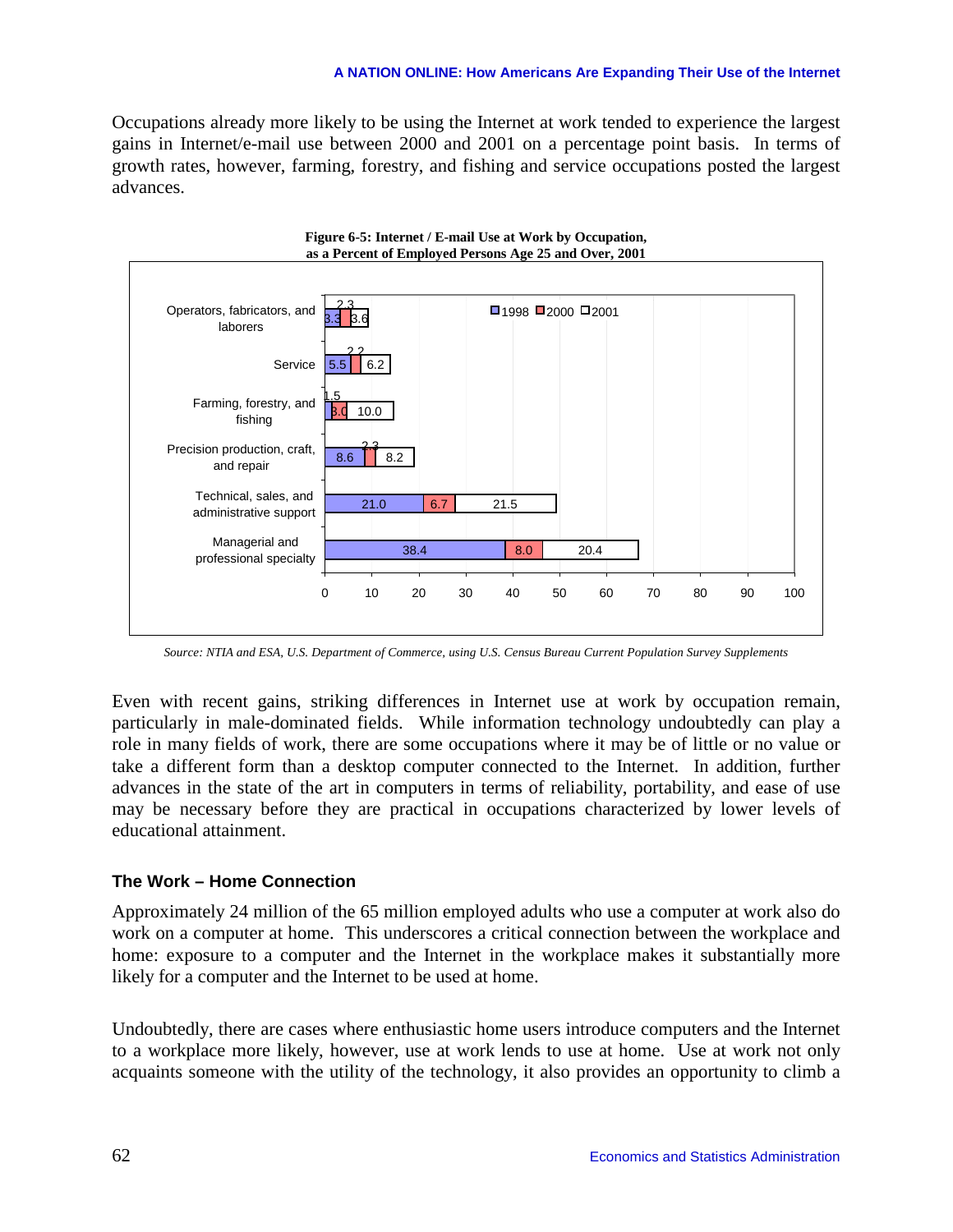Occupations already more likely to be using the Internet at work tended to experience the largest gains in Internet/e-mail use between 2000 and 2001 on a percentage point basis. In terms of growth rates, however, farming, forestry, and fishing and service occupations posted the largest advances.

**Figure 6-5: Internet / E-mail Use at Work by Occupation, as a Percent of Employed Persons Age 25 and Over, 2001**

| Occupation | 1998 | 2000 | 2001 |
|---|---|---|---|
| Operators, fabricators, and laborers | 3.3 | 2.3 | 3.6 |
| Service | 5.5 | 2.2 | 6.2 |
| Farming, forestry, and fishing | 1.5 | 3.0 | 10.0 |
| Precision production, craft, and repair | 8.6 | 2.3 | 8.2 |
| Technical, sales, and administrative support | 21.0 | 6.7 | 21.5 |
| Managerial and professional specialty | 38.4 | 8.0 | 20.4 |

*Source: NTIA and ESA, U.S. Department of Commerce, using U.S. Census Bureau Current Population Survey Supplements*

Even with recent gains, striking differences in Internet use at work by occupation remain, particularly in male-dominated fields. While information technology undoubtedly can play a role in many fields of work, there are some occupations where it may be of little or no value or take a different form than a desktop computer connected to the Internet. In addition, further advances in the state of the art in computers in terms of reliability, portability, and ease of use may be necessary before they are practical in occupations characterized by lower levels of educational attainment.

### The Work – Home Connection

Approximately 24 million of the 65 million employed adults who use a computer at work also do work on a computer at home. This underscores a critical connection between the workplace and home: exposure to a computer and the Internet in the workplace makes it substantially more likely for a computer and the Internet to be used at home.

Undoubtedly, there are cases where enthusiastic home users introduce computers and the Internet to a workplace more likely, however, use at work lends to use at home. Use at work not only acquaints someone with the utility of the technology, it also provides an opportunity to climb a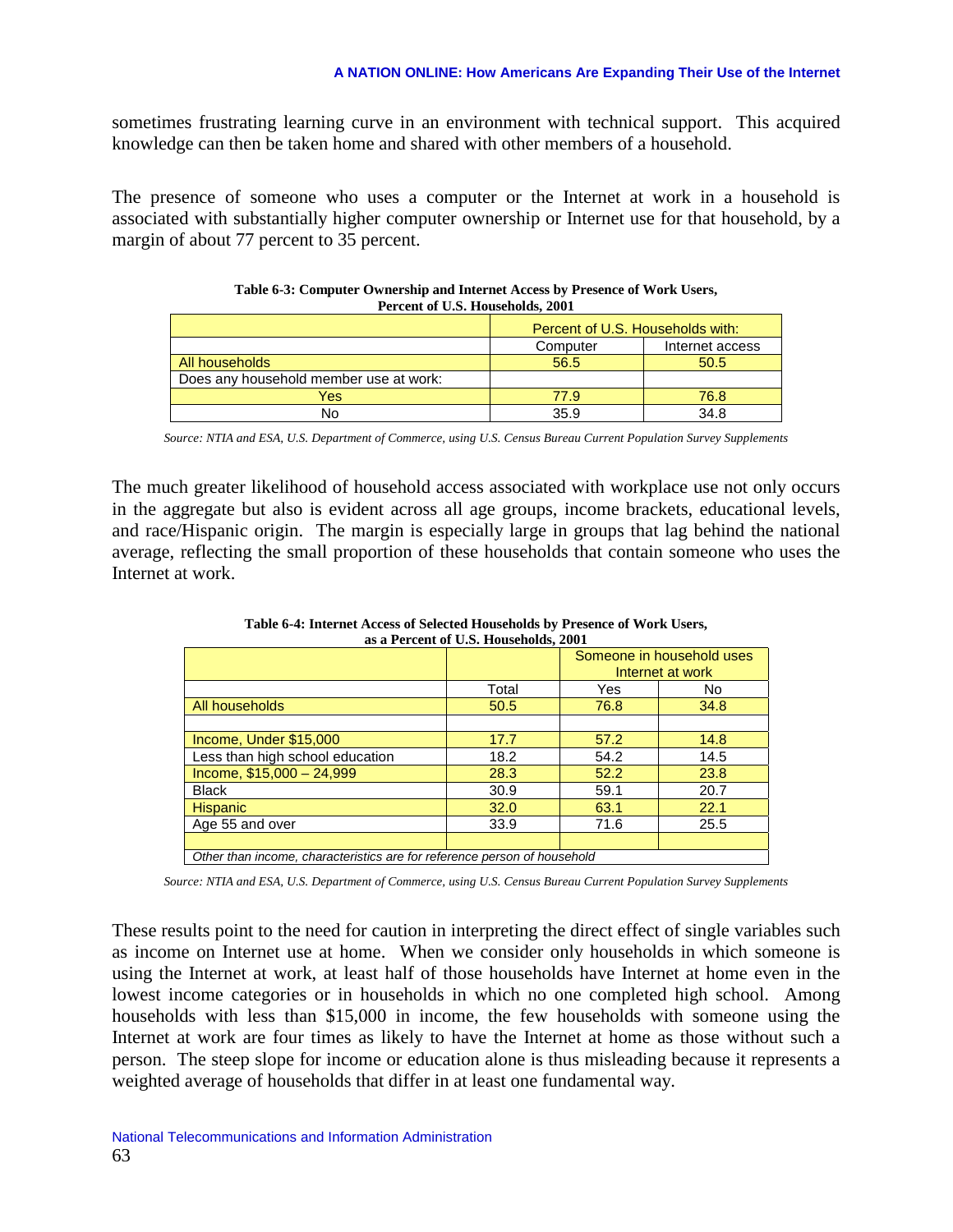sometimes frustrating learning curve in an environment with technical support. This acquired knowledge can then be taken home and shared with other members of a household.

The presence of someone who uses a computer or the Internet at work in a household is associated with substantially higher computer ownership or Internet use for that household, by a margin of about 77 percent to 35 percent.

**Table 6-3: Computer Ownership and Internet Access by Presence of Work Users, Percent of U.S. Households, 2001**

| | Percent of U.S. Households with: | |
|---|---|---|
| | Computer | Internet access |
| All households | 56.5 | 50.5 |
| Does any household member use at work: | | |
| Yes | 77.9 | 76.8 |
| No | 35.9 | 34.8 |

*Source: NTIA and ESA, U.S. Department of Commerce, using U.S. Census Bureau Current Population Survey Supplements*

The much greater likelihood of household access associated with workplace use not only occurs in the aggregate but also is evident across all age groups, income brackets, educational levels, and race/Hispanic origin. The margin is especially large in groups that lag behind the national average, reflecting the small proportion of these households that contain someone who uses the Internet at work.

**Table 6-4: Internet Access of Selected Households by Presence of Work Users, as a Percent of U.S. Households, 2001**

| | | Someone in household uses Internet at work | |
|---|---|---|---|
| | Total | Yes | No |
| All households | 50.5 | 76.8 | 34.8 |
| | | | |
| Income, Under $15,000 | 17.7 | 57.2 | 14.8 |
| Less than high school education | 18.2 | 54.2 | 14.5 |
| Income, $15,000 – 24,999 | 28.3 | 52.2 | 23.8 |
| Black | 30.9 | 59.1 | 20.7 |
| Hispanic | 32.0 | 63.1 | 22.1 |
| Age 55 and over | 33.9 | 71.6 | 25.5 |
| | | | |
| *Other than income, characteristics are for reference person of household* | | | |

*Source: NTIA and ESA, U.S. Department of Commerce, using U.S. Census Bureau Current Population Survey Supplements*

These results point to the need for caution in interpreting the direct effect of single variables such as income on Internet use at home. When we consider only households in which someone is using the Internet at work, at least half of those households have Internet at home even in the lowest income categories or in households in which no one completed high school. Among households with less than $15,000 in income, the few households with someone using the Internet at work are four times as likely to have the Internet at home as those without such a person. The steep slope for income or education alone is thus misleading because it represents a weighted average of households that differ in at least one fundamental way.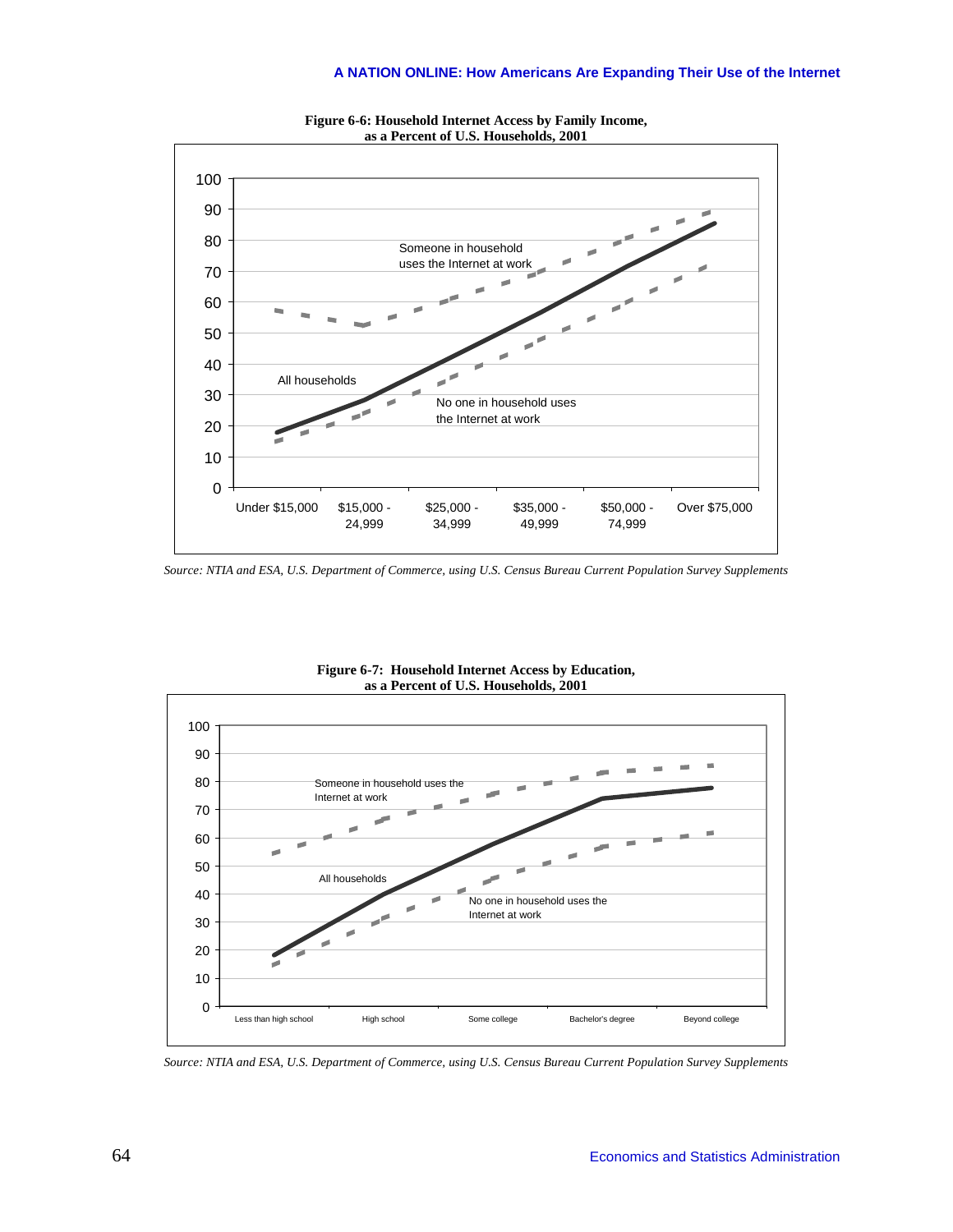**Figure 6-6: Household Internet Access by Family Income, as a Percent of U.S. Households, 2001**

*Source: NTIA and ESA, U.S. Department of Commerce, using U.S. Census Bureau Current Population Survey Supplements*

**Figure 6-7: Household Internet Access by Education, as a Percent of U.S. Households, 2001**

*Source: NTIA and ESA, U.S. Department of Commerce, using U.S. Census Bureau Current Population Survey Supplements*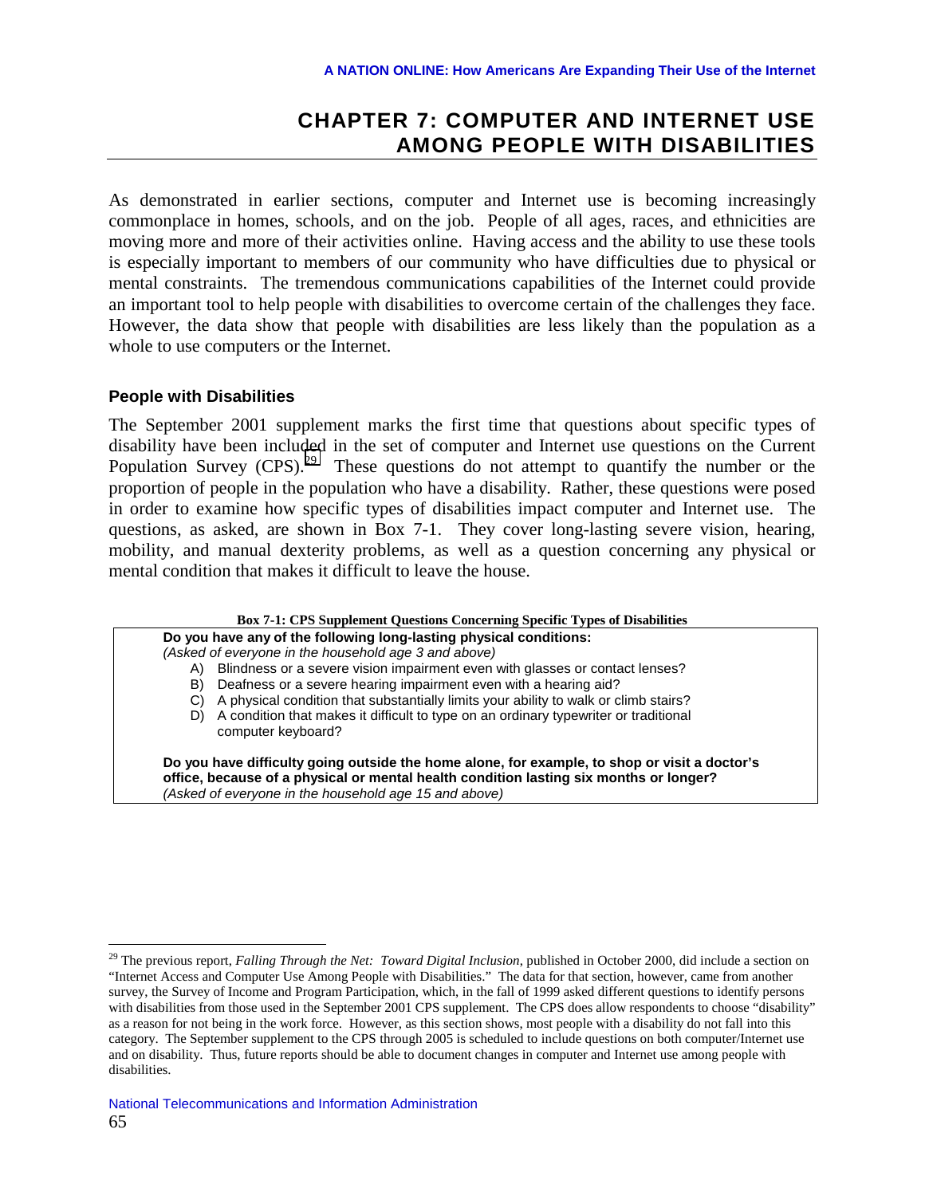# CHAPTER 7: COMPUTER AND INTERNET USE AMONG PEOPLE WITH DISABILITIES

As demonstrated in earlier sections, computer and Internet use is becoming increasingly commonplace in homes, schools, and on the job. People of all ages, races, and ethnicities are moving more and more of their activities online. Having access and the ability to use these tools is especially important to members of our community who have difficulties due to physical or mental constraints. The tremendous communications capabilities of the Internet could provide an important tool to help people with disabilities to overcome certain of the challenges they face. However, the data show that people with disabilities are less likely than the population as a whole to use computers or the Internet.

### People with Disabilities

The September 2001 supplement marks the first time that questions about specific types of disability have been included in the set of computer and Internet use questions on the Current Population Survey (CPS).[29] These questions do not attempt to quantify the number or the proportion of people in the population who have a disability. Rather, these questions were posed in order to examine how specific types of disabilities impact computer and Internet use. The questions, as asked, are shown in Box 7-1. They cover long-lasting severe vision, hearing, mobility, and manual dexterity problems, as well as a question concerning any physical or mental condition that makes it difficult to leave the house.

**Box 7-1: CPS Supplement Questions Concerning Specific Types of Disabilities**

**Do you have any of the following long-lasting physical conditions:**
*(Asked of everyone in the household age 3 and above)*

- A) Blindness or a severe vision impairment even with glasses or contact lenses?
- B) Deafness or a severe hearing impairment even with a hearing aid?
- C) A physical condition that substantially limits your ability to walk or climb stairs?
- D) A condition that makes it difficult to type on an ordinary typewriter or traditional computer keyboard?

**Do you have difficulty going outside the home alone, for example, to shop or visit a doctor's office, because of a physical or mental health condition lasting six months or longer?**
*(Asked of everyone in the household age 15 and above)*

---

[29] The previous report, *Falling Through the Net: Toward Digital Inclusion*, published in October 2000, did include a section on "Internet Access and Computer Use Among People with Disabilities." The data for that section, however, came from another survey, the Survey of Income and Program Participation, which, in the fall of 1999 asked different questions to identify persons with disabilities from those used in the September 2001 CPS supplement. The CPS does allow respondents to choose "disability" as a reason for not being in the work force. However, as this section shows, most people with a disability do not fall into this category. The September supplement to the CPS through 2005 is scheduled to include questions on both computer/Internet use and on disability. Thus, future reports should be able to document changes in computer and Internet use among people with disabilities.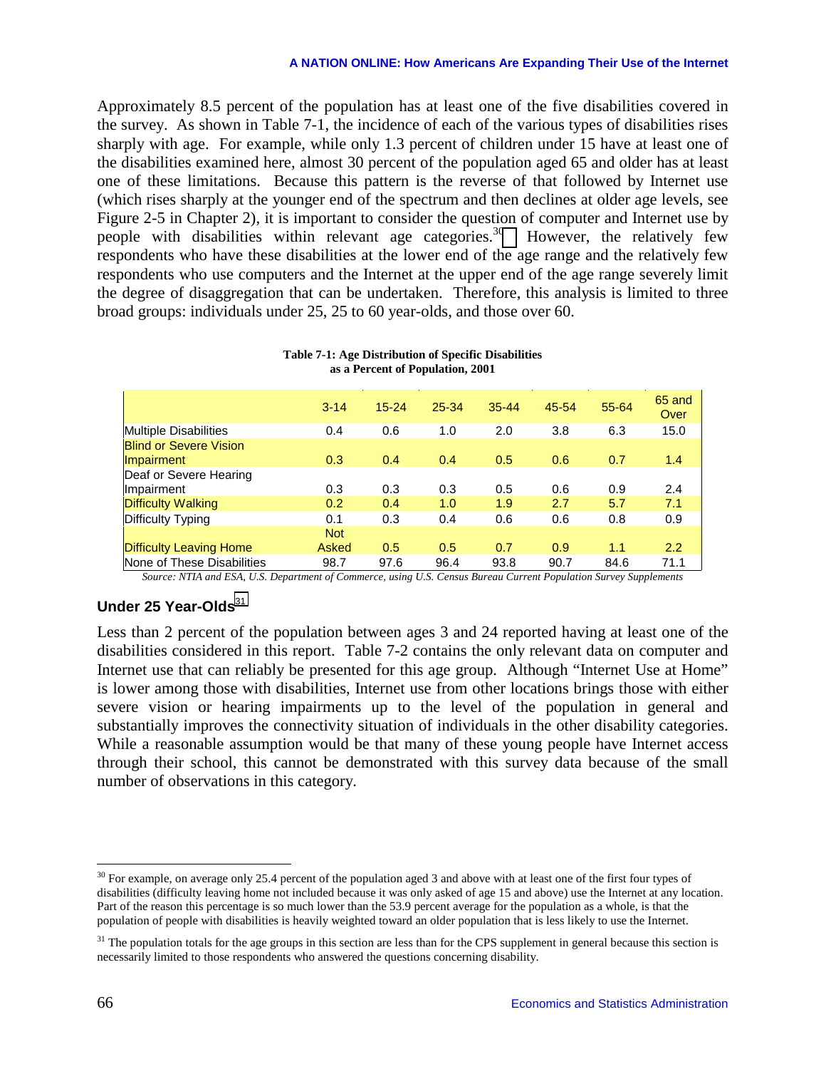Approximately 8.5 percent of the population has at least one of the five disabilities covered in the survey. As shown in Table 7-1, the incidence of each of the various types of disabilities rises sharply with age. For example, while only 1.3 percent of children under 15 have at least one of the disabilities examined here, almost 30 percent of the population aged 65 and older has at least one of these limitations. Because this pattern is the reverse of that followed by Internet use (which rises sharply at the younger end of the spectrum and then declines at older age levels, see Figure 2-5 in Chapter 2), it is important to consider the question of computer and Internet use by people with disabilities within relevant age categories.[30] However, the relatively few respondents who have these disabilities at the lower end of the age range and the relatively few respondents who use computers and the Internet at the upper end of the age range severely limit the degree of disaggregation that can be undertaken. Therefore, this analysis is limited to three broad groups: individuals under 25, 25 to 60 year-olds, and those over 60.

**Table 7-1: Age Distribution of Specific Disabilities as a Percent of Population, 2001**

| | 3-14 | 15-24 | 25-34 | 35-44 | 45-54 | 55-64 | 65 and Over |
|---|---|---|---|---|---|---|---|
| Multiple Disabilities | 0.4 | 0.6 | 1.0 | 2.0 | 3.8 | 6.3 | 15.0 |
| Blind or Severe Vision Impairment | 0.3 | 0.4 | 0.4 | 0.5 | 0.6 | 0.7 | 1.4 |
| Deaf or Severe Hearing Impairment | 0.3 | 0.3 | 0.3 | 0.5 | 0.6 | 0.9 | 2.4 |
| Difficulty Walking | 0.2 | 0.4 | 1.0 | 1.9 | 2.7 | 5.7 | 7.1 |
| Difficulty Typing | 0.1 | 0.3 | 0.4 | 0.6 | 0.6 | 0.8 | 0.9 |
| Difficulty Leaving Home | Not Asked | 0.5 | 0.5 | 0.7 | 0.9 | 1.1 | 2.2 |
| None of These Disabilities | 98.7 | 97.6 | 96.4 | 93.8 | 90.7 | 84.6 | 71.1 |

*Source: NTIA and ESA, U.S. Department of Commerce, using U.S. Census Bureau Current Population Survey Supplements*

### Under 25 Year-Olds[31]

Less than 2 percent of the population between ages 3 and 24 reported having at least one of the disabilities considered in this report. Table 7-2 contains the only relevant data on computer and Internet use that can reliably be presented for this age group. Although "Internet Use at Home" is lower among those with disabilities, Internet use from other locations brings those with either severe vision or hearing impairments up to the level of the population in general and substantially improves the connectivity situation of individuals in the other disability categories. While a reasonable assumption would be that many of these young people have Internet access through their school, this cannot be demonstrated with this survey data because of the small number of observations in this category.

---

[30] For example, on average only 25.4 percent of the population aged 3 and above with at least one of the first four types of disabilities (difficulty leaving home not included because it was only asked of age 15 and above) use the Internet at any location. Part of the reason this percentage is so much lower than the 53.9 percent average for the population as a whole, is that the population of people with disabilities is heavily weighted toward an older population that is less likely to use the Internet.

[31] The population totals for the age groups in this section are less than for the CPS supplement in general because this section is necessarily limited to those respondents who answered the questions concerning disability.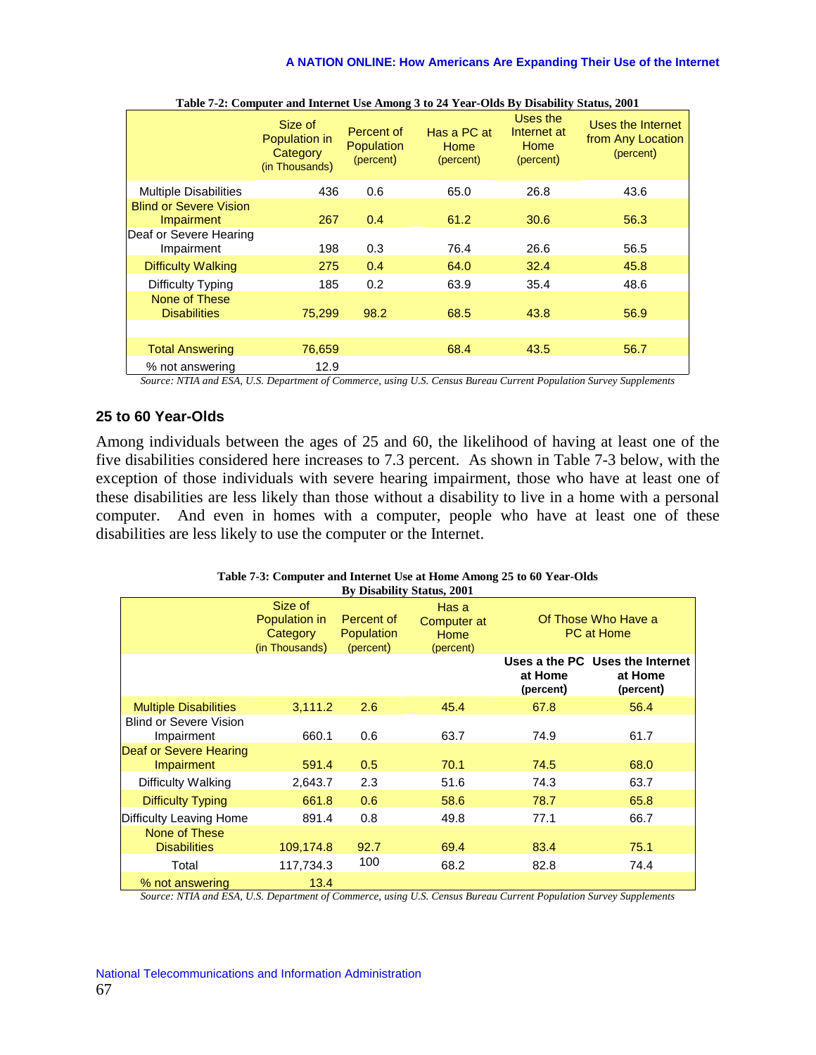**Table 7-2: Computer and Internet Use Among 3 to 24 Year-Olds By Disability Status, 2001**

| | Size of Population in Category (in Thousands) | Percent of Population (percent) | Has a PC at Home (percent) | Uses the Internet at Home (percent) | Uses the Internet from Any Location (percent) |
|---|---|---|---|---|---|
| Multiple Disabilities | 436 | 0.6 | 65.0 | 26.8 | 43.6 |
| Blind or Severe Vision Impairment | 267 | 0.4 | 61.2 | 30.6 | 56.3 |
| Deaf or Severe Hearing Impairment | 198 | 0.3 | 76.4 | 26.6 | 56.5 |
| Difficulty Walking | 275 | 0.4 | 64.0 | 32.4 | 45.8 |
| Difficulty Typing | 185 | 0.2 | 63.9 | 35.4 | 48.6 |
| None of These Disabilities | 75,299 | 98.2 | 68.5 | 43.8 | 56.9 |
| | | | | | |
| Total Answering | 76,659 | | 68.4 | 43.5 | 56.7 |
| % not answering | 12.9 | | | | |

*Source: NTIA and ESA, U.S. Department of Commerce, using U.S. Census Bureau Current Population Survey Supplements*

### 25 to 60 Year-Olds

Among individuals between the ages of 25 and 60, the likelihood of having at least one of the five disabilities considered here increases to 7.3 percent. As shown in Table 7-3 below, with the exception of those individuals with severe hearing impairment, those who have at least one of these disabilities are less likely than those without a disability to live in a home with a personal computer. And even in homes with a computer, people who have at least one of these disabilities are less likely to use the computer or the Internet.

**Table 7-3: Computer and Internet Use at Home Among 25 to 60 Year-Olds By Disability Status, 2001**

| | Size of Population in Category (in Thousands) | Percent of Population (percent) | Has a Computer at Home (percent) | Of Those Who Have a PC at Home | |
|---|---|---|---|---|---|
| | | | | **Uses a the PC at Home (percent)** | **Uses the Internet at Home (percent)** |
| Multiple Disabilities | 3,111.2 | 2.6 | 45.4 | 67.8 | 56.4 |
| Blind or Severe Vision Impairment | 660.1 | 0.6 | 63.7 | 74.9 | 61.7 |
| Deaf or Severe Hearing Impairment | 591.4 | 0.5 | 70.1 | 74.5 | 68.0 |
| Difficulty Walking | 2,643.7 | 2.3 | 51.6 | 74.3 | 63.7 |
| Difficulty Typing | 661.8 | 0.6 | 58.6 | 78.7 | 65.8 |
| Difficulty Leaving Home | 891.4 | 0.8 | 49.8 | 77.1 | 66.7 |
| None of These Disabilities | 109,174.8 | 92.7 | 69.4 | 83.4 | 75.1 |
| Total | 117,734.3 | 100 | 68.2 | 82.8 | 74.4 |
| % not answering | 13.4 | | | | |

*Source: NTIA and ESA, U.S. Department of Commerce, using U.S. Census Bureau Current Population Survey Supplements*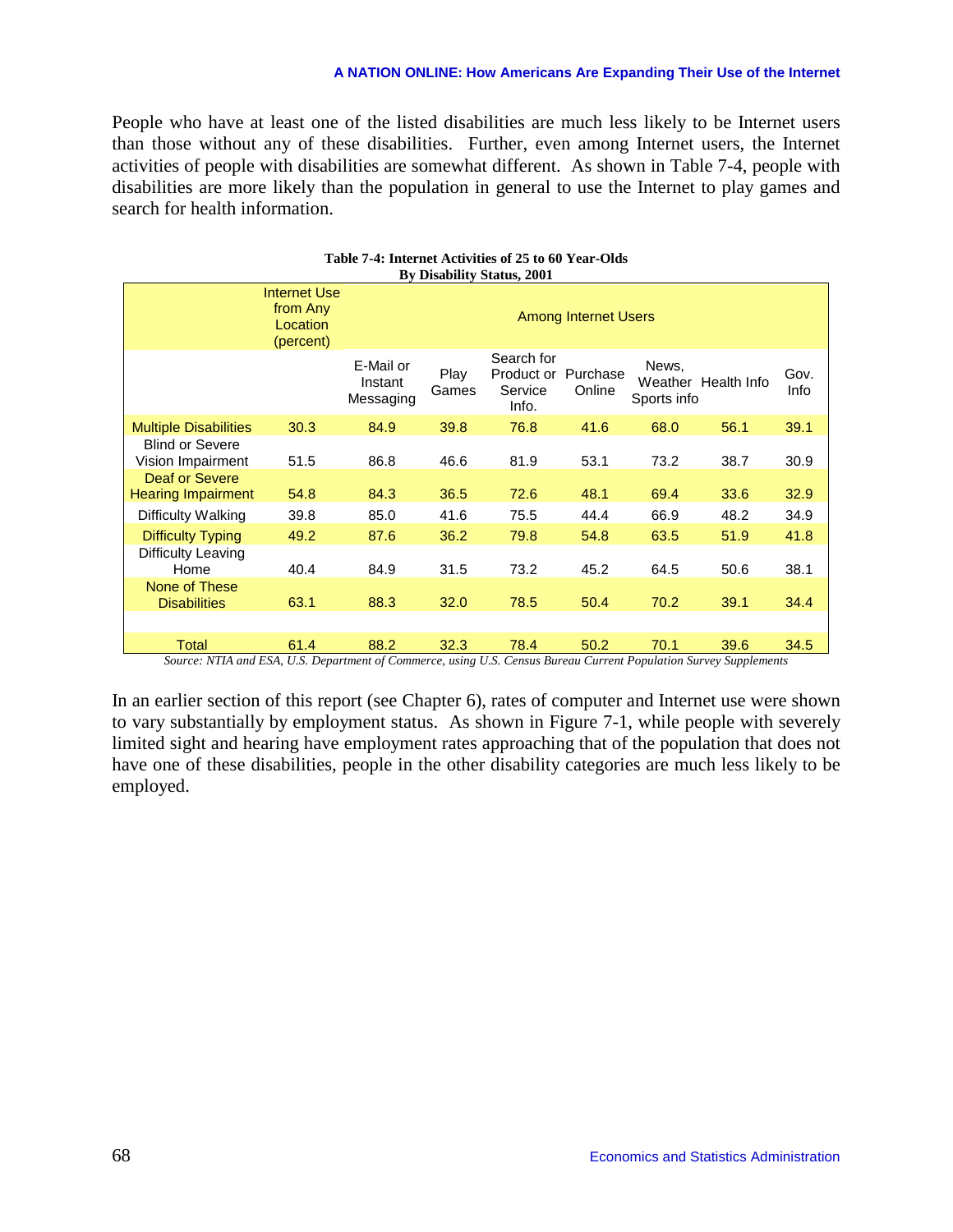People who have at least one of the listed disabilities are much less likely to be Internet users than those without any of these disabilities. Further, even among Internet users, the Internet activities of people with disabilities are somewhat different. As shown in Table 7-4, people with disabilities are more likely than the population in general to use the Internet to play games and search for health information.

**Table 7-4: Internet Activities of 25 to 60 Year-Olds By Disability Status, 2001**

| | Internet Use from Any Location (percent) | Among Internet Users | | | | | | |
|---|---|---|---|---|---|---|---|---|
| | | E-Mail or Instant Messaging | Play Games | Search for Product or Service Info. | Purchase Online | News, Weather Sports info | Health Info | Gov. Info |
| Multiple Disabilities | 30.3 | 84.9 | 39.8 | 76.8 | 41.6 | 68.0 | 56.1 | 39.1 |
| Blind or Severe Vision Impairment | 51.5 | 86.8 | 46.6 | 81.9 | 53.1 | 73.2 | 38.7 | 30.9 |
| Deaf or Severe Hearing Impairment | 54.8 | 84.3 | 36.5 | 72.6 | 48.1 | 69.4 | 33.6 | 32.9 |
| Difficulty Walking | 39.8 | 85.0 | 41.6 | 75.5 | 44.4 | 66.9 | 48.2 | 34.9 |
| Difficulty Typing | 49.2 | 87.6 | 36.2 | 79.8 | 54.8 | 63.5 | 51.9 | 41.8 |
| Difficulty Leaving Home | 40.4 | 84.9 | 31.5 | 73.2 | 45.2 | 64.5 | 50.6 | 38.1 |
| None of These Disabilities | 63.1 | 88.3 | 32.0 | 78.5 | 50.4 | 70.2 | 39.1 | 34.4 |
| Total | 61.4 | 88.2 | 32.3 | 78.4 | 50.2 | 70.1 | 39.6 | 34.5 |

*Source: NTIA and ESA, U.S. Department of Commerce, using U.S. Census Bureau Current Population Survey Supplements*

In an earlier section of this report (see Chapter 6), rates of computer and Internet use were shown to vary substantially by employment status. As shown in Figure 7-1, while people with severely limited sight and hearing have employment rates approaching that of the population that does not have one of these disabilities, people in the other disability categories are much less likely to be employed.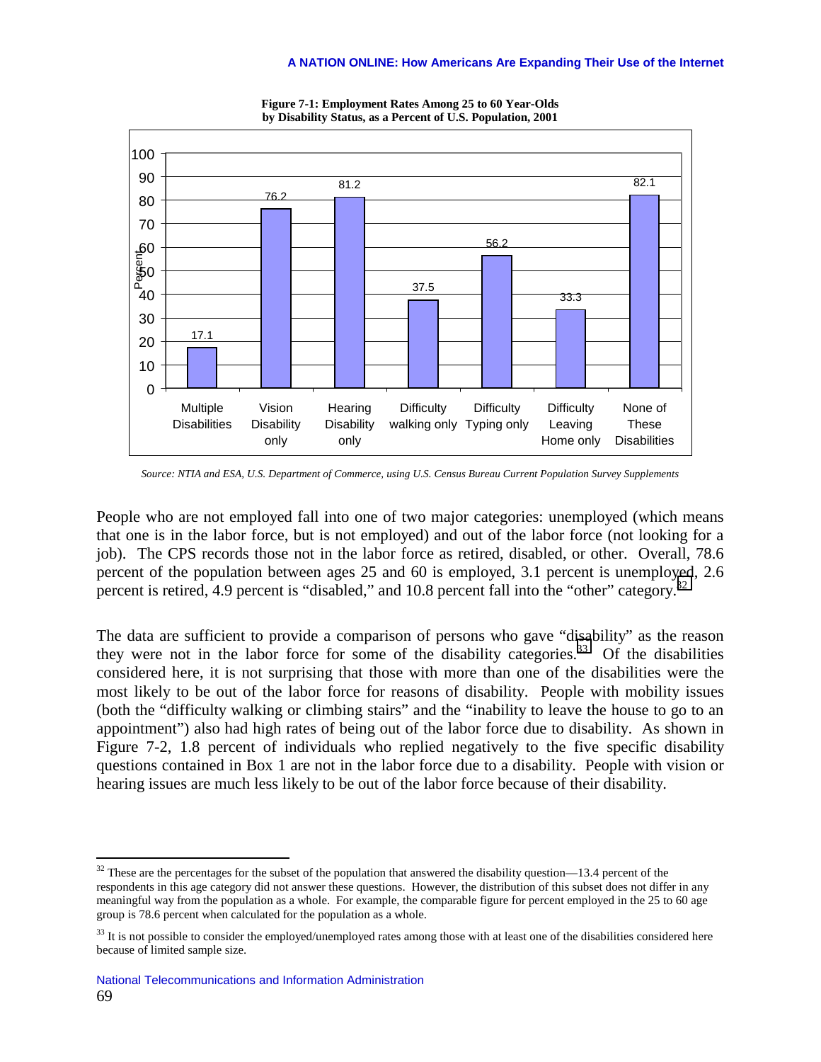**Figure 7-1: Employment Rates Among 25 to 60 Year-Olds by Disability Status, as a Percent of U.S. Population, 2001**

| Category | Percent |
|---|---|
| Multiple Disabilities | 17.1 |
| Vision Disability only | 76.2 |
| Hearing Disability only | 81.2 |
| Difficulty walking only | 37.5 |
| Difficulty Typing only | 56.2 |
| Difficulty Leaving Home only | 33.3 |
| None of These Disabilities | 82.1 |

*Source: NTIA and ESA, U.S. Department of Commerce, using U.S. Census Bureau Current Population Survey Supplements*

People who are not employed fall into one of two major categories: unemployed (which means that one is in the labor force, but is not employed) and out of the labor force (not looking for a job). The CPS records those not in the labor force as retired, disabled, or other. Overall, 78.6 percent of the population between ages 25 and 60 is employed, 3.1 percent is unemployed, 2.6 percent is retired, 4.9 percent is "disabled," and 10.8 percent fall into the "other" category.[32]

The data are sufficient to provide a comparison of persons who gave "disability" as the reason they were not in the labor force for some of the disability categories.[33] Of the disabilities considered here, it is not surprising that those with more than one of the disabilities were the most likely to be out of the labor force for reasons of disability. People with mobility issues (both the "difficulty walking or climbing stairs" and the "inability to leave the house to go to an appointment") also had high rates of being out of the labor force due to disability. As shown in Figure 7-2, 1.8 percent of individuals who replied negatively to the five specific disability questions contained in Box 1 are not in the labor force due to a disability. People with vision or hearing issues are much less likely to be out of the labor force because of their disability.

---

[32] These are the percentages for the subset of the population that answered the disability question—13.4 percent of the respondents in this age category did not answer these questions. However, the distribution of this subset does not differ in any meaningful way from the population as a whole. For example, the comparable figure for percent employed in the 25 to 60 age group is 78.6 percent when calculated for the population as a whole.

[33] It is not possible to consider the employed/unemployed rates among those with at least one of the disabilities considered here because of limited sample size.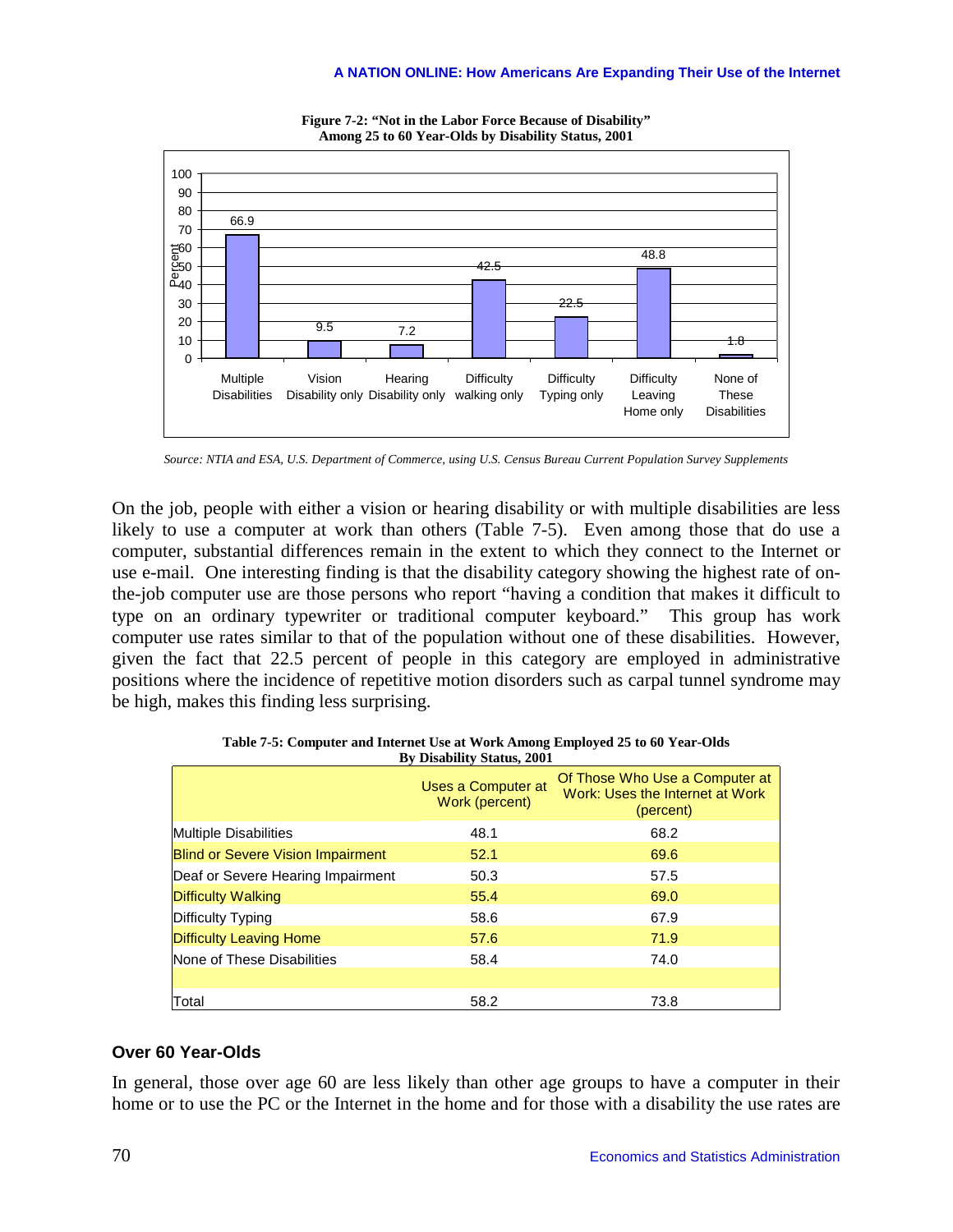**Figure 7-2: "Not in the Labor Force Because of Disability" Among 25 to 60 Year-Olds by Disability Status, 2001**

| Disability Status | Percent |
|---|---|
| Multiple Disabilities | 66.9 |
| Vision Disability only | 9.5 |
| Hearing Disability only | 7.2 |
| Difficulty walking only | 42.5 |
| Difficulty Typing only | 22.5 |
| Difficulty Leaving Home only | 48.8 |
| None of These Disabilities | 1.8 |

*Source: NTIA and ESA, U.S. Department of Commerce, using U.S. Census Bureau Current Population Survey Supplements*

On the job, people with either a vision or hearing disability or with multiple disabilities are less likely to use a computer at work than others (Table 7-5). Even among those that do use a computer, substantial differences remain in the extent to which they connect to the Internet or use e-mail. One interesting finding is that the disability category showing the highest rate of on-the-job computer use are those persons who report "having a condition that makes it difficult to type on an ordinary typewriter or traditional computer keyboard." This group has work computer use rates similar to that of the population without one of these disabilities. However, given the fact that 22.5 percent of people in this category are employed in administrative positions where the incidence of repetitive motion disorders such as carpal tunnel syndrome may be high, makes this finding less surprising.

**Table 7-5: Computer and Internet Use at Work Among Employed 25 to 60 Year-Olds By Disability Status, 2001**

| | Uses a Computer at Work (percent) | Of Those Who Use a Computer at Work: Uses the Internet at Work (percent) |
|---|---|---|
| Multiple Disabilities | 48.1 | 68.2 |
| Blind or Severe Vision Impairment | 52.1 | 69.6 |
| Deaf or Severe Hearing Impairment | 50.3 | 57.5 |
| Difficulty Walking | 55.4 | 69.0 |
| Difficulty Typing | 58.6 | 67.9 |
| Difficulty Leaving Home | 57.6 | 71.9 |
| None of These Disabilities | 58.4 | 74.0 |
| | | |
| Total | 58.2 | 73.8 |

### Over 60 Year-Olds

In general, those over age 60 are less likely than other age groups to have a computer in their home or to use the PC or the Internet in the home and for those with a disability the use rates are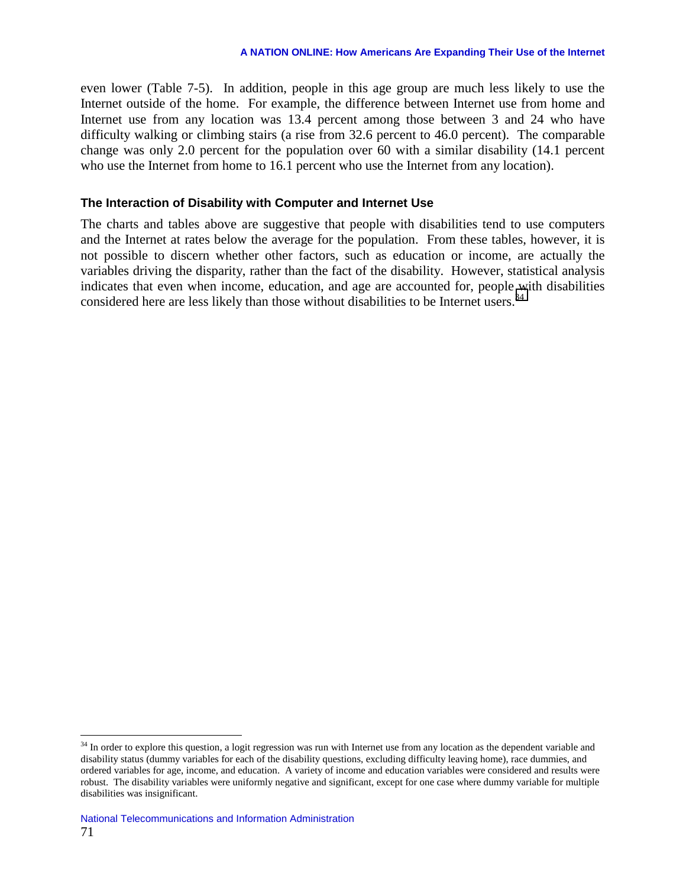even lower (Table 7-5). In addition, people in this age group are much less likely to use the Internet outside of the home. For example, the difference between Internet use from home and Internet use from any location was 13.4 percent among those between 3 and 24 who have difficulty walking or climbing stairs (a rise from 32.6 percent to 46.0 percent). The comparable change was only 2.0 percent for the population over 60 with a similar disability (14.1 percent who use the Internet from home to 16.1 percent who use the Internet from any location).

### The Interaction of Disability with Computer and Internet Use

The charts and tables above are suggestive that people with disabilities tend to use computers and the Internet at rates below the average for the population. From these tables, however, it is not possible to discern whether other factors, such as education or income, are actually the variables driving the disparity, rather than the fact of the disability. However, statistical analysis indicates that even when income, education, and age are accounted for, people with disabilities considered here are less likely than those without disabilities to be Internet users.[34]

---

[34] In order to explore this question, a logit regression was run with Internet use from any location as the dependent variable and disability status (dummy variables for each of the disability questions, excluding difficulty leaving home), race dummies, and ordered variables for age, income, and education. A variety of income and education variables were considered and results were robust. The disability variables were uniformly negative and significant, except for one case where dummy variable for multiple disabilities was insignificant.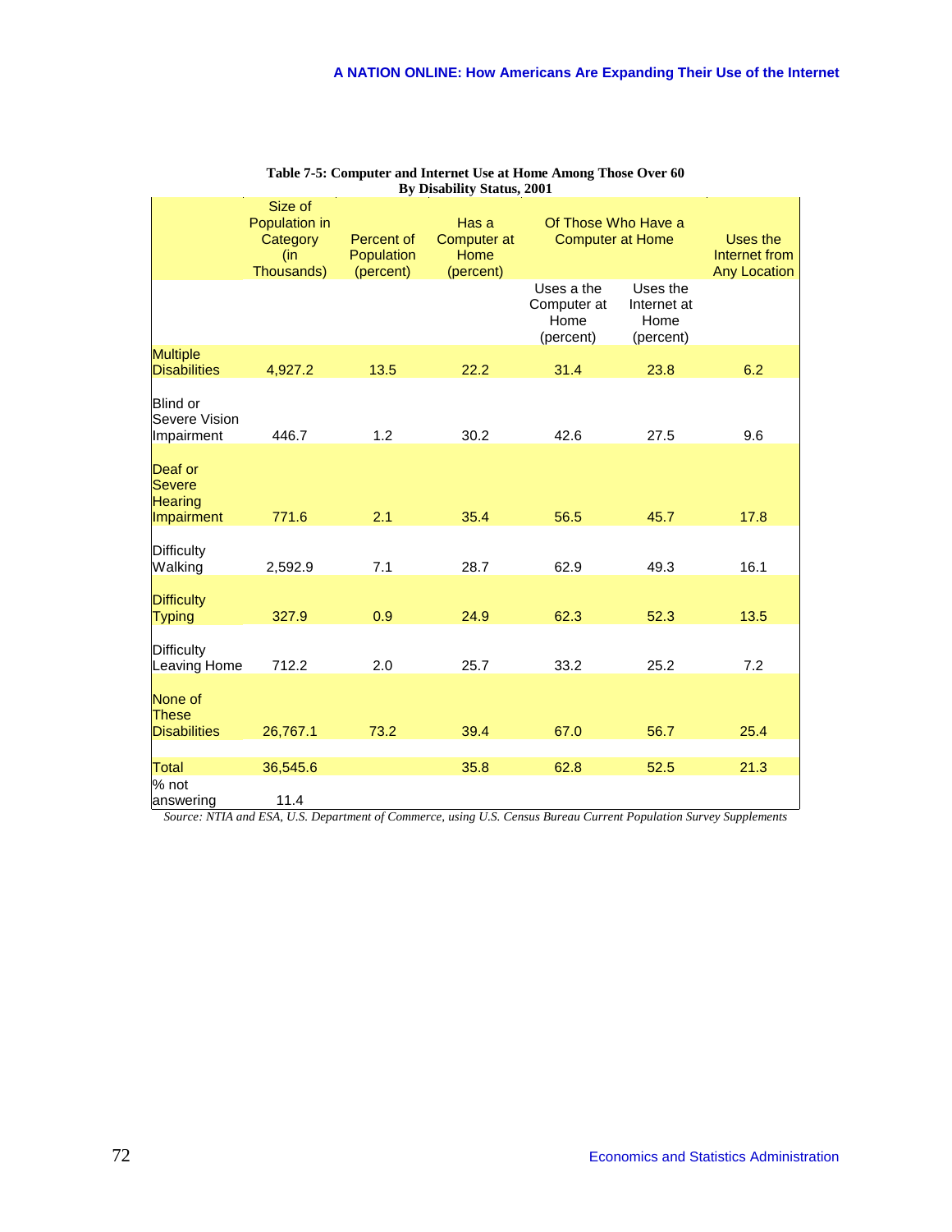**Table 7-5: Computer and Internet Use at Home Among Those Over 60 By Disability Status, 2001**

| | Size of Population in Category (in Thousands) | Percent of Population (percent) | Has a Computer at Home (percent) | Of Those Who Have a Computer at Home | | Uses the Internet from Any Location |
|---|---|---|---|---|---|---|
| | | | | Uses a the Computer at Home (percent) | Uses the Internet at Home (percent) | |
| Multiple Disabilities | 4,927.2 | 13.5 | 22.2 | 31.4 | 23.8 | 6.2 |
| Blind or Severe Vision Impairment | 446.7 | 1.2 | 30.2 | 42.6 | 27.5 | 9.6 |
| Deaf or Severe Hearing Impairment | 771.6 | 2.1 | 35.4 | 56.5 | 45.7 | 17.8 |
| Difficulty Walking | 2,592.9 | 7.1 | 28.7 | 62.9 | 49.3 | 16.1 |
| Difficulty Typing | 327.9 | 0.9 | 24.9 | 62.3 | 52.3 | 13.5 |
| Difficulty Leaving Home | 712.2 | 2.0 | 25.7 | 33.2 | 25.2 | 7.2 |
| None of These Disabilities | 26,767.1 | 73.2 | 39.4 | 67.0 | 56.7 | 25.4 |
| Total | 36,545.6 | | 35.8 | 62.8 | 52.5 | 21.3 |
| % not answering | 11.4 | | | | | |

*Source: NTIA and ESA, U.S. Department of Commerce, using U.S. Census Bureau Current Population Survey Supplements*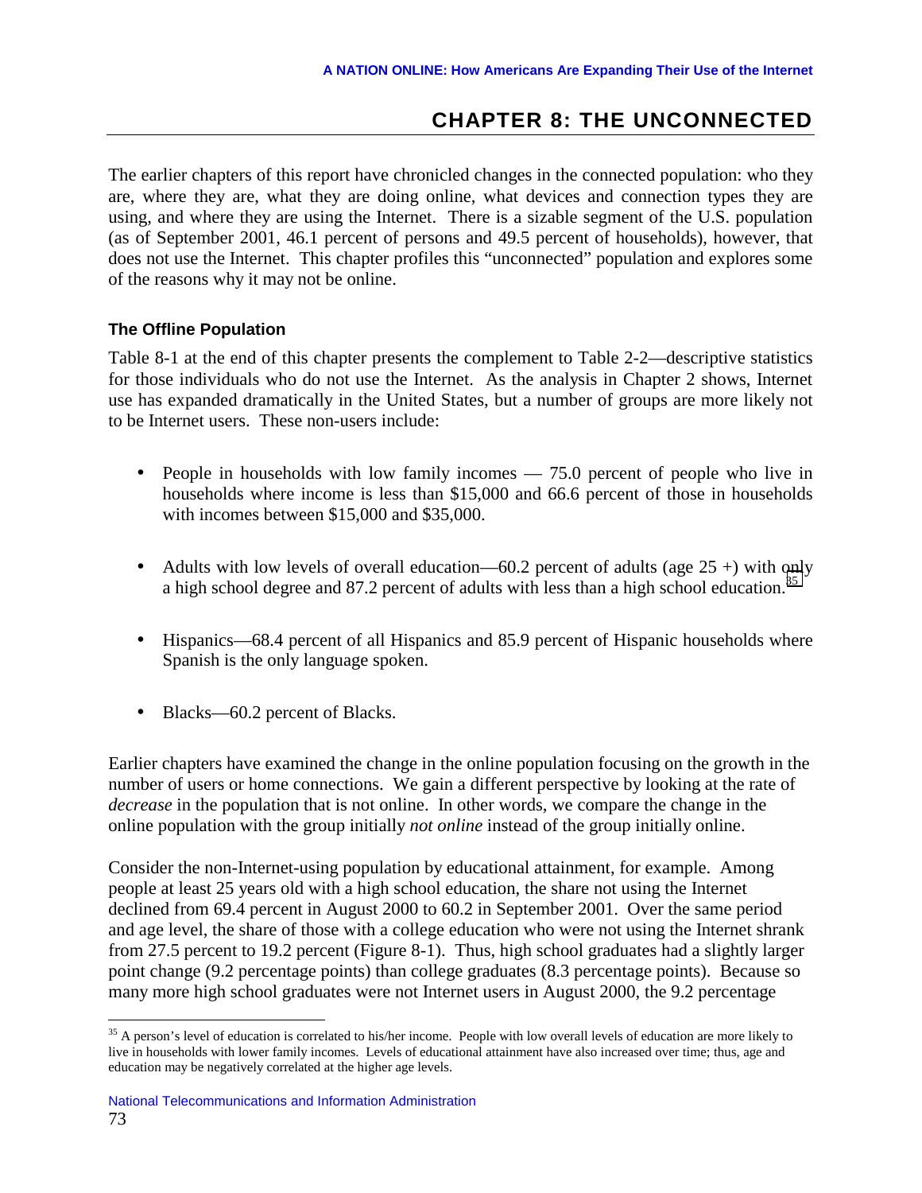# CHAPTER 8: THE UNCONNECTED

The earlier chapters of this report have chronicled changes in the connected population: who they are, where they are, what they are doing online, what devices and connection types they are using, and where they are using the Internet. There is a sizable segment of the U.S. population (as of September 2001, 46.1 percent of persons and 49.5 percent of households), however, that does not use the Internet. This chapter profiles this "unconnected" population and explores some of the reasons why it may not be online.

### The Offline Population

Table 8-1 at the end of this chapter presents the complement to Table 2-2—descriptive statistics for those individuals who do not use the Internet. As the analysis in Chapter 2 shows, Internet use has expanded dramatically in the United States, but a number of groups are more likely not to be Internet users. These non-users include:

- People in households with low family incomes — 75.0 percent of people who live in households where income is less than $15,000 and 66.6 percent of those in households with incomes between $15,000 and $35,000.
- Adults with low levels of overall education—60.2 percent of adults (age 25 +) with only a high school degree and 87.2 percent of adults with less than a high school education.[35]
- Hispanics—68.4 percent of all Hispanics and 85.9 percent of Hispanic households where Spanish is the only language spoken.
- Blacks—60.2 percent of Blacks.

Earlier chapters have examined the change in the online population focusing on the growth in the number of users or home connections. We gain a different perspective by looking at the rate of *decrease* in the population that is not online. In other words, we compare the change in the online population with the group initially *not online* instead of the group initially online.

Consider the non-Internet-using population by educational attainment, for example. Among people at least 25 years old with a high school education, the share not using the Internet declined from 69.4 percent in August 2000 to 60.2 in September 2001. Over the same period and age level, the share of those with a college education who were not using the Internet shrank from 27.5 percent to 19.2 percent (Figure 8-1). Thus, high school graduates had a slightly larger point change (9.2 percentage points) than college graduates (8.3 percentage points). Because so many more high school graduates were not Internet users in August 2000, the 9.2 percentage

[35] A person's level of education is correlated to his/her income. People with low overall levels of education are more likely to live in households with lower family incomes. Levels of educational attainment have also increased over time; thus, age and education may be negatively correlated at the higher age levels.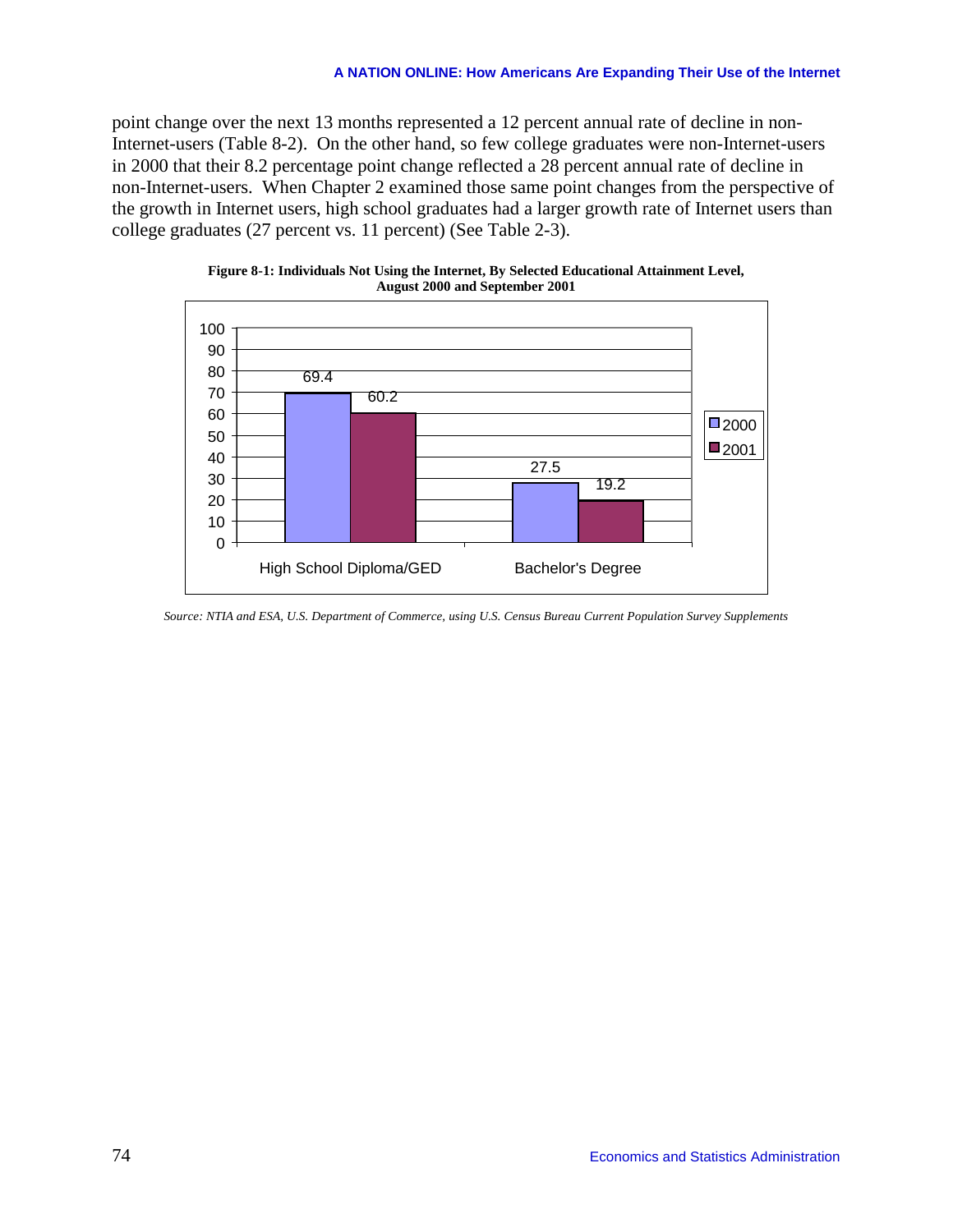point change over the next 13 months represented a 12 percent annual rate of decline in non-Internet-users (Table 8-2). On the other hand, so few college graduates were non-Internet-users in 2000 that their 8.2 percentage point change reflected a 28 percent annual rate of decline in non-Internet-users. When Chapter 2 examined those same point changes from the perspective of the growth in Internet users, high school graduates had a larger growth rate of Internet users than college graduates (27 percent vs. 11 percent) (See Table 2-3).

**Figure 8-1: Individuals Not Using the Internet, By Selected Educational Attainment Level, August 2000 and September 2001**

| | 2000 | 2001 |
|---|---|---|
| High School Diploma/GED | 69.4 | 60.2 |
| Bachelor's Degree | 27.5 | 19.2 |

*Source: NTIA and ESA, U.S. Department of Commerce, using U.S. Census Bureau Current Population Survey Supplements*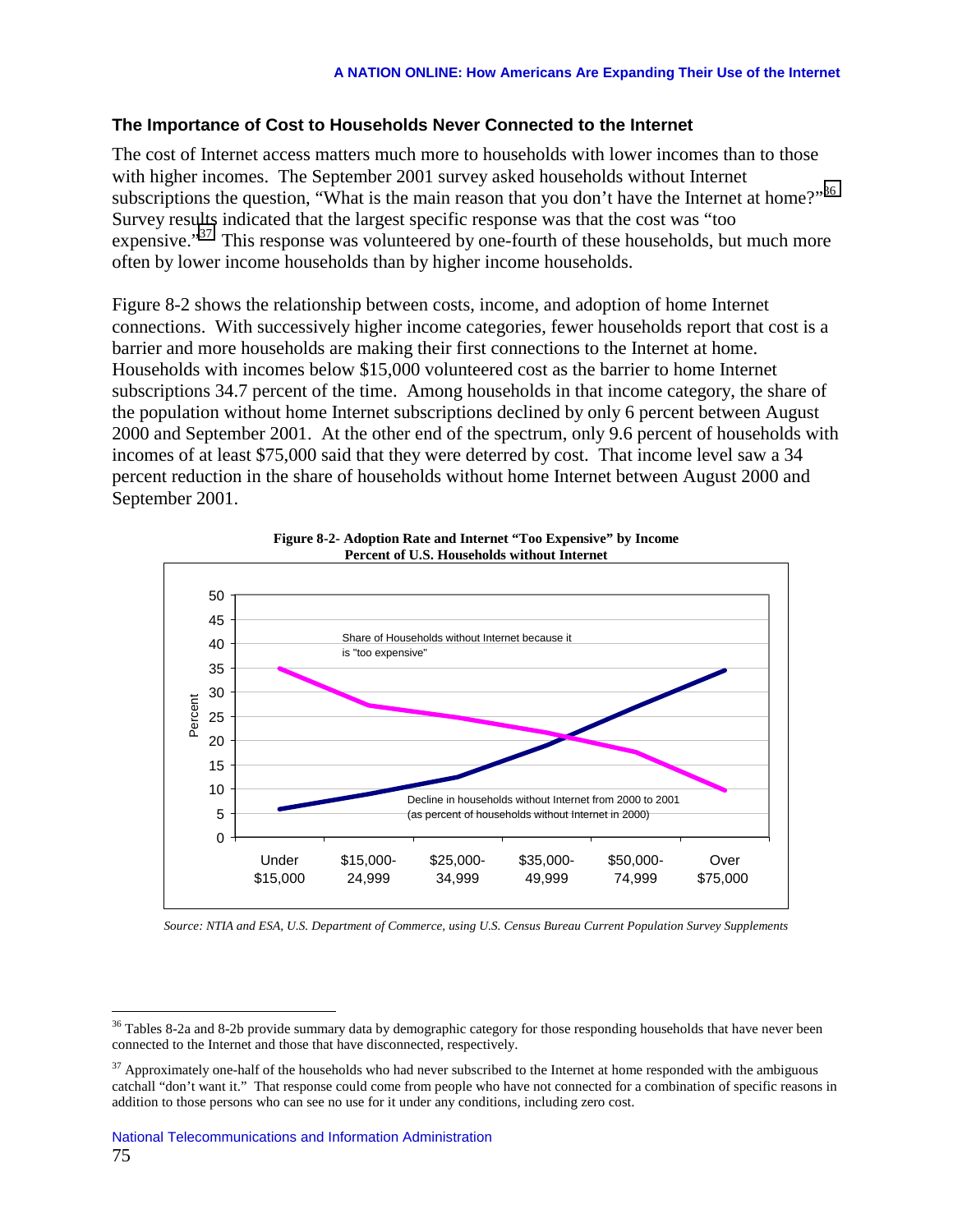### The Importance of Cost to Households Never Connected to the Internet

The cost of Internet access matters much more to households with lower incomes than to those with higher incomes. The September 2001 survey asked households without Internet subscriptions the question, "What is the main reason that you don't have the Internet at home?"[36] Survey results indicated that the largest specific response was that the cost was "too expensive."[37] This response was volunteered by one-fourth of these households, but much more often by lower income households than by higher income households.

Figure 8-2 shows the relationship between costs, income, and adoption of home Internet connections. With successively higher income categories, fewer households report that cost is a barrier and more households are making their first connections to the Internet at home. Households with incomes below $15,000 volunteered cost as the barrier to home Internet subscriptions 34.7 percent of the time. Among households in that income category, the share of the population without home Internet subscriptions declined by only 6 percent between August 2000 and September 2001. At the other end of the spectrum, only 9.6 percent of households with incomes of at least $75,000 said that they were deterred by cost. That income level saw a 34 percent reduction in the share of households without home Internet between August 2000 and September 2001.

**Figure 8-2- Adoption Rate and Internet "Too Expensive" by Income**
**Percent of U.S. Households without Internet**

*Source: NTIA and ESA, U.S. Department of Commerce, using U.S. Census Bureau Current Population Survey Supplements*

---

[36] Tables 8-2a and 8-2b provide summary data by demographic category for those responding households that have never been connected to the Internet and those that have disconnected, respectively.

[37] Approximately one-half of the households who had never subscribed to the Internet at home responded with the ambiguous catchall "don't want it." That response could come from people who have not connected for a combination of specific reasons in addition to those persons who can see no use for it under any conditions, including zero cost.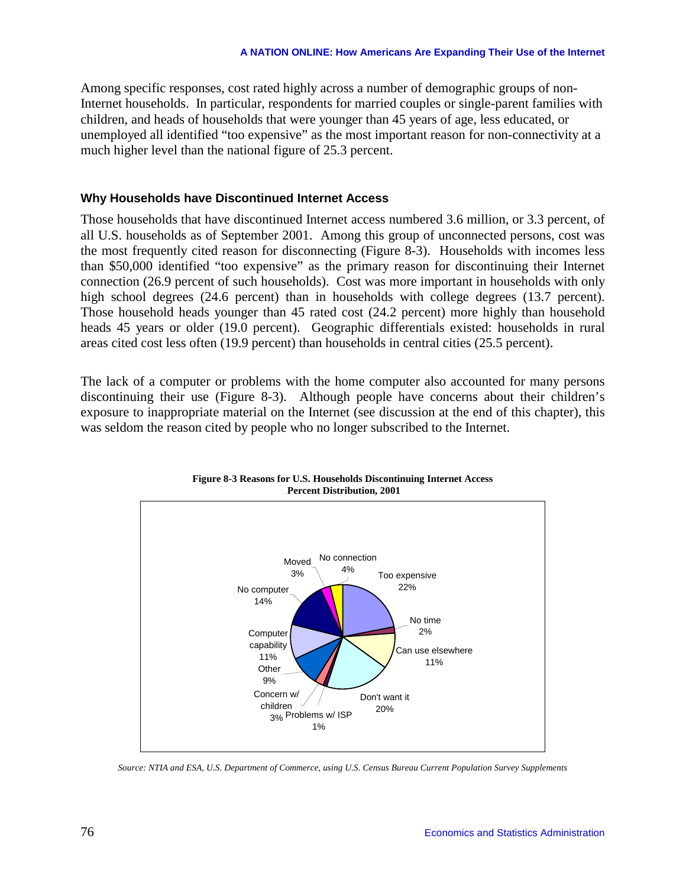Among specific responses, cost rated highly across a number of demographic groups of non-Internet households. In particular, respondents for married couples or single-parent families with children, and heads of households that were younger than 45 years of age, less educated, or unemployed all identified "too expensive" as the most important reason for non-connectivity at a much higher level than the national figure of 25.3 percent.

### Why Households have Discontinued Internet Access

Those households that have discontinued Internet access numbered 3.6 million, or 3.3 percent, of all U.S. households as of September 2001. Among this group of unconnected persons, cost was the most frequently cited reason for disconnecting (Figure 8-3). Households with incomes less than $50,000 identified "too expensive" as the primary reason for discontinuing their Internet connection (26.9 percent of such households). Cost was more important in households with only high school degrees (24.6 percent) than in households with college degrees (13.7 percent). Those household heads younger than 45 rated cost (24.2 percent) more highly than household heads 45 years or older (19.0 percent). Geographic differentials existed: households in rural areas cited cost less often (19.9 percent) than households in central cities (25.5 percent).

The lack of a computer or problems with the home computer also accounted for many persons discontinuing their use (Figure 8-3). Although people have concerns about their children's exposure to inappropriate material on the Internet (see discussion at the end of this chapter), this was seldom the reason cited by people who no longer subscribed to the Internet.

**Figure 8-3 Reasons for U.S. Households Discontinuing Internet Access**
**Percent Distribution, 2001**

| Reason | Percent |
|---|---|
| Too expensive | 22% |
| No time | 2% |
| Can use elsewhere | 11% |
| Don't want it | 20% |
| Problems w/ ISP | 1% |
| Concern w/ children | 3% |
| Other | 9% |
| Computer capability | 11% |
| No computer | 14% |
| Moved | 3% |
| No connection | 4% |

*Source: NTIA and ESA, U.S. Department of Commerce, using U.S. Census Bureau Current Population Survey Supplements*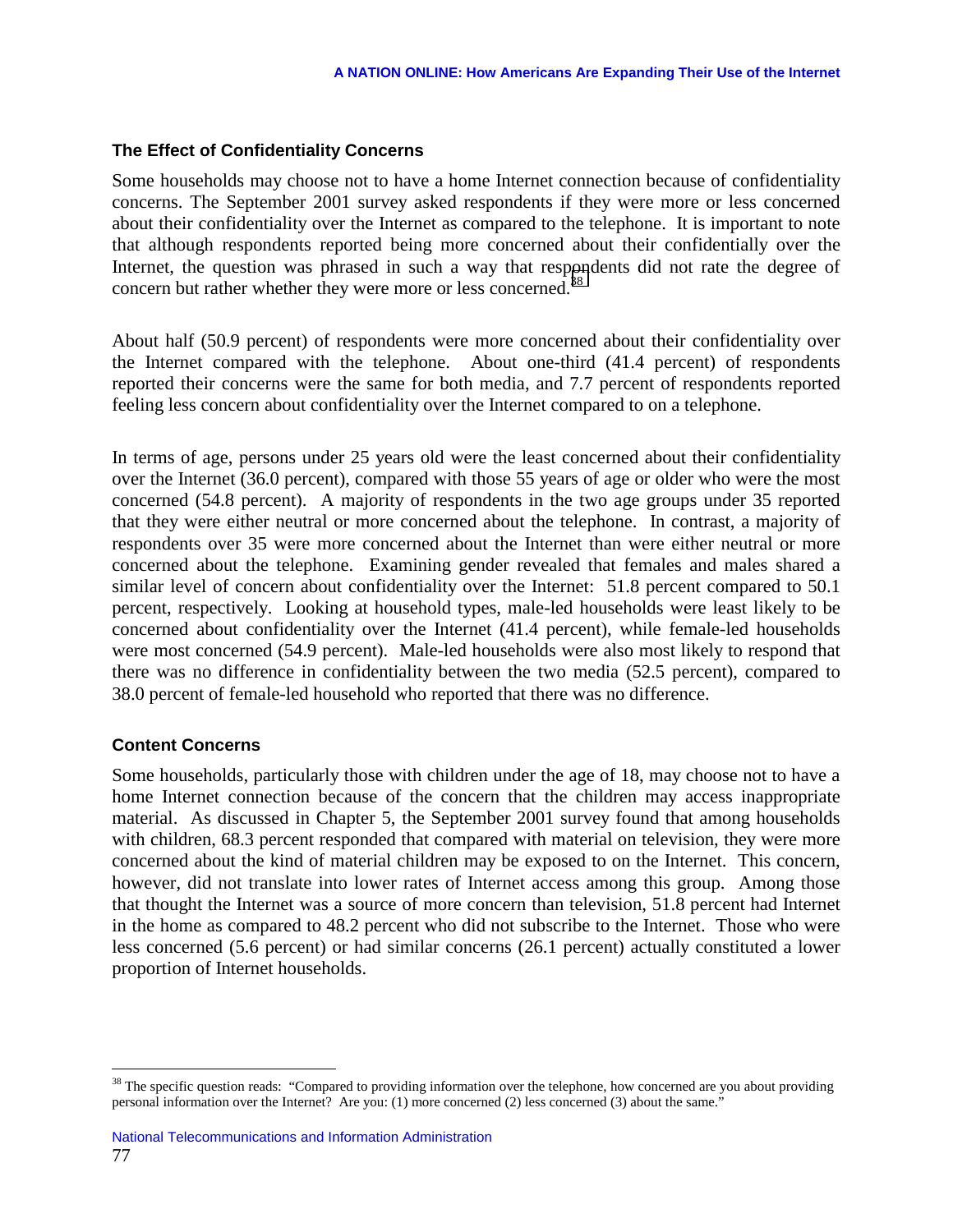### The Effect of Confidentiality Concerns

Some households may choose not to have a home Internet connection because of confidentiality concerns. The September 2001 survey asked respondents if they were more or less concerned about their confidentiality over the Internet as compared to the telephone. It is important to note that although respondents reported being more concerned about their confidentially over the Internet, the question was phrased in such a way that respondents did not rate the degree of concern but rather whether they were more or less concerned.[38]

About half (50.9 percent) of respondents were more concerned about their confidentiality over the Internet compared with the telephone. About one-third (41.4 percent) of respondents reported their concerns were the same for both media, and 7.7 percent of respondents reported feeling less concern about confidentiality over the Internet compared to on a telephone.

In terms of age, persons under 25 years old were the least concerned about their confidentiality over the Internet (36.0 percent), compared with those 55 years of age or older who were the most concerned (54.8 percent). A majority of respondents in the two age groups under 35 reported that they were either neutral or more concerned about the telephone. In contrast, a majority of respondents over 35 were more concerned about the Internet than were either neutral or more concerned about the telephone. Examining gender revealed that females and males shared a similar level of concern about confidentiality over the Internet: 51.8 percent compared to 50.1 percent, respectively. Looking at household types, male-led households were least likely to be concerned about confidentiality over the Internet (41.4 percent), while female-led households were most concerned (54.9 percent). Male-led households were also most likely to respond that there was no difference in confidentiality between the two media (52.5 percent), compared to 38.0 percent of female-led household who reported that there was no difference.

### Content Concerns

Some households, particularly those with children under the age of 18, may choose not to have a home Internet connection because of the concern that the children may access inappropriate material. As discussed in Chapter 5, the September 2001 survey found that among households with children, 68.3 percent responded that compared with material on television, they were more concerned about the kind of material children may be exposed to on the Internet. This concern, however, did not translate into lower rates of Internet access among this group. Among those that thought the Internet was a source of more concern than television, 51.8 percent had Internet in the home as compared to 48.2 percent who did not subscribe to the Internet. Those who were less concerned (5.6 percent) or had similar concerns (26.1 percent) actually constituted a lower proportion of Internet households.

---

[38] The specific question reads: "Compared to providing information over the telephone, how concerned are you about providing personal information over the Internet? Are you: (1) more concerned (2) less concerned (3) about the same."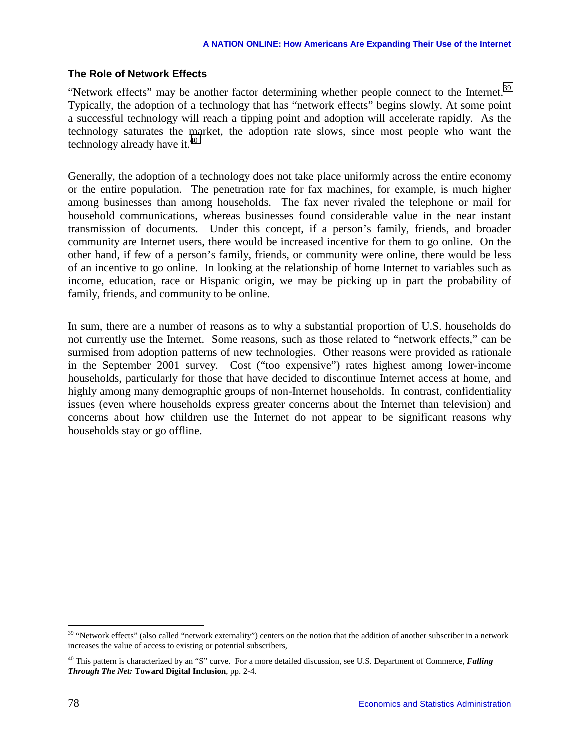### The Role of Network Effects

"Network effects" may be another factor determining whether people connect to the Internet.[39] Typically, the adoption of a technology that has "network effects" begins slowly. At some point a successful technology will reach a tipping point and adoption will accelerate rapidly. As the technology saturates the market, the adoption rate slows, since most people who want the technology already have it.[40]

Generally, the adoption of a technology does not take place uniformly across the entire economy or the entire population. The penetration rate for fax machines, for example, is much higher among businesses than among households. The fax never rivaled the telephone or mail for household communications, whereas businesses found considerable value in the near instant transmission of documents. Under this concept, if a person's family, friends, and broader community are Internet users, there would be increased incentive for them to go online. On the other hand, if few of a person's family, friends, or community were online, there would be less of an incentive to go online. In looking at the relationship of home Internet to variables such as income, education, race or Hispanic origin, we may be picking up in part the probability of family, friends, and community to be online.

In sum, there are a number of reasons as to why a substantial proportion of U.S. households do not currently use the Internet. Some reasons, such as those related to "network effects," can be surmised from adoption patterns of new technologies. Other reasons were provided as rationale in the September 2001 survey. Cost ("too expensive") rates highest among lower-income households, particularly for those that have decided to discontinue Internet access at home, and highly among many demographic groups of non-Internet households. In contrast, confidentiality issues (even where households express greater concerns about the Internet than television) and concerns about how children use the Internet do not appear to be significant reasons why households stay or go offline.

---

[39] "Network effects" (also called "network externality") centers on the notion that the addition of another subscriber in a network increases the value of access to existing or potential subscribers,

[40] This pattern is characterized by an "S" curve. For a more detailed discussion, see U.S. Department of Commerce, ***Falling Through The Net:*** **Toward Digital Inclusion**, pp. 2-4.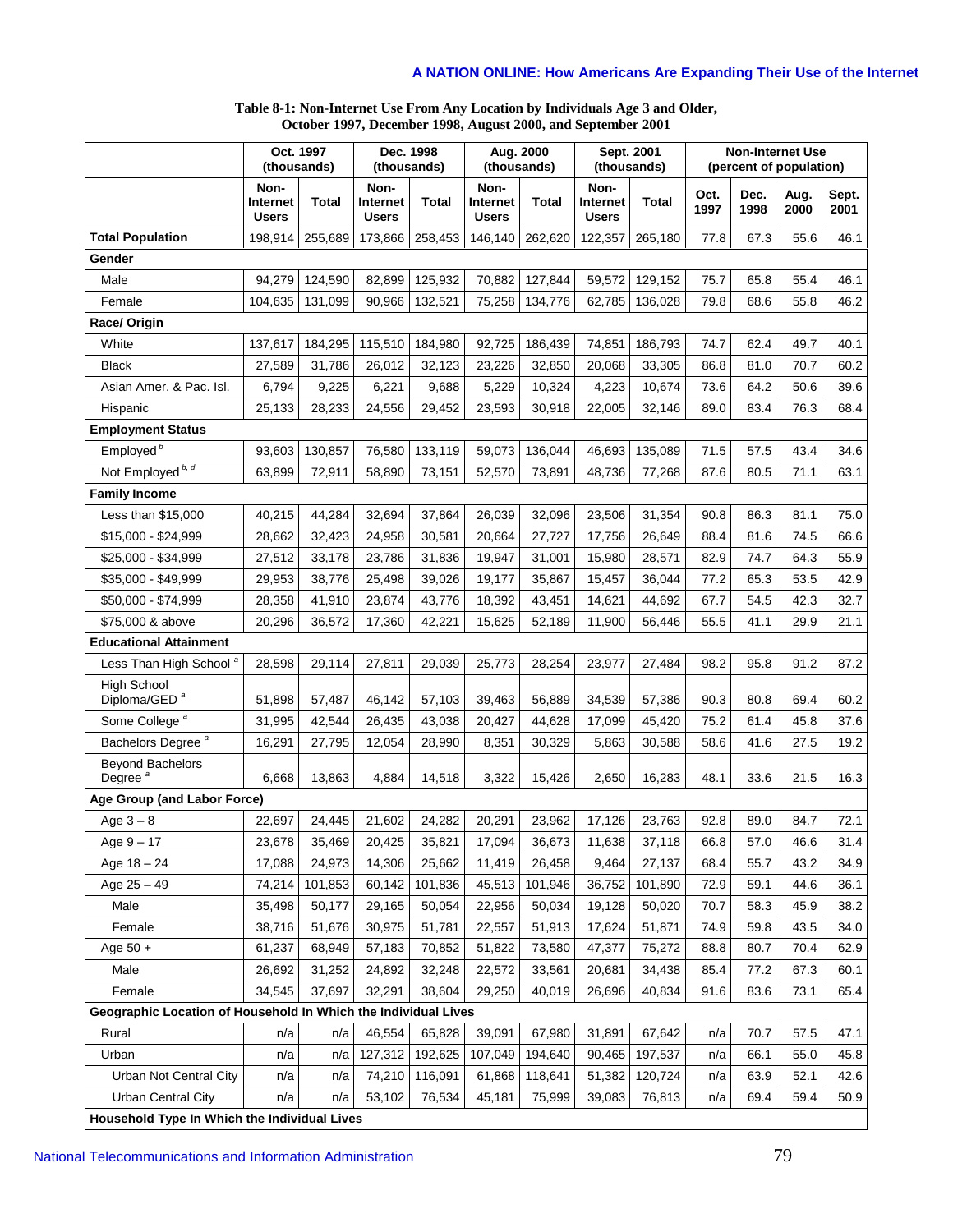**Table 8-1: Non-Internet Use From Any Location by Individuals Age 3 and Older, October 1997, December 1998, August 2000, and September 2001**

| | Oct. 1997 (thousands) | | Dec. 1998 (thousands) | | Aug. 2000 (thousands) | | Sept. 2001 (thousands) | | Non-Internet Use (percent of population) | | | |
|---|---|---|---|---|---|---|---|---|---|---|---|---|
| | Non-Internet Users | Total | Non-Internet Users | Total | Non-Internet Users | Total | Non-Internet Users | Total | Oct. 1997 | Dec. 1998 | Aug. 2000 | Sept. 2001 |
| **Total Population** | 198,914 | 255,689 | 173,866 | 258,453 | 146,140 | 262,620 | 122,357 | 265,180 | 77.8 | 67.3 | 55.6 | 46.1 |
| **Gender** | | | | | | | | | | | | |
| Male | 94,279 | 124,590 | 82,899 | 125,932 | 70,882 | 127,844 | 59,572 | 129,152 | 75.7 | 65.8 | 55.4 | 46.1 |
| Female | 104,635 | 131,099 | 90,966 | 132,521 | 75,258 | 134,776 | 62,785 | 136,028 | 79.8 | 68.6 | 55.8 | 46.2 |
| **Race/ Origin** | | | | | | | | | | | | |
| White | 137,617 | 184,295 | 115,510 | 184,980 | 92,725 | 186,439 | 74,851 | 186,793 | 74.7 | 62.4 | 49.7 | 40.1 |
| Black | 27,589 | 31,786 | 26,012 | 32,123 | 23,226 | 32,850 | 20,068 | 33,305 | 86.8 | 81.0 | 70.7 | 60.2 |
| Asian Amer. & Pac. Isl. | 6,794 | 9,225 | 6,221 | 9,688 | 5,229 | 10,324 | 4,223 | 10,674 | 73.6 | 64.2 | 50.6 | 39.6 |
| Hispanic | 25,133 | 28,233 | 24,556 | 29,452 | 23,593 | 30,918 | 22,005 | 32,146 | 89.0 | 83.4 | 76.3 | 68.4 |
| **Employment Status** | | | | | | | | | | | | |
| Employed [b] | 93,603 | 130,857 | 76,580 | 133,119 | 59,073 | 136,044 | 46,693 | 135,089 | 71.5 | 57.5 | 43.4 | 34.6 |
| Not Employed [b, d] | 63,899 | 72,911 | 58,890 | 73,151 | 52,570 | 73,891 | 48,736 | 77,268 | 87.6 | 80.5 | 71.1 | 63.1 |
| **Family Income** | | | | | | | | | | | | |
| Less than $15,000 | 40,215 | 44,284 | 32,694 | 37,864 | 26,039 | 32,096 | 23,506 | 31,354 | 90.8 | 86.3 | 81.1 | 75.0 |
| $15,000 - $24,999 | 28,662 | 32,423 | 24,958 | 30,581 | 20,664 | 27,727 | 17,756 | 26,649 | 88.4 | 81.6 | 74.5 | 66.6 |
| $25,000 - $34,999 | 27,512 | 33,178 | 23,786 | 31,836 | 19,947 | 31,001 | 15,980 | 28,571 | 82.9 | 74.7 | 64.3 | 55.9 |
| $35,000 - $49,999 | 29,953 | 38,776 | 25,498 | 39,026 | 19,177 | 35,867 | 15,457 | 36,044 | 77.2 | 65.3 | 53.5 | 42.9 |
| $50,000 - $74,999 | 28,358 | 41,910 | 23,874 | 43,776 | 18,392 | 43,451 | 14,621 | 44,692 | 67.7 | 54.5 | 42.3 | 32.7 |
| $75,000 & above | 20,296 | 36,572 | 17,360 | 42,221 | 15,625 | 52,189 | 11,900 | 56,446 | 55.5 | 41.1 | 29.9 | 21.1 |
| **Educational Attainment** | | | | | | | | | | | | |
| Less Than High School [a] | 28,598 | 29,114 | 27,811 | 29,039 | 25,773 | 28,254 | 23,977 | 27,484 | 98.2 | 95.8 | 91.2 | 87.2 |
| High School Diploma/GED [a] | 51,898 | 57,487 | 46,142 | 57,103 | 39,463 | 56,889 | 34,539 | 57,386 | 90.3 | 80.8 | 69.4 | 60.2 |
| Some College [a] | 31,995 | 42,544 | 26,435 | 43,038 | 20,427 | 44,628 | 17,099 | 45,420 | 75.2 | 61.4 | 45.8 | 37.6 |
| Bachelors Degree [a] | 16,291 | 27,795 | 12,054 | 28,990 | 8,351 | 30,329 | 5,863 | 30,588 | 58.6 | 41.6 | 27.5 | 19.2 |
| Beyond Bachelors Degree [a] | 6,668 | 13,863 | 4,884 | 14,518 | 3,322 | 15,426 | 2,650 | 16,283 | 48.1 | 33.6 | 21.5 | 16.3 |
| **Age Group (and Labor Force)** | | | | | | | | | | | | |
| Age 3 – 8 | 22,697 | 24,445 | 21,602 | 24,282 | 20,291 | 23,962 | 17,126 | 23,763 | 92.8 | 89.0 | 84.7 | 72.1 |
| Age 9 – 17 | 23,678 | 35,469 | 20,425 | 35,821 | 17,094 | 36,673 | 11,638 | 37,118 | 66.8 | 57.0 | 46.6 | 31.4 |
| Age 18 – 24 | 17,088 | 24,973 | 14,306 | 25,662 | 11,419 | 26,458 | 9,464 | 27,137 | 68.4 | 55.7 | 43.2 | 34.9 |
| Age 25 – 49 | 74,214 | 101,853 | 60,142 | 101,836 | 45,513 | 101,946 | 36,752 | 101,890 | 72.9 | 59.1 | 44.6 | 36.1 |
| Male | 35,498 | 50,177 | 29,165 | 50,054 | 22,956 | 50,034 | 19,128 | 50,020 | 70.7 | 58.3 | 45.9 | 38.2 |
| Female | 38,716 | 51,676 | 30,975 | 51,781 | 22,557 | 51,913 | 17,624 | 51,871 | 74.9 | 59.8 | 43.5 | 34.0 |
| Age 50 + | 61,237 | 68,949 | 57,183 | 70,852 | 51,822 | 73,580 | 47,377 | 75,272 | 88.8 | 80.7 | 70.4 | 62.9 |
| Male | 26,692 | 31,252 | 24,892 | 32,248 | 22,572 | 33,561 | 20,681 | 34,438 | 85.4 | 77.2 | 67.3 | 60.1 |
| Female | 34,545 | 37,697 | 32,291 | 38,604 | 29,250 | 40,019 | 26,696 | 40,834 | 91.6 | 83.6 | 73.1 | 65.4 |
| **Geographic Location of Household In Which the Individual Lives** | | | | | | | | | | | | |
| Rural | n/a | n/a | 46,554 | 65,828 | 39,091 | 67,980 | 31,891 | 67,642 | n/a | 70.7 | 57.5 | 47.1 |
| Urban | n/a | n/a | 127,312 | 192,625 | 107,049 | 194,640 | 90,465 | 197,537 | n/a | 66.1 | 55.0 | 45.8 |
| Urban Not Central City | n/a | n/a | 74,210 | 116,091 | 61,868 | 118,641 | 51,382 | 120,724 | n/a | 63.9 | 52.1 | 42.6 |
| Urban Central City | n/a | n/a | 53,102 | 76,534 | 45,181 | 75,999 | 39,083 | 76,813 | n/a | 69.4 | 59.4 | 50.9 |
| **Household Type In Which the Individual Lives** | | | | | | | | | | | | |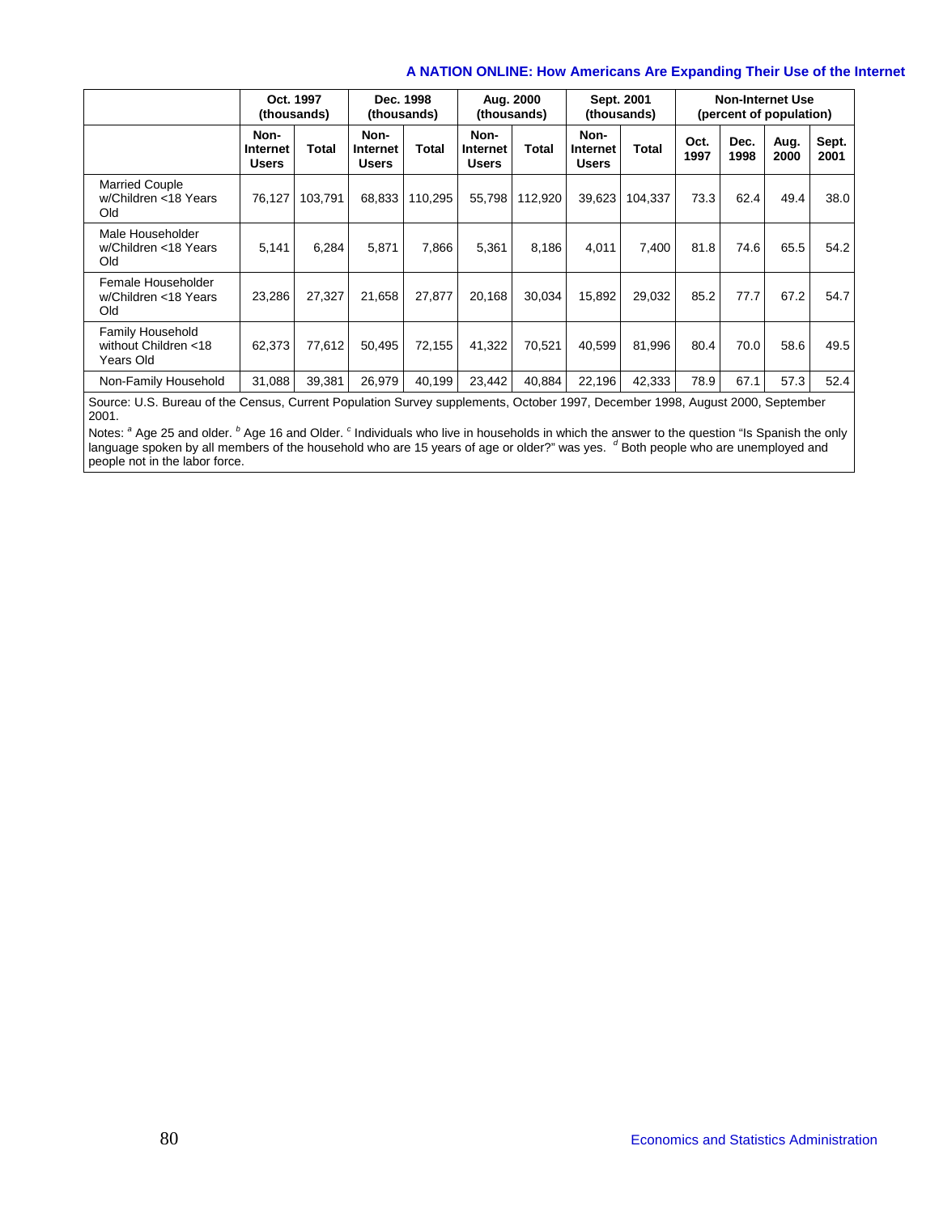| | Oct. 1997 (thousands) | | Dec. 1998 (thousands) | | Aug. 2000 (thousands) | | Sept. 2001 (thousands) | | Non-Internet Use (percent of population) | | | |
|---|---|---|---|---|---|---|---|---|---|---|---|---|
| | Non-Internet Users | Total | Non-Internet Users | Total | Non-Internet Users | Total | Non-Internet Users | Total | Oct. 1997 | Dec. 1998 | Aug. 2000 | Sept. 2001 |
| Married Couple w/Children <18 Years Old | 76,127 | 103,791 | 68,833 | 110,295 | 55,798 | 112,920 | 39,623 | 104,337 | 73.3 | 62.4 | 49.4 | 38.0 |
| Male Householder w/Children <18 Years Old | 5,141 | 6,284 | 5,871 | 7,866 | 5,361 | 8,186 | 4,011 | 7,400 | 81.8 | 74.6 | 65.5 | 54.2 |
| Female Householder w/Children <18 Years Old | 23,286 | 27,327 | 21,658 | 27,877 | 20,168 | 30,034 | 15,892 | 29,032 | 85.2 | 77.7 | 67.2 | 54.7 |
| Family Household without Children <18 Years Old | 62,373 | 77,612 | 50,495 | 72,155 | 41,322 | 70,521 | 40,599 | 81,996 | 80.4 | 70.0 | 58.6 | 49.5 |
| Non-Family Household | 31,088 | 39,381 | 26,979 | 40,199 | 23,442 | 40,884 | 22,196 | 42,333 | 78.9 | 67.1 | 57.3 | 52.4 |

Source: U.S. Bureau of the Census, Current Population Survey supplements, October 1997, December 1998, August 2000, September 2001.

Notes: [a] Age 25 and older. [b] Age 16 and Older. [c] Individuals who live in households in which the answer to the question "Is Spanish the only language spoken by all members of the household who are 15 years of age or older?" was yes. [d] Both people who are unemployed and people not in the labor force.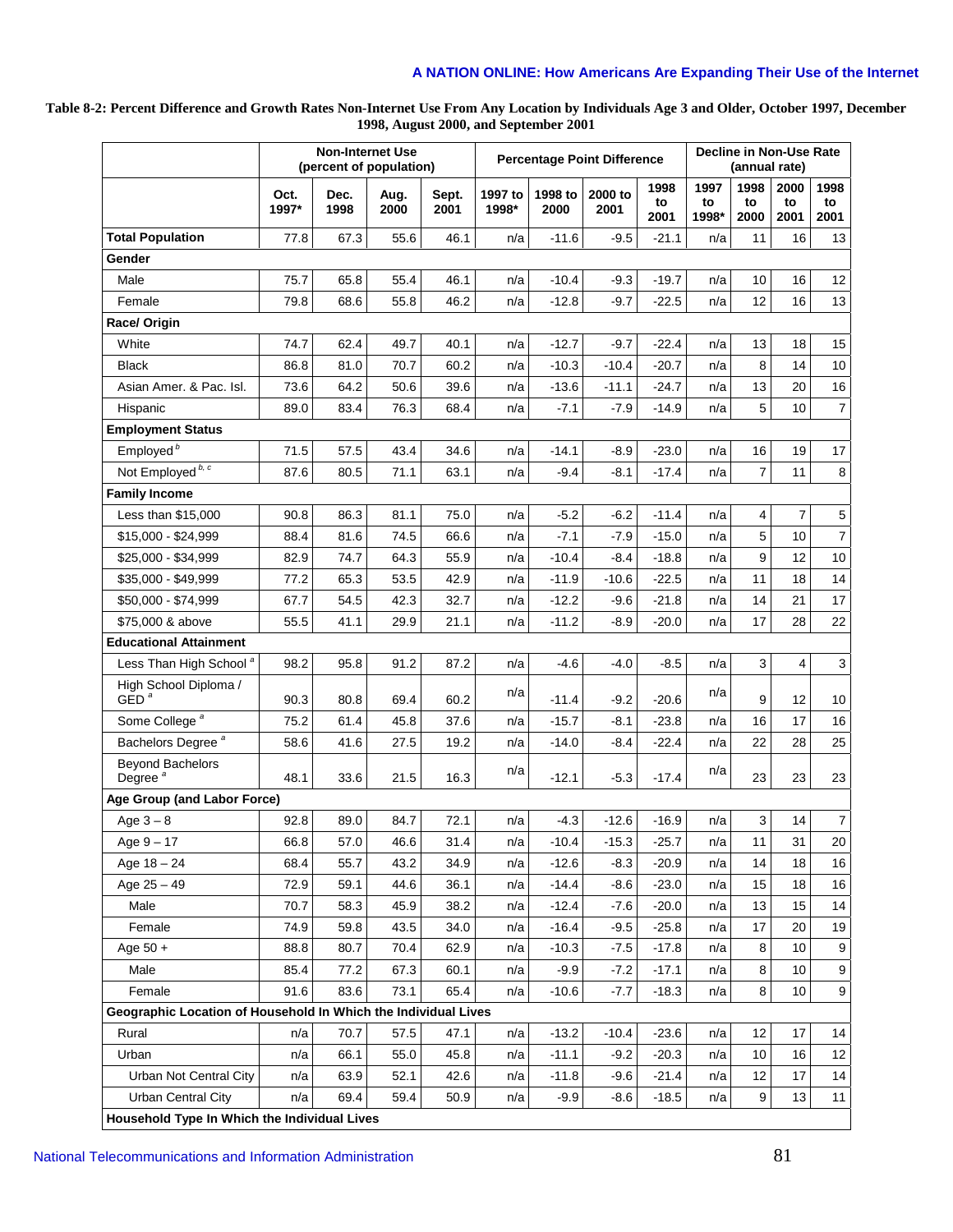**Table 8-2: Percent Difference and Growth Rates Non-Internet Use From Any Location by Individuals Age 3 and Older, October 1997, December 1998, August 2000, and September 2001**

| | Non-Internet Use (percent of population) | | | | Percentage Point Difference | | | | Decline in Non-Use Rate (annual rate) | | | |
|---|---|---|---|---|---|---|---|---|---|---|---|---|
| | Oct. 1997* | Dec. 1998 | Aug. 2000 | Sept. 2001 | 1997 to 1998* | 1998 to 2000 | 2000 to 2001 | 1998 to 2001 | 1997 to 1998* | 1998 to 2000 | 2000 to 2001 | 1998 to 2001 |
| **Total Population** | 77.8 | 67.3 | 55.6 | 46.1 | n/a | -11.6 | -9.5 | -21.1 | n/a | 11 | 16 | 13 |
| **Gender** | | | | | | | | | | | | |
| Male | 75.7 | 65.8 | 55.4 | 46.1 | n/a | -10.4 | -9.3 | -19.7 | n/a | 10 | 16 | 12 |
| Female | 79.8 | 68.6 | 55.8 | 46.2 | n/a | -12.8 | -9.7 | -22.5 | n/a | 12 | 16 | 13 |
| **Race/ Origin** | | | | | | | | | | | | |
| White | 74.7 | 62.4 | 49.7 | 40.1 | n/a | -12.7 | -9.7 | -22.4 | n/a | 13 | 18 | 15 |
| Black | 86.8 | 81.0 | 70.7 | 60.2 | n/a | -10.3 | -10.4 | -20.7 | n/a | 8 | 14 | 10 |
| Asian Amer. & Pac. Isl. | 73.6 | 64.2 | 50.6 | 39.6 | n/a | -13.6 | -11.1 | -24.7 | n/a | 13 | 20 | 16 |
| Hispanic | 89.0 | 83.4 | 76.3 | 68.4 | n/a | -7.1 | -7.9 | -14.9 | n/a | 5 | 10 | 7 |
| **Employment Status** | | | | | | | | | | | | |
| Employed [b] | 71.5 | 57.5 | 43.4 | 34.6 | n/a | -14.1 | -8.9 | -23.0 | n/a | 16 | 19 | 17 |
| Not Employed [b, c] | 87.6 | 80.5 | 71.1 | 63.1 | n/a | -9.4 | -8.1 | -17.4 | n/a | 7 | 11 | 8 |
| **Family Income** | | | | | | | | | | | | |
| Less than $15,000 | 90.8 | 86.3 | 81.1 | 75.0 | n/a | -5.2 | -6.2 | -11.4 | n/a | 4 | 7 | 5 |
| $15,000 - $24,999 | 88.4 | 81.6 | 74.5 | 66.6 | n/a | -7.1 | -7.9 | -15.0 | n/a | 5 | 10 | 7 |
| $25,000 - $34,999 | 82.9 | 74.7 | 64.3 | 55.9 | n/a | -10.4 | -8.4 | -18.8 | n/a | 9 | 12 | 10 |
| $35,000 - $49,999 | 77.2 | 65.3 | 53.5 | 42.9 | n/a | -11.9 | -10.6 | -22.5 | n/a | 11 | 18 | 14 |
| $50,000 - $74,999 | 67.7 | 54.5 | 42.3 | 32.7 | n/a | -12.2 | -9.6 | -21.8 | n/a | 14 | 21 | 17 |
| $75,000 & above | 55.5 | 41.1 | 29.9 | 21.1 | n/a | -11.2 | -8.9 | -20.0 | n/a | 17 | 28 | 22 |
| **Educational Attainment** | | | | | | | | | | | | |
| Less Than High School [a] | 98.2 | 95.8 | 91.2 | 87.2 | n/a | -4.6 | -4.0 | -8.5 | n/a | 3 | 4 | 3 |
| High School Diploma / GED [a] | 90.3 | 80.8 | 69.4 | 60.2 | n/a | -11.4 | -9.2 | -20.6 | n/a | 9 | 12 | 10 |
| Some College [a] | 75.2 | 61.4 | 45.8 | 37.6 | n/a | -15.7 | -8.1 | -23.8 | n/a | 16 | 17 | 16 |
| Bachelors Degree [a] | 58.6 | 41.6 | 27.5 | 19.2 | n/a | -14.0 | -8.4 | -22.4 | n/a | 22 | 28 | 25 |
| Beyond Bachelors Degree [a] | 48.1 | 33.6 | 21.5 | 16.3 | n/a | -12.1 | -5.3 | -17.4 | n/a | 23 | 23 | 23 |
| **Age Group (and Labor Force)** | | | | | | | | | | | | |
| Age 3 – 8 | 92.8 | 89.0 | 84.7 | 72.1 | n/a | -4.3 | -12.6 | -16.9 | n/a | 3 | 14 | 7 |
| Age 9 – 17 | 66.8 | 57.0 | 46.6 | 31.4 | n/a | -10.4 | -15.3 | -25.7 | n/a | 11 | 31 | 20 |
| Age 18 – 24 | 68.4 | 55.7 | 43.2 | 34.9 | n/a | -12.6 | -8.3 | -20.9 | n/a | 14 | 18 | 16 |
| Age 25 – 49 | 72.9 | 59.1 | 44.6 | 36.1 | n/a | -14.4 | -8.6 | -23.0 | n/a | 15 | 18 | 16 |
| Male | 70.7 | 58.3 | 45.9 | 38.2 | n/a | -12.4 | -7.6 | -20.0 | n/a | 13 | 15 | 14 |
| Female | 74.9 | 59.8 | 43.5 | 34.0 | n/a | -16.4 | -9.5 | -25.8 | n/a | 17 | 20 | 19 |
| Age 50 + | 88.8 | 80.7 | 70.4 | 62.9 | n/a | -10.3 | -7.5 | -17.8 | n/a | 8 | 10 | 9 |
| Male | 85.4 | 77.2 | 67.3 | 60.1 | n/a | -9.9 | -7.2 | -17.1 | n/a | 8 | 10 | 9 |
| Female | 91.6 | 83.6 | 73.1 | 65.4 | n/a | -10.6 | -7.7 | -18.3 | n/a | 8 | 10 | 9 |
| **Geographic Location of Household In Which the Individual Lives** | | | | | | | | | | | | |
| Rural | n/a | 70.7 | 57.5 | 47.1 | n/a | -13.2 | -10.4 | -23.6 | n/a | 12 | 17 | 14 |
| Urban | n/a | 66.1 | 55.0 | 45.8 | n/a | -11.1 | -9.2 | -20.3 | n/a | 10 | 16 | 12 |
| Urban Not Central City | n/a | 63.9 | 52.1 | 42.6 | n/a | -11.8 | -9.6 | -21.4 | n/a | 12 | 17 | 14 |
| Urban Central City | n/a | 69.4 | 59.4 | 50.9 | n/a | -9.9 | -8.6 | -18.5 | n/a | 9 | 13 | 11 |
| **Household Type In Which the Individual Lives** | | | | | | | | | | | | |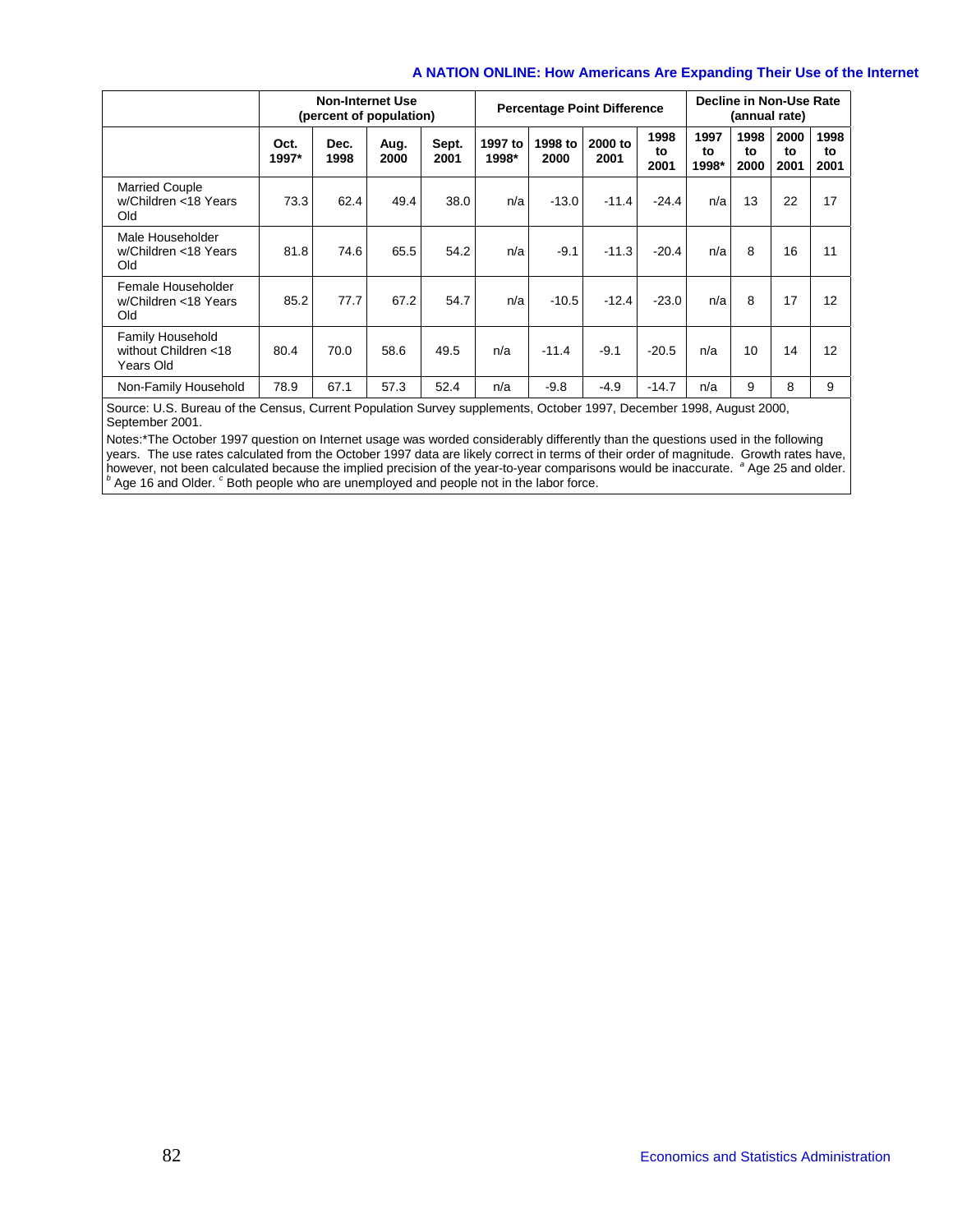| | Non-Internet Use (percent of population) | | | | Percentage Point Difference | | | | Decline in Non-Use Rate (annual rate) | | | |
|---|---|---|---|---|---|---|---|---|---|---|---|---|
| | Oct. 1997* | Dec. 1998 | Aug. 2000 | Sept. 2001 | 1997 to 1998* | 1998 to 2000 | 2000 to 2001 | 1998 to 2001 | 1997 to 1998* | 1998 to 2000 | 2000 to 2001 | 1998 to 2001 |
| Married Couple w/Children <18 Years Old | 73.3 | 62.4 | 49.4 | 38.0 | n/a | -13.0 | -11.4 | -24.4 | n/a | 13 | 22 | 17 |
| Male Householder w/Children <18 Years Old | 81.8 | 74.6 | 65.5 | 54.2 | n/a | -9.1 | -11.3 | -20.4 | n/a | 8 | 16 | 11 |
| Female Householder w/Children <18 Years Old | 85.2 | 77.7 | 67.2 | 54.7 | n/a | -10.5 | -12.4 | -23.0 | n/a | 8 | 17 | 12 |
| Family Household without Children <18 Years Old | 80.4 | 70.0 | 58.6 | 49.5 | n/a | -11.4 | -9.1 | -20.5 | n/a | 10 | 14 | 12 |
| Non-Family Household | 78.9 | 67.1 | 57.3 | 52.4 | n/a | -9.8 | -4.9 | -14.7 | n/a | 9 | 8 | 9 |

Source: U.S. Bureau of the Census, Current Population Survey supplements, October 1997, December 1998, August 2000, September 2001.

Notes:*The October 1997 question on Internet usage was worded considerably differently than the questions used in the following years. The use rates calculated from the October 1997 data are likely correct in terms of their order of magnitude. Growth rates have, however, not been calculated because the implied precision of the year-to-year comparisons would be inaccurate. [a] Age 25 and older. [b] Age 16 and Older. [c] Both people who are unemployed and people not in the labor force.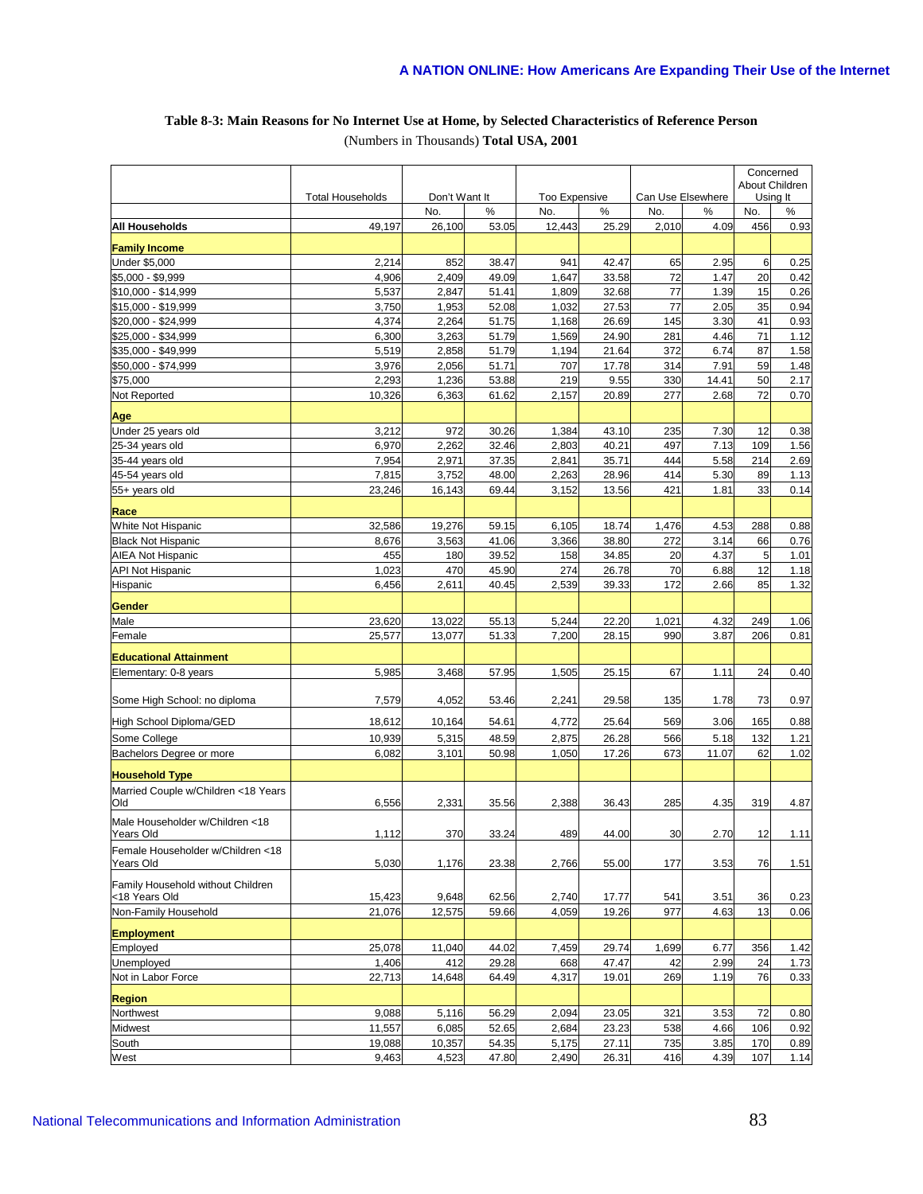## Table 8-3: Main Reasons for No Internet Use at Home, by Selected Characteristics of Reference Person

(Numbers in Thousands) **Total USA, 2001**

| | Total Households | Don't Want It | | Too Expensive | | Can Use Elsewhere | | Concerned About Children Using It | |
|---|---|---|---|---|---|---|---|---|---|
| | | No. | % | No. | % | No. | % | No. | % |
| **All Households** | 49,197 | 26,100 | 53.05 | 12,443 | 25.29 | 2,010 | 4.09 | 456 | 0.93 |
| **Family Income** | | | | | | | | | |
| Under $5,000 | 2,214 | 852 | 38.47 | 941 | 42.47 | 65 | 2.95 | 6 | 0.25 |
| $5,000 - $9,999 | 4,906 | 2,409 | 49.09 | 1,647 | 33.58 | 72 | 1.47 | 20 | 0.42 |
| $10,000 - $14,999 | 5,537 | 2,847 | 51.41 | 1,809 | 32.68 | 77 | 1.39 | 15 | 0.26 |
| $15,000 - $19,999 | 3,750 | 1,953 | 52.08 | 1,032 | 27.53 | 77 | 2.05 | 35 | 0.94 |
| $20,000 - $24,999 | 4,374 | 2,264 | 51.75 | 1,168 | 26.69 | 145 | 3.30 | 41 | 0.93 |
| $25,000 - $34,999 | 6,300 | 3,263 | 51.79 | 1,569 | 24.90 | 281 | 4.46 | 71 | 1.12 |
| $35,000 - $49,999 | 5,519 | 2,858 | 51.79 | 1,194 | 21.64 | 372 | 6.74 | 87 | 1.58 |
| $50,000 - $74,999 | 3,976 | 2,056 | 51.71 | 707 | 17.78 | 314 | 7.91 | 59 | 1.48 |
| $75,000 | 2,293 | 1,236 | 53.88 | 219 | 9.55 | 330 | 14.41 | 50 | 2.17 |
| Not Reported | 10,326 | 6,363 | 61.62 | 2,157 | 20.89 | 277 | 2.68 | 72 | 0.70 |
| **Age** | | | | | | | | | |
| Under 25 years old | 3,212 | 972 | 30.26 | 1,384 | 43.10 | 235 | 7.30 | 12 | 0.38 |
| 25-34 years old | 6,970 | 2,262 | 32.46 | 2,803 | 40.21 | 497 | 7.13 | 109 | 1.56 |
| 35-44 years old | 7,954 | 2,971 | 37.35 | 2,841 | 35.71 | 444 | 5.58 | 214 | 2.69 |
| 45-54 years old | 7,815 | 3,752 | 48.00 | 2,263 | 28.96 | 414 | 5.30 | 89 | 1.13 |
| 55+ years old | 23,246 | 16,143 | 69.44 | 3,152 | 13.56 | 421 | 1.81 | 33 | 0.14 |
| **Race** | | | | | | | | | |
| White Not Hispanic | 32,586 | 19,276 | 59.15 | 6,105 | 18.74 | 1,476 | 4.53 | 288 | 0.88 |
| Black Not Hispanic | 8,676 | 3,563 | 41.06 | 3,366 | 38.80 | 272 | 3.14 | 66 | 0.76 |
| AIEA Not Hispanic | 455 | 180 | 39.52 | 158 | 34.85 | 20 | 4.37 | 5 | 1.01 |
| API Not Hispanic | 1,023 | 470 | 45.90 | 274 | 26.78 | 70 | 6.88 | 12 | 1.18 |
| Hispanic | 6,456 | 2,611 | 40.45 | 2,539 | 39.33 | 172 | 2.66 | 85 | 1.32 |
| **Gender** | | | | | | | | | |
| Male | 23,620 | 13,022 | 55.13 | 5,244 | 22.20 | 1,021 | 4.32 | 249 | 1.06 |
| Female | 25,577 | 13,077 | 51.33 | 7,200 | 28.15 | 990 | 3.87 | 206 | 0.81 |
| **Educational Attainment** | | | | | | | | | |
| Elementary: 0-8 years | 5,985 | 3,468 | 57.95 | 1,505 | 25.15 | 67 | 1.11 | 24 | 0.40 |
| Some High School: no diploma | 7,579 | 4,052 | 53.46 | 2,241 | 29.58 | 135 | 1.78 | 73 | 0.97 |
| High School Diploma/GED | 18,612 | 10,164 | 54.61 | 4,772 | 25.64 | 569 | 3.06 | 165 | 0.88 |
| Some College | 10,939 | 5,315 | 48.59 | 2,875 | 26.28 | 566 | 5.18 | 132 | 1.21 |
| Bachelors Degree or more | 6,082 | 3,101 | 50.98 | 1,050 | 17.26 | 673 | 11.07 | 62 | 1.02 |
| **Household Type** | | | | | | | | | |
| Married Couple w/Children <18 Years Old | 6,556 | 2,331 | 35.56 | 2,388 | 36.43 | 285 | 4.35 | 319 | 4.87 |
| Male Householder w/Children <18 Years Old | 1,112 | 370 | 33.24 | 489 | 44.00 | 30 | 2.70 | 12 | 1.11 |
| Female Householder w/Children <18 Years Old | 5,030 | 1,176 | 23.38 | 2,766 | 55.00 | 177 | 3.53 | 76 | 1.51 |
| Family Household without Children <18 Years Old | 15,423 | 9,648 | 62.56 | 2,740 | 17.77 | 541 | 3.51 | 36 | 0.23 |
| Non-Family Household | 21,076 | 12,575 | 59.66 | 4,059 | 19.26 | 977 | 4.63 | 13 | 0.06 |
| **Employment** | | | | | | | | | |
| Employed | 25,078 | 11,040 | 44.02 | 7,459 | 29.74 | 1,699 | 6.77 | 356 | 1.42 |
| Unemployed | 1,406 | 412 | 29.28 | 668 | 47.47 | 42 | 2.99 | 24 | 1.73 |
| Not in Labor Force | 22,713 | 14,648 | 64.49 | 4,317 | 19.01 | 269 | 1.19 | 76 | 0.33 |
| **Region** | | | | | | | | | |
| Northwest | 9,088 | 5,116 | 56.29 | 2,094 | 23.05 | 321 | 3.53 | 72 | 0.80 |
| Midwest | 11,557 | 6,085 | 52.65 | 2,684 | 23.23 | 538 | 4.66 | 106 | 0.92 |
| South | 19,088 | 10,357 | 54.35 | 5,175 | 27.11 | 735 | 3.85 | 170 | 0.89 |
| West | 9,463 | 4,523 | 47.80 | 2,490 | 26.31 | 416 | 4.39 | 107 | 1.14 |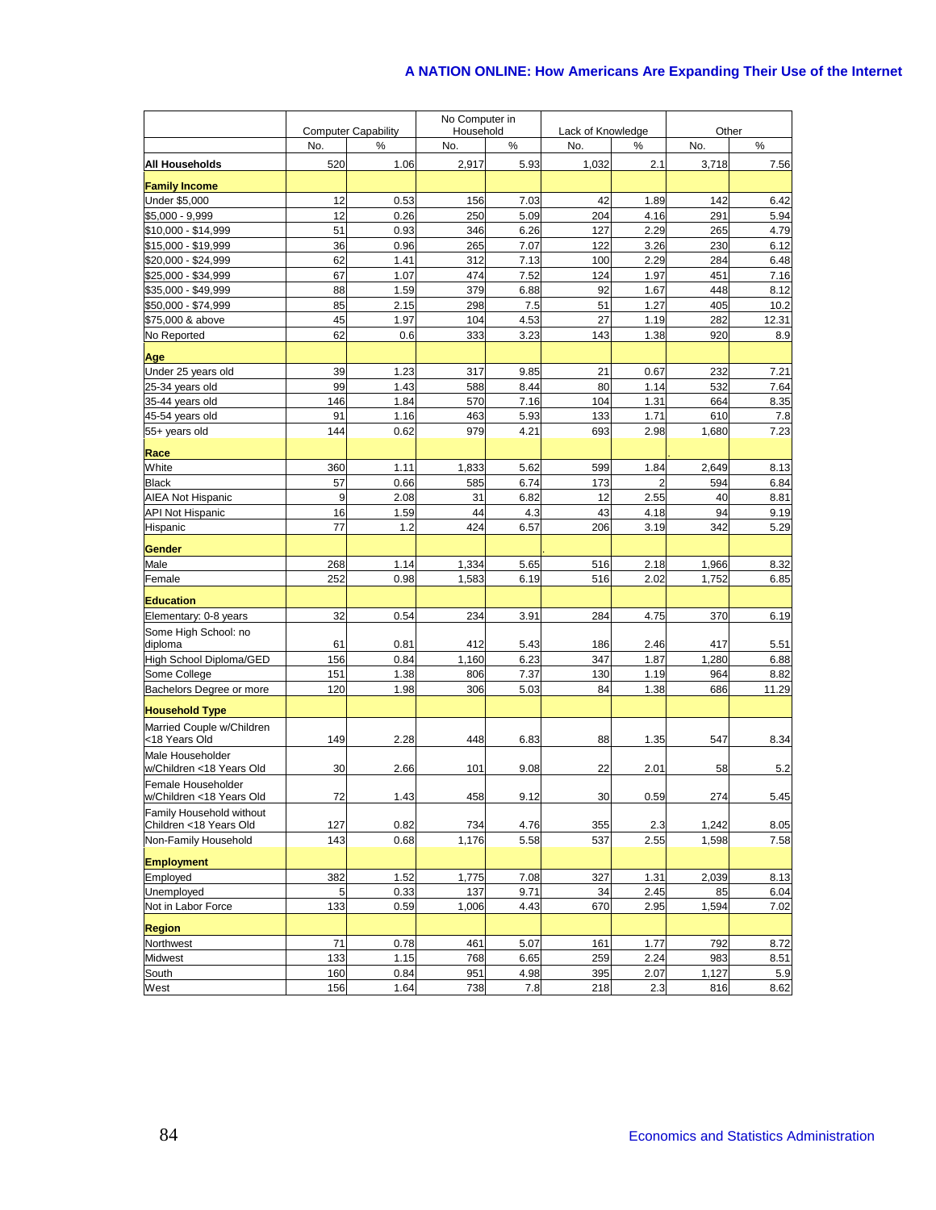| | Computer Capability | | No Computer in Household | | Lack of Knowledge | | Other | |
|---|---|---|---|---|---|---|---|---|
| | No. | % | No. | % | No. | % | No. | % |
| **All Households** | 520 | 1.06 | 2,917 | 5.93 | 1,032 | 2.1 | 3,718 | 7.56 |
| **Family Income** | | | | | | | | |
| Under $5,000 | 12 | 0.53 | 156 | 7.03 | 42 | 1.89 | 142 | 6.42 |
| $5,000 - 9,999 | 12 | 0.26 | 250 | 5.09 | 204 | 4.16 | 291 | 5.94 |
| $10,000 - $14,999 | 51 | 0.93 | 346 | 6.26 | 127 | 2.29 | 265 | 4.79 |
| $15,000 - $19,999 | 36 | 0.96 | 265 | 7.07 | 122 | 3.26 | 230 | 6.12 |
| $20,000 - $24,999 | 62 | 1.41 | 312 | 7.13 | 100 | 2.29 | 284 | 6.48 |
| $25,000 - $34,999 | 67 | 1.07 | 474 | 7.52 | 124 | 1.97 | 451 | 7.16 |
| $35,000 - $49,999 | 88 | 1.59 | 379 | 6.88 | 92 | 1.67 | 448 | 8.12 |
| $50,000 - $74,999 | 85 | 2.15 | 298 | 7.5 | 51 | 1.27 | 405 | 10.2 |
| $75,000 & above | 45 | 1.97 | 104 | 4.53 | 27 | 1.19 | 282 | 12.31 |
| No Reported | 62 | 0.6 | 333 | 3.23 | 143 | 1.38 | 920 | 8.9 |
| **Age** | | | | | | | | |
| Under 25 years old | 39 | 1.23 | 317 | 9.85 | 21 | 0.67 | 232 | 7.21 |
| 25-34 years old | 99 | 1.43 | 588 | 8.44 | 80 | 1.14 | 532 | 7.64 |
| 35-44 years old | 146 | 1.84 | 570 | 7.16 | 104 | 1.31 | 664 | 8.35 |
| 45-54 years old | 91 | 1.16 | 463 | 5.93 | 133 | 1.71 | 610 | 7.8 |
| 55+ years old | 144 | 0.62 | 979 | 4.21 | 693 | 2.98 | 1,680 | 7.23 |
| **Race** | | | | | | | | |
| White | 360 | 1.11 | 1,833 | 5.62 | 599 | 1.84 | 2,649 | 8.13 |
| Black | 57 | 0.66 | 585 | 6.74 | 173 | 2 | 594 | 6.84 |
| AIEA Not Hispanic | 9 | 2.08 | 31 | 6.82 | 12 | 2.55 | 40 | 8.81 |
| API Not Hispanic | 16 | 1.59 | 44 | 4.3 | 43 | 4.18 | 94 | 9.19 |
| Hispanic | 77 | 1.2 | 424 | 6.57 | 206 | 3.19 | 342 | 5.29 |
| **Gender** | | | | | | | | |
| Male | 268 | 1.14 | 1,334 | 5.65 | 516 | 2.18 | 1,966 | 8.32 |
| Female | 252 | 0.98 | 1,583 | 6.19 | 516 | 2.02 | 1,752 | 6.85 |
| **Education** | | | | | | | | |
| Elementary: 0-8 years | 32 | 0.54 | 234 | 3.91 | 284 | 4.75 | 370 | 6.19 |
| Some High School: no diploma | 61 | 0.81 | 412 | 5.43 | 186 | 2.46 | 417 | 5.51 |
| High School Diploma/GED | 156 | 0.84 | 1,160 | 6.23 | 347 | 1.87 | 1,280 | 6.88 |
| Some College | 151 | 1.38 | 806 | 7.37 | 130 | 1.19 | 964 | 8.82 |
| Bachelors Degree or more | 120 | 1.98 | 306 | 5.03 | 84 | 1.38 | 686 | 11.29 |
| **Household Type** | | | | | | | | |
| Married Couple w/Children <18 Years Old | 149 | 2.28 | 448 | 6.83 | 88 | 1.35 | 547 | 8.34 |
| Male Householder w/Children <18 Years Old | 30 | 2.66 | 101 | 9.08 | 22 | 2.01 | 58 | 5.2 |
| Female Householder w/Children <18 Years Old | 72 | 1.43 | 458 | 9.12 | 30 | 0.59 | 274 | 5.45 |
| Family Household without Children <18 Years Old | 127 | 0.82 | 734 | 4.76 | 355 | 2.3 | 1,242 | 8.05 |
| Non-Family Household | 143 | 0.68 | 1,176 | 5.58 | 537 | 2.55 | 1,598 | 7.58 |
| **Employment** | | | | | | | | |
| Employed | 382 | 1.52 | 1,775 | 7.08 | 327 | 1.31 | 2,039 | 8.13 |
| Unemployed | 5 | 0.33 | 137 | 9.71 | 34 | 2.45 | 85 | 6.04 |
| Not in Labor Force | 133 | 0.59 | 1,006 | 4.43 | 670 | 2.95 | 1,594 | 7.02 |
| **Region** | | | | | | | | |
| Northwest | 71 | 0.78 | 461 | 5.07 | 161 | 1.77 | 792 | 8.72 |
| Midwest | 133 | 1.15 | 768 | 6.65 | 259 | 2.24 | 983 | 8.51 |
| South | 160 | 0.84 | 951 | 4.98 | 395 | 2.07 | 1,127 | 5.9 |
| West | 156 | 1.64 | 738 | 7.8 | 218 | 2.3 | 816 | 8.62 |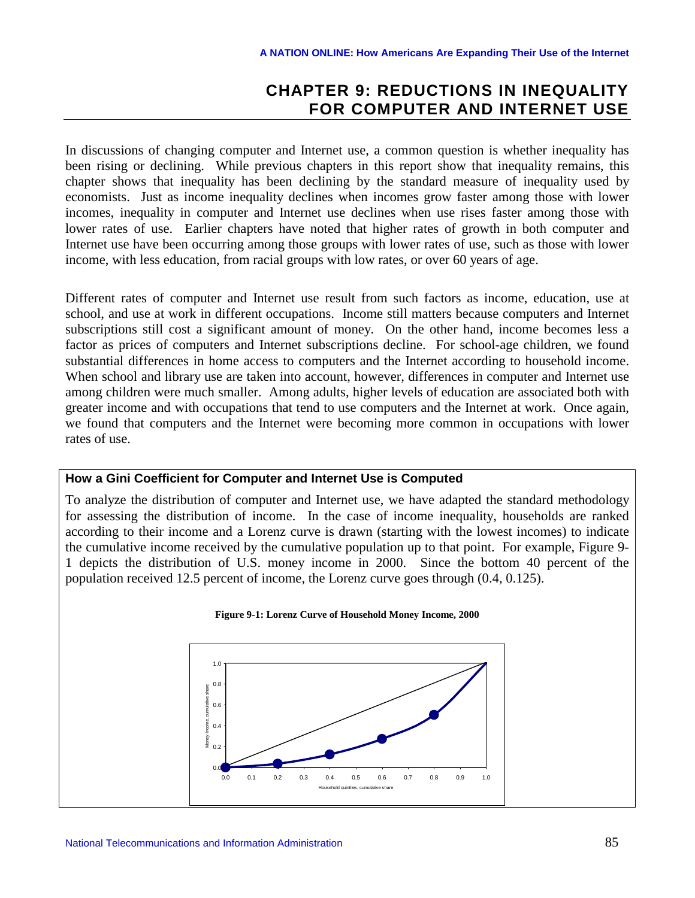# CHAPTER 9: REDUCTIONS IN INEQUALITY FOR COMPUTER AND INTERNET USE

In discussions of changing computer and Internet use, a common question is whether inequality has been rising or declining. While previous chapters in this report show that inequality remains, this chapter shows that inequality has been declining by the standard measure of inequality used by economists. Just as income inequality declines when incomes grow faster among those with lower incomes, inequality in computer and Internet use declines when use rises faster among those with lower rates of use. Earlier chapters have noted that higher rates of growth in both computer and Internet use have been occurring among those groups with lower rates of use, such as those with lower income, with less education, from racial groups with low rates, or over 60 years of age.

Different rates of computer and Internet use result from such factors as income, education, use at school, and use at work in different occupations. Income still matters because computers and Internet subscriptions still cost a significant amount of money. On the other hand, income becomes less a factor as prices of computers and Internet subscriptions decline. For school-age children, we found substantial differences in home access to computers and the Internet according to household income. When school and library use are taken into account, however, differences in computer and Internet use among children were much smaller. Among adults, higher levels of education are associated both with greater income and with occupations that tend to use computers and the Internet at work. Once again, we found that computers and the Internet were becoming more common in occupations with lower rates of use.

### How a Gini Coefficient for Computer and Internet Use is Computed

To analyze the distribution of computer and Internet use, we have adapted the standard methodology for assessing the distribution of income. In the case of income inequality, households are ranked according to their income and a Lorenz curve is drawn (starting with the lowest incomes) to indicate the cumulative income received by the cumulative population up to that point. For example, Figure 9-1 depicts the distribution of U.S. money income in 2000. Since the bottom 40 percent of the population received 12.5 percent of income, the Lorenz curve goes through (0.4, 0.125).

**Figure 9-1: Lorenz Curve of Household Money Income, 2000**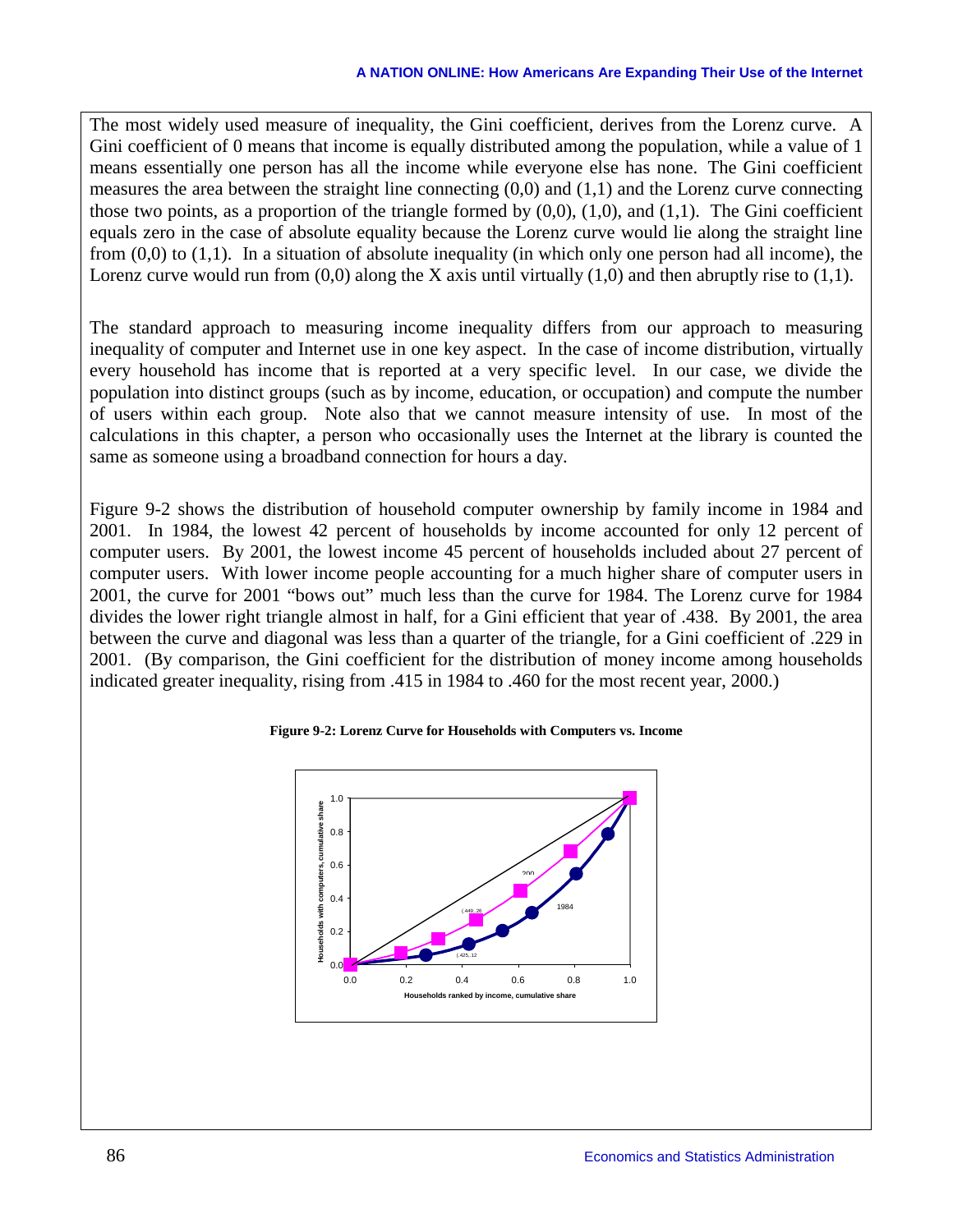The most widely used measure of inequality, the Gini coefficient, derives from the Lorenz curve. A Gini coefficient of 0 means that income is equally distributed among the population, while a value of 1 means essentially one person has all the income while everyone else has none. The Gini coefficient measures the area between the straight line connecting (0,0) and (1,1) and the Lorenz curve connecting those two points, as a proportion of the triangle formed by (0,0), (1,0), and (1,1). The Gini coefficient equals zero in the case of absolute equality because the Lorenz curve would lie along the straight line from (0,0) to (1,1). In a situation of absolute inequality (in which only one person had all income), the Lorenz curve would run from (0,0) along the X axis until virtually (1,0) and then abruptly rise to (1,1).

The standard approach to measuring income inequality differs from our approach to measuring inequality of computer and Internet use in one key aspect. In the case of income distribution, virtually every household has income that is reported at a very specific level. In our case, we divide the population into distinct groups (such as by income, education, or occupation) and compute the number of users within each group. Note also that we cannot measure intensity of use. In most of the calculations in this chapter, a person who occasionally uses the Internet at the library is counted the same as someone using a broadband connection for hours a day.

Figure 9-2 shows the distribution of household computer ownership by family income in 1984 and 2001. In 1984, the lowest 42 percent of households by income accounted for only 12 percent of computer users. By 2001, the lowest income 45 percent of households included about 27 percent of computer users. With lower income people accounting for a much higher share of computer users in 2001, the curve for 2001 "bows out" much less than the curve for 1984. The Lorenz curve for 1984 divides the lower right triangle almost in half, for a Gini efficient that year of .438. By 2001, the area between the curve and diagonal was less than a quarter of the triangle, for a Gini coefficient of .229 in 2001. (By comparison, the Gini coefficient for the distribution of money income among households indicated greater inequality, rising from .415 in 1984 to .460 for the most recent year, 2000.)

**Figure 9-2: Lorenz Curve for Households with Computers vs. Income**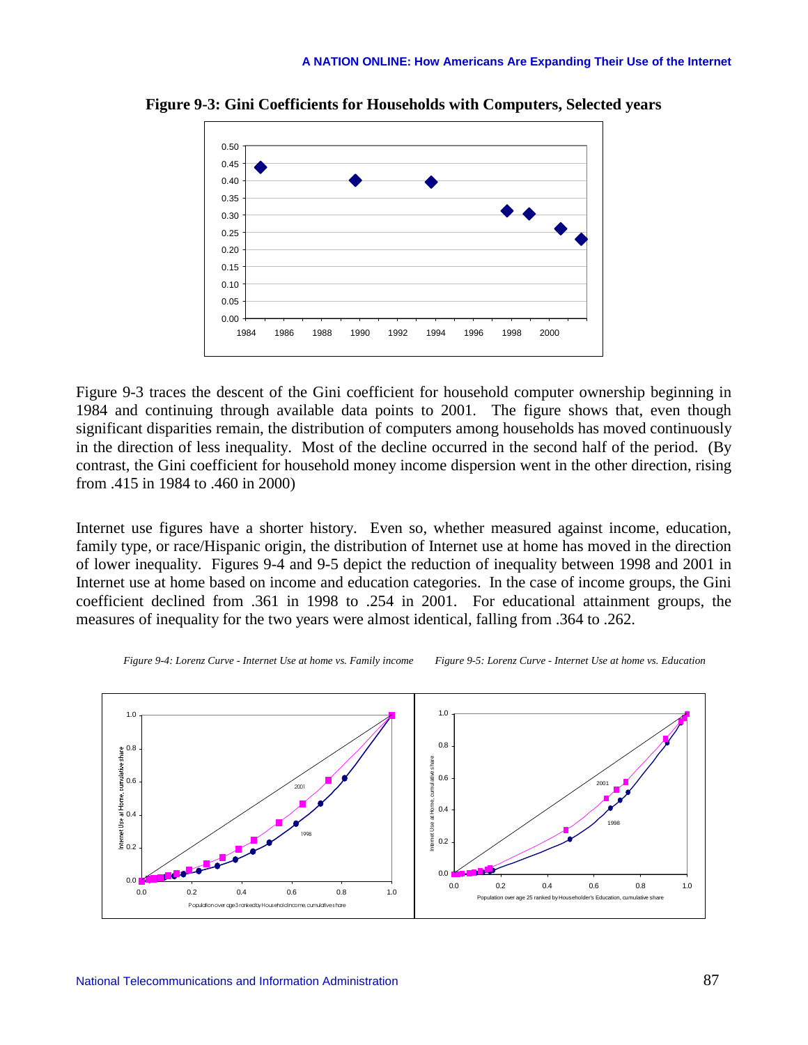**Figure 9-3: Gini Coefficients for Households with Computers, Selected years**

Figure 9-3 traces the descent of the Gini coefficient for household computer ownership beginning in 1984 and continuing through available data points to 2001. The figure shows that, even though significant disparities remain, the distribution of computers among households has moved continuously in the direction of less inequality. Most of the decline occurred in the second half of the period. (By contrast, the Gini coefficient for household money income dispersion went in the other direction, rising from .415 in 1984 to .460 in 2000)

Internet use figures have a shorter history. Even so, whether measured against income, education, family type, or race/Hispanic origin, the distribution of Internet use at home has moved in the direction of lower inequality. Figures 9-4 and 9-5 depict the reduction of inequality between 1998 and 2001 in Internet use at home based on income and education categories. In the case of income groups, the Gini coefficient declined from .361 in 1998 to .254 in 2001. For educational attainment groups, the measures of inequality for the two years were almost identical, falling from .364 to .262.

*Figure 9-4: Lorenz Curve - Internet Use at home vs. Family income*

*Figure 9-5: Lorenz Curve - Internet Use at home vs. Education*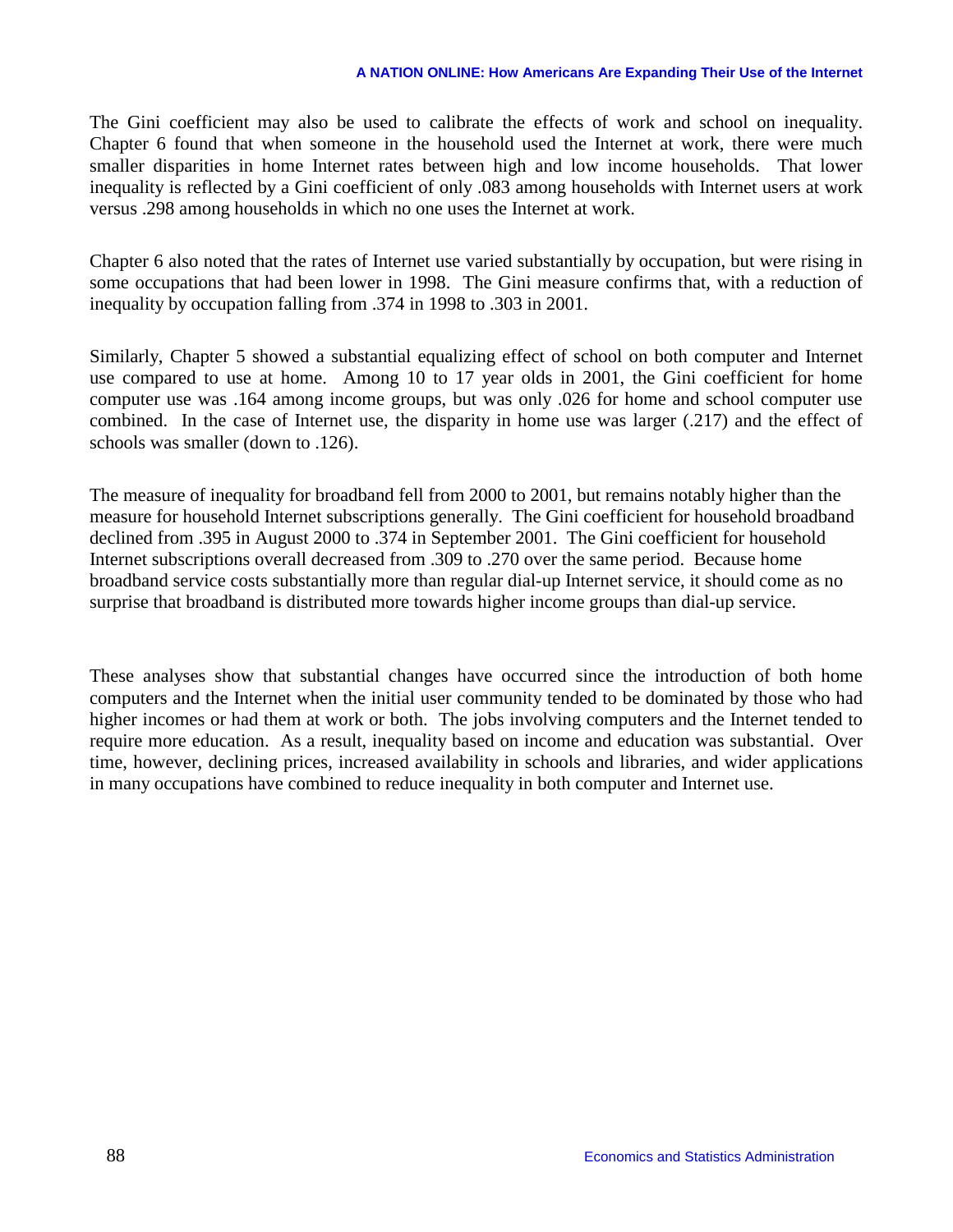The Gini coefficient may also be used to calibrate the effects of work and school on inequality. Chapter 6 found that when someone in the household used the Internet at work, there were much smaller disparities in home Internet rates between high and low income households. That lower inequality is reflected by a Gini coefficient of only .083 among households with Internet users at work versus .298 among households in which no one uses the Internet at work.

Chapter 6 also noted that the rates of Internet use varied substantially by occupation, but were rising in some occupations that had been lower in 1998. The Gini measure confirms that, with a reduction of inequality by occupation falling from .374 in 1998 to .303 in 2001.

Similarly, Chapter 5 showed a substantial equalizing effect of school on both computer and Internet use compared to use at home. Among 10 to 17 year olds in 2001, the Gini coefficient for home computer use was .164 among income groups, but was only .026 for home and school computer use combined. In the case of Internet use, the disparity in home use was larger (.217) and the effect of schools was smaller (down to .126).

The measure of inequality for broadband fell from 2000 to 2001, but remains notably higher than the measure for household Internet subscriptions generally. The Gini coefficient for household broadband declined from .395 in August 2000 to .374 in September 2001. The Gini coefficient for household Internet subscriptions overall decreased from .309 to .270 over the same period. Because home broadband service costs substantially more than regular dial-up Internet service, it should come as no surprise that broadband is distributed more towards higher income groups than dial-up service.

These analyses show that substantial changes have occurred since the introduction of both home computers and the Internet when the initial user community tended to be dominated by those who had higher incomes or had them at work or both. The jobs involving computers and the Internet tended to require more education. As a result, inequality based on income and education was substantial. Over time, however, declining prices, increased availability in schools and libraries, and wider applications in many occupations have combined to reduce inequality in both computer and Internet use.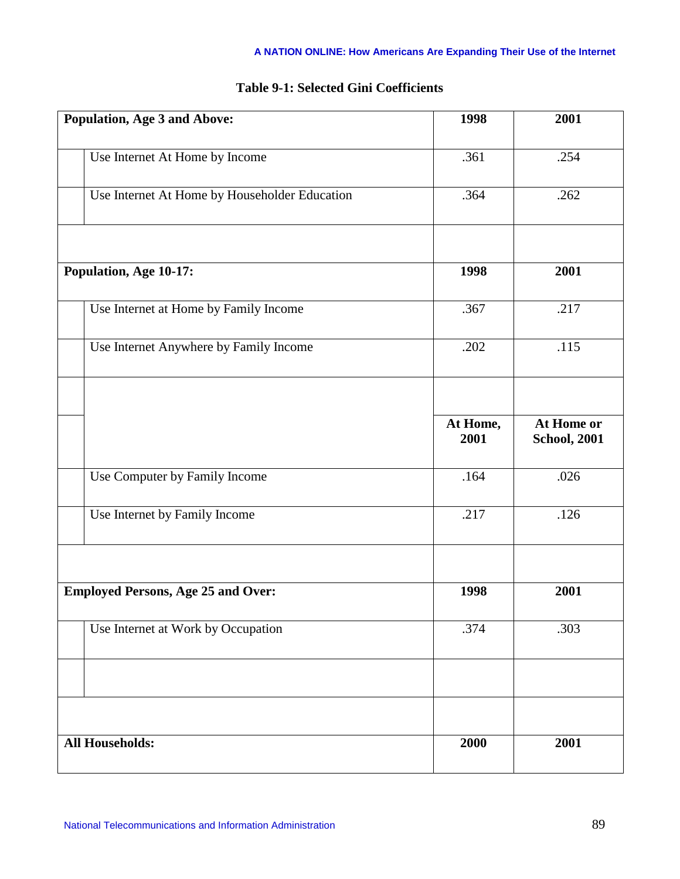**Table 9-1: Selected Gini Coefficients**

| **Population, Age 3 and Above:** | **1998** | **2001** |
|---|---|---|
| Use Internet At Home by Income | .361 | .254 |
| Use Internet At Home by Householder Education | .364 | .262 |
| | | |
| **Population, Age 10-17:** | **1998** | **2001** |
| Use Internet at Home by Family Income | .367 | .217 |
| Use Internet Anywhere by Family Income | .202 | .115 |
| | | |
| | **At Home, 2001** | **At Home or School, 2001** |
| Use Computer by Family Income | .164 | .026 |
| Use Internet by Family Income | .217 | .126 |
| | | |
| **Employed Persons, Age 25 and Over:** | **1998** | **2001** |
| Use Internet at Work by Occupation | .374 | .303 |
| | | |
| | | |
| **All Households:** | **2000** | **2001** |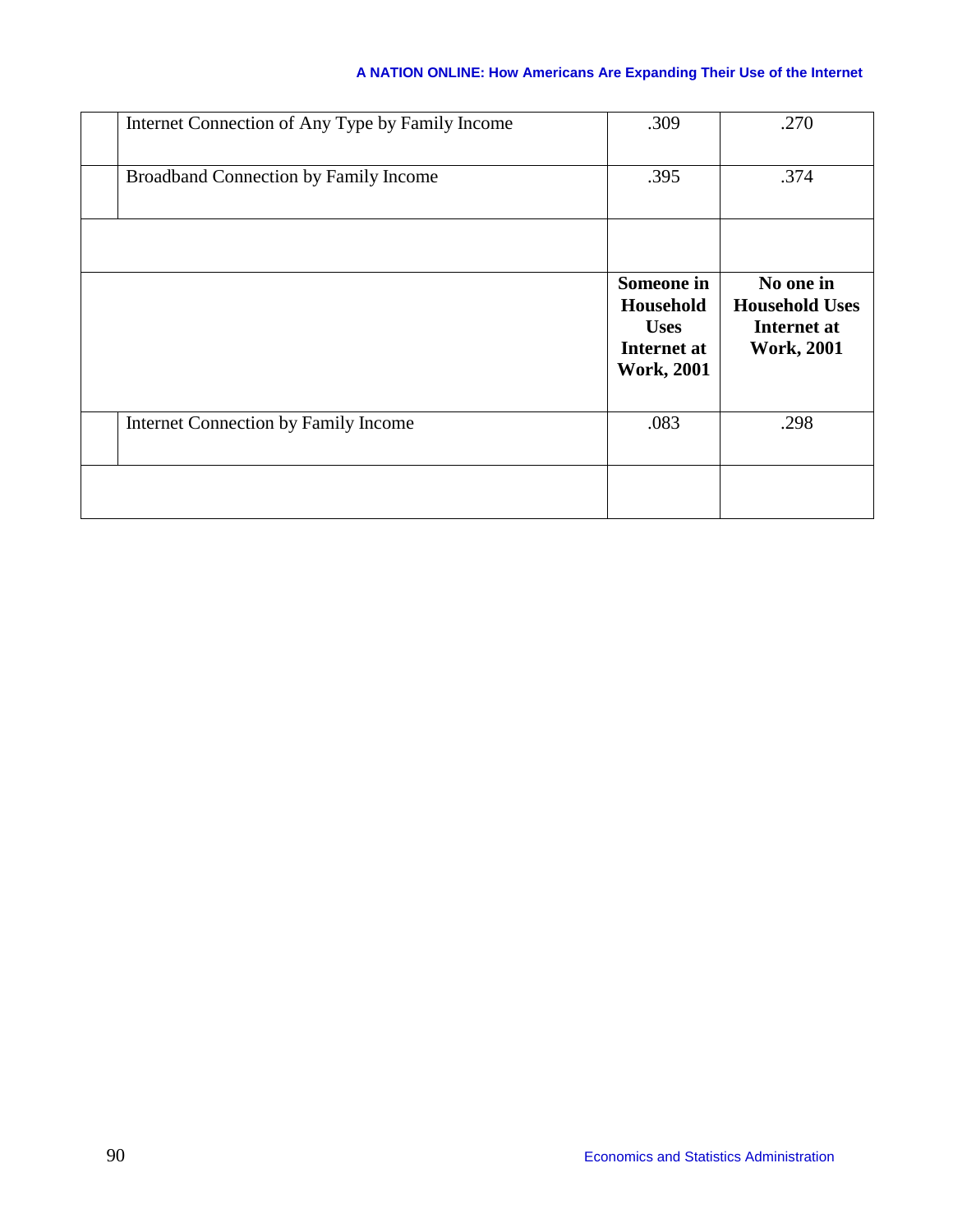| | | | |
|---|---|---|---|
| | Internet Connection of Any Type by Family Income | .309 | .270 |
| | Broadband Connection by Family Income | .395 | .374 |
| | | | |
| | | **Someone in Household Uses Internet at Work, 2001** | **No one in Household Uses Internet at Work, 2001** |
| | Internet Connection by Family Income | .083 | .298 |
| | | | |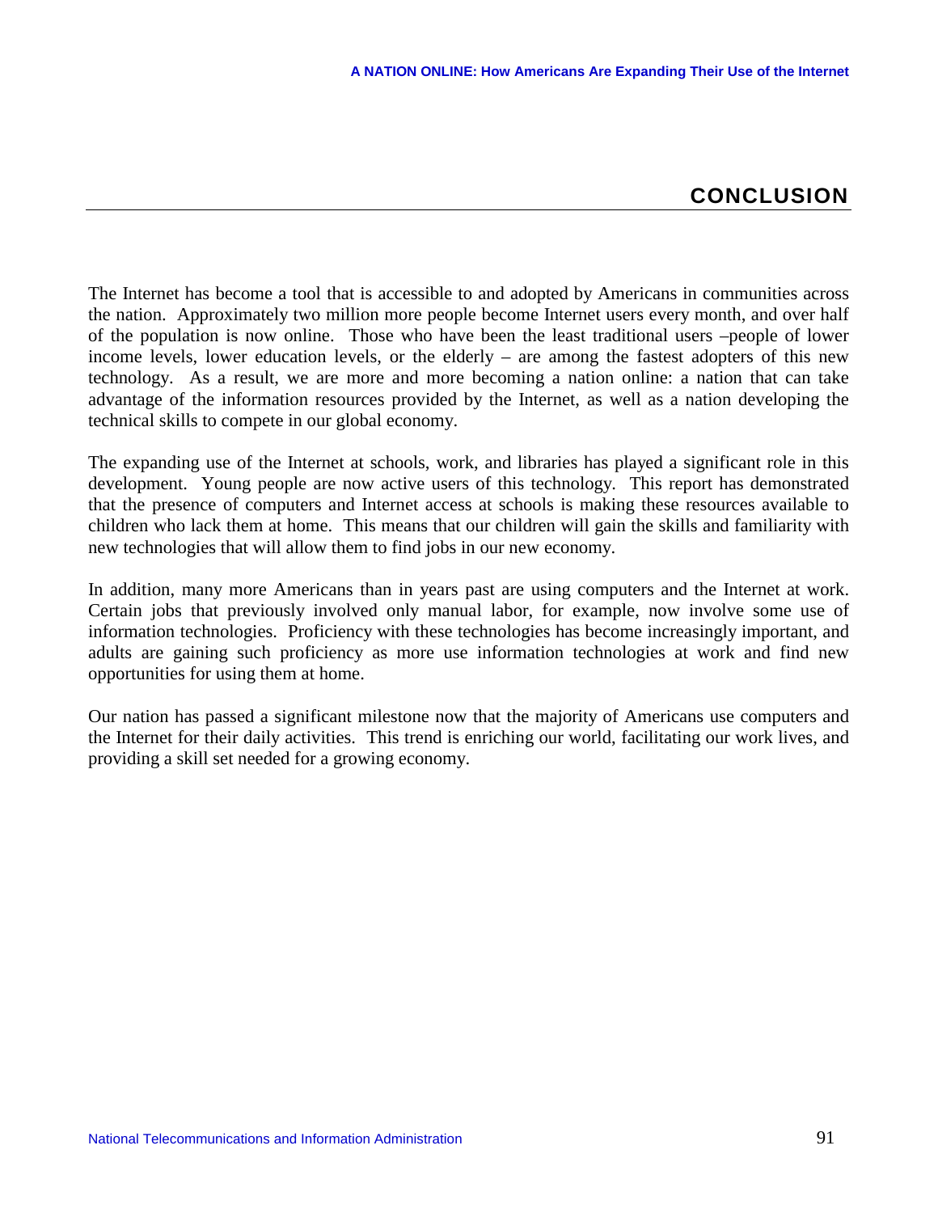# CONCLUSION

The Internet has become a tool that is accessible to and adopted by Americans in communities across the nation. Approximately two million more people become Internet users every month, and over half of the population is now online. Those who have been the least traditional users –people of lower income levels, lower education levels, or the elderly – are among the fastest adopters of this new technology. As a result, we are more and more becoming a nation online: a nation that can take advantage of the information resources provided by the Internet, as well as a nation developing the technical skills to compete in our global economy.

The expanding use of the Internet at schools, work, and libraries has played a significant role in this development. Young people are now active users of this technology. This report has demonstrated that the presence of computers and Internet access at schools is making these resources available to children who lack them at home. This means that our children will gain the skills and familiarity with new technologies that will allow them to find jobs in our new economy.

In addition, many more Americans than in years past are using computers and the Internet at work. Certain jobs that previously involved only manual labor, for example, now involve some use of information technologies. Proficiency with these technologies has become increasingly important, and adults are gaining such proficiency as more use information technologies at work and find new opportunities for using them at home.

Our nation has passed a significant milestone now that the majority of Americans use computers and the Internet for their daily activities. This trend is enriching our world, facilitating our work lives, and providing a skill set needed for a growing economy.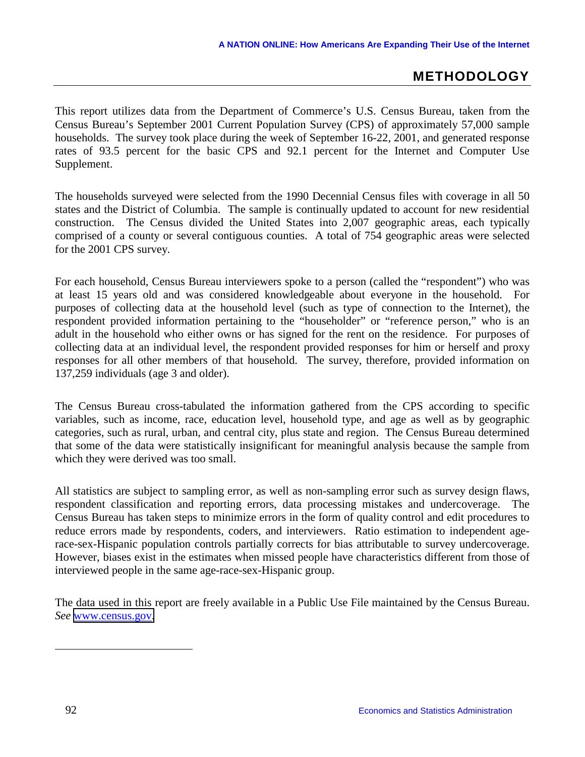# METHODOLOGY

This report utilizes data from the Department of Commerce's U.S. Census Bureau, taken from the Census Bureau's September 2001 Current Population Survey (CPS) of approximately 57,000 sample households. The survey took place during the week of September 16-22, 2001, and generated response rates of 93.5 percent for the basic CPS and 92.1 percent for the Internet and Computer Use Supplement.

The households surveyed were selected from the 1990 Decennial Census files with coverage in all 50 states and the District of Columbia. The sample is continually updated to account for new residential construction. The Census divided the United States into 2,007 geographic areas, each typically comprised of a county or several contiguous counties. A total of 754 geographic areas were selected for the 2001 CPS survey.

For each household, Census Bureau interviewers spoke to a person (called the "respondent") who was at least 15 years old and was considered knowledgeable about everyone in the household. For purposes of collecting data at the household level (such as type of connection to the Internet), the respondent provided information pertaining to the "householder" or "reference person," who is an adult in the household who either owns or has signed for the rent on the residence. For purposes of collecting data at an individual level, the respondent provided responses for him or herself and proxy responses for all other members of that household. The survey, therefore, provided information on 137,259 individuals (age 3 and older).

The Census Bureau cross-tabulated the information gathered from the CPS according to specific variables, such as income, race, education level, household type, and age as well as by geographic categories, such as rural, urban, and central city, plus state and region. The Census Bureau determined that some of the data were statistically insignificant for meaningful analysis because the sample from which they were derived was too small.

All statistics are subject to sampling error, as well as non-sampling error such as survey design flaws, respondent classification and reporting errors, data processing mistakes and undercoverage. The Census Bureau has taken steps to minimize errors in the form of quality control and edit procedures to reduce errors made by respondents, coders, and interviewers. Ratio estimation to independent age-race-sex-Hispanic population controls partially corrects for bias attributable to survey undercoverage. However, biases exist in the estimates when missed people have characteristics different from those of interviewed people in the same age-race-sex-Hispanic group.

The data used in this report are freely available in a Public Use File maintained by the Census Bureau. *See* www.census.gov.